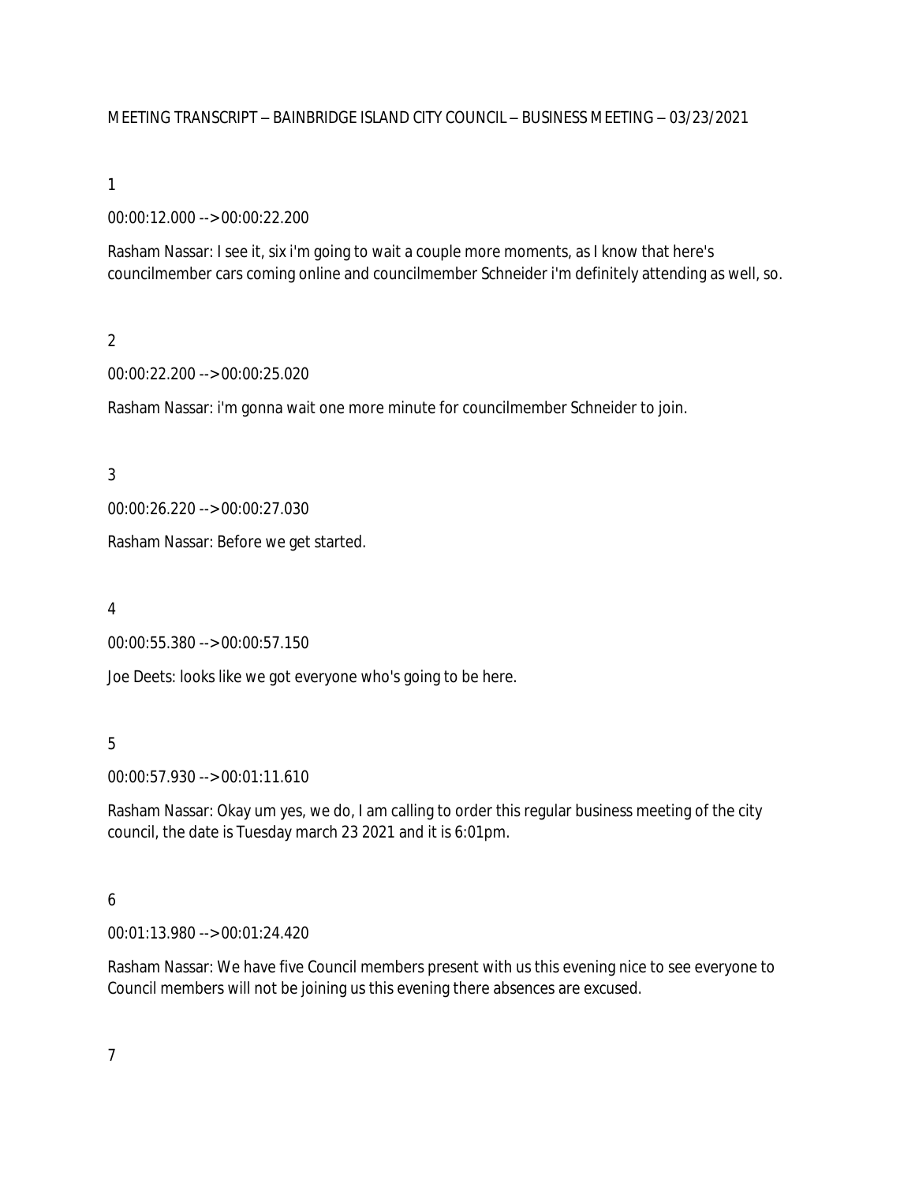MEETING TRANSCRIPT – BAINBRIDGE ISLAND CITY COUNCIL – BUSINESS MEETING – 03/23/2021

1

00:00:12.000 --> 00:00:22.200

Rasham Nassar: I see it, six i'm going to wait a couple more moments, as I know that here's councilmember cars coming online and councilmember Schneider i'm definitely attending as well, so.

2

00:00:22.200 --> 00:00:25.020

Rasham Nassar: i'm gonna wait one more minute for councilmember Schneider to join.

3

00:00:26.220 --> 00:00:27.030

Rasham Nassar: Before we get started.

4

00:00:55.380 --> 00:00:57.150

Joe Deets: looks like we got everyone who's going to be here.

5

00:00:57.930 --> 00:01:11.610

Rasham Nassar: Okay um yes, we do, I am calling to order this regular business meeting of the city council, the date is Tuesday march 23 2021 and it is 6:01pm.

6

00:01:13.980 --> 00:01:24.420

Rasham Nassar: We have five Council members present with us this evening nice to see everyone to Council members will not be joining us this evening there absences are excused.

7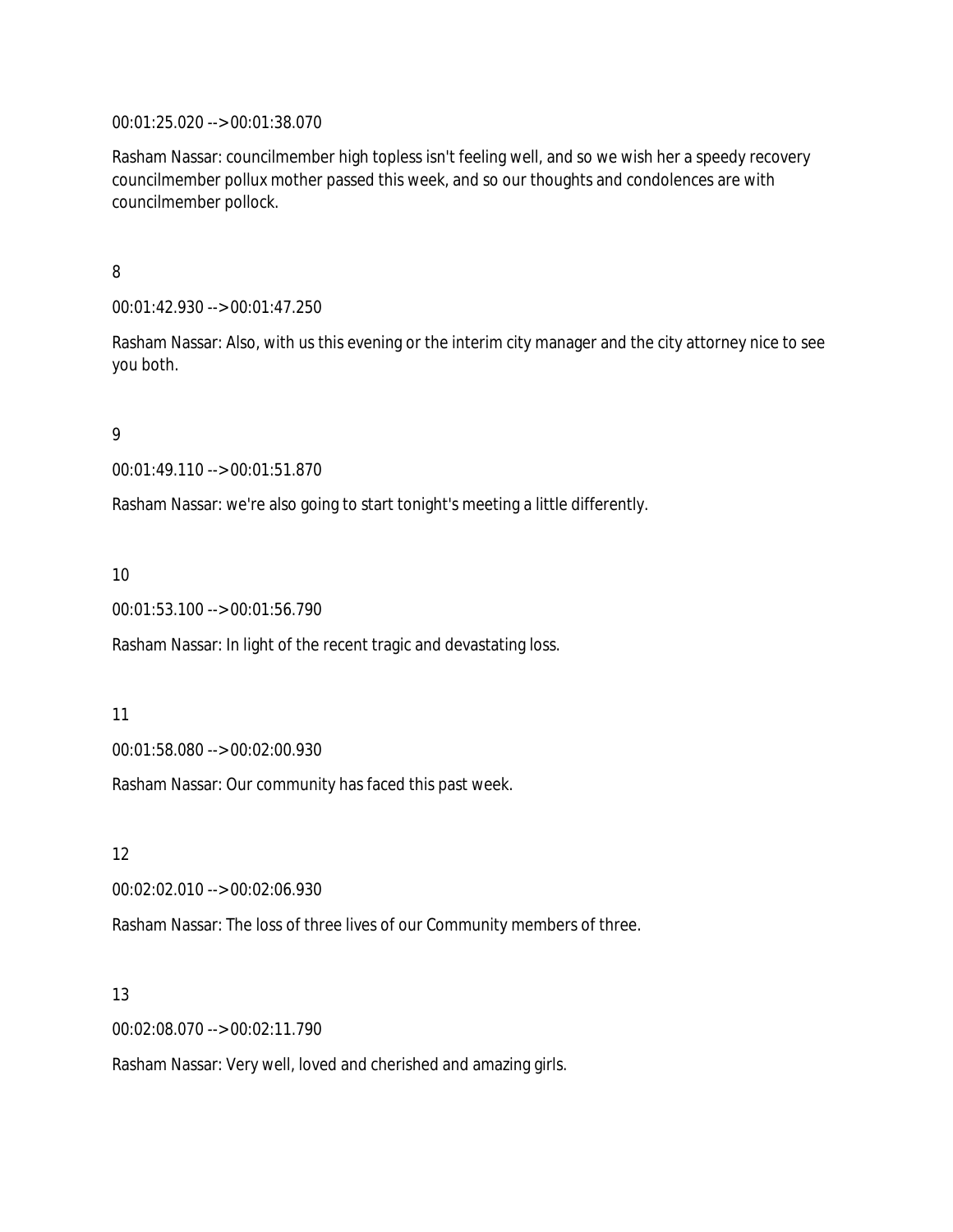00:01:25.020 --> 00:01:38.070

Rasham Nassar: councilmember high topless isn't feeling well, and so we wish her a speedy recovery councilmember pollux mother passed this week, and so our thoughts and condolences are with councilmember pollock.

8

00:01:42.930 --> 00:01:47.250

Rasham Nassar: Also, with us this evening or the interim city manager and the city attorney nice to see you both.

9

00:01:49.110 --> 00:01:51.870

Rasham Nassar: we're also going to start tonight's meeting a little differently.

10

00:01:53.100 --> 00:01:56.790

Rasham Nassar: In light of the recent tragic and devastating loss.

11

00:01:58.080 --> 00:02:00.930

Rasham Nassar: Our community has faced this past week.

12

00:02:02.010 --> 00:02:06.930

Rasham Nassar: The loss of three lives of our Community members of three.

13

00:02:08.070 --> 00:02:11.790

Rasham Nassar: Very well, loved and cherished and amazing girls.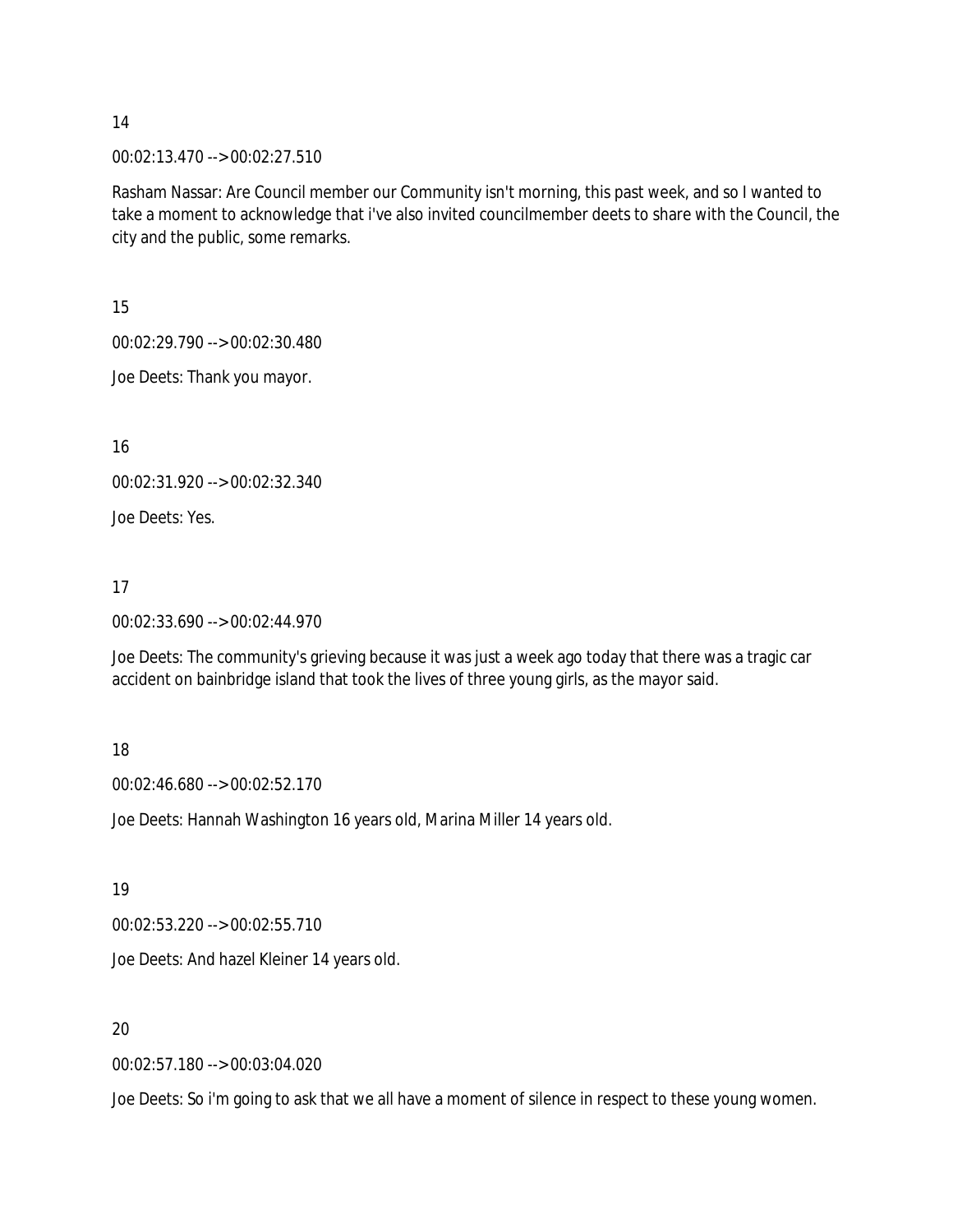14

00:02:13.470 --> 00:02:27.510

Rasham Nassar: Are Council member our Community isn't morning, this past week, and so I wanted to take a moment to acknowledge that i've also invited councilmember deets to share with the Council, the city and the public, some remarks.

15

00:02:29.790 --> 00:02:30.480

Joe Deets: Thank you mayor.

16

00:02:31.920 --> 00:02:32.340

Joe Deets: Yes.

17

00:02:33.690 --> 00:02:44.970

Joe Deets: The community's grieving because it was just a week ago today that there was a tragic car accident on bainbridge island that took the lives of three young girls, as the mayor said.

18

00:02:46.680 --> 00:02:52.170

Joe Deets: Hannah Washington 16 years old, Marina Miller 14 years old.

19

00:02:53.220 --> 00:02:55.710

Joe Deets: And hazel Kleiner 14 years old.

20

00:02:57.180 --> 00:03:04.020

Joe Deets: So i'm going to ask that we all have a moment of silence in respect to these young women.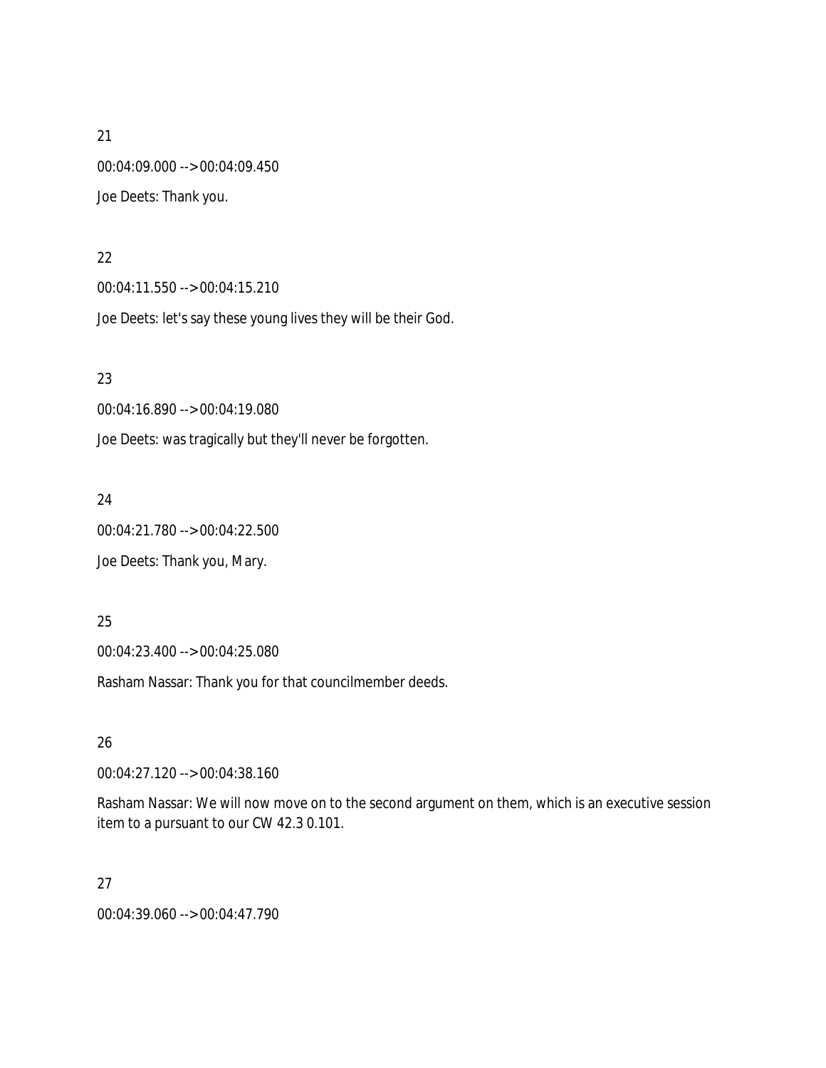21

00:04:09.000 --> 00:04:09.450

Joe Deets: Thank you.

22

00:04:11.550 --> 00:04:15.210

Joe Deets: let's say these young lives they will be their God.

23

00:04:16.890 --> 00:04:19.080

Joe Deets: was tragically but they'll never be forgotten.

24

00:04:21.780 --> 00:04:22.500

Joe Deets: Thank you, Mary.

25

00:04:23.400 --> 00:04:25.080

Rasham Nassar: Thank you for that councilmember deeds.

26

00:04:27.120 --> 00:04:38.160

Rasham Nassar: We will now move on to the second argument on them, which is an executive session item to a pursuant to our CW 42.3 0.101.

27

00:04:39.060 --> 00:04:47.790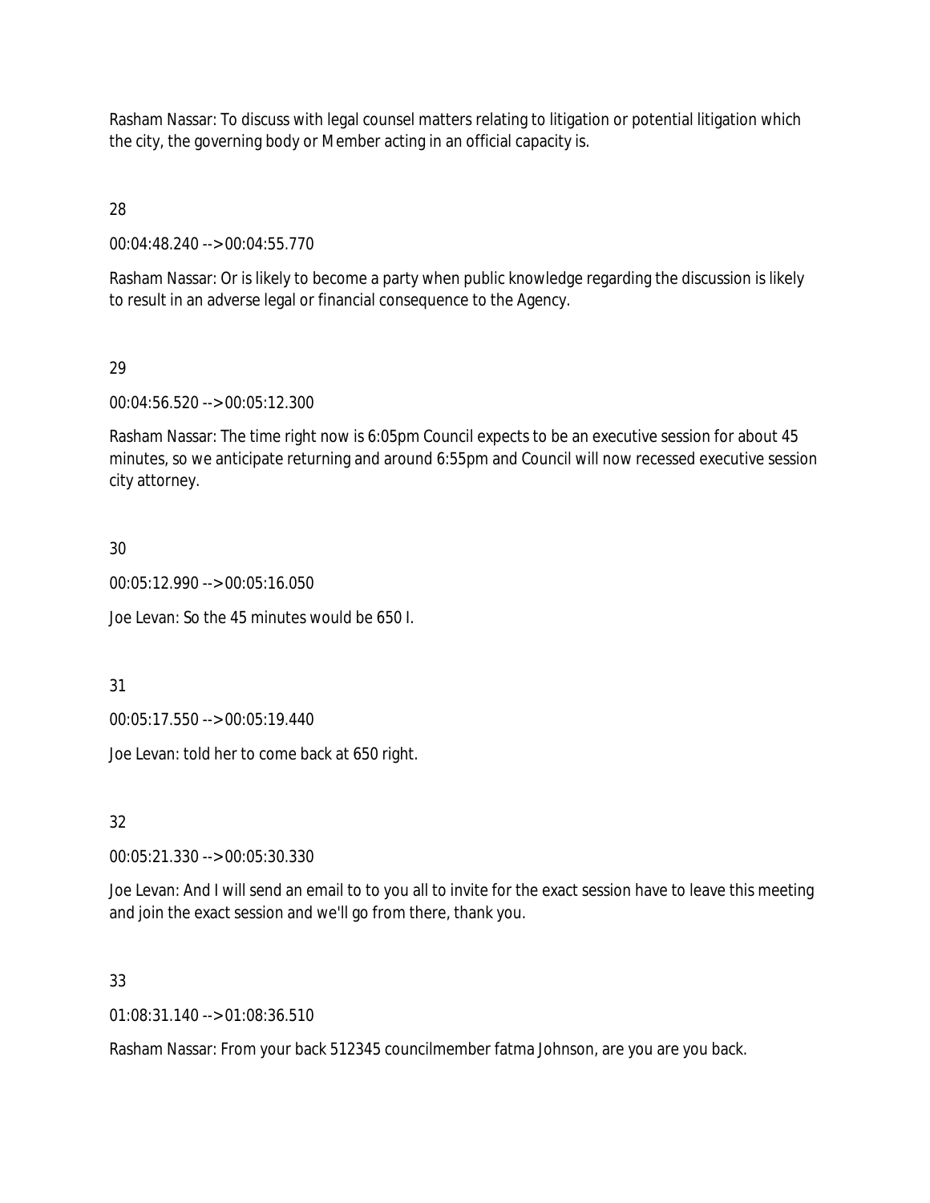Rasham Nassar: To discuss with legal counsel matters relating to litigation or potential litigation which the city, the governing body or Member acting in an official capacity is.

28

00:04:48.240 --> 00:04:55.770

Rasham Nassar: Or is likely to become a party when public knowledge regarding the discussion is likely to result in an adverse legal or financial consequence to the Agency.

29

00:04:56.520 --> 00:05:12.300

Rasham Nassar: The time right now is 6:05pm Council expects to be an executive session for about 45 minutes, so we anticipate returning and around 6:55pm and Council will now recessed executive session city attorney.

30

00:05:12.990 --> 00:05:16.050

Joe Levan: So the 45 minutes would be 650 I.

31

00:05:17.550 --> 00:05:19.440

Joe Levan: told her to come back at 650 right.

32

00:05:21.330 --> 00:05:30.330

Joe Levan: And I will send an email to to you all to invite for the exact session have to leave this meeting and join the exact session and we'll go from there, thank you.

33

01:08:31.140 --> 01:08:36.510

Rasham Nassar: From your back 512345 councilmember fatma Johnson, are you are you back.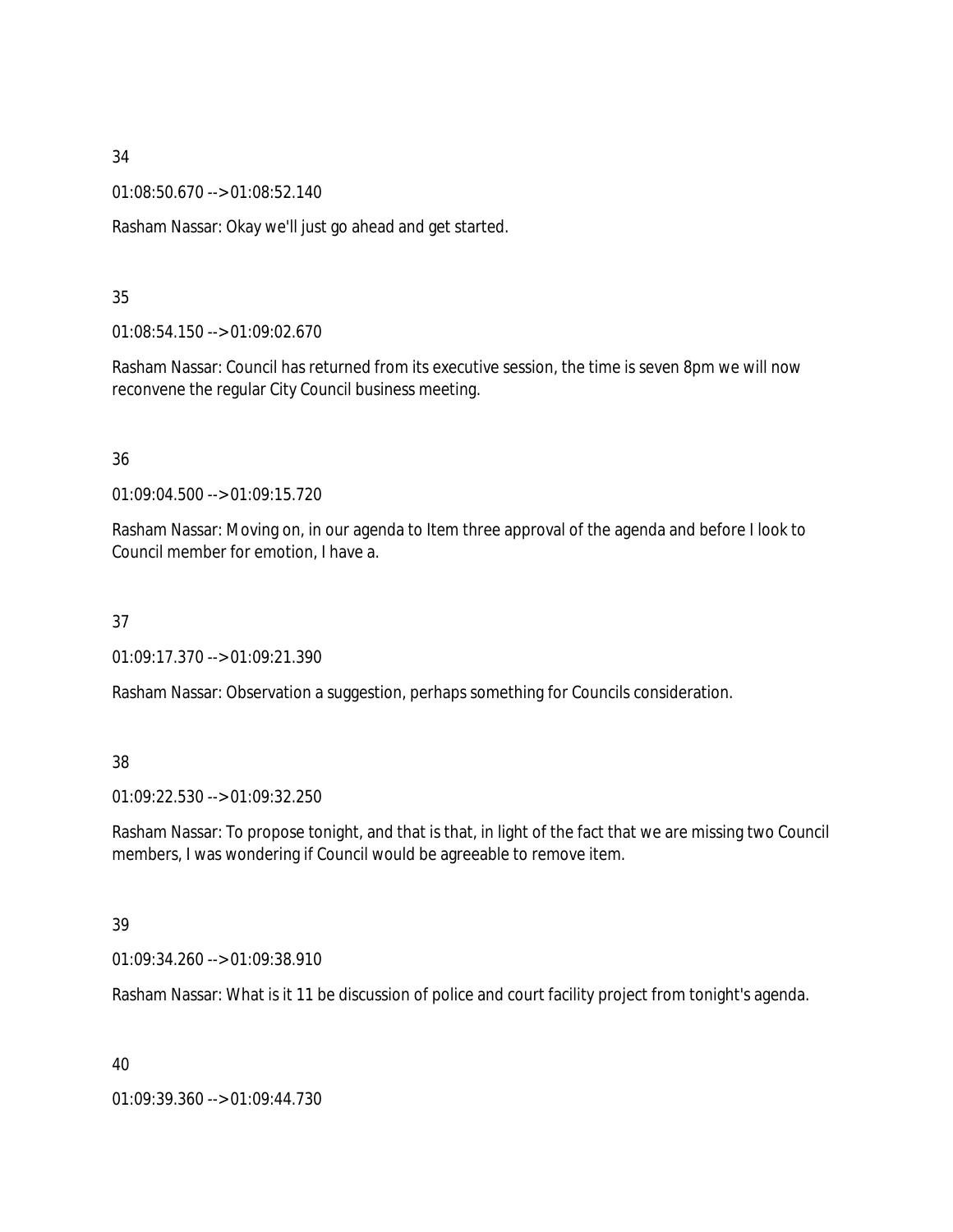34

01:08:50.670 --> 01:08:52.140

Rasham Nassar: Okay we'll just go ahead and get started.

35

01:08:54.150 --> 01:09:02.670

Rasham Nassar: Council has returned from its executive session, the time is seven 8pm we will now reconvene the regular City Council business meeting.

36

01:09:04.500 --> 01:09:15.720

Rasham Nassar: Moving on, in our agenda to Item three approval of the agenda and before I look to Council member for emotion, I have a.

37

01:09:17.370 --> 01:09:21.390

Rasham Nassar: Observation a suggestion, perhaps something for Councils consideration.

38

01:09:22.530 --> 01:09:32.250

Rasham Nassar: To propose tonight, and that is that, in light of the fact that we are missing two Council members, I was wondering if Council would be agreeable to remove item.

39

01:09:34.260 --> 01:09:38.910

Rasham Nassar: What is it 11 be discussion of police and court facility project from tonight's agenda.

40

01:09:39.360 --> 01:09:44.730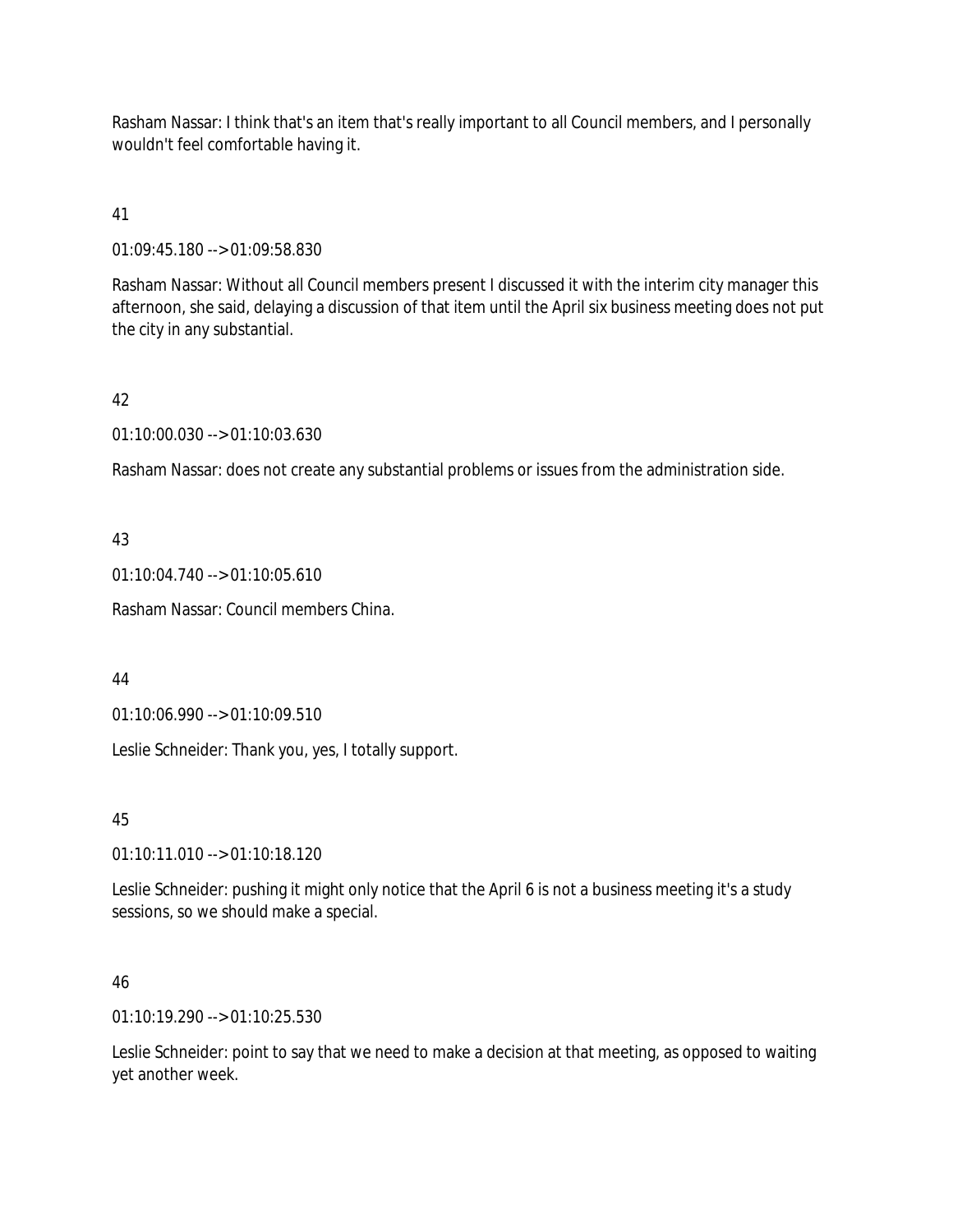Rasham Nassar: I think that's an item that's really important to all Council members, and I personally wouldn't feel comfortable having it.

41

01:09:45.180 --> 01:09:58.830

Rasham Nassar: Without all Council members present I discussed it with the interim city manager this afternoon, she said, delaying a discussion of that item until the April six business meeting does not put the city in any substantial.

42

01:10:00.030 --> 01:10:03.630

Rasham Nassar: does not create any substantial problems or issues from the administration side.

43

01:10:04.740 --> 01:10:05.610

Rasham Nassar: Council members China.

44

01:10:06.990 --> 01:10:09.510

Leslie Schneider: Thank you, yes, I totally support.

45

01:10:11.010 --> 01:10:18.120

Leslie Schneider: pushing it might only notice that the April 6 is not a business meeting it's a study sessions, so we should make a special.

46

01:10:19.290 --> 01:10:25.530

Leslie Schneider: point to say that we need to make a decision at that meeting, as opposed to waiting yet another week.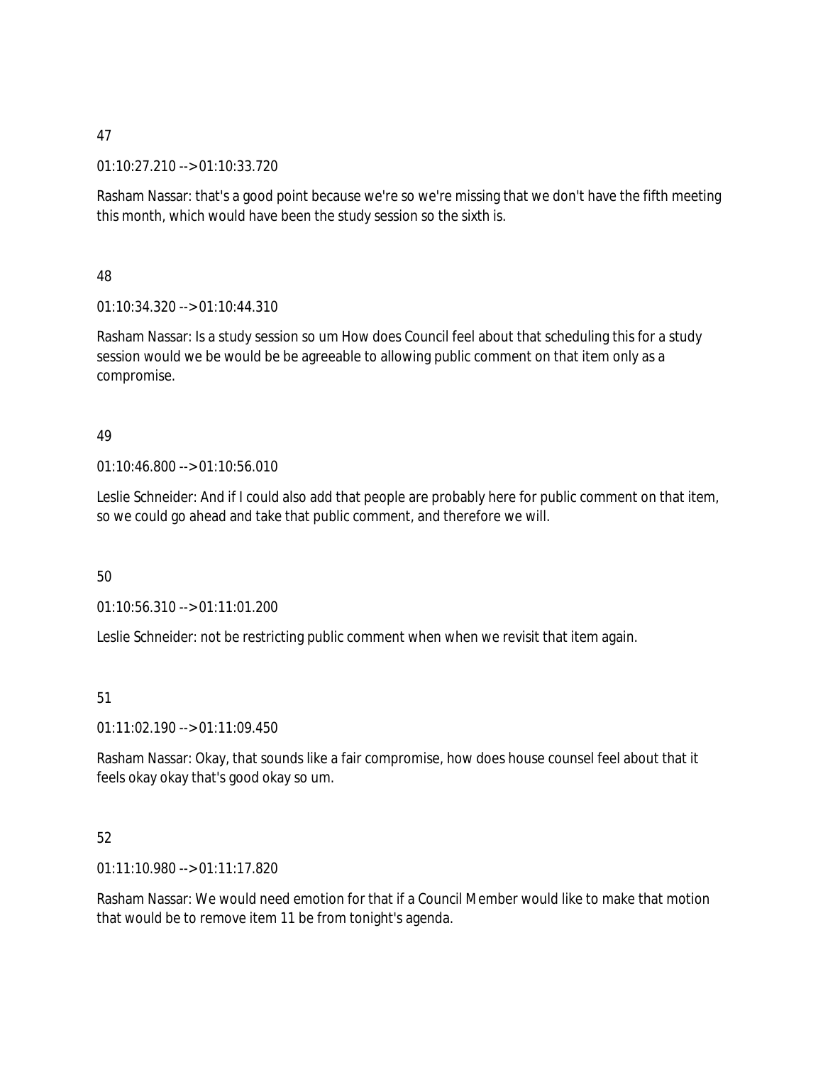47

01:10:27.210 --> 01:10:33.720

Rasham Nassar: that's a good point because we're so we're missing that we don't have the fifth meeting this month, which would have been the study session so the sixth is.

48

01:10:34.320 --> 01:10:44.310

Rasham Nassar: Is a study session so um How does Council feel about that scheduling this for a study session would we be would be be agreeable to allowing public comment on that item only as a compromise.

49

01:10:46.800 --> 01:10:56.010

Leslie Schneider: And if I could also add that people are probably here for public comment on that item, so we could go ahead and take that public comment, and therefore we will.

50

01:10:56.310 --> 01:11:01.200

Leslie Schneider: not be restricting public comment when when we revisit that item again.

51

01:11:02.190 --> 01:11:09.450

Rasham Nassar: Okay, that sounds like a fair compromise, how does house counsel feel about that it feels okay okay that's good okay so um.

52

01:11:10.980 --> 01:11:17.820

Rasham Nassar: We would need emotion for that if a Council Member would like to make that motion that would be to remove item 11 be from tonight's agenda.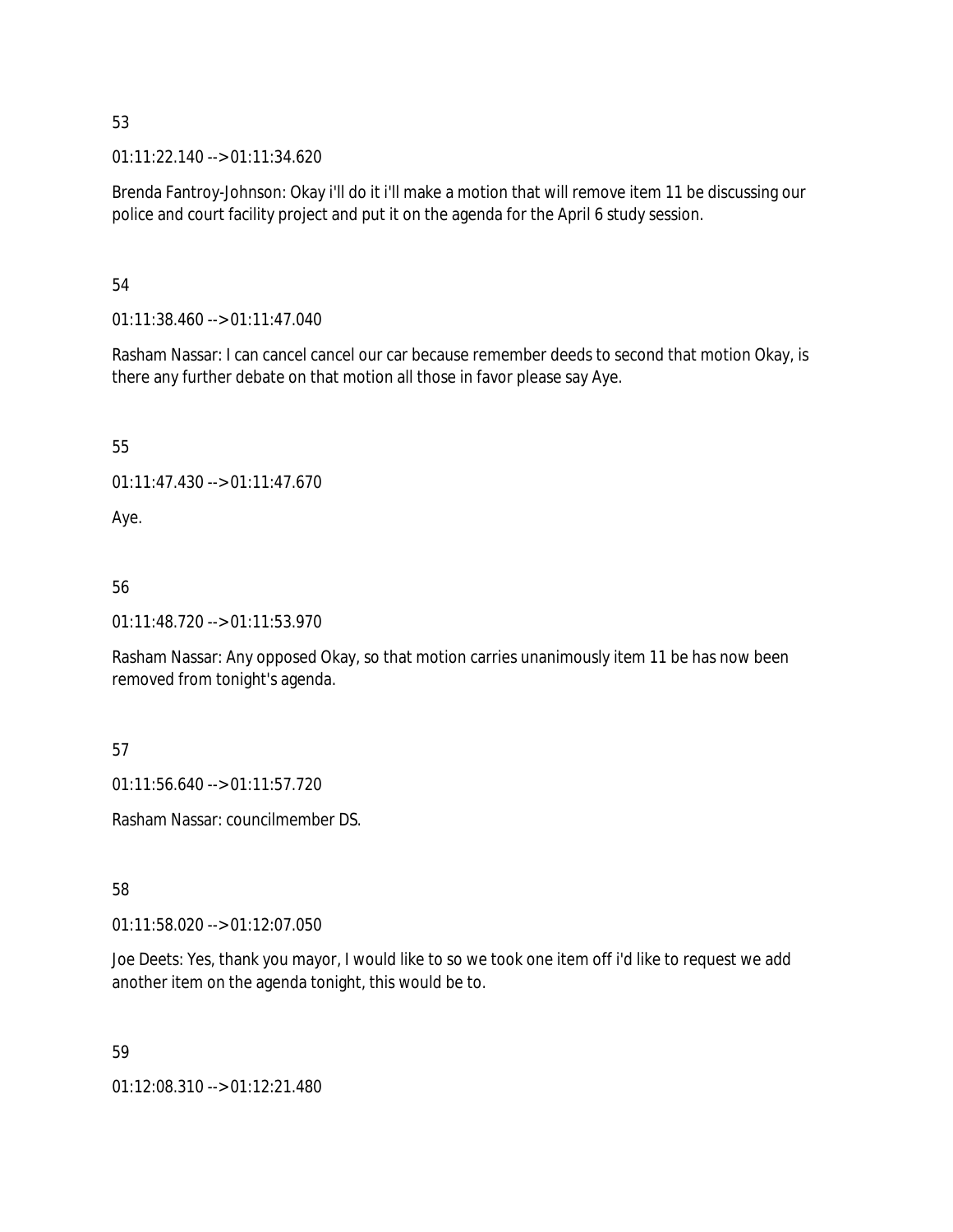53

01:11:22.140 --> 01:11:34.620

Brenda Fantroy-Johnson: Okay i'll do it i'll make a motion that will remove item 11 be discussing our police and court facility project and put it on the agenda for the April 6 study session.

54

01:11:38.460 --> 01:11:47.040

Rasham Nassar: I can cancel cancel our car because remember deeds to second that motion Okay, is there any further debate on that motion all those in favor please say Aye.

55

01:11:47.430 --> 01:11:47.670

Aye.

56

01:11:48.720 --> 01:11:53.970

Rasham Nassar: Any opposed Okay, so that motion carries unanimously item 11 be has now been removed from tonight's agenda.

57

01:11:56.640 --> 01:11:57.720

Rasham Nassar: councilmember DS.

58

01:11:58.020 --> 01:12:07.050

Joe Deets: Yes, thank you mayor, I would like to so we took one item off i'd like to request we add another item on the agenda tonight, this would be to.

59

01:12:08.310 --> 01:12:21.480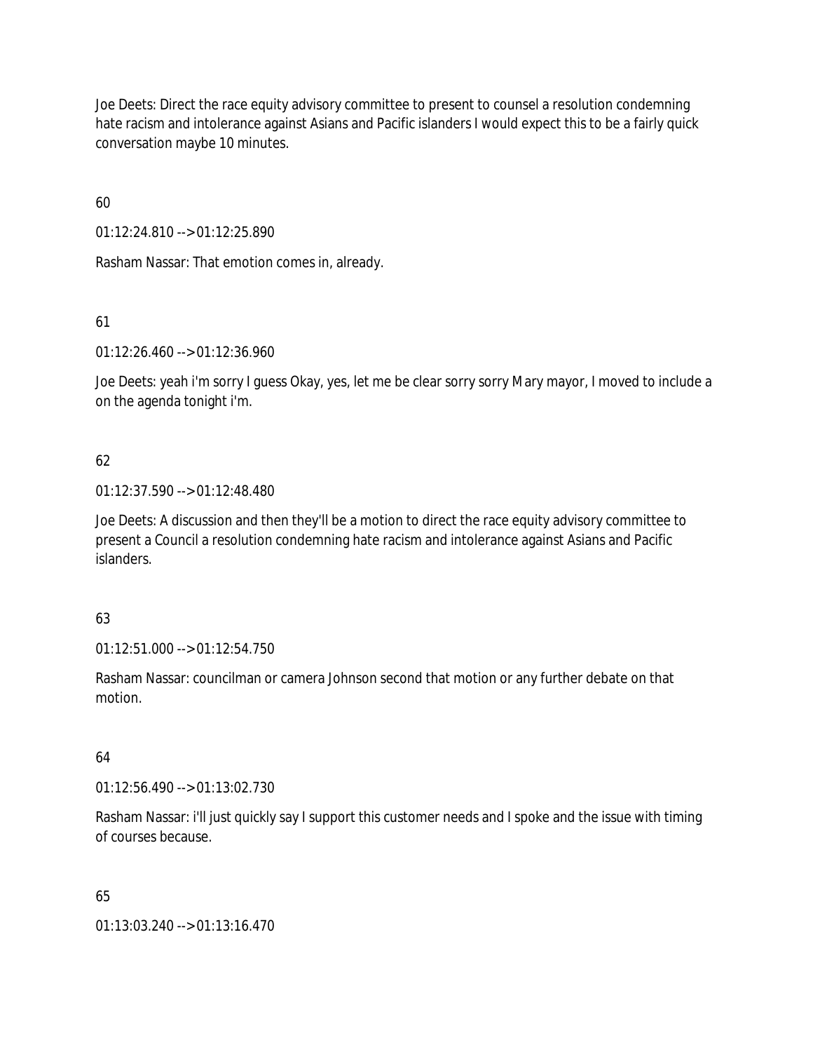Joe Deets: Direct the race equity advisory committee to present to counsel a resolution condemning hate racism and intolerance against Asians and Pacific islanders I would expect this to be a fairly quick conversation maybe 10 minutes.

60

01:12:24.810 --> 01:12:25.890

Rasham Nassar: That emotion comes in, already.

61

01:12:26.460 --> 01:12:36.960

Joe Deets: yeah i'm sorry I guess Okay, yes, let me be clear sorry sorry Mary mayor, I moved to include a on the agenda tonight i'm.

62

01:12:37.590 --> 01:12:48.480

Joe Deets: A discussion and then they'll be a motion to direct the race equity advisory committee to present a Council a resolution condemning hate racism and intolerance against Asians and Pacific islanders.

63

01:12:51.000 --> 01:12:54.750

Rasham Nassar: councilman or camera Johnson second that motion or any further debate on that motion.

64

01:12:56.490 --> 01:13:02.730

Rasham Nassar: i'll just quickly say I support this customer needs and I spoke and the issue with timing of courses because.

65

01:13:03.240 --> 01:13:16.470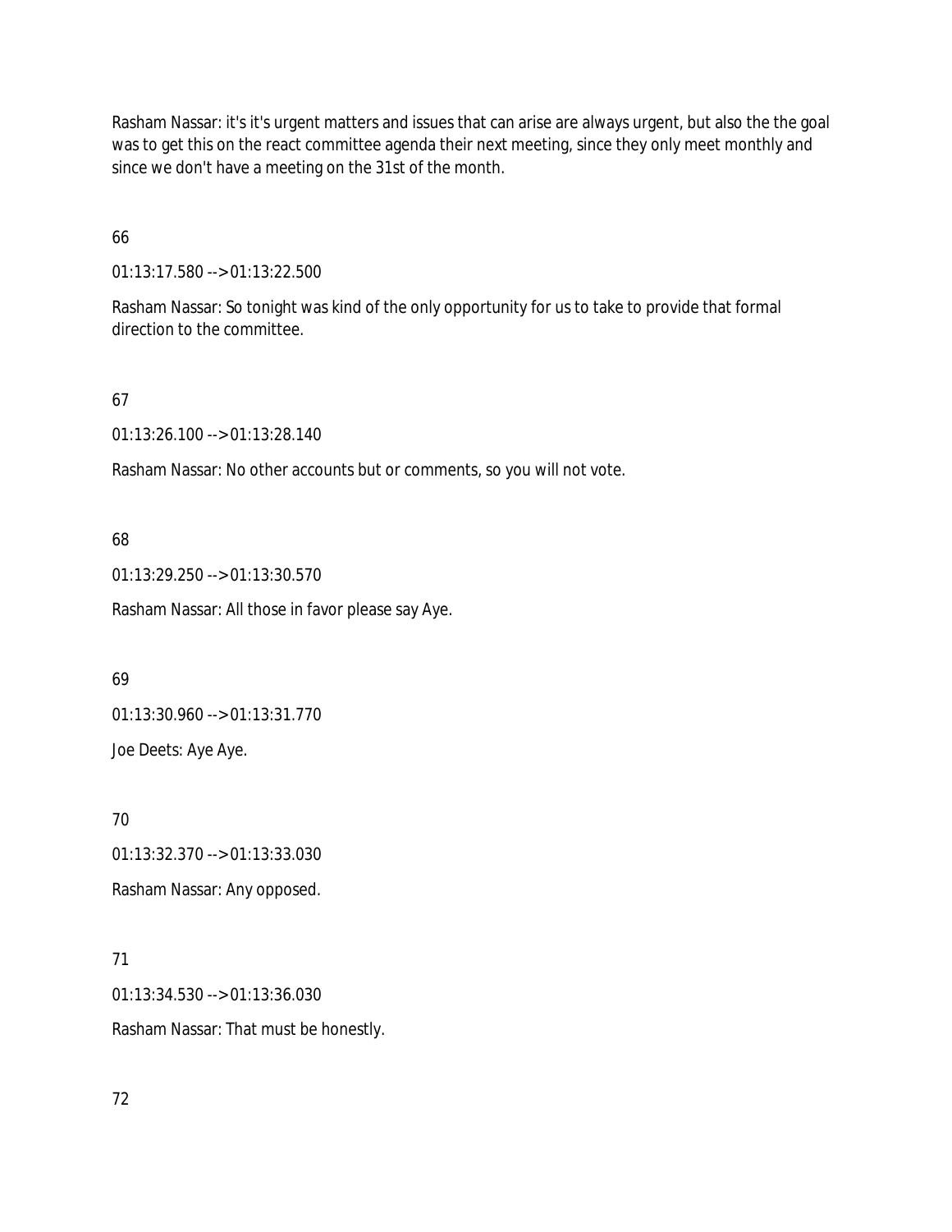Rasham Nassar: it's it's urgent matters and issues that can arise are always urgent, but also the the goal was to get this on the react committee agenda their next meeting, since they only meet monthly and since we don't have a meeting on the 31st of the month.

66

01:13:17.580 --> 01:13:22.500

Rasham Nassar: So tonight was kind of the only opportunity for us to take to provide that formal direction to the committee.

67

01:13:26.100 --> 01:13:28.140

Rasham Nassar: No other accounts but or comments, so you will not vote.

68

01:13:29.250 --> 01:13:30.570

Rasham Nassar: All those in favor please say Aye.

69

01:13:30.960 --> 01:13:31.770

Joe Deets: Aye Aye.

70

01:13:32.370 --> 01:13:33.030

Rasham Nassar: Any opposed.

71

01:13:34.530 --> 01:13:36.030

Rasham Nassar: That must be honestly.

72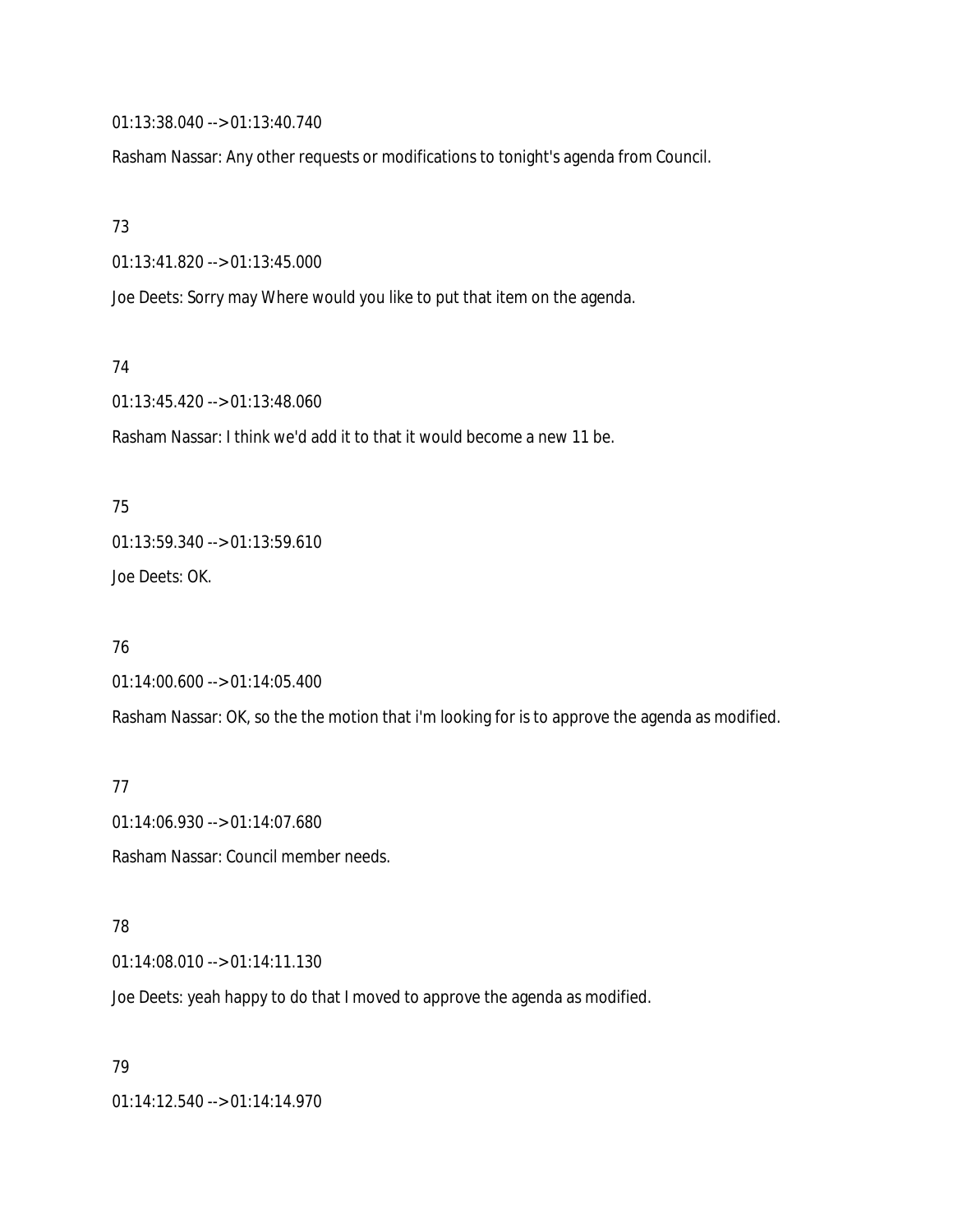01:13:38.040 --> 01:13:40.740

Rasham Nassar: Any other requests or modifications to tonight's agenda from Council.

73

01:13:41.820 --> 01:13:45.000

Joe Deets: Sorry may Where would you like to put that item on the agenda.

74

01:13:45.420 --> 01:13:48.060

Rasham Nassar: I think we'd add it to that it would become a new 11 be.

75

01:13:59.340 --> 01:13:59.610

Joe Deets: OK.

76

01:14:00.600 --> 01:14:05.400

Rasham Nassar: OK, so the the motion that i'm looking for is to approve the agenda as modified.

77

01:14:06.930 --> 01:14:07.680

Rasham Nassar: Council member needs.

78

01:14:08.010 --> 01:14:11.130

Joe Deets: yeah happy to do that I moved to approve the agenda as modified.

79

01:14:12.540 --> 01:14:14.970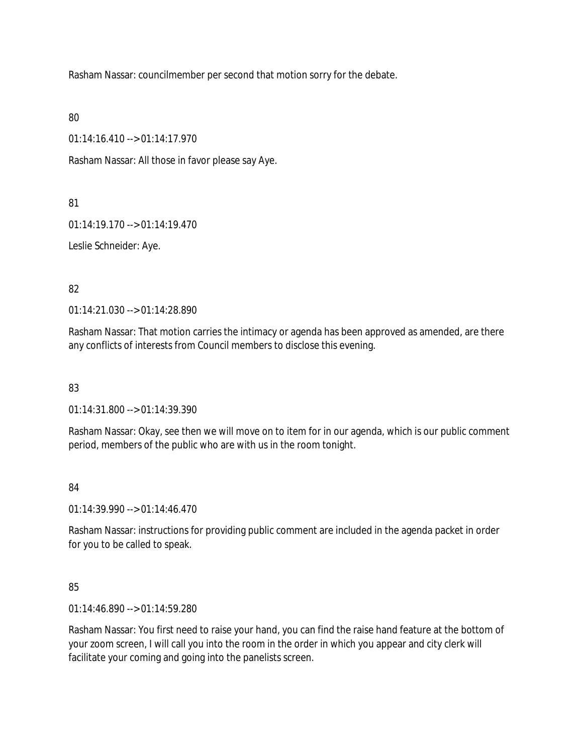Rasham Nassar: councilmember per second that motion sorry for the debate.

80

01:14:16.410 --> 01:14:17.970

Rasham Nassar: All those in favor please say Aye.

81

01:14:19.170 --> 01:14:19.470

Leslie Schneider: Aye.

82

01:14:21.030 --> 01:14:28.890

Rasham Nassar: That motion carries the intimacy or agenda has been approved as amended, are there any conflicts of interests from Council members to disclose this evening.

83

01:14:31.800 --> 01:14:39.390

Rasham Nassar: Okay, see then we will move on to item for in our agenda, which is our public comment period, members of the public who are with us in the room tonight.

84

01:14:39.990 --> 01:14:46.470

Rasham Nassar: instructions for providing public comment are included in the agenda packet in order for you to be called to speak.

85

01:14:46.890 --> 01:14:59.280

Rasham Nassar: You first need to raise your hand, you can find the raise hand feature at the bottom of your zoom screen, I will call you into the room in the order in which you appear and city clerk will facilitate your coming and going into the panelists screen.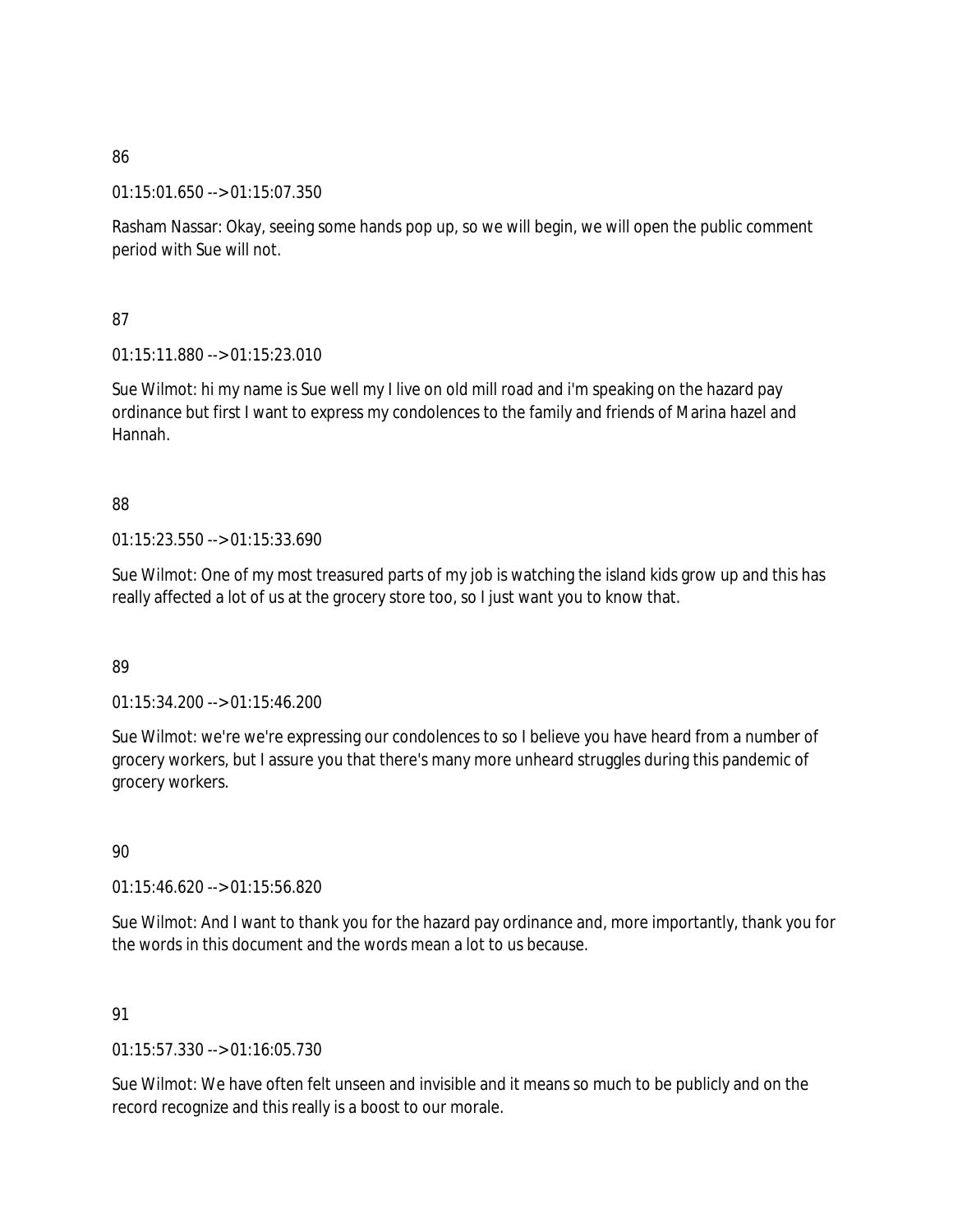86

01:15:01.650 --> 01:15:07.350

Rasham Nassar: Okay, seeing some hands pop up, so we will begin, we will open the public comment period with Sue will not.

87

01:15:11.880 --> 01:15:23.010

Sue Wilmot: hi my name is Sue well my I live on old mill road and i'm speaking on the hazard pay ordinance but first I want to express my condolences to the family and friends of Marina hazel and Hannah.

88

01:15:23.550 --> 01:15:33.690

Sue Wilmot: One of my most treasured parts of my job is watching the island kids grow up and this has really affected a lot of us at the grocery store too, so I just want you to know that.

89

01:15:34.200 --> 01:15:46.200

Sue Wilmot: we're we're expressing our condolences to so I believe you have heard from a number of grocery workers, but I assure you that there's many more unheard struggles during this pandemic of grocery workers.

90

01:15:46.620 --> 01:15:56.820

Sue Wilmot: And I want to thank you for the hazard pay ordinance and, more importantly, thank you for the words in this document and the words mean a lot to us because.

91

01:15:57.330 --> 01:16:05.730

Sue Wilmot: We have often felt unseen and invisible and it means so much to be publicly and on the record recognize and this really is a boost to our morale.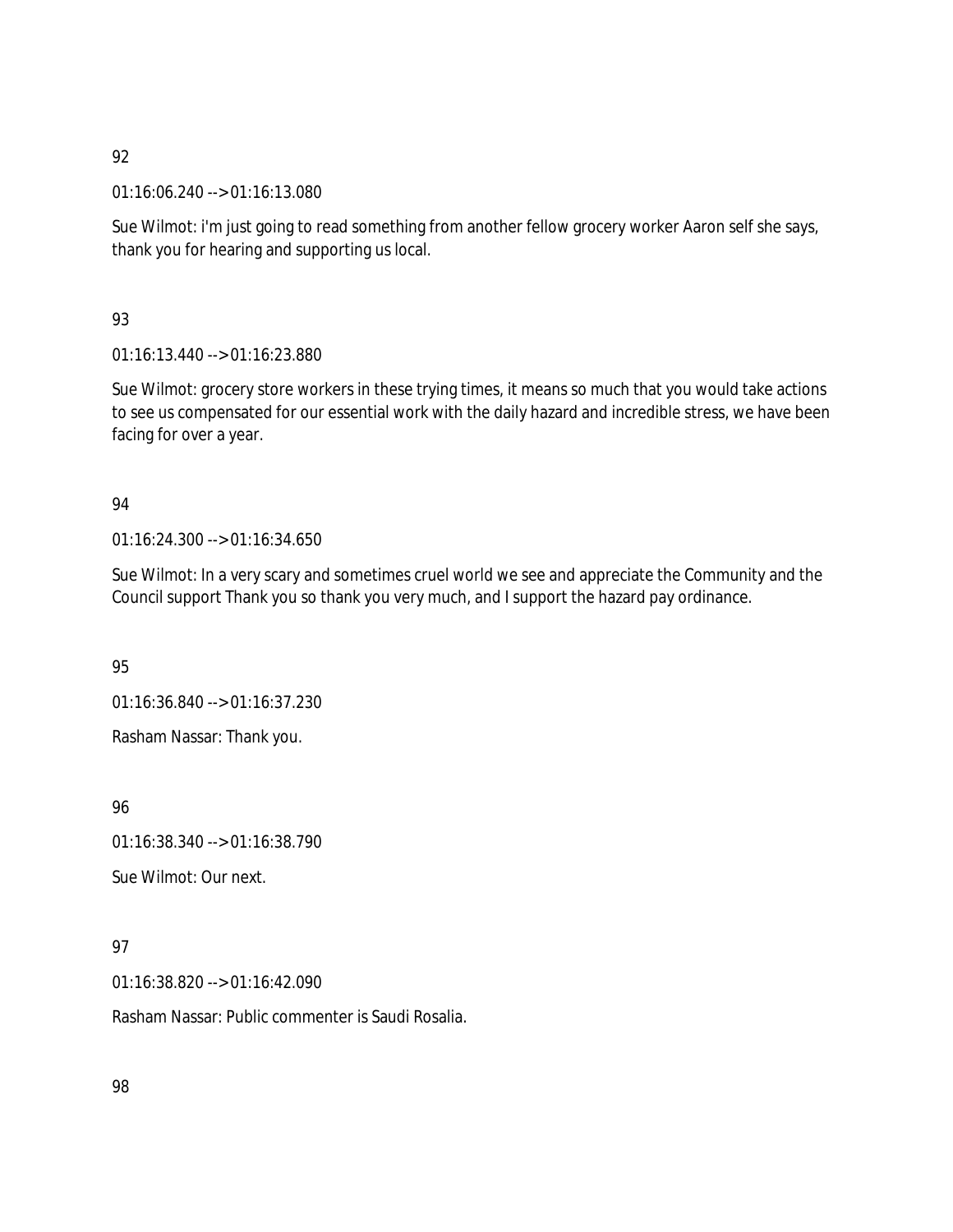92

01:16:06.240 --> 01:16:13.080

Sue Wilmot: i'm just going to read something from another fellow grocery worker Aaron self she says, thank you for hearing and supporting us local.

93

01:16:13.440 --> 01:16:23.880

Sue Wilmot: grocery store workers in these trying times, it means so much that you would take actions to see us compensated for our essential work with the daily hazard and incredible stress, we have been facing for over a year.

94

01:16:24.300 --> 01:16:34.650

Sue Wilmot: In a very scary and sometimes cruel world we see and appreciate the Community and the Council support Thank you so thank you very much, and I support the hazard pay ordinance.

95

01:16:36.840 --> 01:16:37.230

Rasham Nassar: Thank you.

96

01:16:38.340 --> 01:16:38.790

Sue Wilmot: Our next.

97

01:16:38.820 --> 01:16:42.090

Rasham Nassar: Public commenter is Saudi Rosalia.

98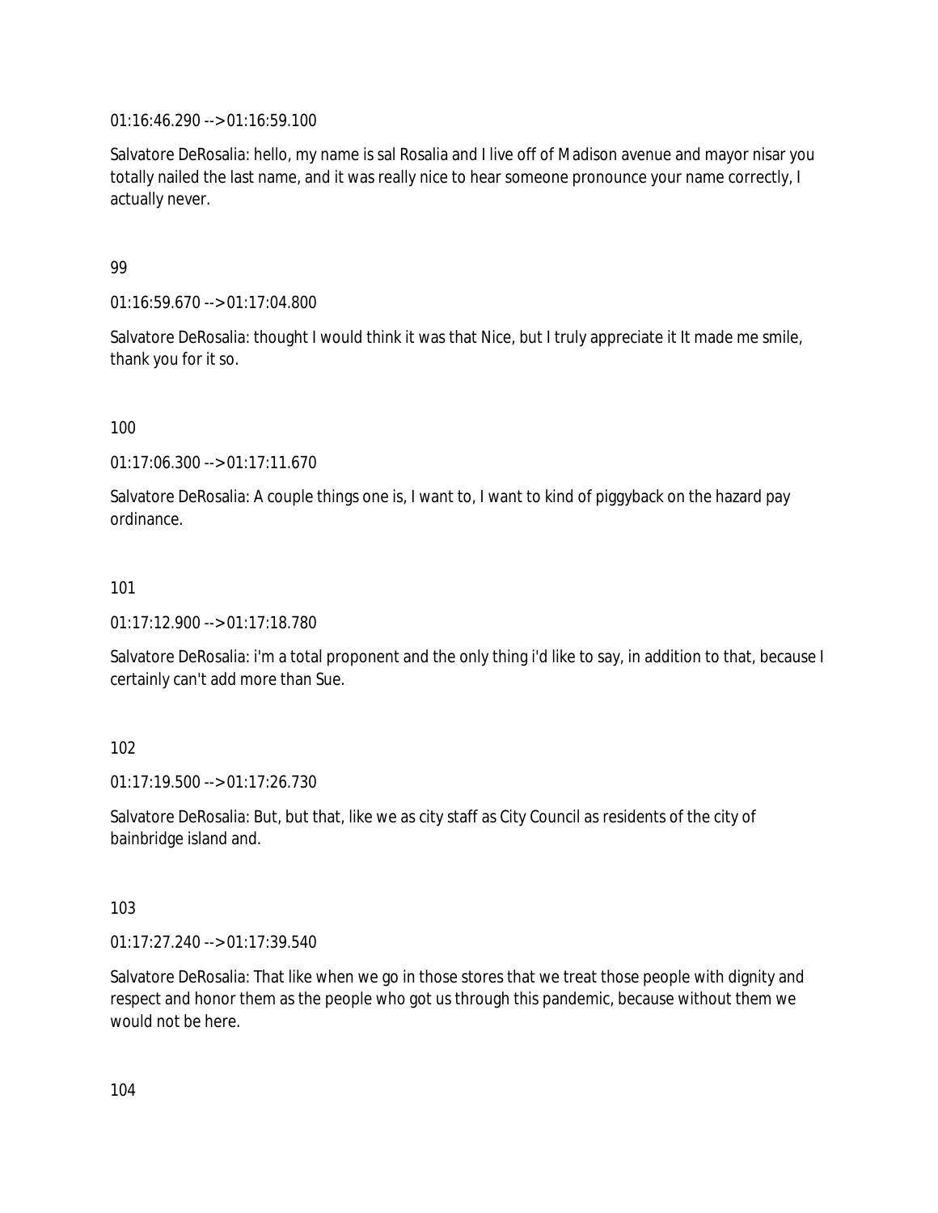01:16:46.290 --> 01:16:59.100

Salvatore DeRosalia: hello, my name is sal Rosalia and I live off of Madison avenue and mayor nisar you totally nailed the last name, and it was really nice to hear someone pronounce your name correctly, I actually never.

99

01:16:59.670 --> 01:17:04.800

Salvatore DeRosalia: thought I would think it was that Nice, but I truly appreciate it It made me smile, thank you for it so.

100

01:17:06.300 --> 01:17:11.670

Salvatore DeRosalia: A couple things one is, I want to, I want to kind of piggyback on the hazard pay ordinance.

101

01:17:12.900 --> 01:17:18.780

Salvatore DeRosalia: i'm a total proponent and the only thing i'd like to say, in addition to that, because I certainly can't add more than Sue.

102

01:17:19.500 --> 01:17:26.730

Salvatore DeRosalia: But, but that, like we as city staff as City Council as residents of the city of bainbridge island and.

103

01:17:27.240 --> 01:17:39.540

Salvatore DeRosalia: That like when we go in those stores that we treat those people with dignity and respect and honor them as the people who got us through this pandemic, because without them we would not be here.

104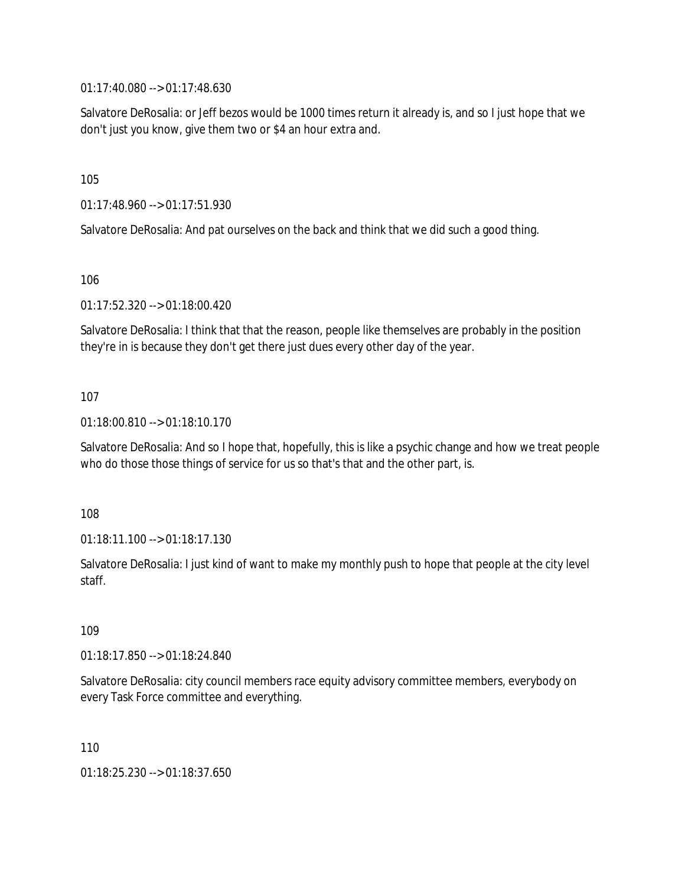01:17:40.080 --> 01:17:48.630

Salvatore DeRosalia: or Jeff bezos would be 1000 times return it already is, and so I just hope that we don't just you know, give them two or $4 an hour extra and.

105

01:17:48.960 --> 01:17:51.930

Salvatore DeRosalia: And pat ourselves on the back and think that we did such a good thing.

106

01:17:52.320 --> 01:18:00.420

Salvatore DeRosalia: I think that that the reason, people like themselves are probably in the position they're in is because they don't get there just dues every other day of the year.

107

01:18:00.810 --> 01:18:10.170

Salvatore DeRosalia: And so I hope that, hopefully, this is like a psychic change and how we treat people who do those those things of service for us so that's that and the other part, is.

108

01:18:11.100 --> 01:18:17.130

Salvatore DeRosalia: I just kind of want to make my monthly push to hope that people at the city level staff.

109

01:18:17.850 --> 01:18:24.840

Salvatore DeRosalia: city council members race equity advisory committee members, everybody on every Task Force committee and everything.

110

01:18:25.230 --> 01:18:37.650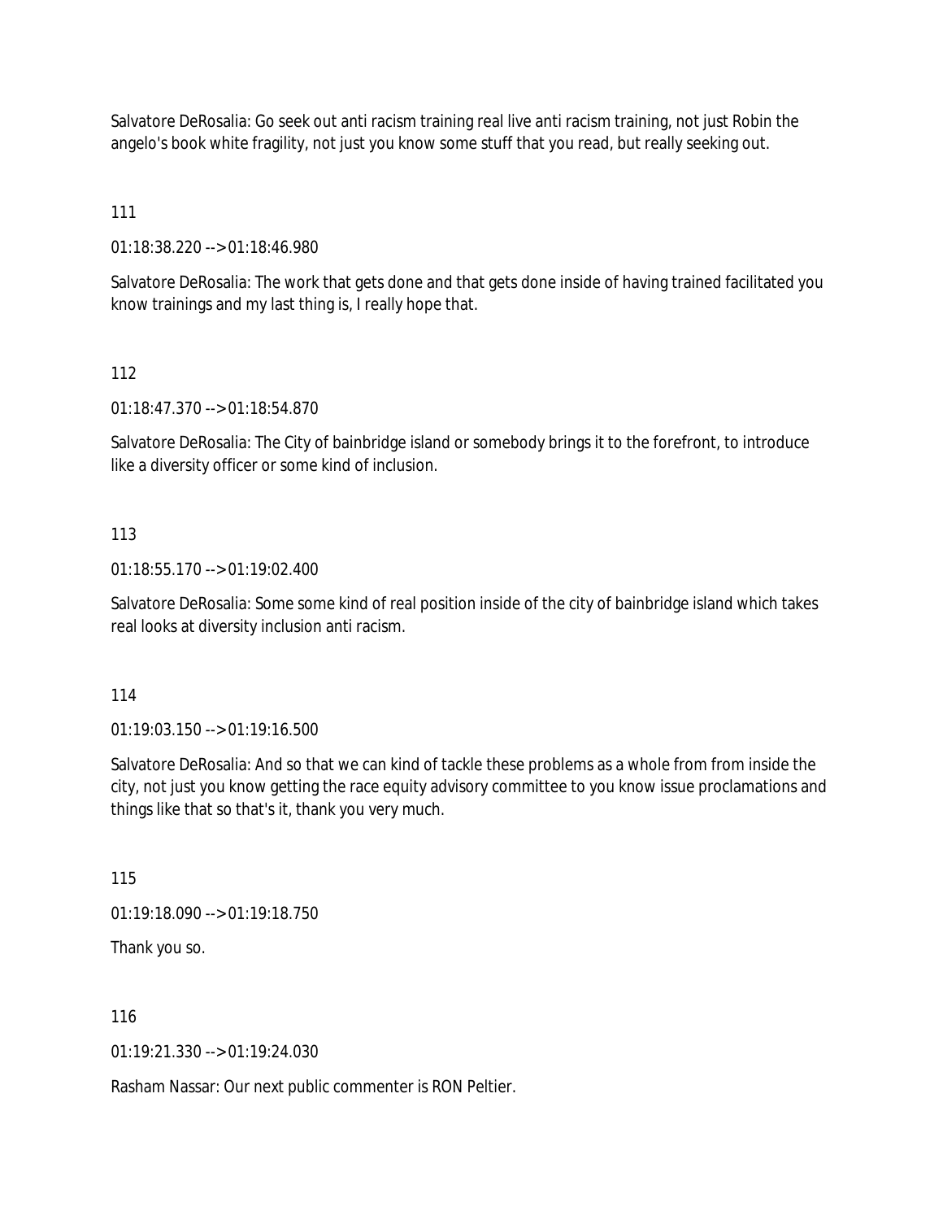Salvatore DeRosalia: Go seek out anti racism training real live anti racism training, not just Robin the angelo's book white fragility, not just you know some stuff that you read, but really seeking out.

111

01:18:38.220 --> 01:18:46.980

Salvatore DeRosalia: The work that gets done and that gets done inside of having trained facilitated you know trainings and my last thing is, I really hope that.

112

01:18:47.370 --> 01:18:54.870

Salvatore DeRosalia: The City of bainbridge island or somebody brings it to the forefront, to introduce like a diversity officer or some kind of inclusion.

113

01:18:55.170 --> 01:19:02.400

Salvatore DeRosalia: Some some kind of real position inside of the city of bainbridge island which takes real looks at diversity inclusion anti racism.

114

01:19:03.150 --> 01:19:16.500

Salvatore DeRosalia: And so that we can kind of tackle these problems as a whole from from inside the city, not just you know getting the race equity advisory committee to you know issue proclamations and things like that so that's it, thank you very much.

115

01:19:18.090 --> 01:19:18.750

Thank you so.

116

01:19:21.330 --> 01:19:24.030

Rasham Nassar: Our next public commenter is RON Peltier.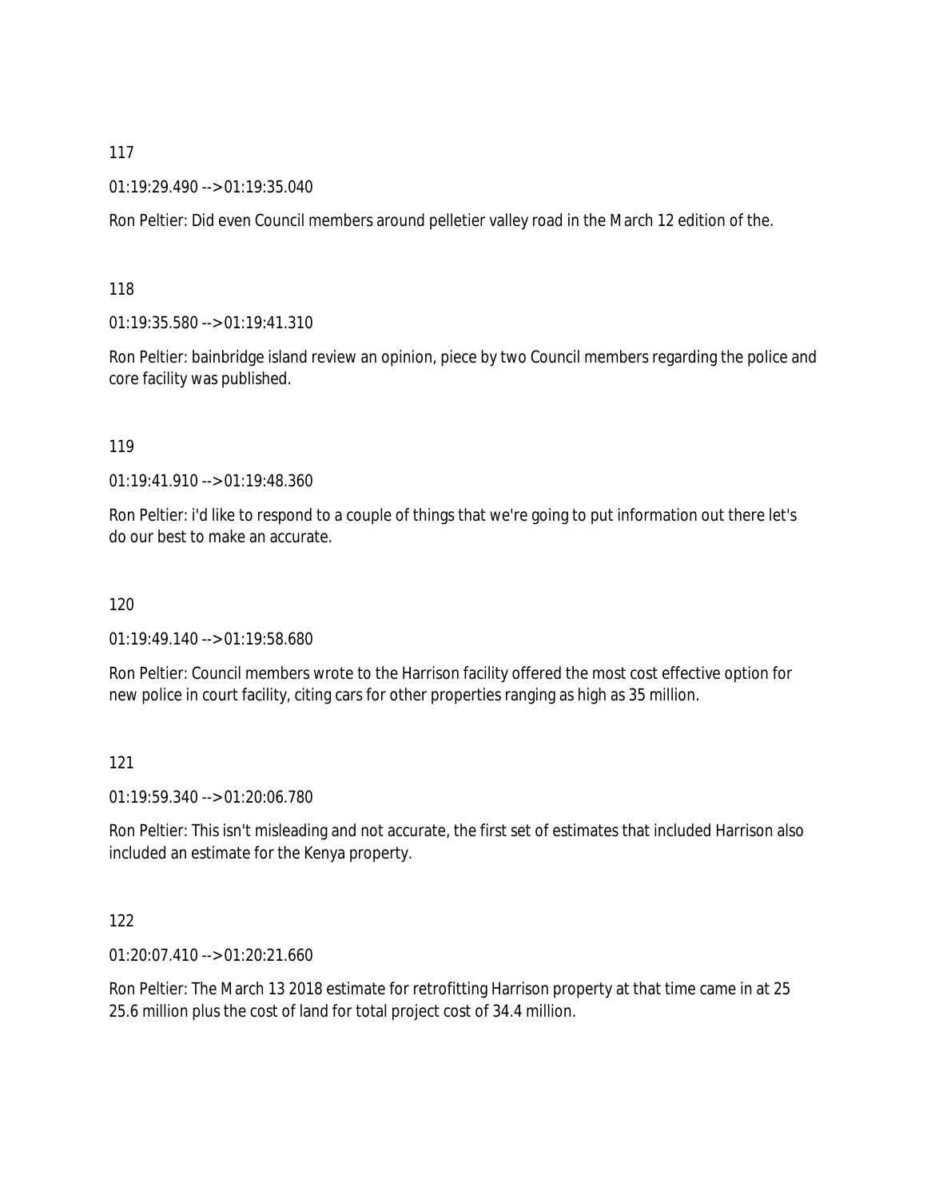117

01:19:29.490 --> 01:19:35.040

Ron Peltier: Did even Council members around pelletier valley road in the March 12 edition of the.

118

01:19:35.580 --> 01:19:41.310

Ron Peltier: bainbridge island review an opinion, piece by two Council members regarding the police and core facility was published.

119

01:19:41.910 --> 01:19:48.360

Ron Peltier: i'd like to respond to a couple of things that we're going to put information out there let's do our best to make an accurate.

120

01:19:49.140 --> 01:19:58.680

Ron Peltier: Council members wrote to the Harrison facility offered the most cost effective option for new police in court facility, citing cars for other properties ranging as high as 35 million.

121

01:19:59.340 --> 01:20:06.780

Ron Peltier: This isn't misleading and not accurate, the first set of estimates that included Harrison also included an estimate for the Kenya property.

122

01:20:07.410 --> 01:20:21.660

Ron Peltier: The March 13 2018 estimate for retrofitting Harrison property at that time came in at 25 25.6 million plus the cost of land for total project cost of 34.4 million.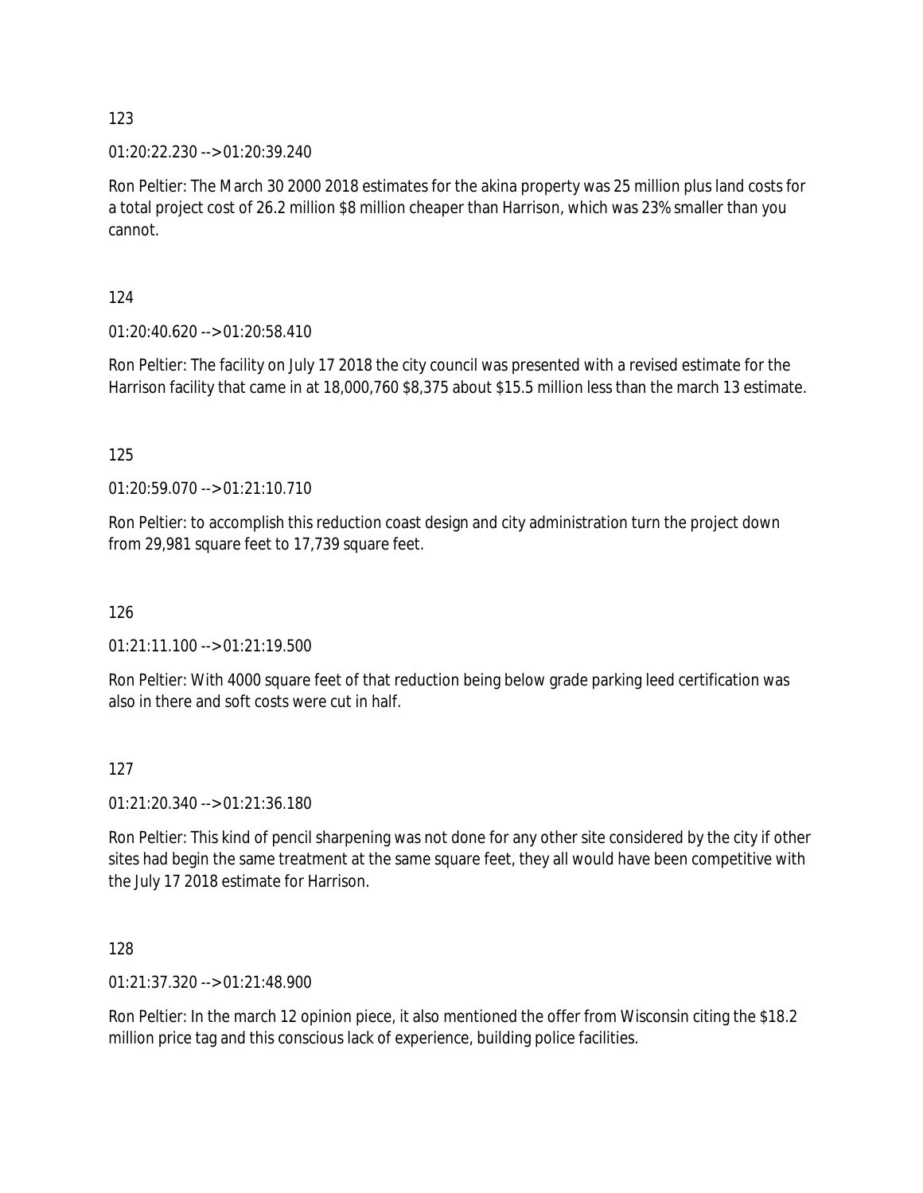123

01:20:22.230 --> 01:20:39.240

Ron Peltier: The March 30 2000 2018 estimates for the akina property was 25 million plus land costs for a total project cost of 26.2 million $8 million cheaper than Harrison, which was 23% smaller than you cannot.

124

01:20:40.620 --> 01:20:58.410

Ron Peltier: The facility on July 17 2018 the city council was presented with a revised estimate for the Harrison facility that came in at 18,000,760 $8,375 about $15.5 million less than the march 13 estimate.

125

01:20:59.070 --> 01:21:10.710

Ron Peltier: to accomplish this reduction coast design and city administration turn the project down from 29,981 square feet to 17,739 square feet.

126

01:21:11.100 --> 01:21:19.500

Ron Peltier: With 4000 square feet of that reduction being below grade parking leed certification was also in there and soft costs were cut in half.

127

01:21:20.340 --> 01:21:36.180

Ron Peltier: This kind of pencil sharpening was not done for any other site considered by the city if other sites had begin the same treatment at the same square feet, they all would have been competitive with the July 17 2018 estimate for Harrison.

128

01:21:37.320 --> 01:21:48.900

Ron Peltier: In the march 12 opinion piece, it also mentioned the offer from Wisconsin citing the $18.2 million price tag and this conscious lack of experience, building police facilities.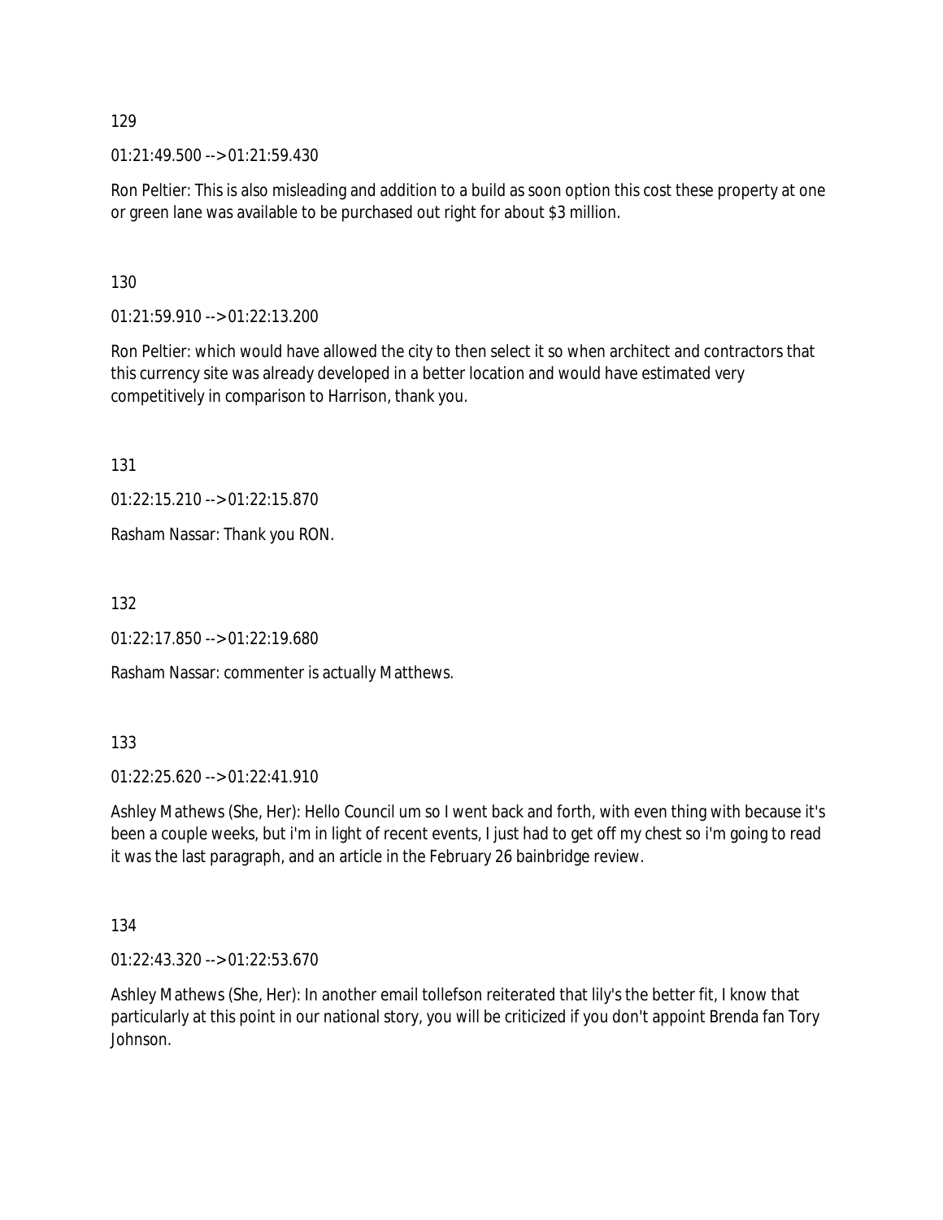129

01:21:49.500 --> 01:21:59.430

Ron Peltier: This is also misleading and addition to a build as soon option this cost these property at one or green lane was available to be purchased out right for about $3 million.

130

01:21:59.910 --> 01:22:13.200

Ron Peltier: which would have allowed the city to then select it so when architect and contractors that this currency site was already developed in a better location and would have estimated very competitively in comparison to Harrison, thank you.

131

01:22:15.210 --> 01:22:15.870

Rasham Nassar: Thank you RON.

132

01:22:17.850 --> 01:22:19.680

Rasham Nassar: commenter is actually Matthews.

133

01:22:25.620 --> 01:22:41.910

Ashley Mathews (She, Her): Hello Council um so I went back and forth, with even thing with because it's been a couple weeks, but i'm in light of recent events, I just had to get off my chest so i'm going to read it was the last paragraph, and an article in the February 26 bainbridge review.

134

01:22:43.320 --> 01:22:53.670

Ashley Mathews (She, Her): In another email tollefson reiterated that lily's the better fit, I know that particularly at this point in our national story, you will be criticized if you don't appoint Brenda fan Tory Johnson.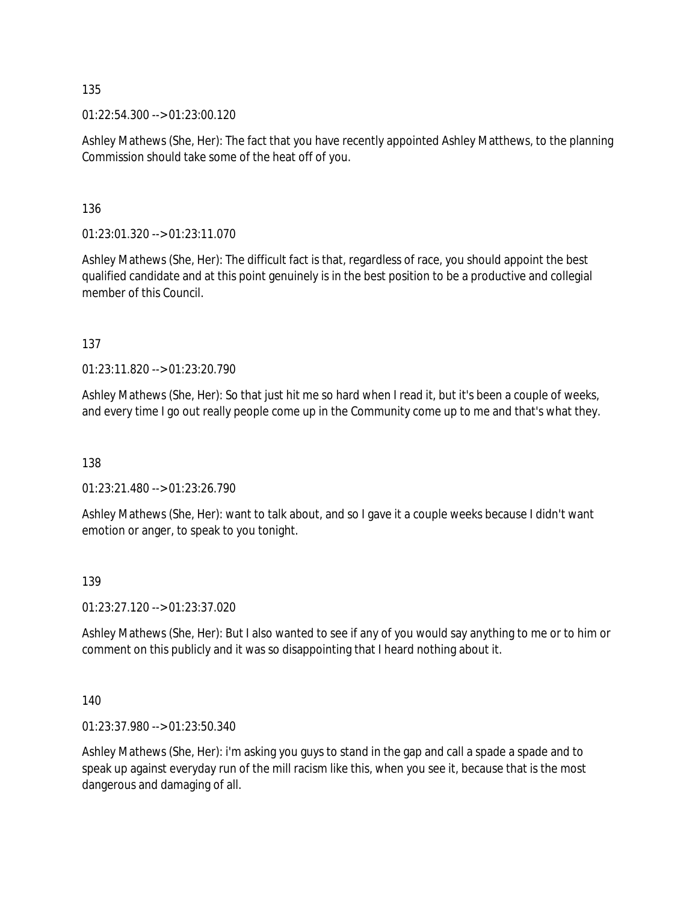135

01:22:54.300 --> 01:23:00.120

Ashley Mathews (She, Her): The fact that you have recently appointed Ashley Matthews, to the planning Commission should take some of the heat off of you.

136

01:23:01.320 --> 01:23:11.070

Ashley Mathews (She, Her): The difficult fact is that, regardless of race, you should appoint the best qualified candidate and at this point genuinely is in the best position to be a productive and collegial member of this Council.

137

01:23:11.820 --> 01:23:20.790

Ashley Mathews (She, Her): So that just hit me so hard when I read it, but it's been a couple of weeks, and every time I go out really people come up in the Community come up to me and that's what they.

138

01:23:21.480 --> 01:23:26.790

Ashley Mathews (She, Her): want to talk about, and so I gave it a couple weeks because I didn't want emotion or anger, to speak to you tonight.

139

01:23:27.120 --> 01:23:37.020

Ashley Mathews (She, Her): But I also wanted to see if any of you would say anything to me or to him or comment on this publicly and it was so disappointing that I heard nothing about it.

140

01:23:37.980 --> 01:23:50.340

Ashley Mathews (She, Her): i'm asking you guys to stand in the gap and call a spade a spade and to speak up against everyday run of the mill racism like this, when you see it, because that is the most dangerous and damaging of all.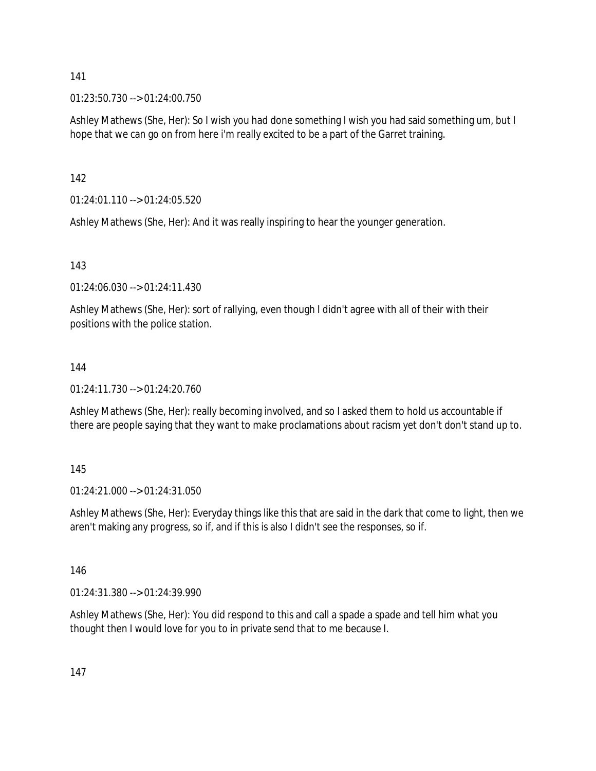141

01:23:50.730 --> 01:24:00.750

Ashley Mathews (She, Her): So I wish you had done something I wish you had said something um, but I hope that we can go on from here i'm really excited to be a part of the Garret training.

142

01:24:01.110 --> 01:24:05.520

Ashley Mathews (She, Her): And it was really inspiring to hear the younger generation.

143

01:24:06.030 --> 01:24:11.430

Ashley Mathews (She, Her): sort of rallying, even though I didn't agree with all of their with their positions with the police station.

144

01:24:11.730 --> 01:24:20.760

Ashley Mathews (She, Her): really becoming involved, and so I asked them to hold us accountable if there are people saying that they want to make proclamations about racism yet don't don't stand up to.

145

01:24:21.000 --> 01:24:31.050

Ashley Mathews (She, Her): Everyday things like this that are said in the dark that come to light, then we aren't making any progress, so if, and if this is also I didn't see the responses, so if.

146

01:24:31.380 --> 01:24:39.990

Ashley Mathews (She, Her): You did respond to this and call a spade a spade and tell him what you thought then I would love for you to in private send that to me because I.

147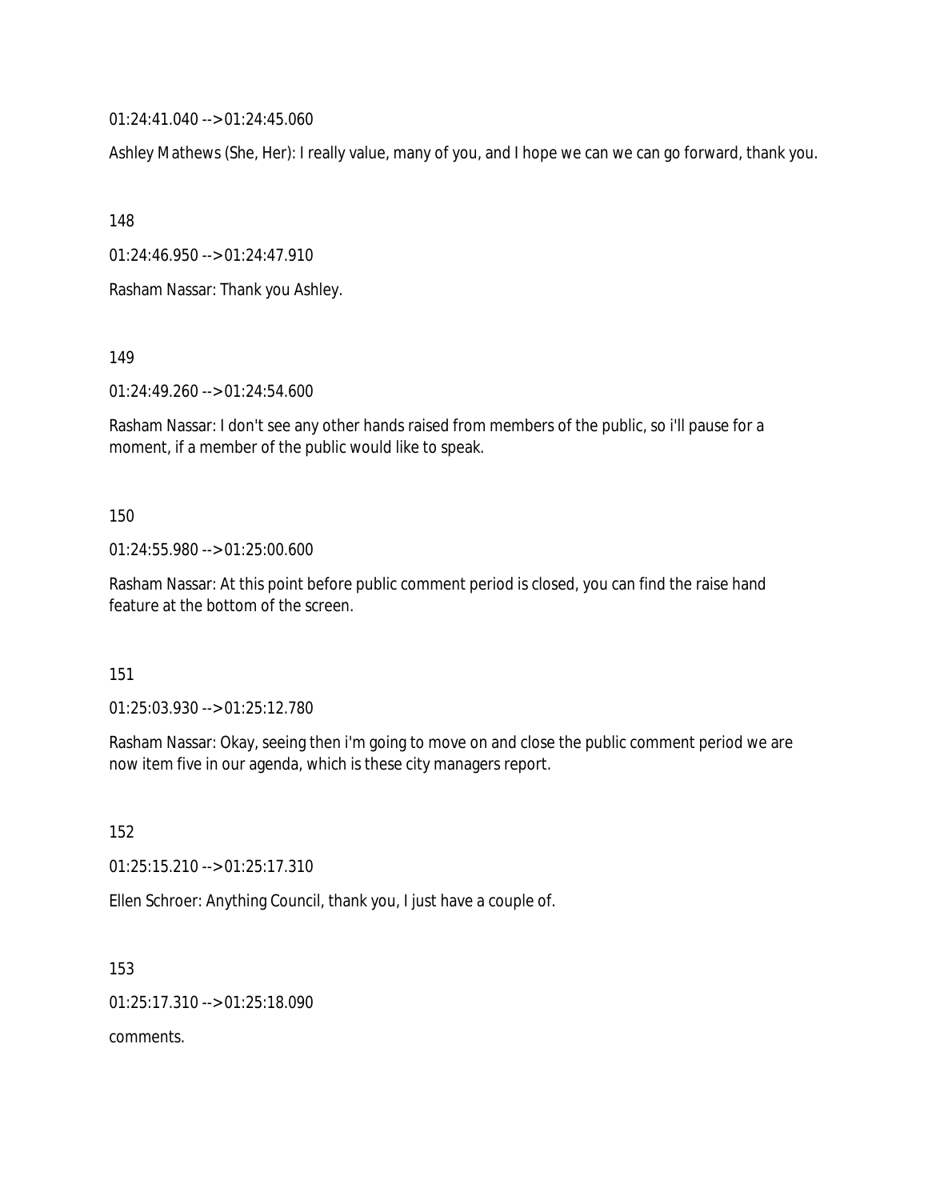01:24:41.040 --> 01:24:45.060

Ashley Mathews (She, Her): I really value, many of you, and I hope we can we can go forward, thank you.

148

01:24:46.950 --> 01:24:47.910

Rasham Nassar: Thank you Ashley.

149

01:24:49.260 --> 01:24:54.600

Rasham Nassar: I don't see any other hands raised from members of the public, so i'll pause for a moment, if a member of the public would like to speak.

150

01:24:55.980 --> 01:25:00.600

Rasham Nassar: At this point before public comment period is closed, you can find the raise hand feature at the bottom of the screen.

151

01:25:03.930 --> 01:25:12.780

Rasham Nassar: Okay, seeing then i'm going to move on and close the public comment period we are now item five in our agenda, which is these city managers report.

152

01:25:15.210 --> 01:25:17.310

Ellen Schroer: Anything Council, thank you, I just have a couple of.

153

01:25:17.310 --> 01:25:18.090

comments.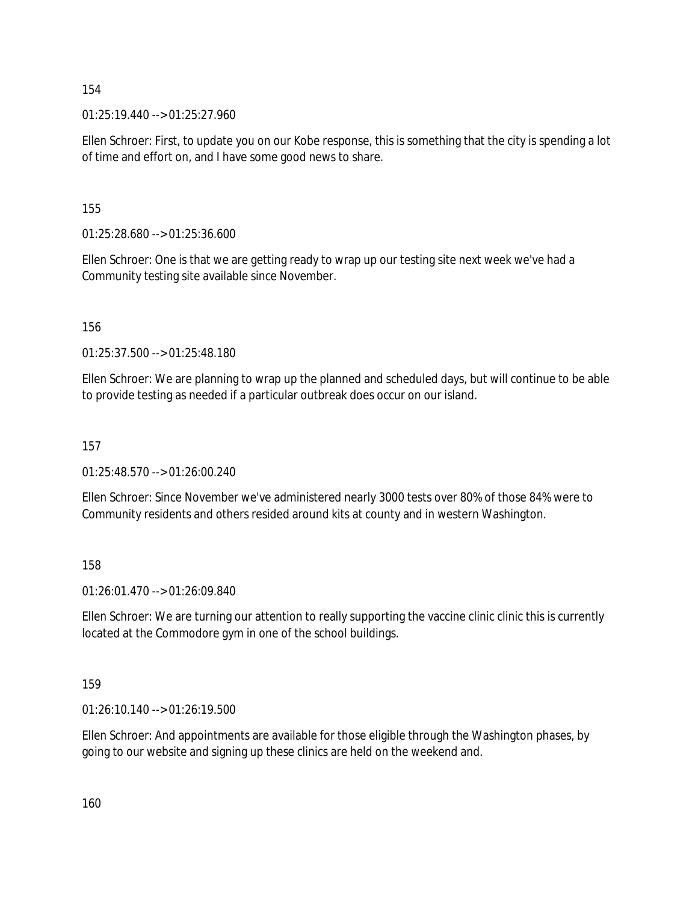154

01:25:19.440 --> 01:25:27.960

Ellen Schroer: First, to update you on our Kobe response, this is something that the city is spending a lot of time and effort on, and I have some good news to share.

155

01:25:28.680 --> 01:25:36.600

Ellen Schroer: One is that we are getting ready to wrap up our testing site next week we've had a Community testing site available since November.

156

01:25:37.500 --> 01:25:48.180

Ellen Schroer: We are planning to wrap up the planned and scheduled days, but will continue to be able to provide testing as needed if a particular outbreak does occur on our island.

157

01:25:48.570 --> 01:26:00.240

Ellen Schroer: Since November we've administered nearly 3000 tests over 80% of those 84% were to Community residents and others resided around kits at county and in western Washington.

158

01:26:01.470 --> 01:26:09.840

Ellen Schroer: We are turning our attention to really supporting the vaccine clinic clinic this is currently located at the Commodore gym in one of the school buildings.

159

01:26:10.140 --> 01:26:19.500

Ellen Schroer: And appointments are available for those eligible through the Washington phases, by going to our website and signing up these clinics are held on the weekend and.

160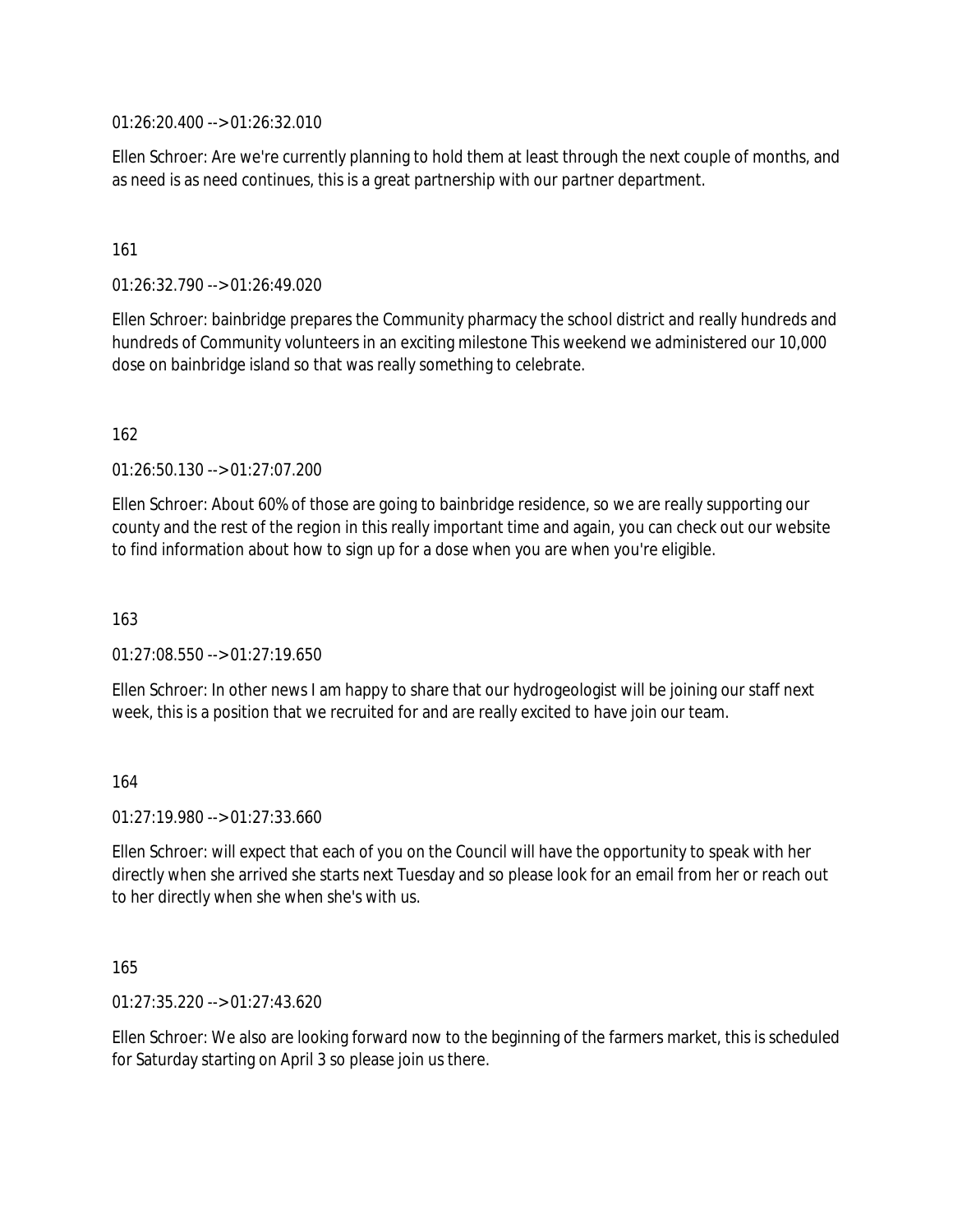01:26:20.400 --> 01:26:32.010

Ellen Schroer: Are we're currently planning to hold them at least through the next couple of months, and as need is as need continues, this is a great partnership with our partner department.

161

01:26:32.790 --> 01:26:49.020

Ellen Schroer: bainbridge prepares the Community pharmacy the school district and really hundreds and hundreds of Community volunteers in an exciting milestone This weekend we administered our 10,000 dose on bainbridge island so that was really something to celebrate.

162

01:26:50.130 --> 01:27:07.200

Ellen Schroer: About 60% of those are going to bainbridge residence, so we are really supporting our county and the rest of the region in this really important time and again, you can check out our website to find information about how to sign up for a dose when you are when you're eligible.

163

01:27:08.550 --> 01:27:19.650

Ellen Schroer: In other news I am happy to share that our hydrogeologist will be joining our staff next week, this is a position that we recruited for and are really excited to have join our team.

164

01:27:19.980 --> 01:27:33.660

Ellen Schroer: will expect that each of you on the Council will have the opportunity to speak with her directly when she arrived she starts next Tuesday and so please look for an email from her or reach out to her directly when she when she's with us.

165

01:27:35.220 --> 01:27:43.620

Ellen Schroer: We also are looking forward now to the beginning of the farmers market, this is scheduled for Saturday starting on April 3 so please join us there.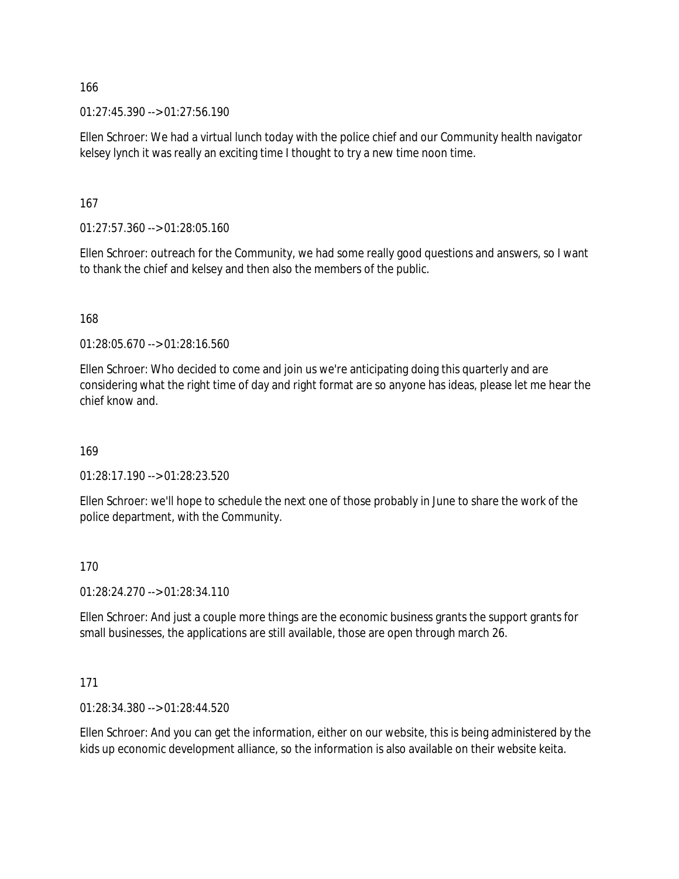166

01:27:45.390 --> 01:27:56.190

Ellen Schroer: We had a virtual lunch today with the police chief and our Community health navigator kelsey lynch it was really an exciting time I thought to try a new time noon time.

167

01:27:57.360 --> 01:28:05.160

Ellen Schroer: outreach for the Community, we had some really good questions and answers, so I want to thank the chief and kelsey and then also the members of the public.

168

01:28:05.670 --> 01:28:16.560

Ellen Schroer: Who decided to come and join us we're anticipating doing this quarterly and are considering what the right time of day and right format are so anyone has ideas, please let me hear the chief know and.

169

01:28:17.190 --> 01:28:23.520

Ellen Schroer: we'll hope to schedule the next one of those probably in June to share the work of the police department, with the Community.

170

01:28:24.270 --> 01:28:34.110

Ellen Schroer: And just a couple more things are the economic business grants the support grants for small businesses, the applications are still available, those are open through march 26.

171

01:28:34.380 --> 01:28:44.520

Ellen Schroer: And you can get the information, either on our website, this is being administered by the kids up economic development alliance, so the information is also available on their website keita.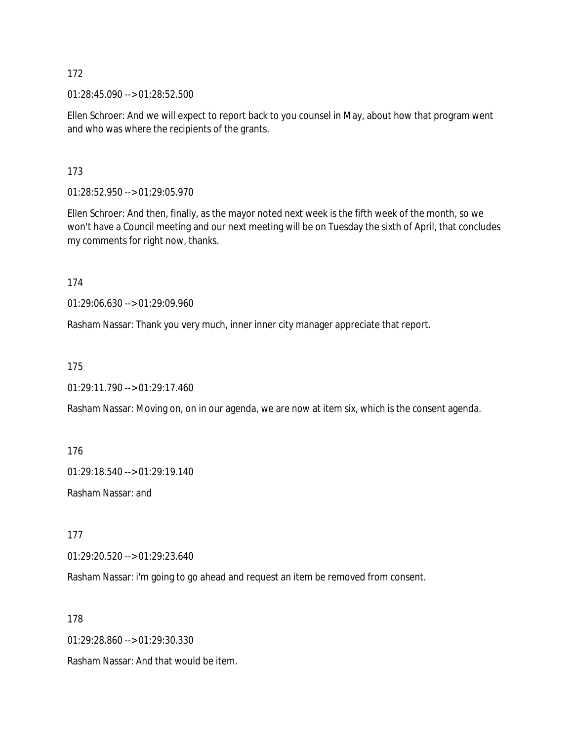172

01:28:45.090 --> 01:28:52.500

Ellen Schroer: And we will expect to report back to you counsel in May, about how that program went and who was where the recipients of the grants.

173

01:28:52.950 --> 01:29:05.970

Ellen Schroer: And then, finally, as the mayor noted next week is the fifth week of the month, so we won't have a Council meeting and our next meeting will be on Tuesday the sixth of April, that concludes my comments for right now, thanks.

174

01:29:06.630 --> 01:29:09.960

Rasham Nassar: Thank you very much, inner inner city manager appreciate that report.

175

01:29:11.790 --> 01:29:17.460

Rasham Nassar: Moving on, on in our agenda, we are now at item six, which is the consent agenda.

176

01:29:18.540 --> 01:29:19.140

Rasham Nassar: and

177

01:29:20.520 --> 01:29:23.640

Rasham Nassar: i'm going to go ahead and request an item be removed from consent.

178

01:29:28.860 --> 01:29:30.330

Rasham Nassar: And that would be item.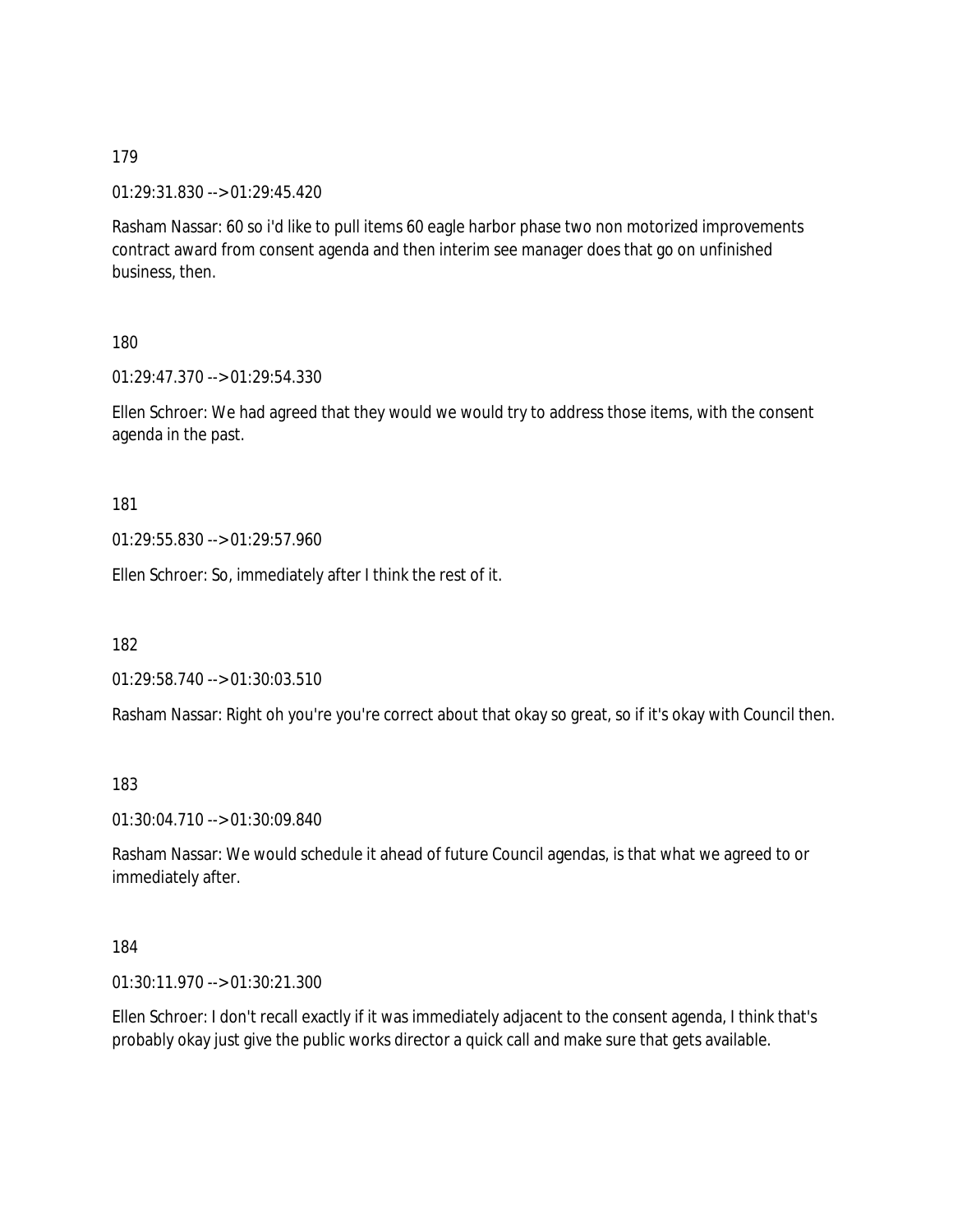179

01:29:31.830 --> 01:29:45.420

Rasham Nassar: 60 so i'd like to pull items 60 eagle harbor phase two non motorized improvements contract award from consent agenda and then interim see manager does that go on unfinished business, then.

180

01:29:47.370 --> 01:29:54.330

Ellen Schroer: We had agreed that they would we would try to address those items, with the consent agenda in the past.

181

01:29:55.830 --> 01:29:57.960

Ellen Schroer: So, immediately after I think the rest of it.

182

01:29:58.740 --> 01:30:03.510

Rasham Nassar: Right oh you're you're correct about that okay so great, so if it's okay with Council then.

183

01:30:04.710 --> 01:30:09.840

Rasham Nassar: We would schedule it ahead of future Council agendas, is that what we agreed to or immediately after.

184

01:30:11.970 --> 01:30:21.300

Ellen Schroer: I don't recall exactly if it was immediately adjacent to the consent agenda, I think that's probably okay just give the public works director a quick call and make sure that gets available.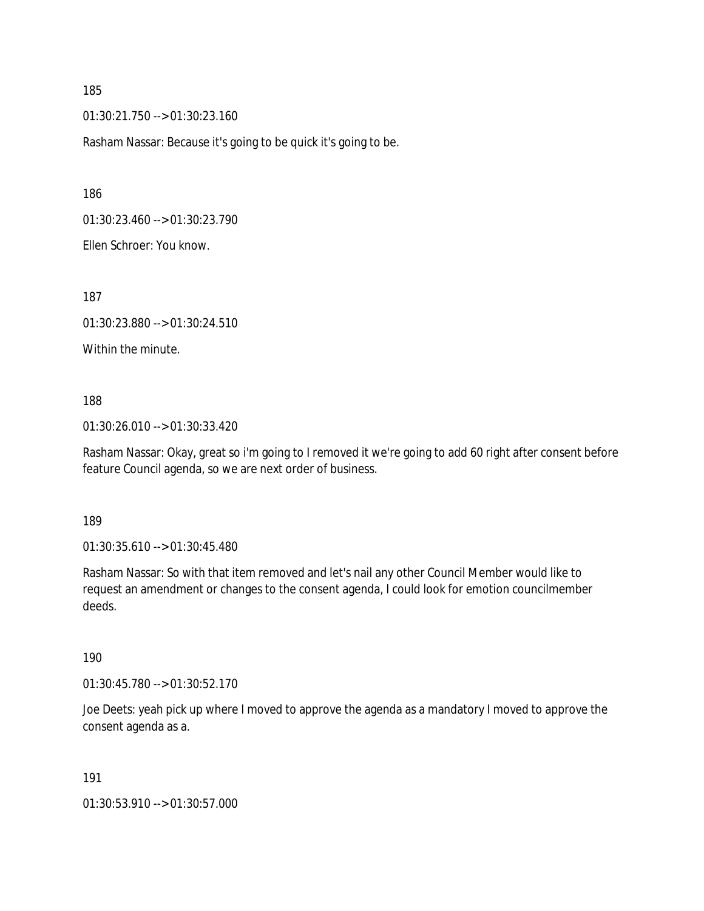185

01:30:21.750 --> 01:30:23.160

Rasham Nassar: Because it's going to be quick it's going to be.

186

01:30:23.460 --> 01:30:23.790

Ellen Schroer: You know.

187

01:30:23.880 --> 01:30:24.510

Within the minute.

188

01:30:26.010 --> 01:30:33.420

Rasham Nassar: Okay, great so i'm going to I removed it we're going to add 60 right after consent before feature Council agenda, so we are next order of business.

189

01:30:35.610 --> 01:30:45.480

Rasham Nassar: So with that item removed and let's nail any other Council Member would like to request an amendment or changes to the consent agenda, I could look for emotion councilmember deeds.

190

01:30:45.780 --> 01:30:52.170

Joe Deets: yeah pick up where I moved to approve the agenda as a mandatory I moved to approve the consent agenda as a.

191

01:30:53.910 --> 01:30:57.000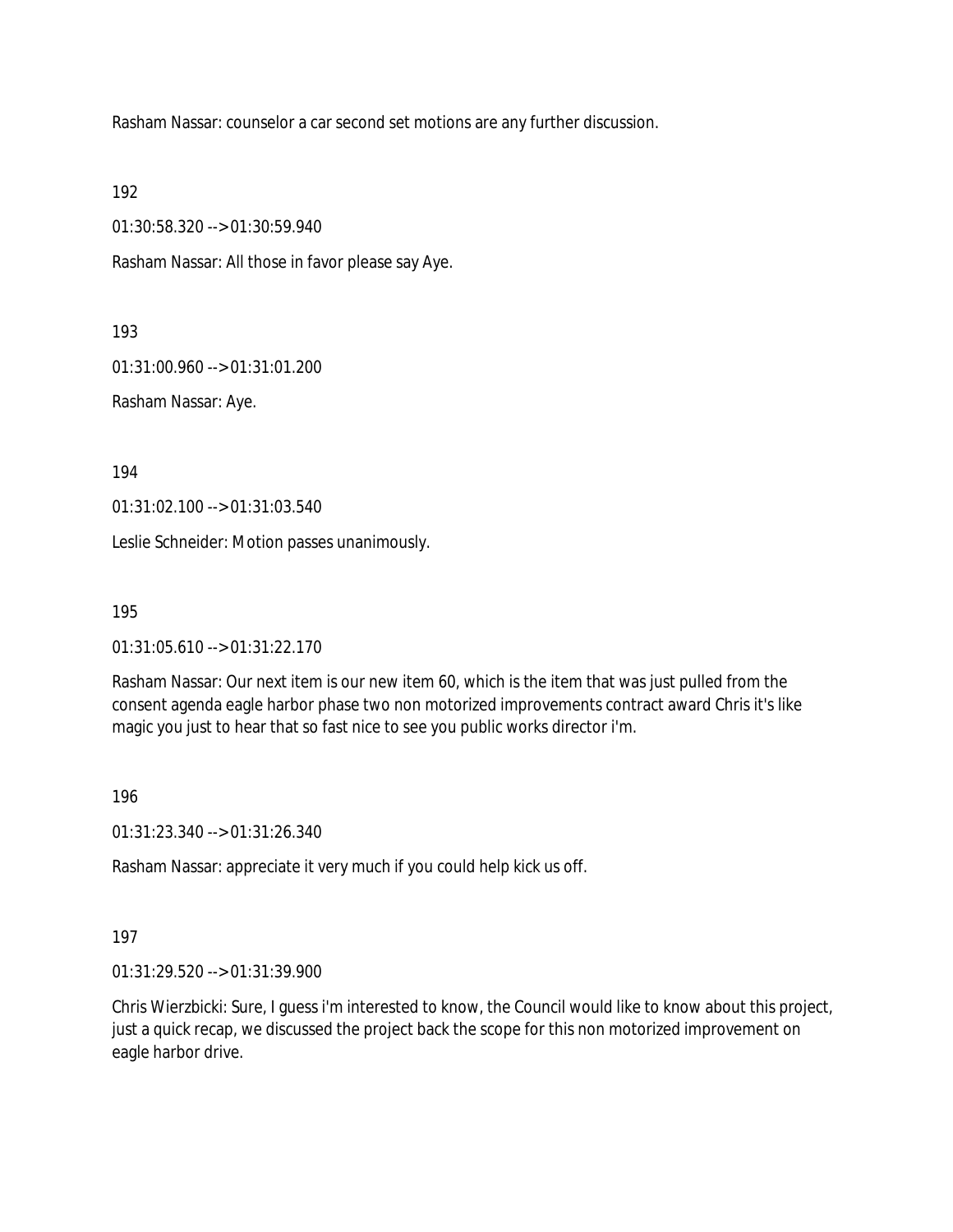Rasham Nassar: counselor a car second set motions are any further discussion.

192

01:30:58.320 --> 01:30:59.940

Rasham Nassar: All those in favor please say Aye.

193

01:31:00.960 --> 01:31:01.200

Rasham Nassar: Aye.

194

01:31:02.100 --> 01:31:03.540

Leslie Schneider: Motion passes unanimously.

195

01:31:05.610 --> 01:31:22.170

Rasham Nassar: Our next item is our new item 60, which is the item that was just pulled from the consent agenda eagle harbor phase two non motorized improvements contract award Chris it's like magic you just to hear that so fast nice to see you public works director i'm.

196

01:31:23.340 --> 01:31:26.340

Rasham Nassar: appreciate it very much if you could help kick us off.

197

01:31:29.520 --> 01:31:39.900

Chris Wierzbicki: Sure, I guess i'm interested to know, the Council would like to know about this project, just a quick recap, we discussed the project back the scope for this non motorized improvement on eagle harbor drive.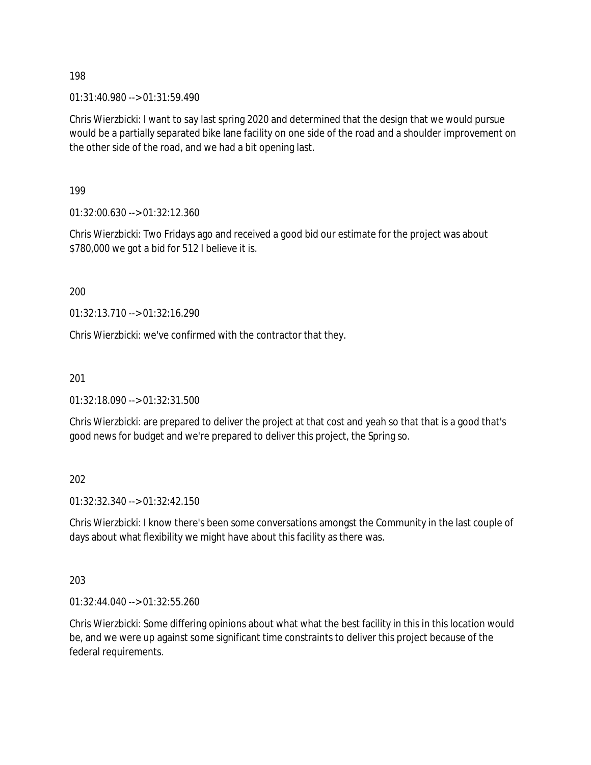198

01:31:40.980 --> 01:31:59.490

Chris Wierzbicki: I want to say last spring 2020 and determined that the design that we would pursue would be a partially separated bike lane facility on one side of the road and a shoulder improvement on the other side of the road, and we had a bit opening last.

199

01:32:00.630 --> 01:32:12.360

Chris Wierzbicki: Two Fridays ago and received a good bid our estimate for the project was about $780,000 we got a bid for 512 I believe it is.

200

01:32:13.710 --> 01:32:16.290

Chris Wierzbicki: we've confirmed with the contractor that they.

201

01:32:18.090 --> 01:32:31.500

Chris Wierzbicki: are prepared to deliver the project at that cost and yeah so that that is a good that's good news for budget and we're prepared to deliver this project, the Spring so.

202

01:32:32.340 --> 01:32:42.150

Chris Wierzbicki: I know there's been some conversations amongst the Community in the last couple of days about what flexibility we might have about this facility as there was.

203

01:32:44.040 --> 01:32:55.260

Chris Wierzbicki: Some differing opinions about what what the best facility in this in this location would be, and we were up against some significant time constraints to deliver this project because of the federal requirements.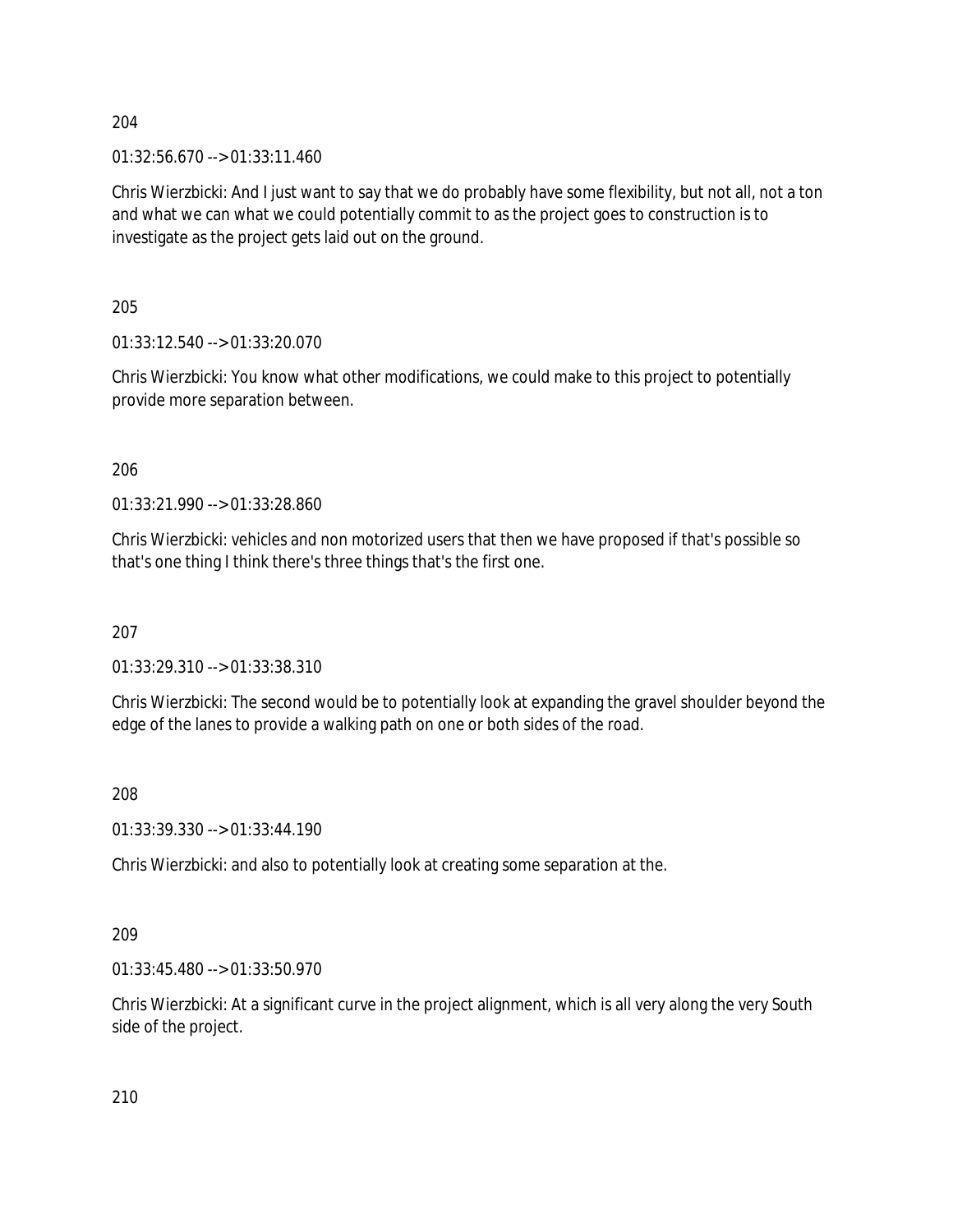204

01:32:56.670 --> 01:33:11.460

Chris Wierzbicki: And I just want to say that we do probably have some flexibility, but not all, not a ton and what we can what we could potentially commit to as the project goes to construction is to investigate as the project gets laid out on the ground.

205

01:33:12.540 --> 01:33:20.070

Chris Wierzbicki: You know what other modifications, we could make to this project to potentially provide more separation between.

206

01:33:21.990 --> 01:33:28.860

Chris Wierzbicki: vehicles and non motorized users that then we have proposed if that's possible so that's one thing I think there's three things that's the first one.

207

01:33:29.310 --> 01:33:38.310

Chris Wierzbicki: The second would be to potentially look at expanding the gravel shoulder beyond the edge of the lanes to provide a walking path on one or both sides of the road.

208

01:33:39.330 --> 01:33:44.190

Chris Wierzbicki: and also to potentially look at creating some separation at the.

209

01:33:45.480 --> 01:33:50.970

Chris Wierzbicki: At a significant curve in the project alignment, which is all very along the very South side of the project.

210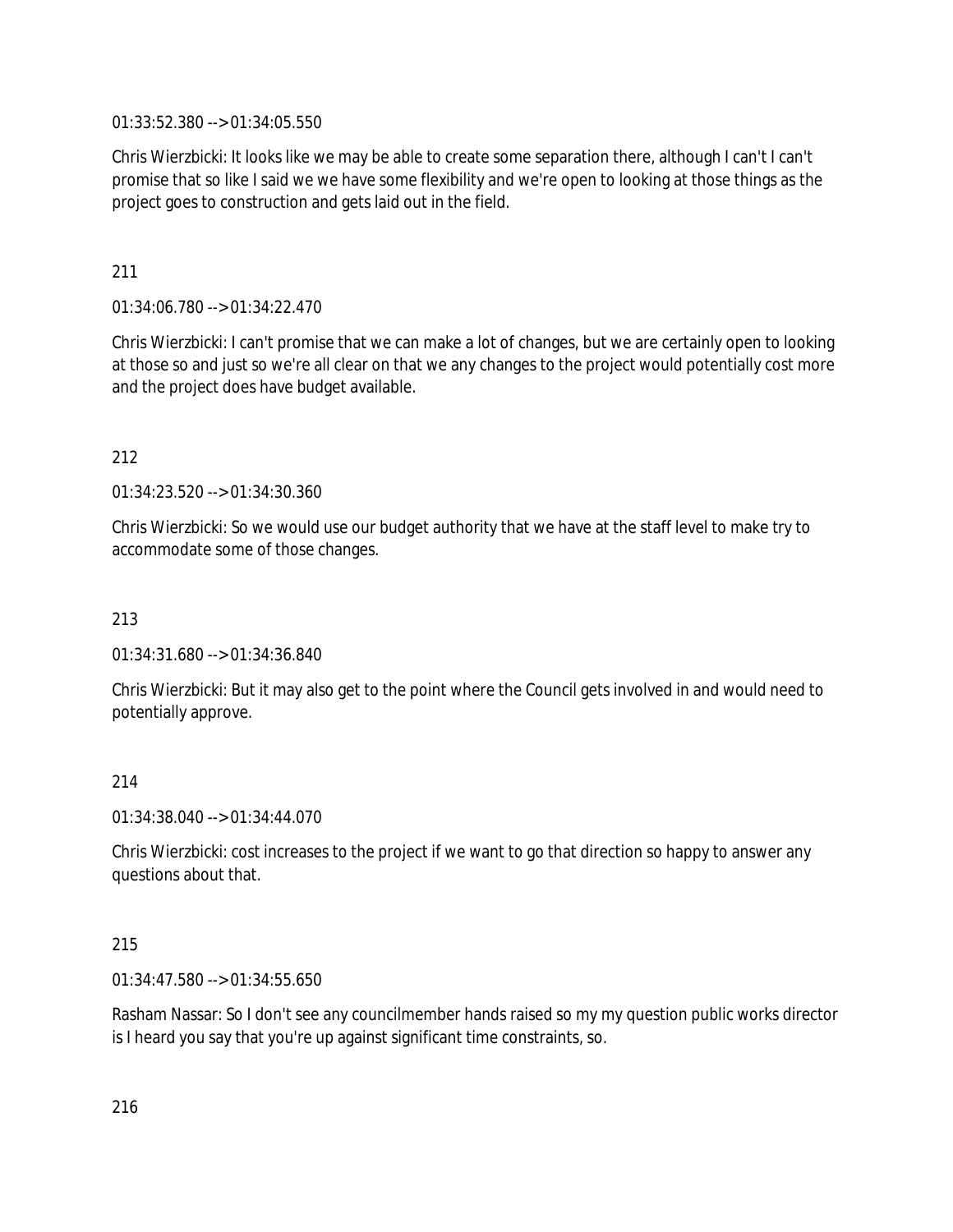01:33:52.380 --> 01:34:05.550

Chris Wierzbicki: It looks like we may be able to create some separation there, although I can't I can't promise that so like I said we we have some flexibility and we're open to looking at those things as the project goes to construction and gets laid out in the field.

211

01:34:06.780 --> 01:34:22.470

Chris Wierzbicki: I can't promise that we can make a lot of changes, but we are certainly open to looking at those so and just so we're all clear on that we any changes to the project would potentially cost more and the project does have budget available.

212

01:34:23.520 --> 01:34:30.360

Chris Wierzbicki: So we would use our budget authority that we have at the staff level to make try to accommodate some of those changes.

213

01:34:31.680 --> 01:34:36.840

Chris Wierzbicki: But it may also get to the point where the Council gets involved in and would need to potentially approve.

214

01:34:38.040 --> 01:34:44.070

Chris Wierzbicki: cost increases to the project if we want to go that direction so happy to answer any questions about that.

215

01:34:47.580 --> 01:34:55.650

Rasham Nassar: So I don't see any councilmember hands raised so my my question public works director is I heard you say that you're up against significant time constraints, so.

216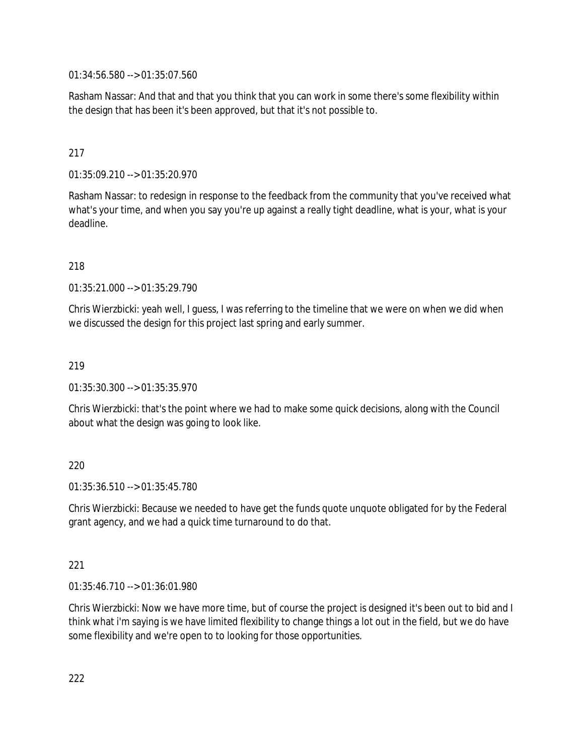01:34:56.580 --> 01:35:07.560

Rasham Nassar: And that and that you think that you can work in some there's some flexibility within the design that has been it's been approved, but that it's not possible to.

217

01:35:09.210 --> 01:35:20.970

Rasham Nassar: to redesign in response to the feedback from the community that you've received what what's your time, and when you say you're up against a really tight deadline, what is your, what is your deadline.

218

01:35:21.000 --> 01:35:29.790

Chris Wierzbicki: yeah well, I guess, I was referring to the timeline that we were on when we did when we discussed the design for this project last spring and early summer.

219

01:35:30.300 --> 01:35:35.970

Chris Wierzbicki: that's the point where we had to make some quick decisions, along with the Council about what the design was going to look like.

220

01:35:36.510 --> 01:35:45.780

Chris Wierzbicki: Because we needed to have get the funds quote unquote obligated for by the Federal grant agency, and we had a quick time turnaround to do that.

221

01:35:46.710 --> 01:36:01.980

Chris Wierzbicki: Now we have more time, but of course the project is designed it's been out to bid and I think what i'm saying is we have limited flexibility to change things a lot out in the field, but we do have some flexibility and we're open to to looking for those opportunities.

222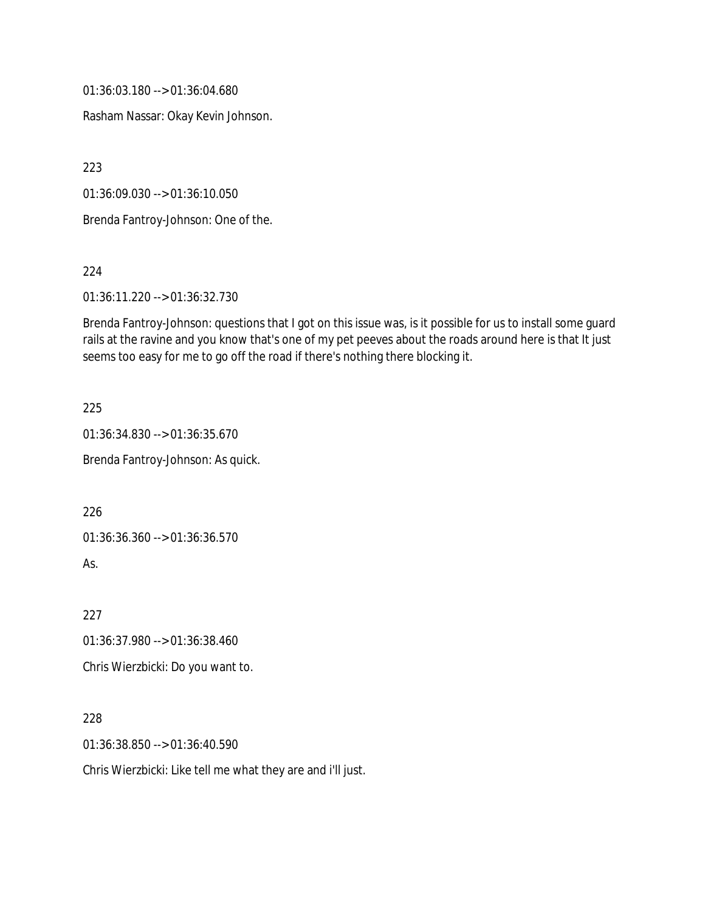01:36:03.180 --> 01:36:04.680

Rasham Nassar: Okay Kevin Johnson.

223

01:36:09.030 --> 01:36:10.050

Brenda Fantroy-Johnson: One of the.

224

01:36:11.220 --> 01:36:32.730

Brenda Fantroy-Johnson: questions that I got on this issue was, is it possible for us to install some guard rails at the ravine and you know that's one of my pet peeves about the roads around here is that It just seems too easy for me to go off the road if there's nothing there blocking it.

225

01:36:34.830 --> 01:36:35.670

Brenda Fantroy-Johnson: As quick.

226

01:36:36.360 --> 01:36:36.570

As.

227

01:36:37.980 --> 01:36:38.460

Chris Wierzbicki: Do you want to.

228

01:36:38.850 --> 01:36:40.590

Chris Wierzbicki: Like tell me what they are and i'll just.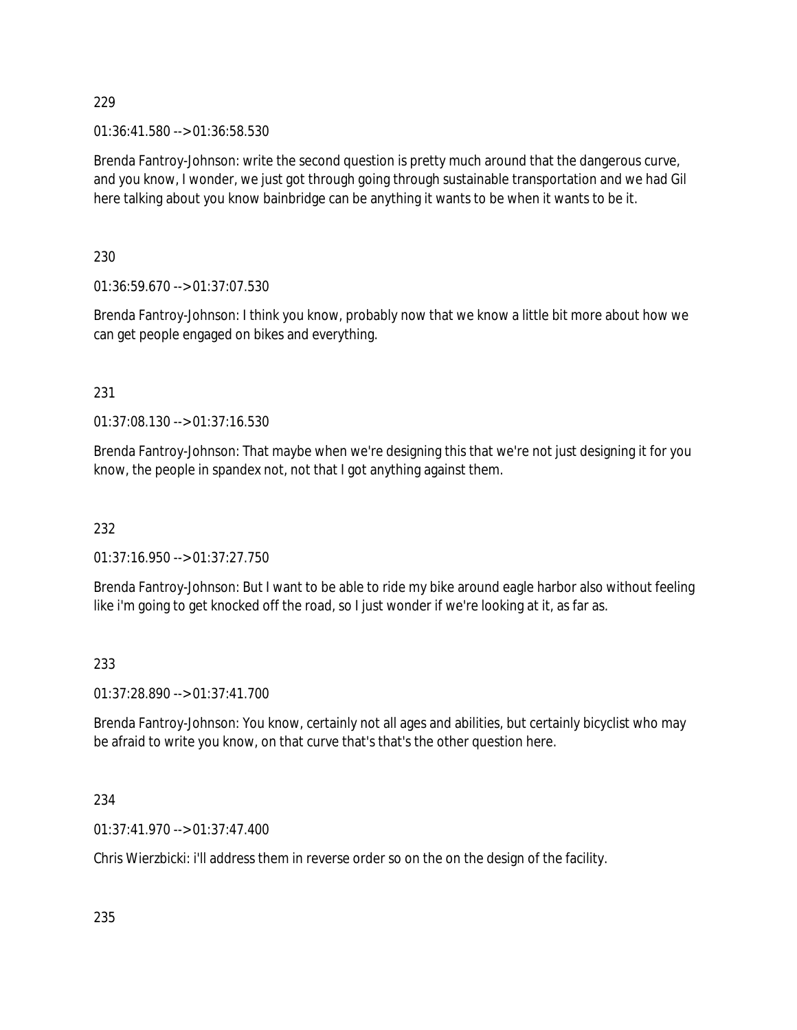229

01:36:41.580 --> 01:36:58.530

Brenda Fantroy-Johnson: write the second question is pretty much around that the dangerous curve, and you know, I wonder, we just got through going through sustainable transportation and we had Gil here talking about you know bainbridge can be anything it wants to be when it wants to be it.

230

01:36:59.670 --> 01:37:07.530

Brenda Fantroy-Johnson: I think you know, probably now that we know a little bit more about how we can get people engaged on bikes and everything.

231

01:37:08.130 --> 01:37:16.530

Brenda Fantroy-Johnson: That maybe when we're designing this that we're not just designing it for you know, the people in spandex not, not that I got anything against them.

232

01:37:16.950 --> 01:37:27.750

Brenda Fantroy-Johnson: But I want to be able to ride my bike around eagle harbor also without feeling like i'm going to get knocked off the road, so I just wonder if we're looking at it, as far as.

233

01:37:28.890 --> 01:37:41.700

Brenda Fantroy-Johnson: You know, certainly not all ages and abilities, but certainly bicyclist who may be afraid to write you know, on that curve that's that's the other question here.

234

01:37:41.970 --> 01:37:47.400

Chris Wierzbicki: i'll address them in reverse order so on the on the design of the facility.

235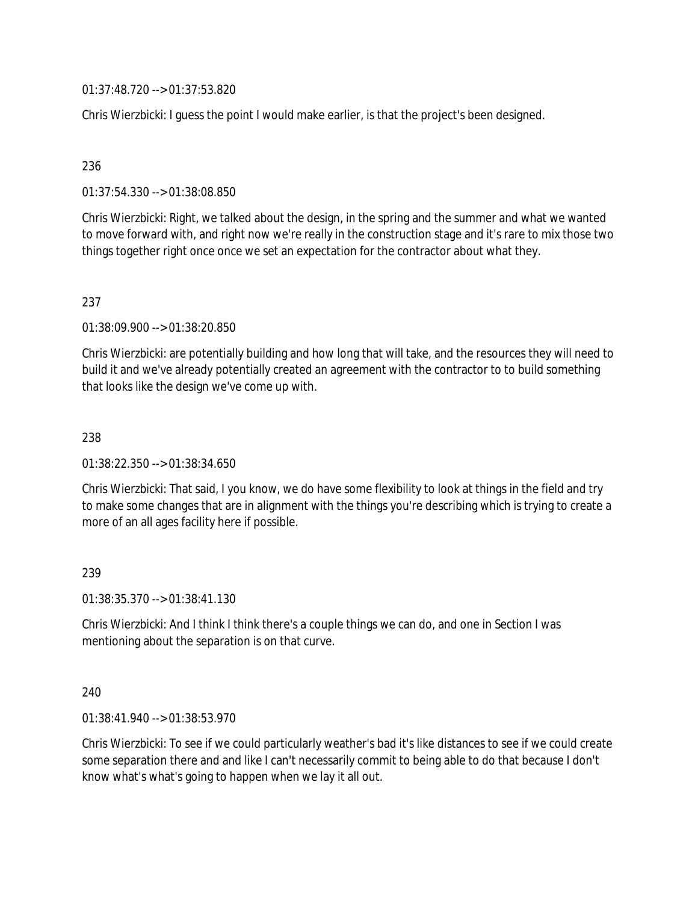01:37:48.720 --> 01:37:53.820

Chris Wierzbicki: I guess the point I would make earlier, is that the project's been designed.

236

01:37:54.330 --> 01:38:08.850

Chris Wierzbicki: Right, we talked about the design, in the spring and the summer and what we wanted to move forward with, and right now we're really in the construction stage and it's rare to mix those two things together right once once we set an expectation for the contractor about what they.

237

01:38:09.900 --> 01:38:20.850

Chris Wierzbicki: are potentially building and how long that will take, and the resources they will need to build it and we've already potentially created an agreement with the contractor to to build something that looks like the design we've come up with.

238

01:38:22.350 --> 01:38:34.650

Chris Wierzbicki: That said, I you know, we do have some flexibility to look at things in the field and try to make some changes that are in alignment with the things you're describing which is trying to create a more of an all ages facility here if possible.

239

01:38:35.370 --> 01:38:41.130

Chris Wierzbicki: And I think I think there's a couple things we can do, and one in Section I was mentioning about the separation is on that curve.

240

01:38:41.940 --> 01:38:53.970

Chris Wierzbicki: To see if we could particularly weather's bad it's like distances to see if we could create some separation there and and like I can't necessarily commit to being able to do that because I don't know what's what's going to happen when we lay it all out.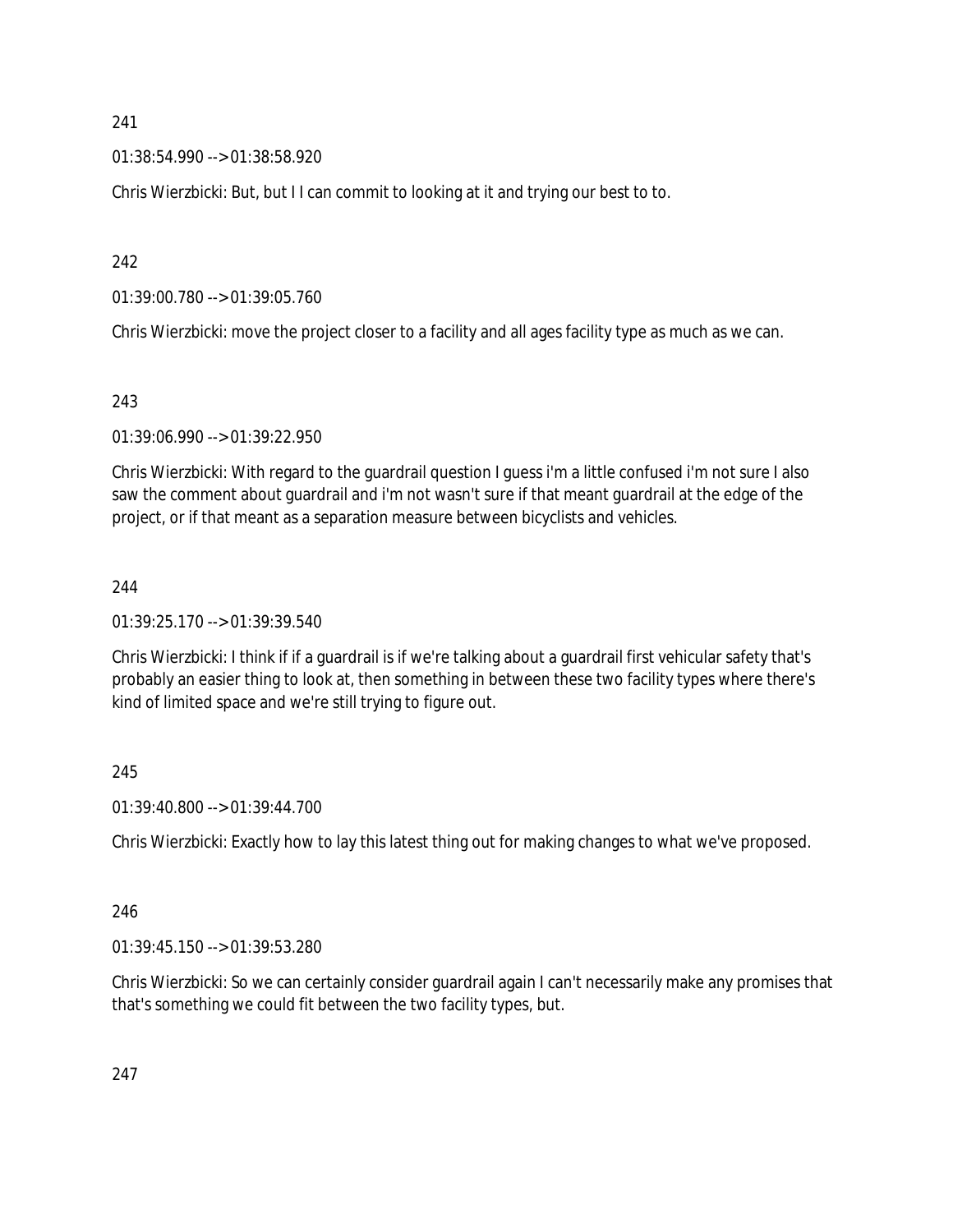241

01:38:54.990 --> 01:38:58.920

Chris Wierzbicki: But, but I I can commit to looking at it and trying our best to to.

242

01:39:00.780 --> 01:39:05.760

Chris Wierzbicki: move the project closer to a facility and all ages facility type as much as we can.

243

01:39:06.990 --> 01:39:22.950

Chris Wierzbicki: With regard to the guardrail question I guess i'm a little confused i'm not sure I also saw the comment about guardrail and i'm not wasn't sure if that meant guardrail at the edge of the project, or if that meant as a separation measure between bicyclists and vehicles.

244

01:39:25.170 --> 01:39:39.540

Chris Wierzbicki: I think if if a guardrail is if we're talking about a guardrail first vehicular safety that's probably an easier thing to look at, then something in between these two facility types where there's kind of limited space and we're still trying to figure out.

245

01:39:40.800 --> 01:39:44.700

Chris Wierzbicki: Exactly how to lay this latest thing out for making changes to what we've proposed.

246

01:39:45.150 --> 01:39:53.280

Chris Wierzbicki: So we can certainly consider guardrail again I can't necessarily make any promises that that's something we could fit between the two facility types, but.

247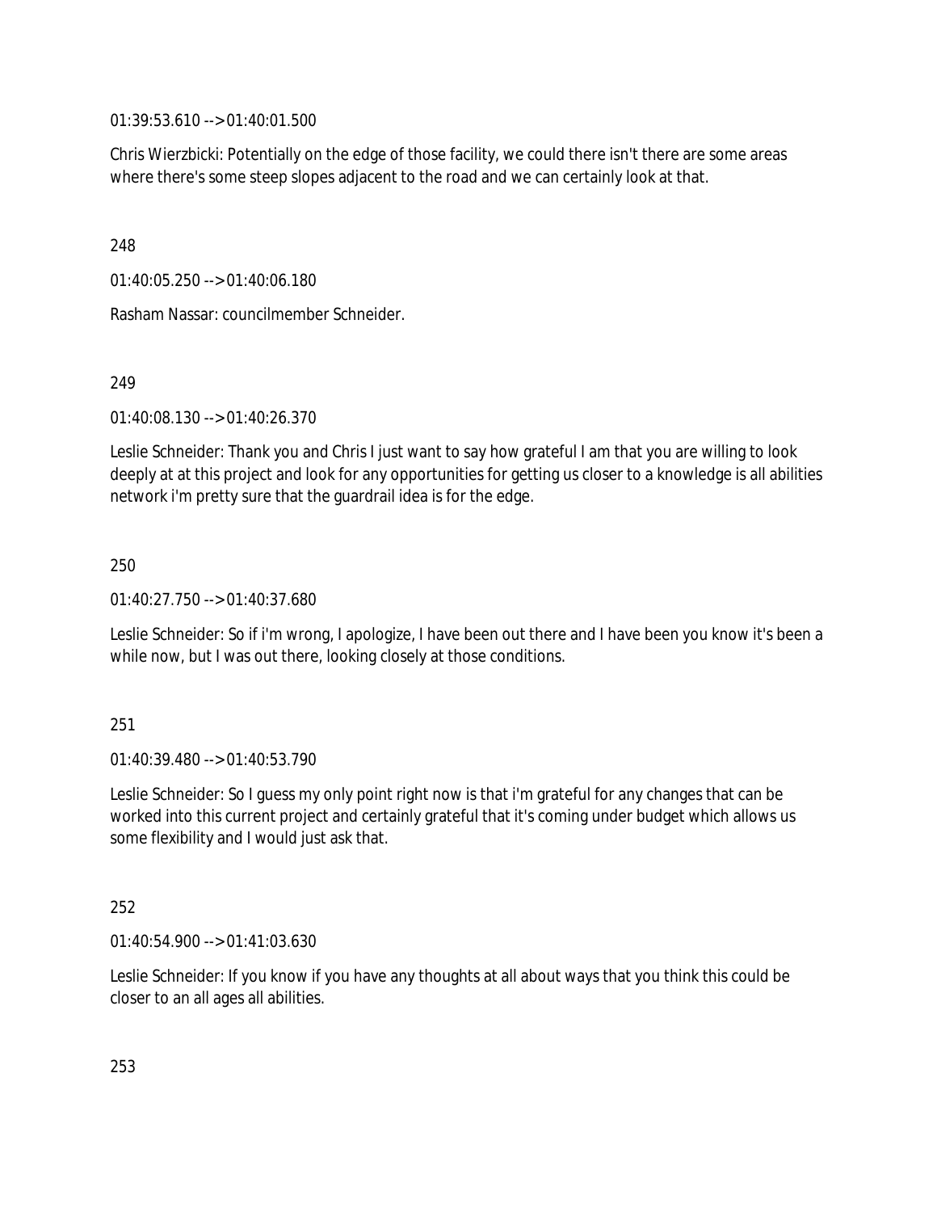01:39:53.610 --> 01:40:01.500

Chris Wierzbicki: Potentially on the edge of those facility, we could there isn't there are some areas where there's some steep slopes adjacent to the road and we can certainly look at that.

248

01:40:05.250 --> 01:40:06.180

Rasham Nassar: councilmember Schneider.

249

01:40:08.130 --> 01:40:26.370

Leslie Schneider: Thank you and Chris I just want to say how grateful I am that you are willing to look deeply at at this project and look for any opportunities for getting us closer to a knowledge is all abilities network i'm pretty sure that the guardrail idea is for the edge.

250

01:40:27.750 --> 01:40:37.680

Leslie Schneider: So if i'm wrong, I apologize, I have been out there and I have been you know it's been a while now, but I was out there, looking closely at those conditions.

251

01:40:39.480 --> 01:40:53.790

Leslie Schneider: So I guess my only point right now is that i'm grateful for any changes that can be worked into this current project and certainly grateful that it's coming under budget which allows us some flexibility and I would just ask that.

252

01:40:54.900 --> 01:41:03.630

Leslie Schneider: If you know if you have any thoughts at all about ways that you think this could be closer to an all ages all abilities.

253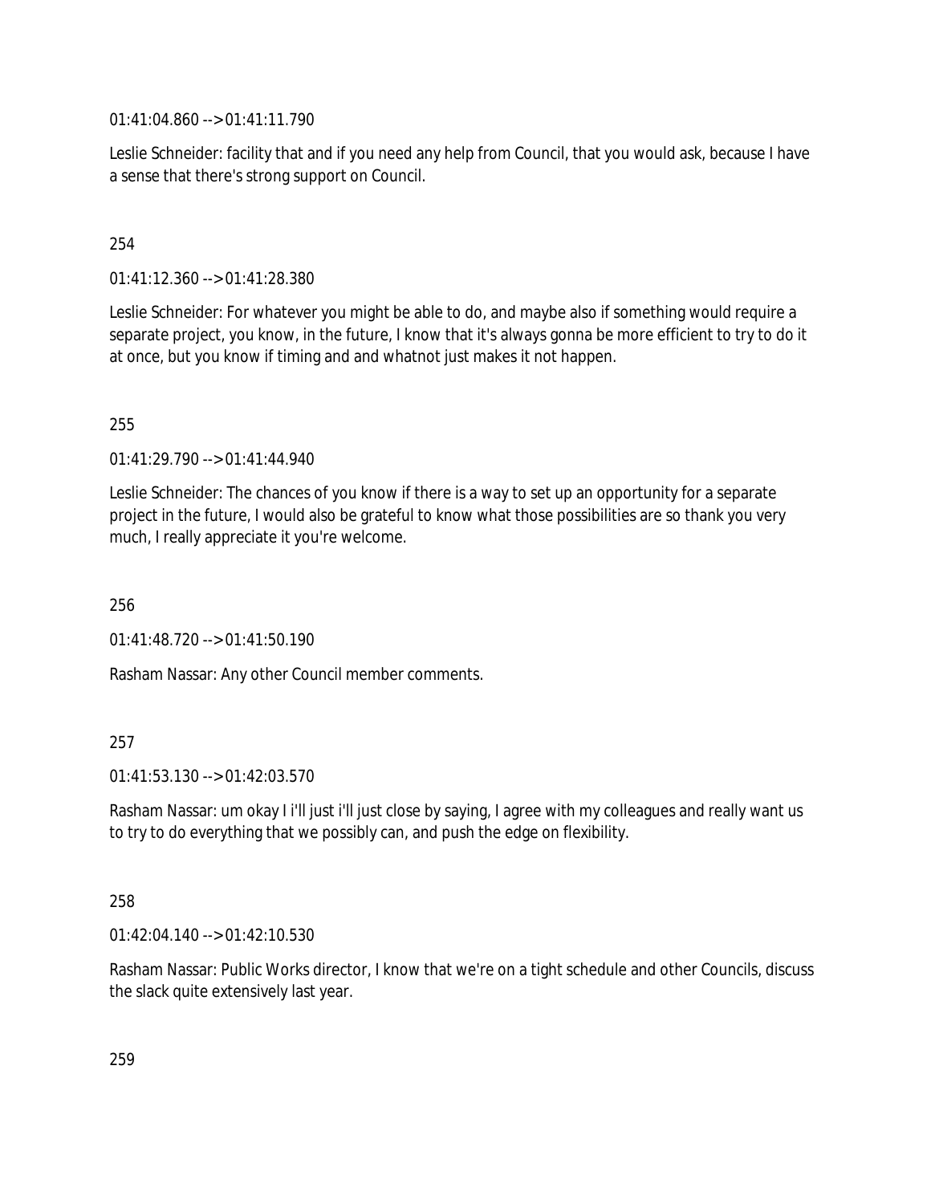01:41:04.860 --> 01:41:11.790

Leslie Schneider: facility that and if you need any help from Council, that you would ask, because I have a sense that there's strong support on Council.

254

01:41:12.360 --> 01:41:28.380

Leslie Schneider: For whatever you might be able to do, and maybe also if something would require a separate project, you know, in the future, I know that it's always gonna be more efficient to try to do it at once, but you know if timing and and whatnot just makes it not happen.

255

01:41:29.790 --> 01:41:44.940

Leslie Schneider: The chances of you know if there is a way to set up an opportunity for a separate project in the future, I would also be grateful to know what those possibilities are so thank you very much, I really appreciate it you're welcome.

256

01:41:48.720 --> 01:41:50.190

Rasham Nassar: Any other Council member comments.

257

01:41:53.130 --> 01:42:03.570

Rasham Nassar: um okay I i'll just i'll just close by saying, I agree with my colleagues and really want us to try to do everything that we possibly can, and push the edge on flexibility.

258

01:42:04.140 --> 01:42:10.530

Rasham Nassar: Public Works director, I know that we're on a tight schedule and other Councils, discuss the slack quite extensively last year.

259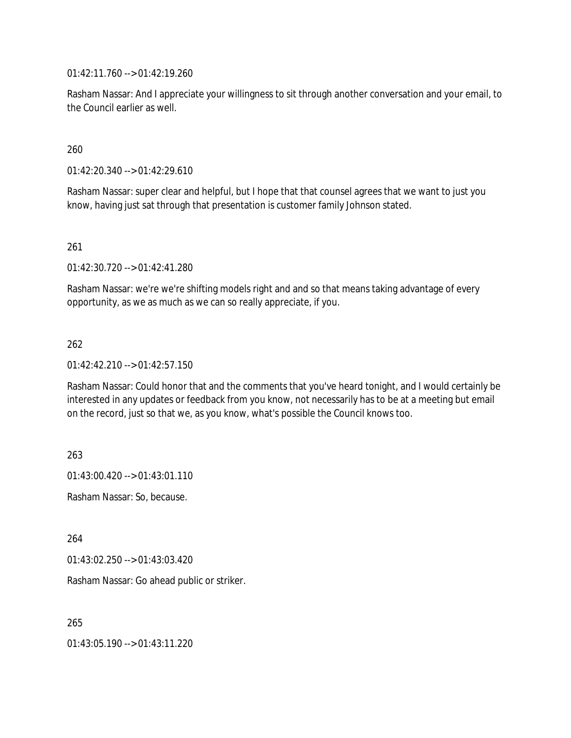01:42:11.760 --> 01:42:19.260

Rasham Nassar: And I appreciate your willingness to sit through another conversation and your email, to the Council earlier as well.

260

01:42:20.340 --> 01:42:29.610

Rasham Nassar: super clear and helpful, but I hope that that counsel agrees that we want to just you know, having just sat through that presentation is customer family Johnson stated.

261

01:42:30.720 --> 01:42:41.280

Rasham Nassar: we're we're shifting models right and and so that means taking advantage of every opportunity, as we as much as we can so really appreciate, if you.

262

01:42:42.210 --> 01:42:57.150

Rasham Nassar: Could honor that and the comments that you've heard tonight, and I would certainly be interested in any updates or feedback from you know, not necessarily has to be at a meeting but email on the record, just so that we, as you know, what's possible the Council knows too.

263

01:43:00.420 --> 01:43:01.110

Rasham Nassar: So, because.

264

01:43:02.250 --> 01:43:03.420

Rasham Nassar: Go ahead public or striker.

265

01:43:05.190 --> 01:43:11.220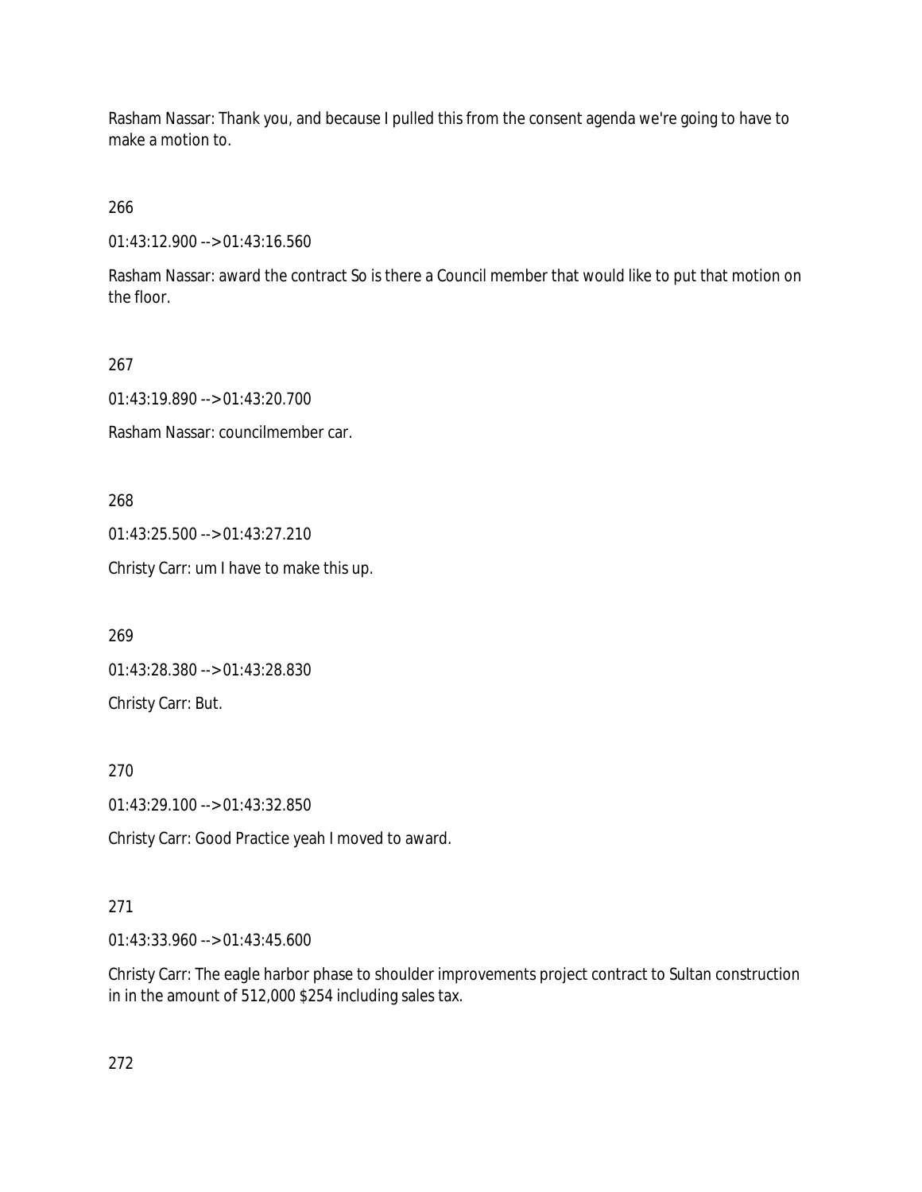Rasham Nassar: Thank you, and because I pulled this from the consent agenda we're going to have to make a motion to.

266

01:43:12.900 --> 01:43:16.560

Rasham Nassar: award the contract So is there a Council member that would like to put that motion on the floor.

267

01:43:19.890 --> 01:43:20.700

Rasham Nassar: councilmember car.

268

01:43:25.500 --> 01:43:27.210

Christy Carr: um I have to make this up.

269

01:43:28.380 --> 01:43:28.830

Christy Carr: But.

270

01:43:29.100 --> 01:43:32.850

Christy Carr: Good Practice yeah I moved to award.

271

01:43:33.960 --> 01:43:45.600

Christy Carr: The eagle harbor phase to shoulder improvements project contract to Sultan construction in in the amount of 512,000 $254 including sales tax.

272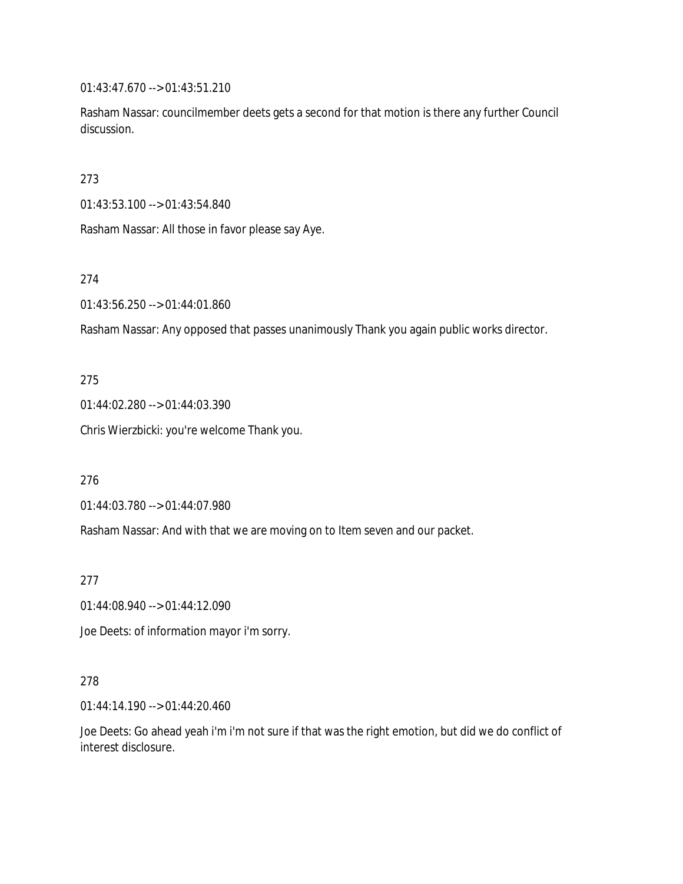01:43:47.670 --> 01:43:51.210

Rasham Nassar: councilmember deets gets a second for that motion is there any further Council discussion.

273

01:43:53.100 --> 01:43:54.840

Rasham Nassar: All those in favor please say Aye.

274

01:43:56.250 --> 01:44:01.860

Rasham Nassar: Any opposed that passes unanimously Thank you again public works director.

275

01:44:02.280 --> 01:44:03.390

Chris Wierzbicki: you're welcome Thank you.

276

01:44:03.780 --> 01:44:07.980

Rasham Nassar: And with that we are moving on to Item seven and our packet.

277

01:44:08.940 --> 01:44:12.090

Joe Deets: of information mayor i'm sorry.

278

01:44:14.190 --> 01:44:20.460

Joe Deets: Go ahead yeah i'm i'm not sure if that was the right emotion, but did we do conflict of interest disclosure.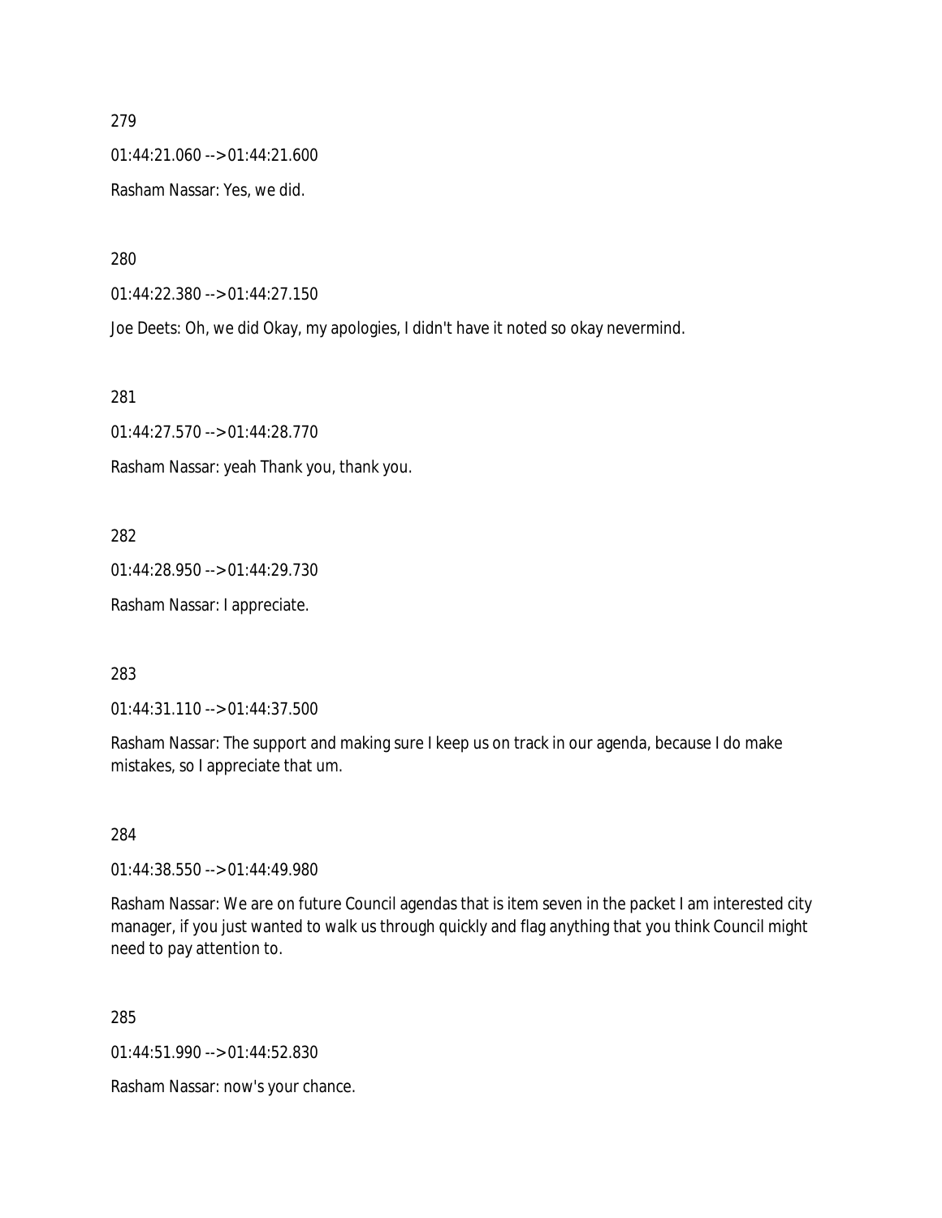279

01:44:21.060 --> 01:44:21.600

Rasham Nassar: Yes, we did.

280

01:44:22.380 --> 01:44:27.150

Joe Deets: Oh, we did Okay, my apologies, I didn't have it noted so okay nevermind.

281

01:44:27.570 --> 01:44:28.770

Rasham Nassar: yeah Thank you, thank you.

282

01:44:28.950 --> 01:44:29.730

Rasham Nassar: I appreciate.

283

01:44:31.110 --> 01:44:37.500

Rasham Nassar: The support and making sure I keep us on track in our agenda, because I do make mistakes, so I appreciate that um.

284

01:44:38.550 --> 01:44:49.980

Rasham Nassar: We are on future Council agendas that is item seven in the packet I am interested city manager, if you just wanted to walk us through quickly and flag anything that you think Council might need to pay attention to.

285

01:44:51.990 --> 01:44:52.830

Rasham Nassar: now's your chance.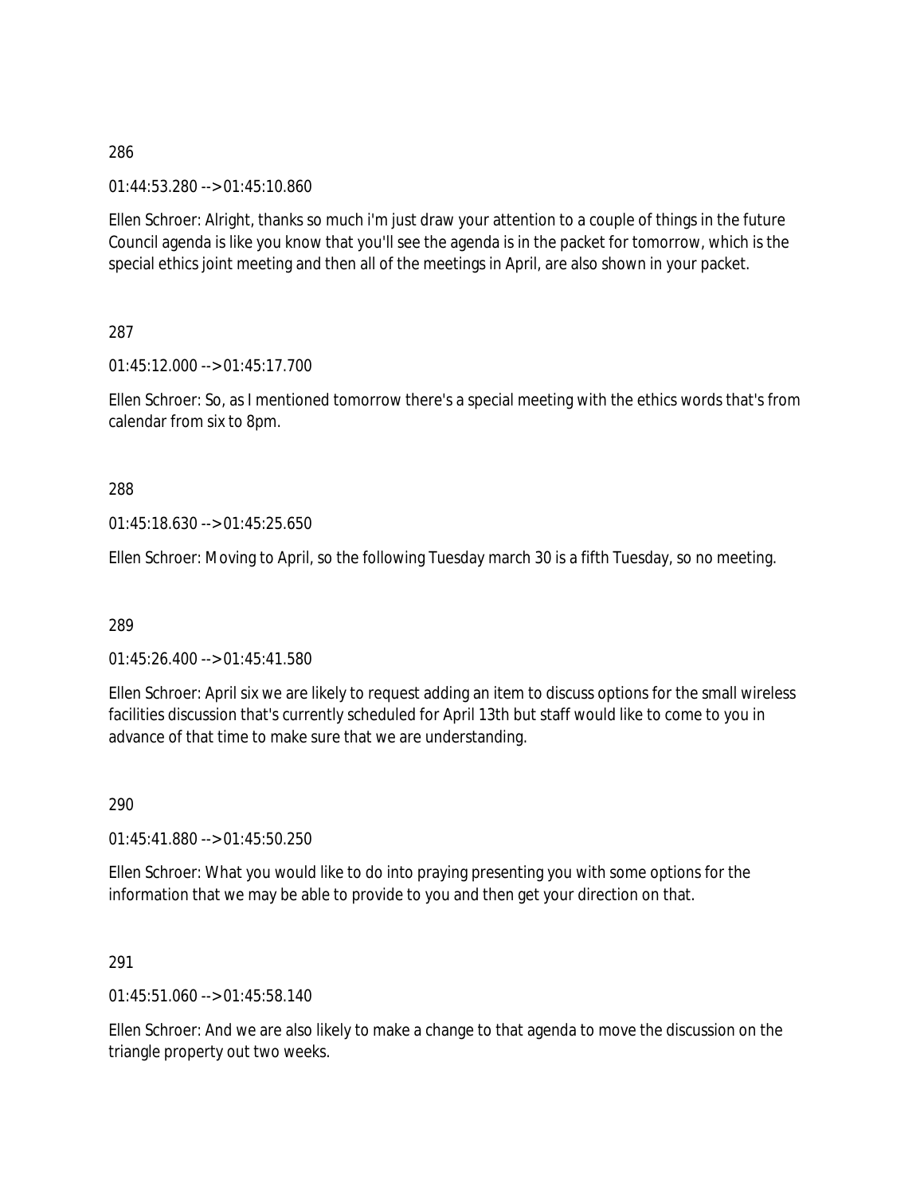286

01:44:53.280 --> 01:45:10.860

Ellen Schroer: Alright, thanks so much i'm just draw your attention to a couple of things in the future Council agenda is like you know that you'll see the agenda is in the packet for tomorrow, which is the special ethics joint meeting and then all of the meetings in April, are also shown in your packet.

287

01:45:12.000 --> 01:45:17.700

Ellen Schroer: So, as I mentioned tomorrow there's a special meeting with the ethics words that's from calendar from six to 8pm.

288

01:45:18.630 --> 01:45:25.650

Ellen Schroer: Moving to April, so the following Tuesday march 30 is a fifth Tuesday, so no meeting.

289

01:45:26.400 --> 01:45:41.580

Ellen Schroer: April six we are likely to request adding an item to discuss options for the small wireless facilities discussion that's currently scheduled for April 13th but staff would like to come to you in advance of that time to make sure that we are understanding.

290

01:45:41.880 --> 01:45:50.250

Ellen Schroer: What you would like to do into praying presenting you with some options for the information that we may be able to provide to you and then get your direction on that.

291

01:45:51.060 --> 01:45:58.140

Ellen Schroer: And we are also likely to make a change to that agenda to move the discussion on the triangle property out two weeks.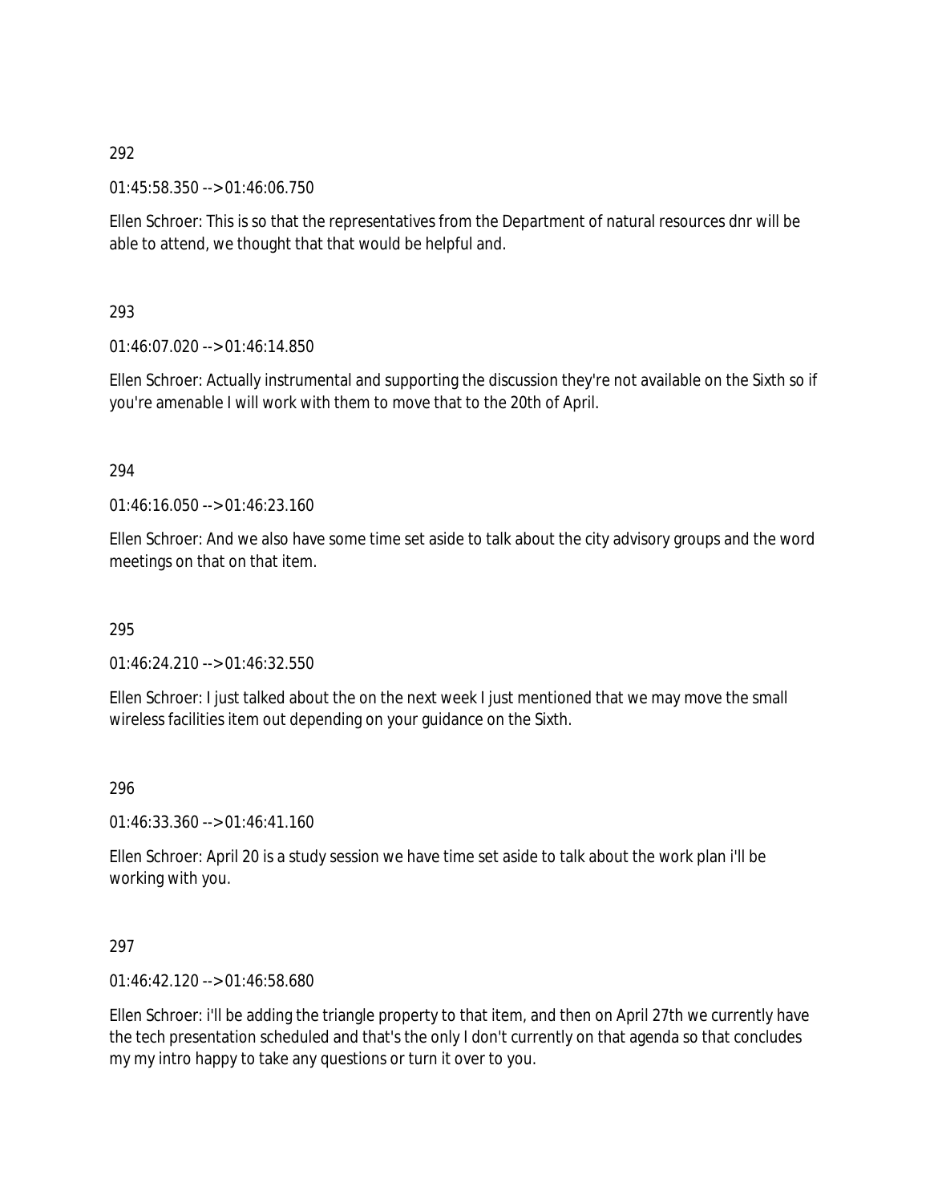292

01:45:58.350 --> 01:46:06.750

Ellen Schroer: This is so that the representatives from the Department of natural resources dnr will be able to attend, we thought that that would be helpful and.

293

01:46:07.020 --> 01:46:14.850

Ellen Schroer: Actually instrumental and supporting the discussion they're not available on the Sixth so if you're amenable I will work with them to move that to the 20th of April.

294

01:46:16.050 --> 01:46:23.160

Ellen Schroer: And we also have some time set aside to talk about the city advisory groups and the word meetings on that on that item.

295

01:46:24.210 --> 01:46:32.550

Ellen Schroer: I just talked about the on the next week I just mentioned that we may move the small wireless facilities item out depending on your guidance on the Sixth.

296

01:46:33.360 --> 01:46:41.160

Ellen Schroer: April 20 is a study session we have time set aside to talk about the work plan i'll be working with you.

297

01:46:42.120 --> 01:46:58.680

Ellen Schroer: i'll be adding the triangle property to that item, and then on April 27th we currently have the tech presentation scheduled and that's the only I don't currently on that agenda so that concludes my my intro happy to take any questions or turn it over to you.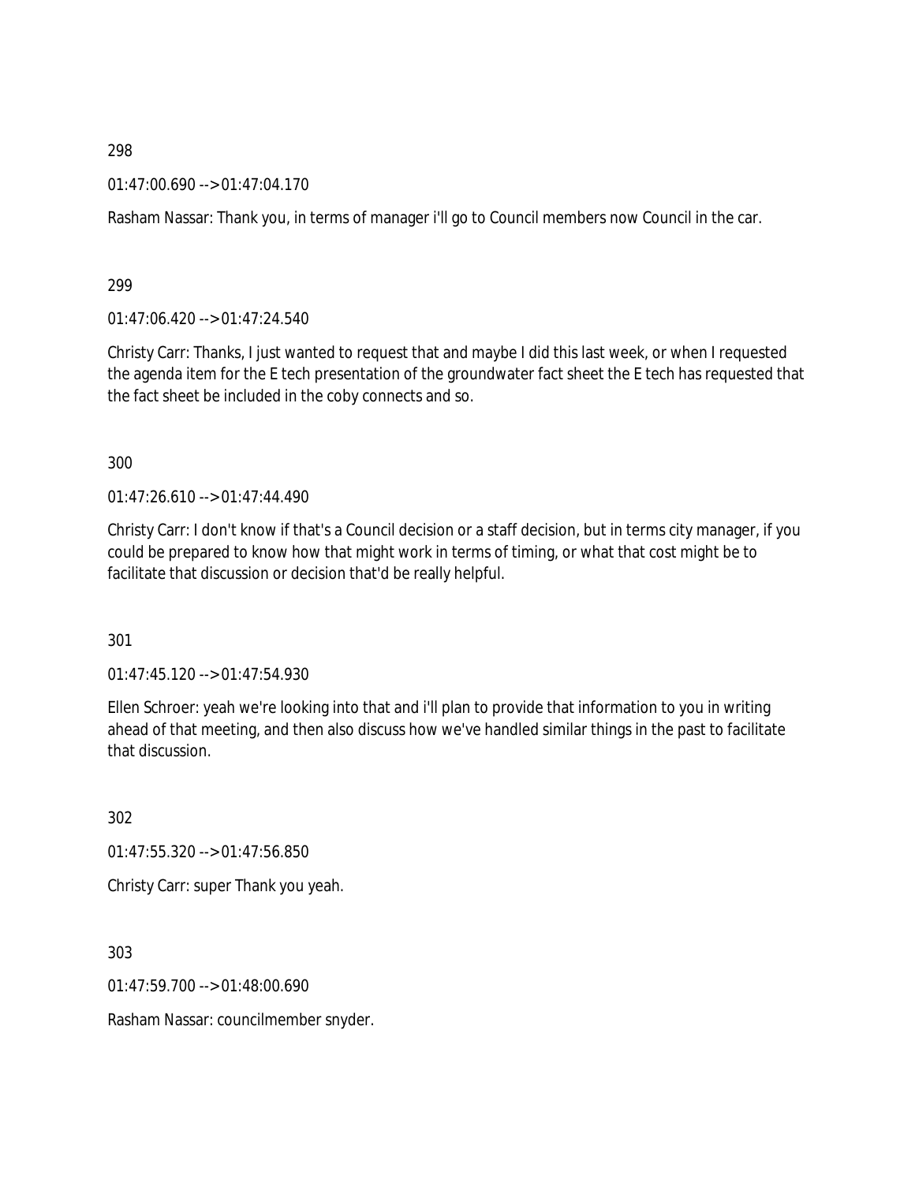298

01:47:00.690 --> 01:47:04.170

Rasham Nassar: Thank you, in terms of manager i'll go to Council members now Council in the car.

299

01:47:06.420 --> 01:47:24.540

Christy Carr: Thanks, I just wanted to request that and maybe I did this last week, or when I requested the agenda item for the E tech presentation of the groundwater fact sheet the E tech has requested that the fact sheet be included in the coby connects and so.

300

01:47:26.610 --> 01:47:44.490

Christy Carr: I don't know if that's a Council decision or a staff decision, but in terms city manager, if you could be prepared to know how that might work in terms of timing, or what that cost might be to facilitate that discussion or decision that'd be really helpful.

301

01:47:45.120 --> 01:47:54.930

Ellen Schroer: yeah we're looking into that and i'll plan to provide that information to you in writing ahead of that meeting, and then also discuss how we've handled similar things in the past to facilitate that discussion.

302

01:47:55.320 --> 01:47:56.850

Christy Carr: super Thank you yeah.

303

01:47:59.700 --> 01:48:00.690

Rasham Nassar: councilmember snyder.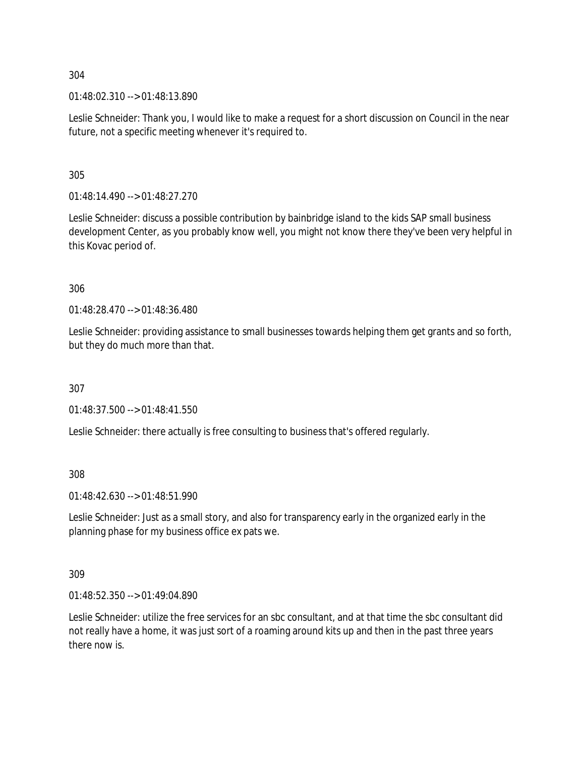304

01:48:02.310 --> 01:48:13.890

Leslie Schneider: Thank you, I would like to make a request for a short discussion on Council in the near future, not a specific meeting whenever it's required to.

305

01:48:14.490 --> 01:48:27.270

Leslie Schneider: discuss a possible contribution by bainbridge island to the kids SAP small business development Center, as you probably know well, you might not know there they've been very helpful in this Kovac period of.

306

01:48:28.470 --> 01:48:36.480

Leslie Schneider: providing assistance to small businesses towards helping them get grants and so forth, but they do much more than that.

307

01:48:37.500 --> 01:48:41.550

Leslie Schneider: there actually is free consulting to business that's offered regularly.

308

01:48:42.630 --> 01:48:51.990

Leslie Schneider: Just as a small story, and also for transparency early in the organized early in the planning phase for my business office ex pats we.

309

01:48:52.350 --> 01:49:04.890

Leslie Schneider: utilize the free services for an sbc consultant, and at that time the sbc consultant did not really have a home, it was just sort of a roaming around kits up and then in the past three years there now is.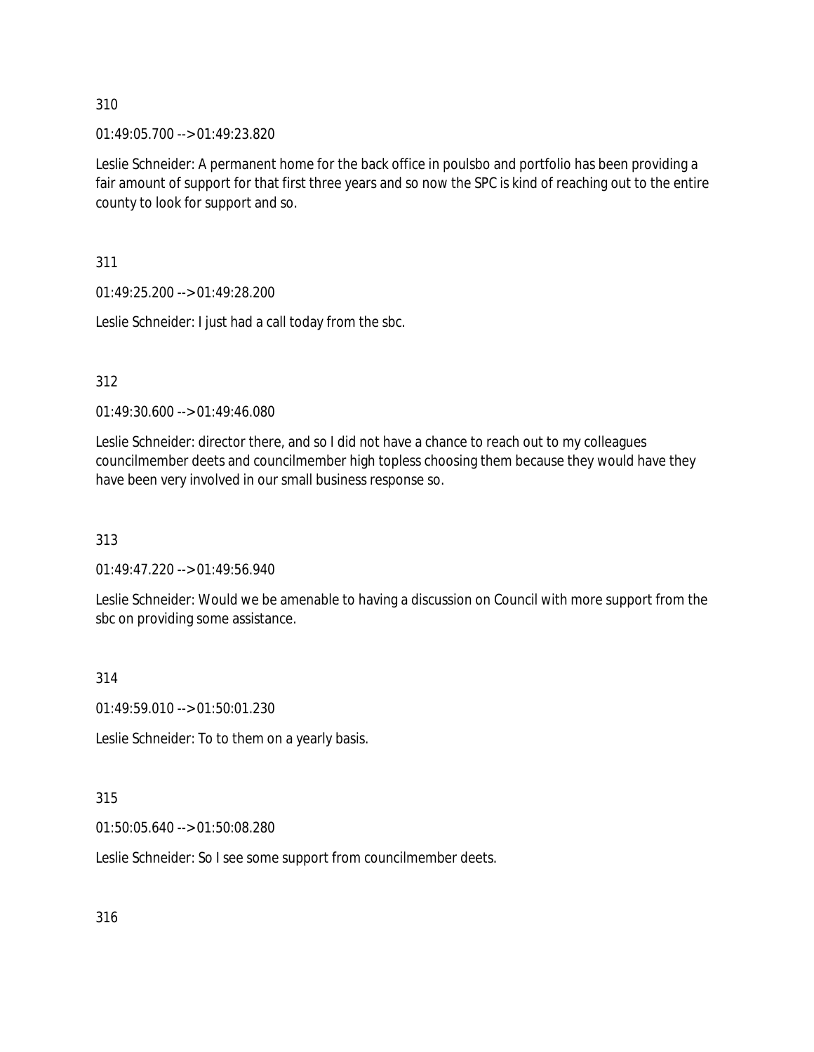310

01:49:05.700 --> 01:49:23.820

Leslie Schneider: A permanent home for the back office in poulsbo and portfolio has been providing a fair amount of support for that first three years and so now the SPC is kind of reaching out to the entire county to look for support and so.

311

01:49:25.200 --> 01:49:28.200

Leslie Schneider: I just had a call today from the sbc.

312

01:49:30.600 --> 01:49:46.080

Leslie Schneider: director there, and so I did not have a chance to reach out to my colleagues councilmember deets and councilmember high topless choosing them because they would have they have been very involved in our small business response so.

313

01:49:47.220 --> 01:49:56.940

Leslie Schneider: Would we be amenable to having a discussion on Council with more support from the sbc on providing some assistance.

314

01:49:59.010 --> 01:50:01.230

Leslie Schneider: To to them on a yearly basis.

315

01:50:05.640 --> 01:50:08.280

Leslie Schneider: So I see some support from councilmember deets.

316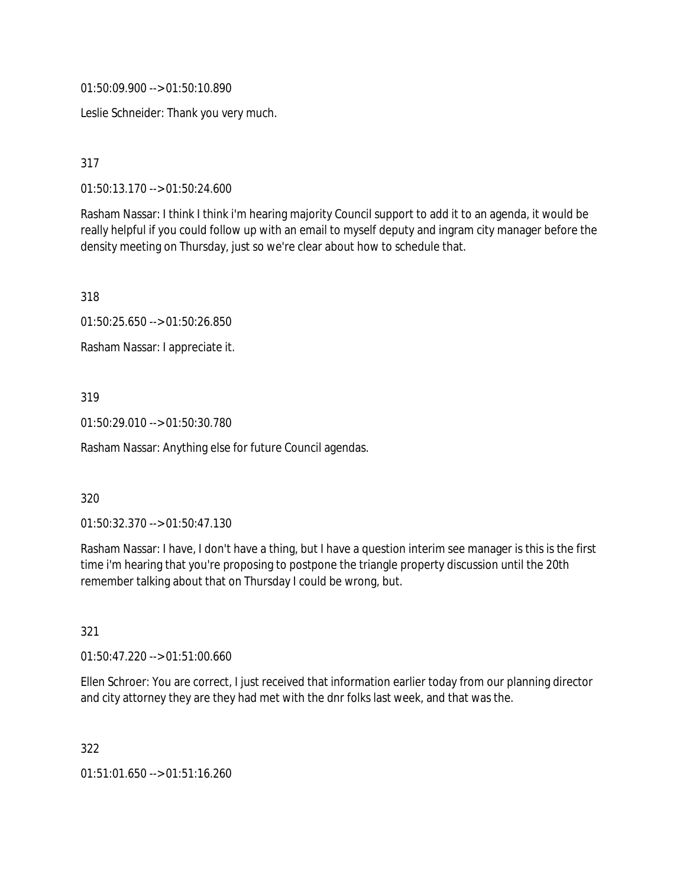01:50:09.900 --> 01:50:10.890

Leslie Schneider: Thank you very much.

317

01:50:13.170 --> 01:50:24.600

Rasham Nassar: I think I think i'm hearing majority Council support to add it to an agenda, it would be really helpful if you could follow up with an email to myself deputy and ingram city manager before the density meeting on Thursday, just so we're clear about how to schedule that.

318

01:50:25.650 --> 01:50:26.850

Rasham Nassar: I appreciate it.

319

01:50:29.010 --> 01:50:30.780

Rasham Nassar: Anything else for future Council agendas.

320

01:50:32.370 --> 01:50:47.130

Rasham Nassar: I have, I don't have a thing, but I have a question interim see manager is this is the first time i'm hearing that you're proposing to postpone the triangle property discussion until the 20th remember talking about that on Thursday I could be wrong, but.

321

01:50:47.220 --> 01:51:00.660

Ellen Schroer: You are correct, I just received that information earlier today from our planning director and city attorney they are they had met with the dnr folks last week, and that was the.

322

01:51:01.650 --> 01:51:16.260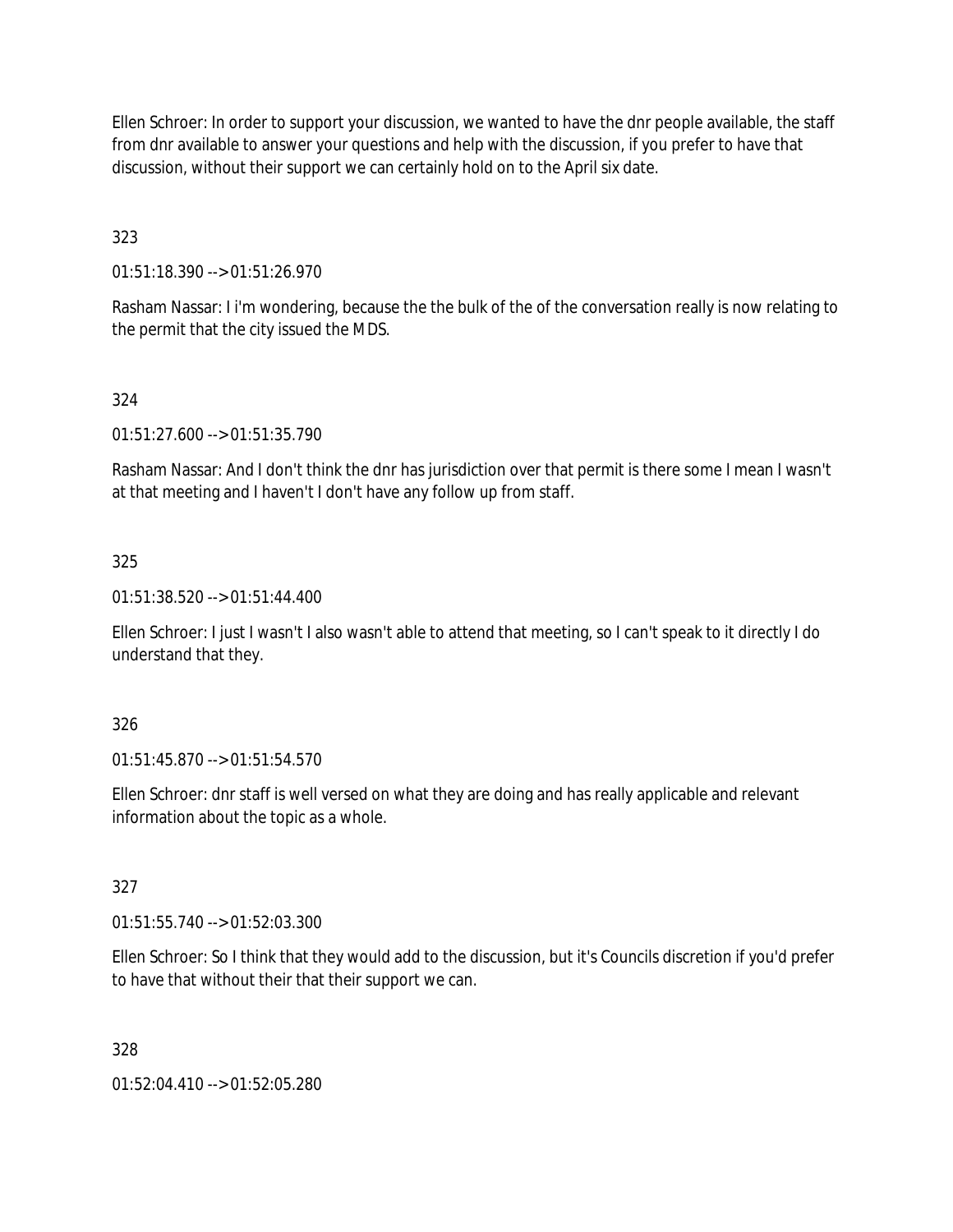Ellen Schroer: In order to support your discussion, we wanted to have the dnr people available, the staff from dnr available to answer your questions and help with the discussion, if you prefer to have that discussion, without their support we can certainly hold on to the April six date.

323

01:51:18.390 --> 01:51:26.970

Rasham Nassar: I i'm wondering, because the the bulk of the of the conversation really is now relating to the permit that the city issued the MDS.

324

01:51:27.600 --> 01:51:35.790

Rasham Nassar: And I don't think the dnr has jurisdiction over that permit is there some I mean I wasn't at that meeting and I haven't I don't have any follow up from staff.

325

01:51:38.520 --> 01:51:44.400

Ellen Schroer: I just I wasn't I also wasn't able to attend that meeting, so I can't speak to it directly I do understand that they.

326

01:51:45.870 --> 01:51:54.570

Ellen Schroer: dnr staff is well versed on what they are doing and has really applicable and relevant information about the topic as a whole.

327

01:51:55.740 --> 01:52:03.300

Ellen Schroer: So I think that they would add to the discussion, but it's Councils discretion if you'd prefer to have that without their that their support we can.

328

01:52:04.410 --> 01:52:05.280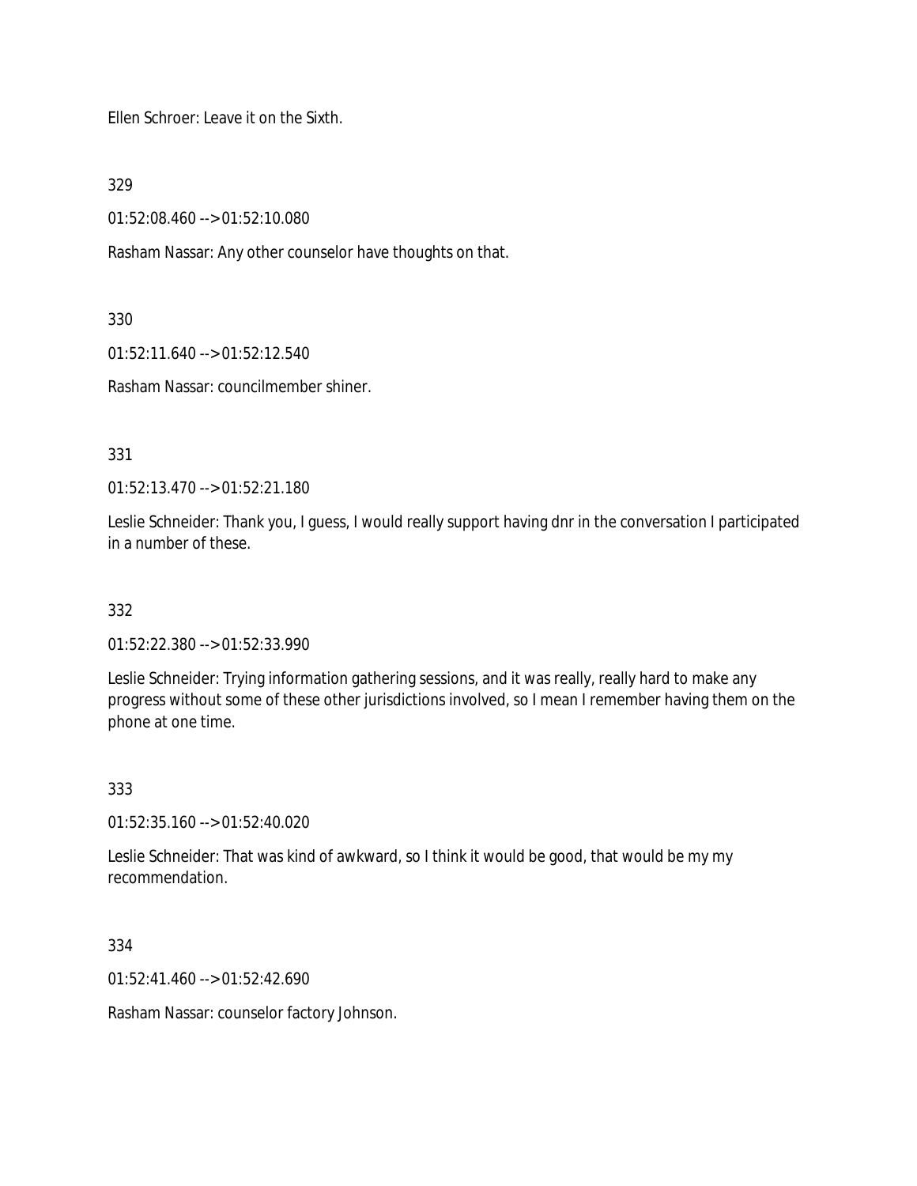Ellen Schroer: Leave it on the Sixth.

329

01:52:08.460 --> 01:52:10.080

Rasham Nassar: Any other counselor have thoughts on that.

330

01:52:11.640 --> 01:52:12.540

Rasham Nassar: councilmember shiner.

331

01:52:13.470 --> 01:52:21.180

Leslie Schneider: Thank you, I guess, I would really support having dnr in the conversation I participated in a number of these.

332

01:52:22.380 --> 01:52:33.990

Leslie Schneider: Trying information gathering sessions, and it was really, really hard to make any progress without some of these other jurisdictions involved, so I mean I remember having them on the phone at one time.

333

01:52:35.160 --> 01:52:40.020

Leslie Schneider: That was kind of awkward, so I think it would be good, that would be my my recommendation.

334

01:52:41.460 --> 01:52:42.690

Rasham Nassar: counselor factory Johnson.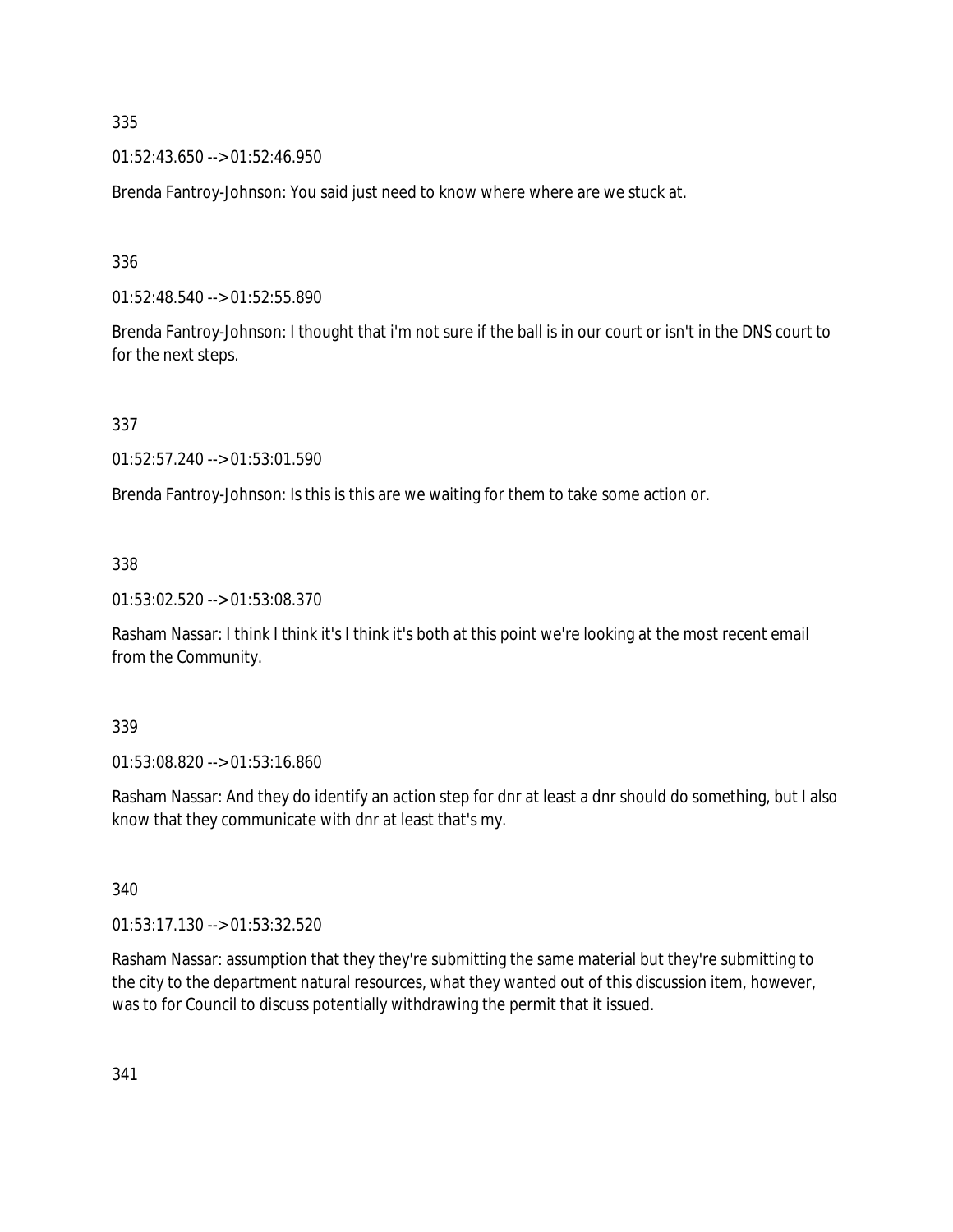335

01:52:43.650 --> 01:52:46.950

Brenda Fantroy-Johnson: You said just need to know where where are we stuck at.

336

01:52:48.540 --> 01:52:55.890

Brenda Fantroy-Johnson: I thought that i'm not sure if the ball is in our court or isn't in the DNS court to for the next steps.

337

01:52:57.240 --> 01:53:01.590

Brenda Fantroy-Johnson: Is this is this are we waiting for them to take some action or.

338

01:53:02.520 --> 01:53:08.370

Rasham Nassar: I think I think it's I think it's both at this point we're looking at the most recent email from the Community.

339

01:53:08.820 --> 01:53:16.860

Rasham Nassar: And they do identify an action step for dnr at least a dnr should do something, but I also know that they communicate with dnr at least that's my.

340

01:53:17.130 --> 01:53:32.520

Rasham Nassar: assumption that they they're submitting the same material but they're submitting to the city to the department natural resources, what they wanted out of this discussion item, however, was to for Council to discuss potentially withdrawing the permit that it issued.

341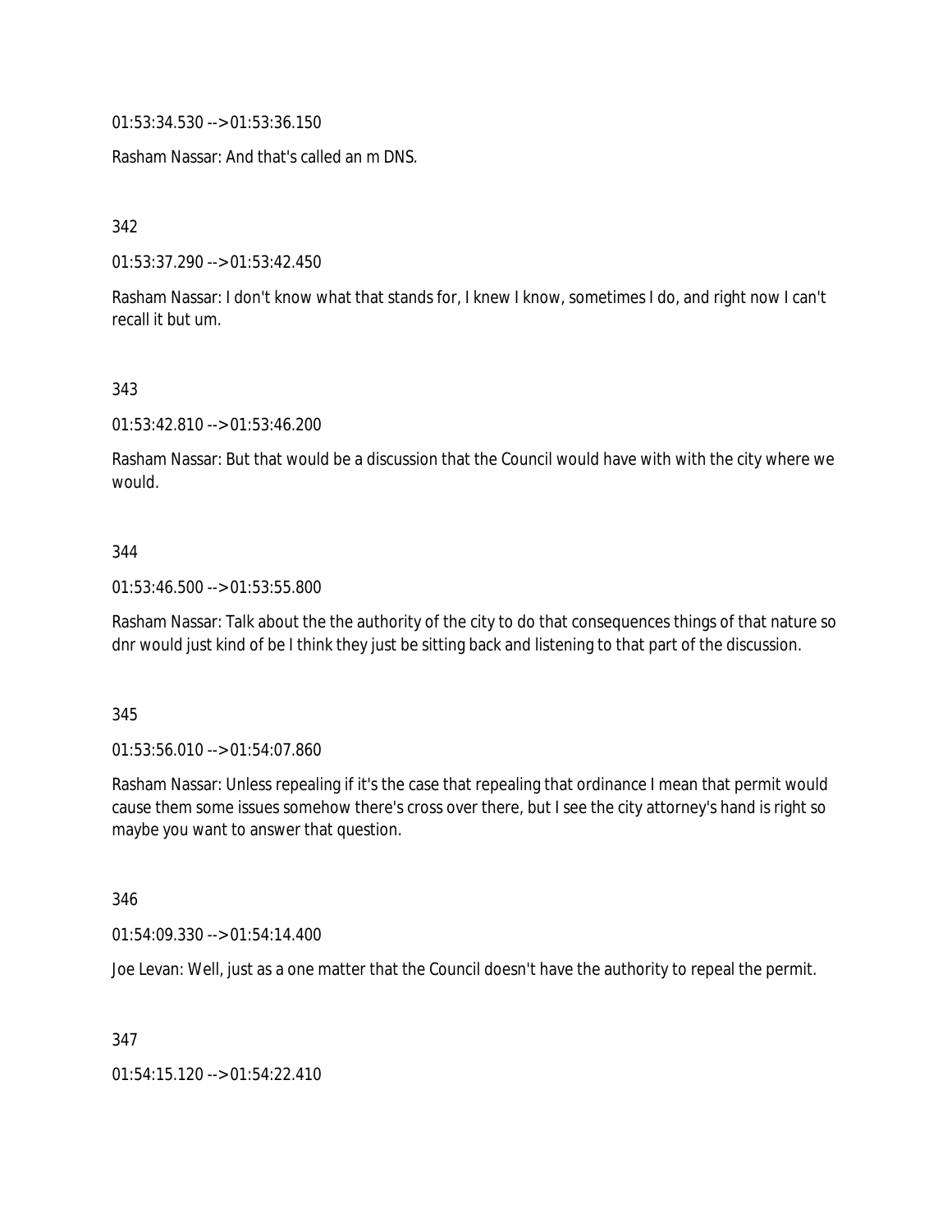01:53:34.530 --> 01:53:36.150

Rasham Nassar: And that's called an m DNS.

342

01:53:37.290 --> 01:53:42.450

Rasham Nassar: I don't know what that stands for, I knew I know, sometimes I do, and right now I can't recall it but um.

343

01:53:42.810 --> 01:53:46.200

Rasham Nassar: But that would be a discussion that the Council would have with with the city where we would.

344

01:53:46.500 --> 01:53:55.800

Rasham Nassar: Talk about the the authority of the city to do that consequences things of that nature so dnr would just kind of be I think they just be sitting back and listening to that part of the discussion.

345

01:53:56.010 --> 01:54:07.860

Rasham Nassar: Unless repealing if it's the case that repealing that ordinance I mean that permit would cause them some issues somehow there's cross over there, but I see the city attorney's hand is right so maybe you want to answer that question.

346

01:54:09.330 --> 01:54:14.400

Joe Levan: Well, just as a one matter that the Council doesn't have the authority to repeal the permit.

347

01:54:15.120 --> 01:54:22.410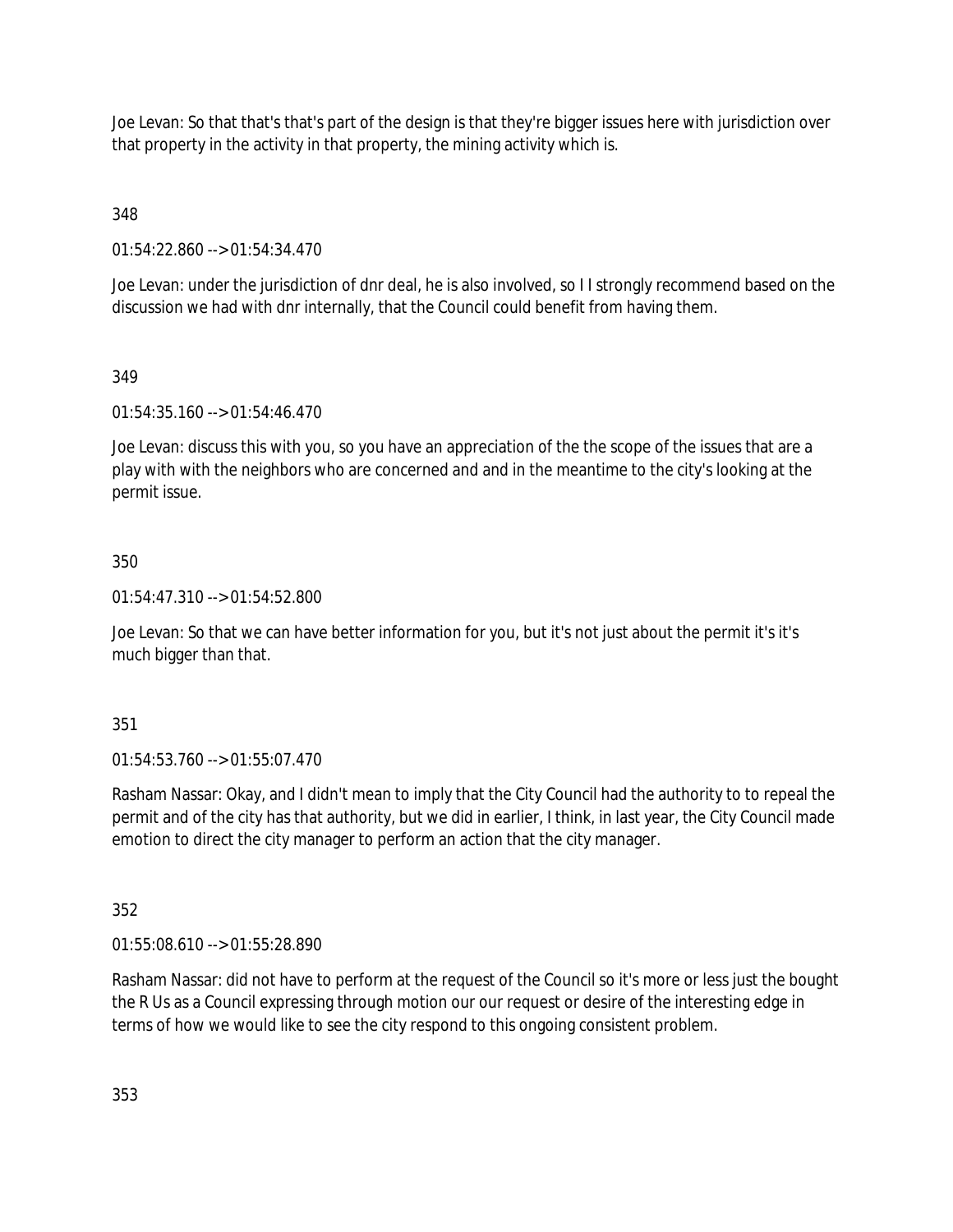Joe Levan: So that that's that's part of the design is that they're bigger issues here with jurisdiction over that property in the activity in that property, the mining activity which is.

348

01:54:22.860 --> 01:54:34.470

Joe Levan: under the jurisdiction of dnr deal, he is also involved, so I I strongly recommend based on the discussion we had with dnr internally, that the Council could benefit from having them.

349

01:54:35.160 --> 01:54:46.470

Joe Levan: discuss this with you, so you have an appreciation of the the scope of the issues that are a play with with the neighbors who are concerned and and in the meantime to the city's looking at the permit issue.

350

01:54:47.310 --> 01:54:52.800

Joe Levan: So that we can have better information for you, but it's not just about the permit it's it's much bigger than that.

351

01:54:53.760 --> 01:55:07.470

Rasham Nassar: Okay, and I didn't mean to imply that the City Council had the authority to to repeal the permit and of the city has that authority, but we did in earlier, I think, in last year, the City Council made emotion to direct the city manager to perform an action that the city manager.

352

01:55:08.610 --> 01:55:28.890

Rasham Nassar: did not have to perform at the request of the Council so it's more or less just the bought the R Us as a Council expressing through motion our our request or desire of the interesting edge in terms of how we would like to see the city respond to this ongoing consistent problem.

353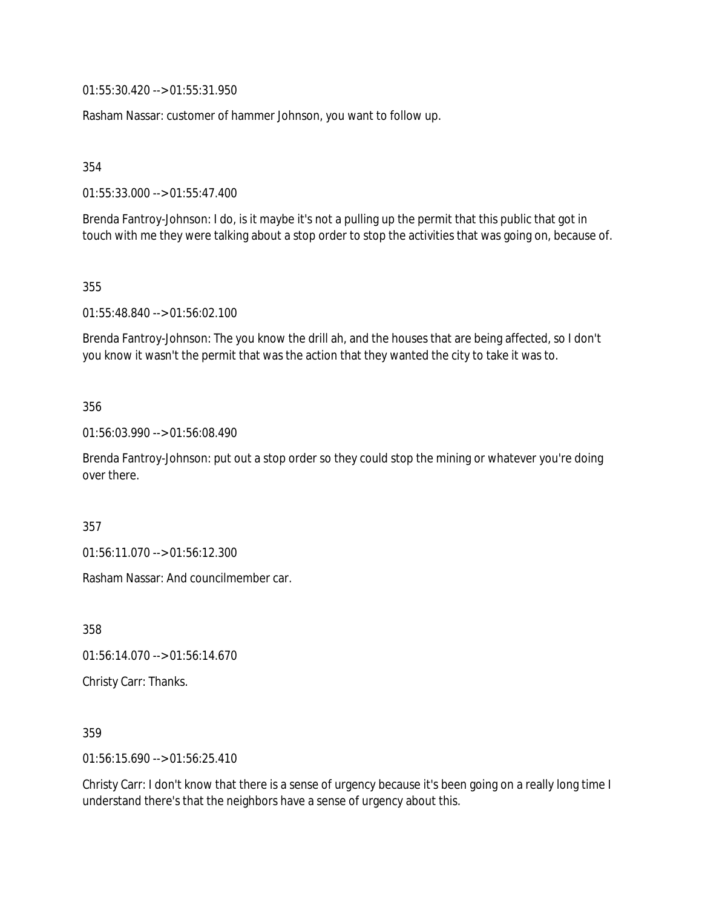01:55:30.420 --> 01:55:31.950

Rasham Nassar: customer of hammer Johnson, you want to follow up.

354

01:55:33.000 --> 01:55:47.400

Brenda Fantroy-Johnson: I do, is it maybe it's not a pulling up the permit that this public that got in touch with me they were talking about a stop order to stop the activities that was going on, because of.

355

01:55:48.840 --> 01:56:02.100

Brenda Fantroy-Johnson: The you know the drill ah, and the houses that are being affected, so I don't you know it wasn't the permit that was the action that they wanted the city to take it was to.

356

01:56:03.990 --> 01:56:08.490

Brenda Fantroy-Johnson: put out a stop order so they could stop the mining or whatever you're doing over there.

357

01:56:11.070 --> 01:56:12.300

Rasham Nassar: And councilmember car.

358

01:56:14.070 --> 01:56:14.670

Christy Carr: Thanks.

359

01:56:15.690 --> 01:56:25.410

Christy Carr: I don't know that there is a sense of urgency because it's been going on a really long time I understand there's that the neighbors have a sense of urgency about this.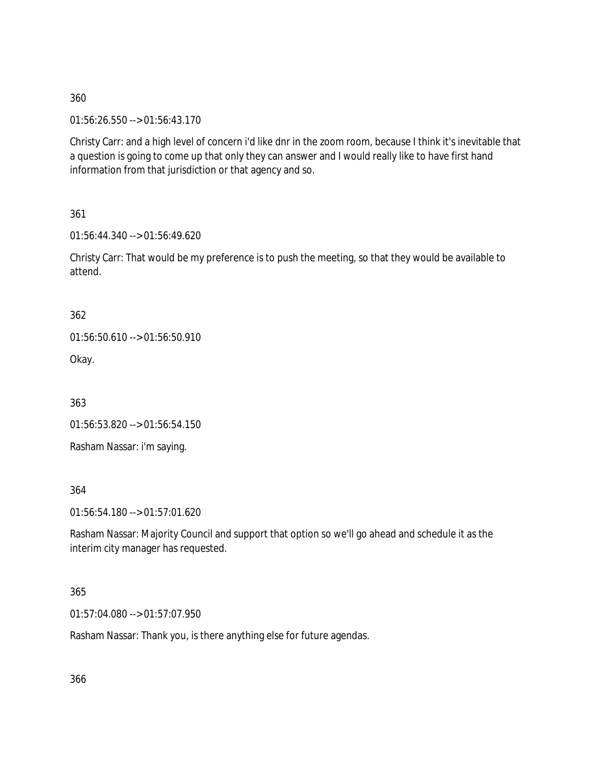360

01:56:26.550 --> 01:56:43.170

Christy Carr: and a high level of concern i'd like dnr in the zoom room, because I think it's inevitable that a question is going to come up that only they can answer and I would really like to have first hand information from that jurisdiction or that agency and so.

361

01:56:44.340 --> 01:56:49.620

Christy Carr: That would be my preference is to push the meeting, so that they would be available to attend.

362

01:56:50.610 --> 01:56:50.910

Okay.

363

01:56:53.820 --> 01:56:54.150

Rasham Nassar: i'm saying.

364

01:56:54.180 --> 01:57:01.620

Rasham Nassar: Majority Council and support that option so we'll go ahead and schedule it as the interim city manager has requested.

365

01:57:04.080 --> 01:57:07.950

Rasham Nassar: Thank you, is there anything else for future agendas.

366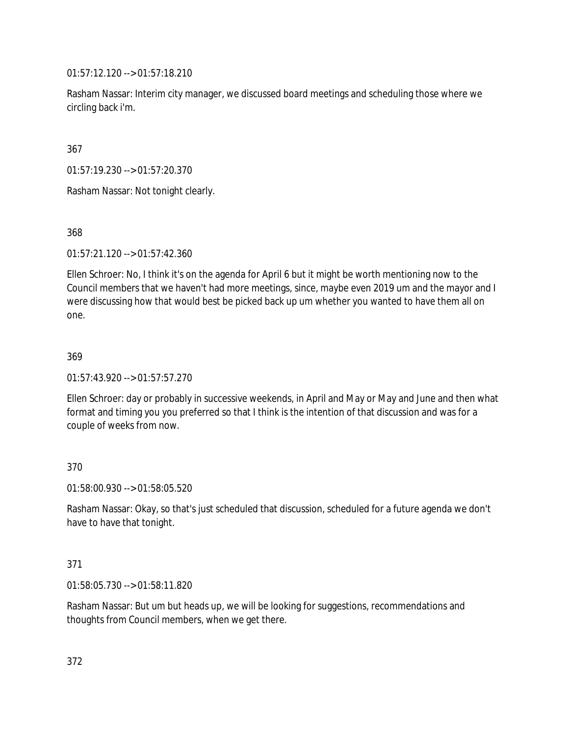01:57:12.120 --> 01:57:18.210

Rasham Nassar: Interim city manager, we discussed board meetings and scheduling those where we circling back i'm.

367

01:57:19.230 --> 01:57:20.370

Rasham Nassar: Not tonight clearly.

368

01:57:21.120 --> 01:57:42.360

Ellen Schroer: No, I think it's on the agenda for April 6 but it might be worth mentioning now to the Council members that we haven't had more meetings, since, maybe even 2019 um and the mayor and I were discussing how that would best be picked back up um whether you wanted to have them all on one.

369

01:57:43.920 --> 01:57:57.270

Ellen Schroer: day or probably in successive weekends, in April and May or May and June and then what format and timing you you preferred so that I think is the intention of that discussion and was for a couple of weeks from now.

370

01:58:00.930 --> 01:58:05.520

Rasham Nassar: Okay, so that's just scheduled that discussion, scheduled for a future agenda we don't have to have that tonight.

371

01:58:05.730 --> 01:58:11.820

Rasham Nassar: But um but heads up, we will be looking for suggestions, recommendations and thoughts from Council members, when we get there.

372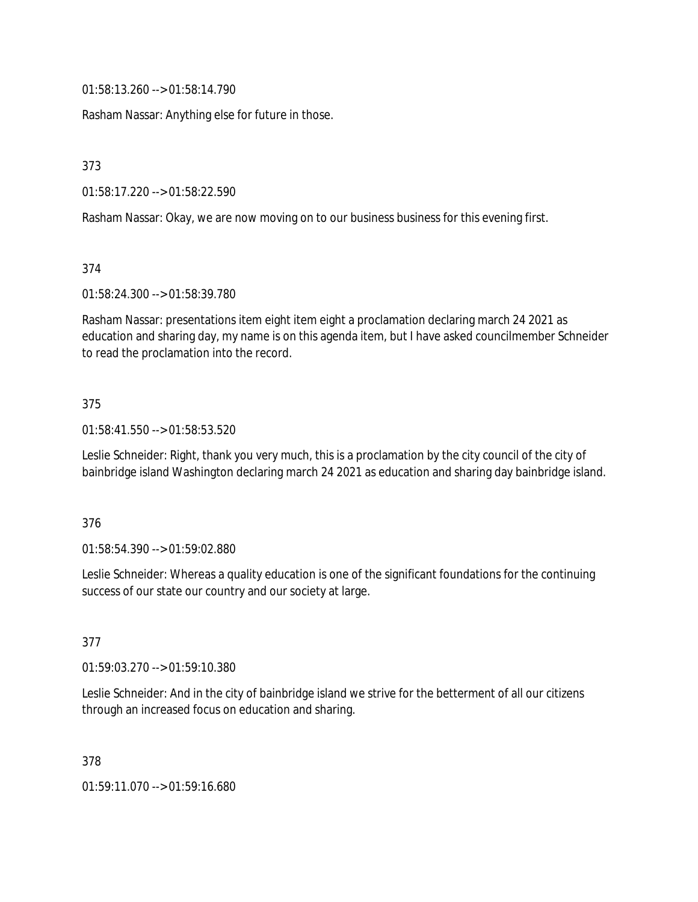01:58:13.260 --> 01:58:14.790

Rasham Nassar: Anything else for future in those.

373

01:58:17.220 --> 01:58:22.590

Rasham Nassar: Okay, we are now moving on to our business business for this evening first.

374

01:58:24.300 --> 01:58:39.780

Rasham Nassar: presentations item eight item eight a proclamation declaring march 24 2021 as education and sharing day, my name is on this agenda item, but I have asked councilmember Schneider to read the proclamation into the record.

375

01:58:41.550 --> 01:58:53.520

Leslie Schneider: Right, thank you very much, this is a proclamation by the city council of the city of bainbridge island Washington declaring march 24 2021 as education and sharing day bainbridge island.

376

01:58:54.390 --> 01:59:02.880

Leslie Schneider: Whereas a quality education is one of the significant foundations for the continuing success of our state our country and our society at large.

377

01:59:03.270 --> 01:59:10.380

Leslie Schneider: And in the city of bainbridge island we strive for the betterment of all our citizens through an increased focus on education and sharing.

378

01:59:11.070 --> 01:59:16.680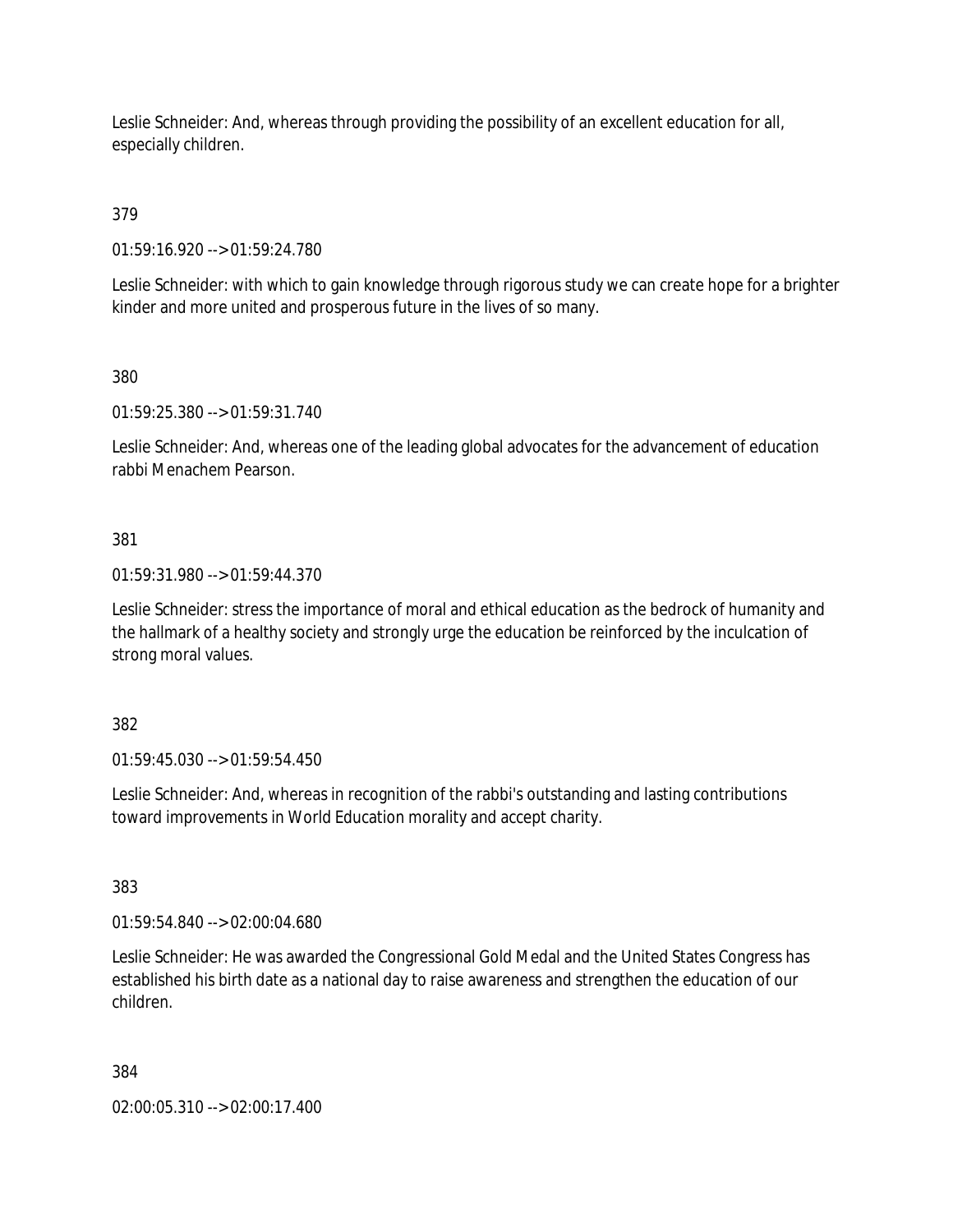Leslie Schneider: And, whereas through providing the possibility of an excellent education for all, especially children.

379

01:59:16.920 --> 01:59:24.780

Leslie Schneider: with which to gain knowledge through rigorous study we can create hope for a brighter kinder and more united and prosperous future in the lives of so many.

380

01:59:25.380 --> 01:59:31.740

Leslie Schneider: And, whereas one of the leading global advocates for the advancement of education rabbi Menachem Pearson.

381

01:59:31.980 --> 01:59:44.370

Leslie Schneider: stress the importance of moral and ethical education as the bedrock of humanity and the hallmark of a healthy society and strongly urge the education be reinforced by the inculcation of strong moral values.

382

01:59:45.030 --> 01:59:54.450

Leslie Schneider: And, whereas in recognition of the rabbi's outstanding and lasting contributions toward improvements in World Education morality and accept charity.

383

01:59:54.840 --> 02:00:04.680

Leslie Schneider: He was awarded the Congressional Gold Medal and the United States Congress has established his birth date as a national day to raise awareness and strengthen the education of our children.

384

02:00:05.310 --> 02:00:17.400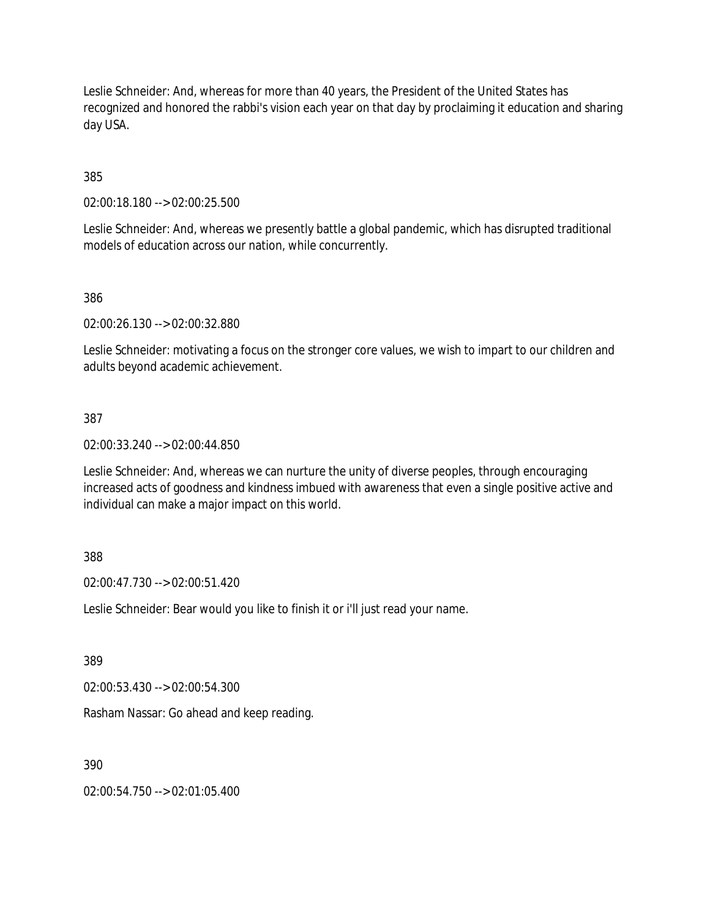Leslie Schneider: And, whereas for more than 40 years, the President of the United States has recognized and honored the rabbi's vision each year on that day by proclaiming it education and sharing day USA.

385

02:00:18.180 --> 02:00:25.500

Leslie Schneider: And, whereas we presently battle a global pandemic, which has disrupted traditional models of education across our nation, while concurrently.

386

02:00:26.130 --> 02:00:32.880

Leslie Schneider: motivating a focus on the stronger core values, we wish to impart to our children and adults beyond academic achievement.

387

02:00:33.240 --> 02:00:44.850

Leslie Schneider: And, whereas we can nurture the unity of diverse peoples, through encouraging increased acts of goodness and kindness imbued with awareness that even a single positive active and individual can make a major impact on this world.

388

02:00:47.730 --> 02:00:51.420

Leslie Schneider: Bear would you like to finish it or i'll just read your name.

389

02:00:53.430 --> 02:00:54.300

Rasham Nassar: Go ahead and keep reading.

390

02:00:54.750 --> 02:01:05.400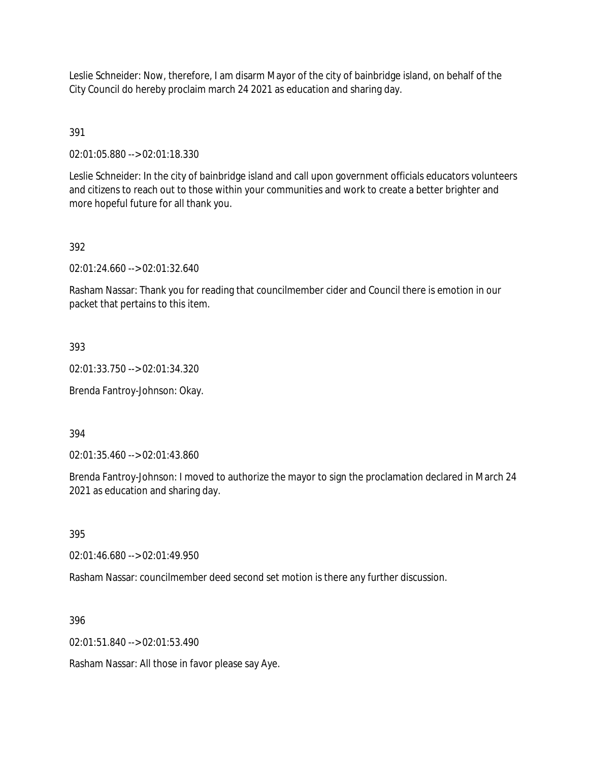Leslie Schneider: Now, therefore, I am disarm Mayor of the city of bainbridge island, on behalf of the City Council do hereby proclaim march 24 2021 as education and sharing day.

391

02:01:05.880 --> 02:01:18.330

Leslie Schneider: In the city of bainbridge island and call upon government officials educators volunteers and citizens to reach out to those within your communities and work to create a better brighter and more hopeful future for all thank you.

392

02:01:24.660 --> 02:01:32.640

Rasham Nassar: Thank you for reading that councilmember cider and Council there is emotion in our packet that pertains to this item.

393

02:01:33.750 --> 02:01:34.320

Brenda Fantroy-Johnson: Okay.

394

02:01:35.460 --> 02:01:43.860

Brenda Fantroy-Johnson: I moved to authorize the mayor to sign the proclamation declared in March 24 2021 as education and sharing day.

395

02:01:46.680 --> 02:01:49.950

Rasham Nassar: councilmember deed second set motion is there any further discussion.

396

02:01:51.840 --> 02:01:53.490

Rasham Nassar: All those in favor please say Aye.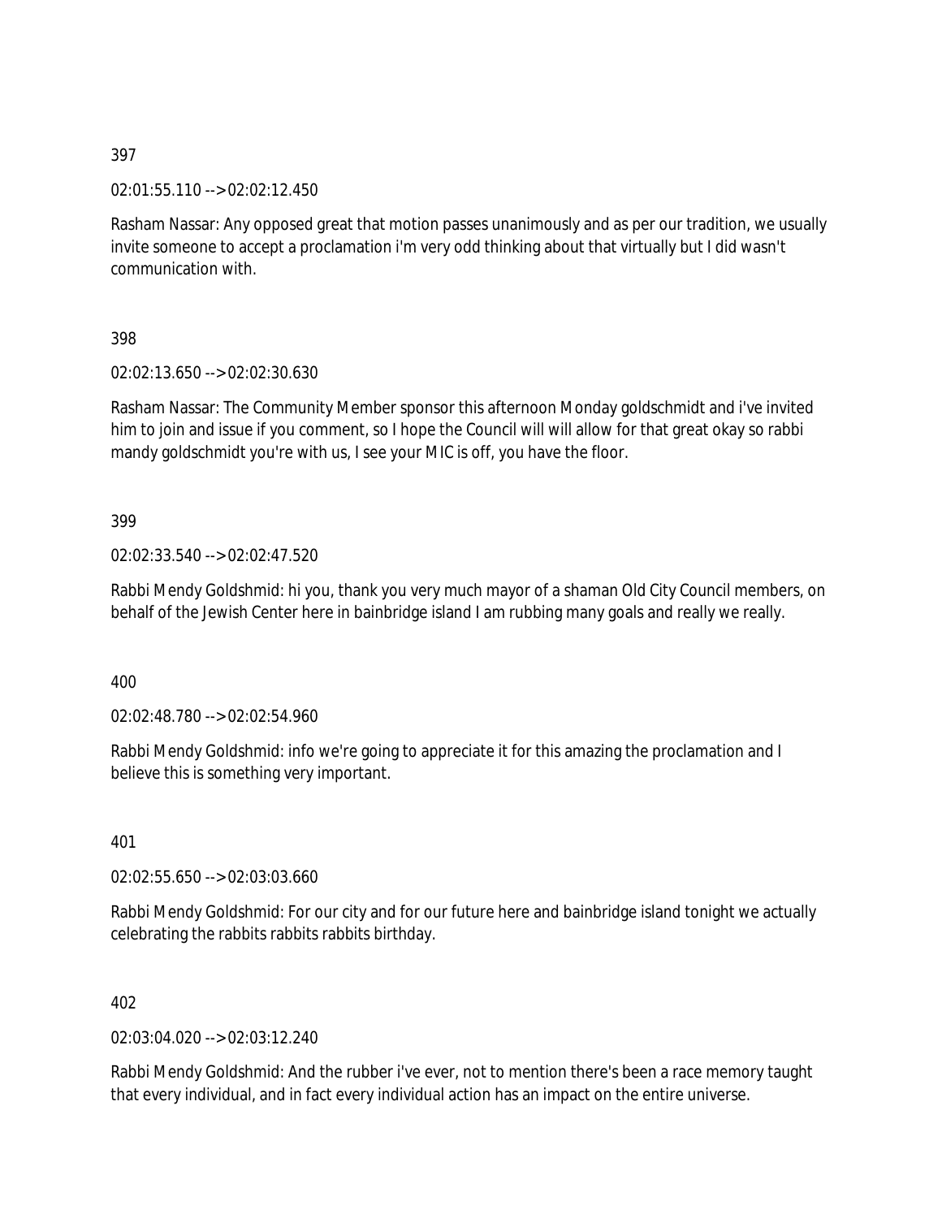397

02:01:55.110 --> 02:02:12.450

Rasham Nassar: Any opposed great that motion passes unanimously and as per our tradition, we usually invite someone to accept a proclamation i'm very odd thinking about that virtually but I did wasn't communication with.

398

02:02:13.650 --> 02:02:30.630

Rasham Nassar: The Community Member sponsor this afternoon Monday goldschmidt and i've invited him to join and issue if you comment, so I hope the Council will will allow for that great okay so rabbi mandy goldschmidt you're with us, I see your MIC is off, you have the floor.

399

02:02:33.540 --> 02:02:47.520

Rabbi Mendy Goldshmid: hi you, thank you very much mayor of a shaman Old City Council members, on behalf of the Jewish Center here in bainbridge island I am rubbing many goals and really we really.

400

02:02:48.780 --> 02:02:54.960

Rabbi Mendy Goldshmid: info we're going to appreciate it for this amazing the proclamation and I believe this is something very important.

401

02:02:55.650 --> 02:03:03.660

Rabbi Mendy Goldshmid: For our city and for our future here and bainbridge island tonight we actually celebrating the rabbits rabbits rabbits birthday.

402

02:03:04.020 --> 02:03:12.240

Rabbi Mendy Goldshmid: And the rubber i've ever, not to mention there's been a race memory taught that every individual, and in fact every individual action has an impact on the entire universe.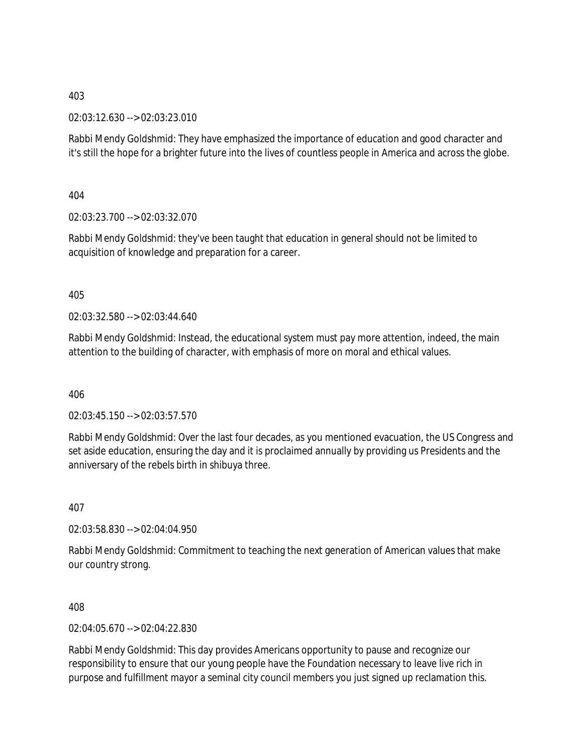403

02:03:12.630 --> 02:03:23.010

Rabbi Mendy Goldshmid: They have emphasized the importance of education and good character and it's still the hope for a brighter future into the lives of countless people in America and across the globe.

404

02:03:23.700 --> 02:03:32.070

Rabbi Mendy Goldshmid: they've been taught that education in general should not be limited to acquisition of knowledge and preparation for a career.

405

02:03:32.580 --> 02:03:44.640

Rabbi Mendy Goldshmid: Instead, the educational system must pay more attention, indeed, the main attention to the building of character, with emphasis of more on moral and ethical values.

406

02:03:45.150 --> 02:03:57.570

Rabbi Mendy Goldshmid: Over the last four decades, as you mentioned evacuation, the US Congress and set aside education, ensuring the day and it is proclaimed annually by providing us Presidents and the anniversary of the rebels birth in shibuya three.

407

02:03:58.830 --> 02:04:04.950

Rabbi Mendy Goldshmid: Commitment to teaching the next generation of American values that make our country strong.

408

02:04:05.670 --> 02:04:22.830

Rabbi Mendy Goldshmid: This day provides Americans opportunity to pause and recognize our responsibility to ensure that our young people have the Foundation necessary to leave live rich in purpose and fulfillment mayor a seminal city council members you just signed up reclamation this.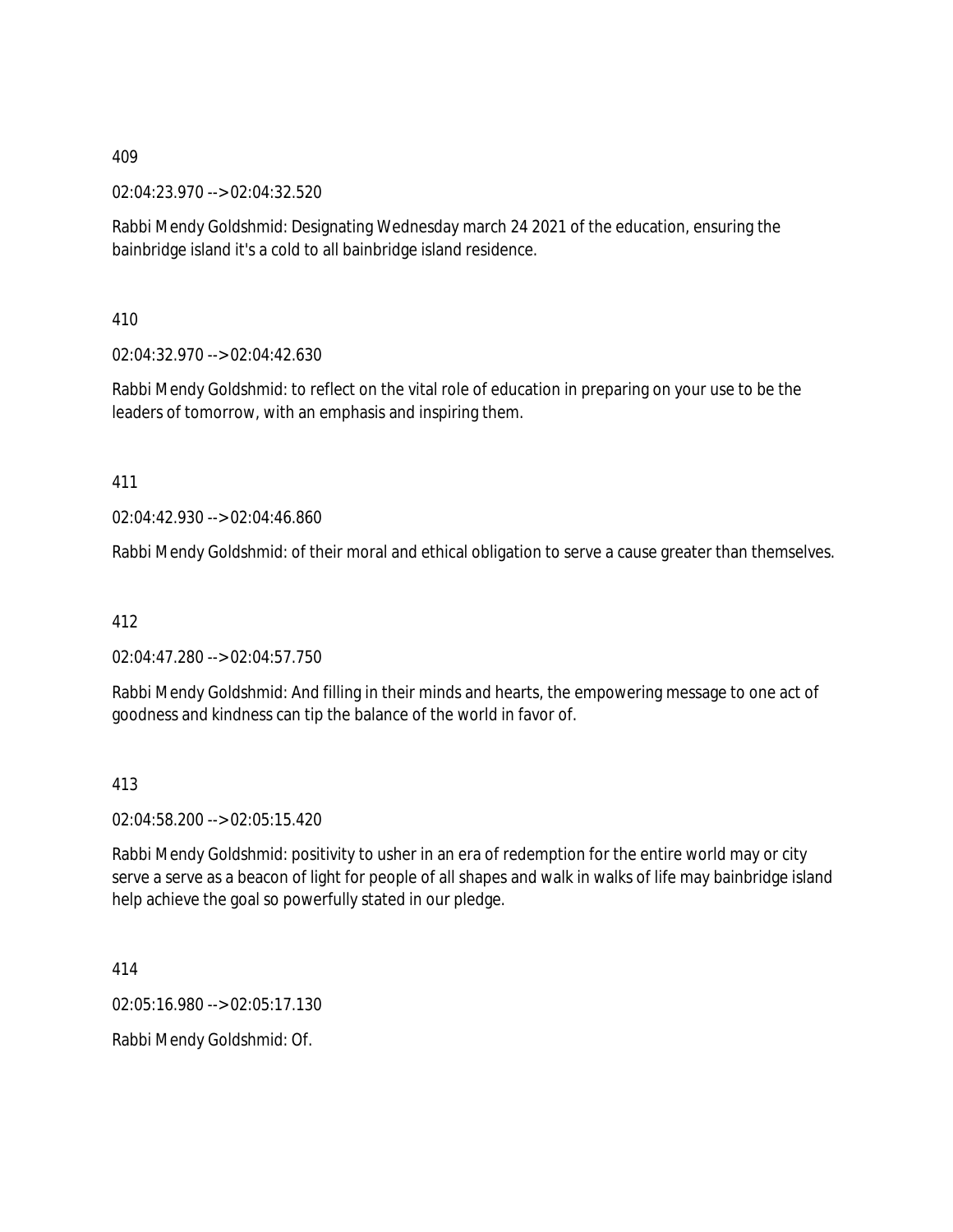409

02:04:23.970 --> 02:04:32.520

Rabbi Mendy Goldshmid: Designating Wednesday march 24 2021 of the education, ensuring the bainbridge island it's a cold to all bainbridge island residence.

410

02:04:32.970 --> 02:04:42.630

Rabbi Mendy Goldshmid: to reflect on the vital role of education in preparing on your use to be the leaders of tomorrow, with an emphasis and inspiring them.

411

02:04:42.930 --> 02:04:46.860

Rabbi Mendy Goldshmid: of their moral and ethical obligation to serve a cause greater than themselves.

412

02:04:47.280 --> 02:04:57.750

Rabbi Mendy Goldshmid: And filling in their minds and hearts, the empowering message to one act of goodness and kindness can tip the balance of the world in favor of.

413

02:04:58.200 --> 02:05:15.420

Rabbi Mendy Goldshmid: positivity to usher in an era of redemption for the entire world may or city serve a serve as a beacon of light for people of all shapes and walk in walks of life may bainbridge island help achieve the goal so powerfully stated in our pledge.

414

02:05:16.980 --> 02:05:17.130

Rabbi Mendy Goldshmid: Of.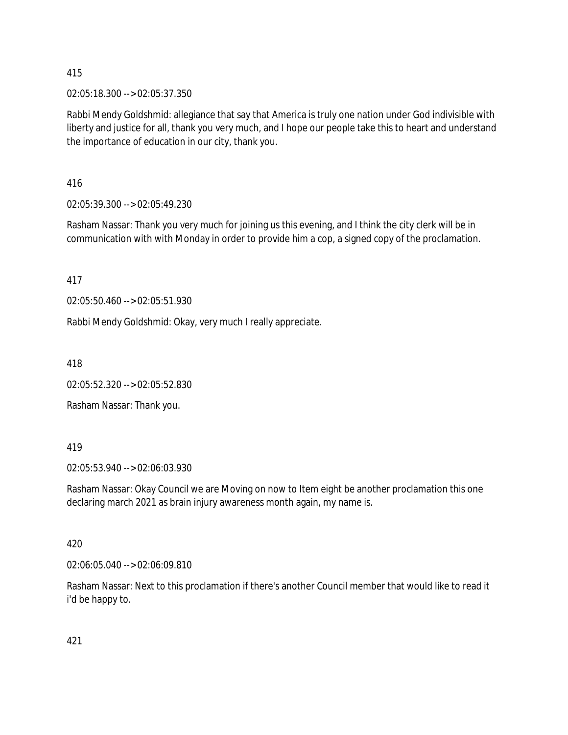415

02:05:18.300 --> 02:05:37.350

Rabbi Mendy Goldshmid: allegiance that say that America is truly one nation under God indivisible with liberty and justice for all, thank you very much, and I hope our people take this to heart and understand the importance of education in our city, thank you.

416

02:05:39.300 --> 02:05:49.230

Rasham Nassar: Thank you very much for joining us this evening, and I think the city clerk will be in communication with with Monday in order to provide him a cop, a signed copy of the proclamation.

417

02:05:50.460 --> 02:05:51.930

Rabbi Mendy Goldshmid: Okay, very much I really appreciate.

418

02:05:52.320 --> 02:05:52.830

Rasham Nassar: Thank you.

419

02:05:53.940 --> 02:06:03.930

Rasham Nassar: Okay Council we are Moving on now to Item eight be another proclamation this one declaring march 2021 as brain injury awareness month again, my name is.

420

02:06:05.040 --> 02:06:09.810

Rasham Nassar: Next to this proclamation if there's another Council member that would like to read it i'd be happy to.

421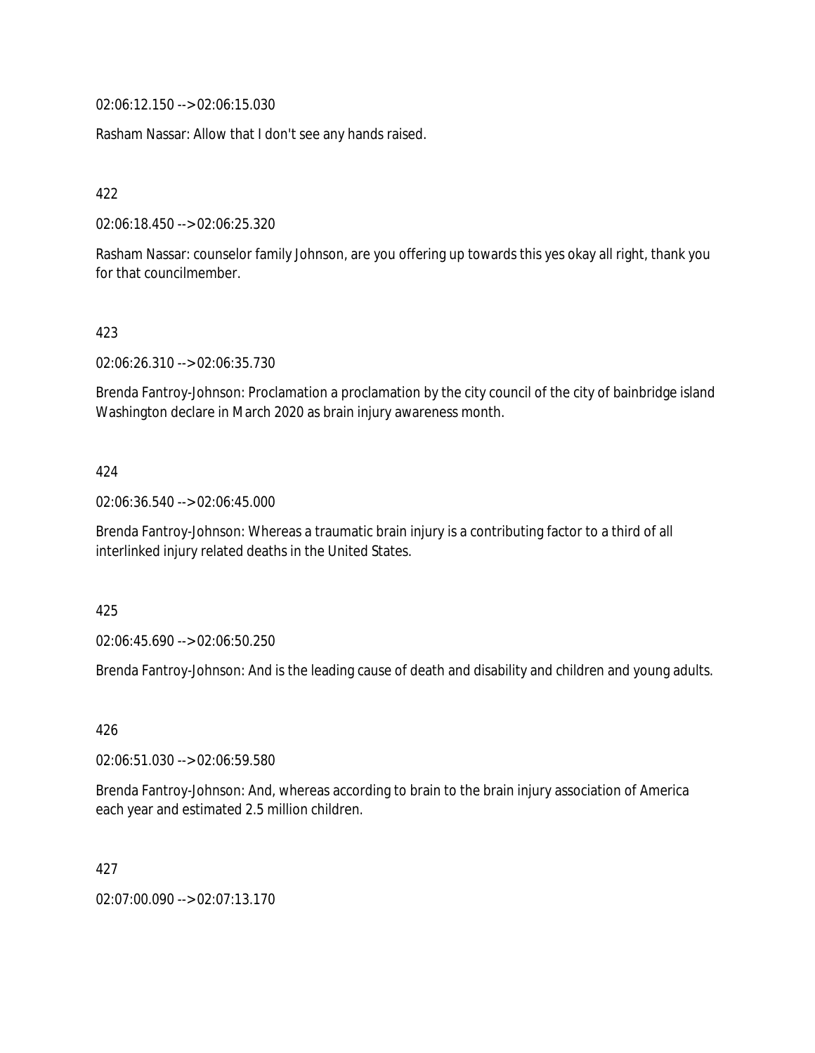02:06:12.150 --> 02:06:15.030

Rasham Nassar: Allow that I don't see any hands raised.

422

02:06:18.450 --> 02:06:25.320

Rasham Nassar: counselor family Johnson, are you offering up towards this yes okay all right, thank you for that councilmember.

423

02:06:26.310 --> 02:06:35.730

Brenda Fantroy-Johnson: Proclamation a proclamation by the city council of the city of bainbridge island Washington declare in March 2020 as brain injury awareness month.

424

02:06:36.540 --> 02:06:45.000

Brenda Fantroy-Johnson: Whereas a traumatic brain injury is a contributing factor to a third of all interlinked injury related deaths in the United States.

425

02:06:45.690 --> 02:06:50.250

Brenda Fantroy-Johnson: And is the leading cause of death and disability and children and young adults.

426

02:06:51.030 --> 02:06:59.580

Brenda Fantroy-Johnson: And, whereas according to brain to the brain injury association of America each year and estimated 2.5 million children.

427

02:07:00.090 --> 02:07:13.170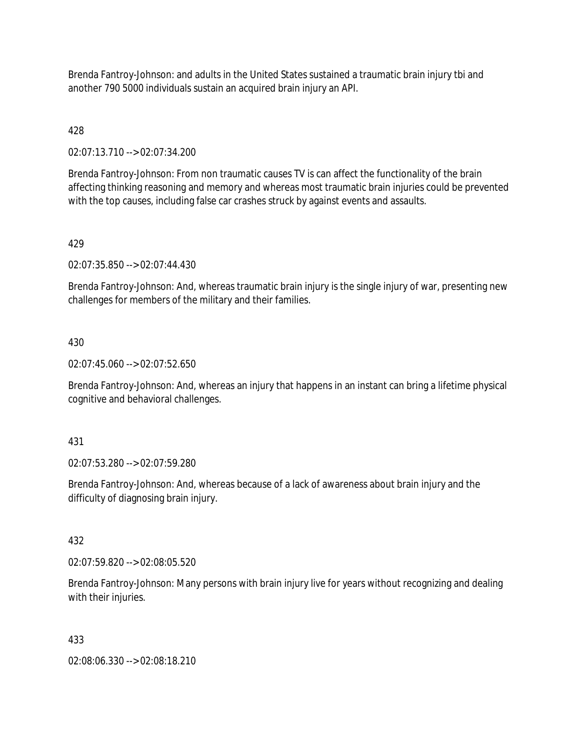Brenda Fantroy-Johnson: and adults in the United States sustained a traumatic brain injury tbi and another 790 5000 individuals sustain an acquired brain injury an API.

428

02:07:13.710 --> 02:07:34.200

Brenda Fantroy-Johnson: From non traumatic causes TV is can affect the functionality of the brain affecting thinking reasoning and memory and whereas most traumatic brain injuries could be prevented with the top causes, including false car crashes struck by against events and assaults.

429

02:07:35.850 --> 02:07:44.430

Brenda Fantroy-Johnson: And, whereas traumatic brain injury is the single injury of war, presenting new challenges for members of the military and their families.

430

02:07:45.060 --> 02:07:52.650

Brenda Fantroy-Johnson: And, whereas an injury that happens in an instant can bring a lifetime physical cognitive and behavioral challenges.

431

02:07:53.280 --> 02:07:59.280

Brenda Fantroy-Johnson: And, whereas because of a lack of awareness about brain injury and the difficulty of diagnosing brain injury.

432

02:07:59.820 --> 02:08:05.520

Brenda Fantroy-Johnson: Many persons with brain injury live for years without recognizing and dealing with their injuries.

433

02:08:06.330 --> 02:08:18.210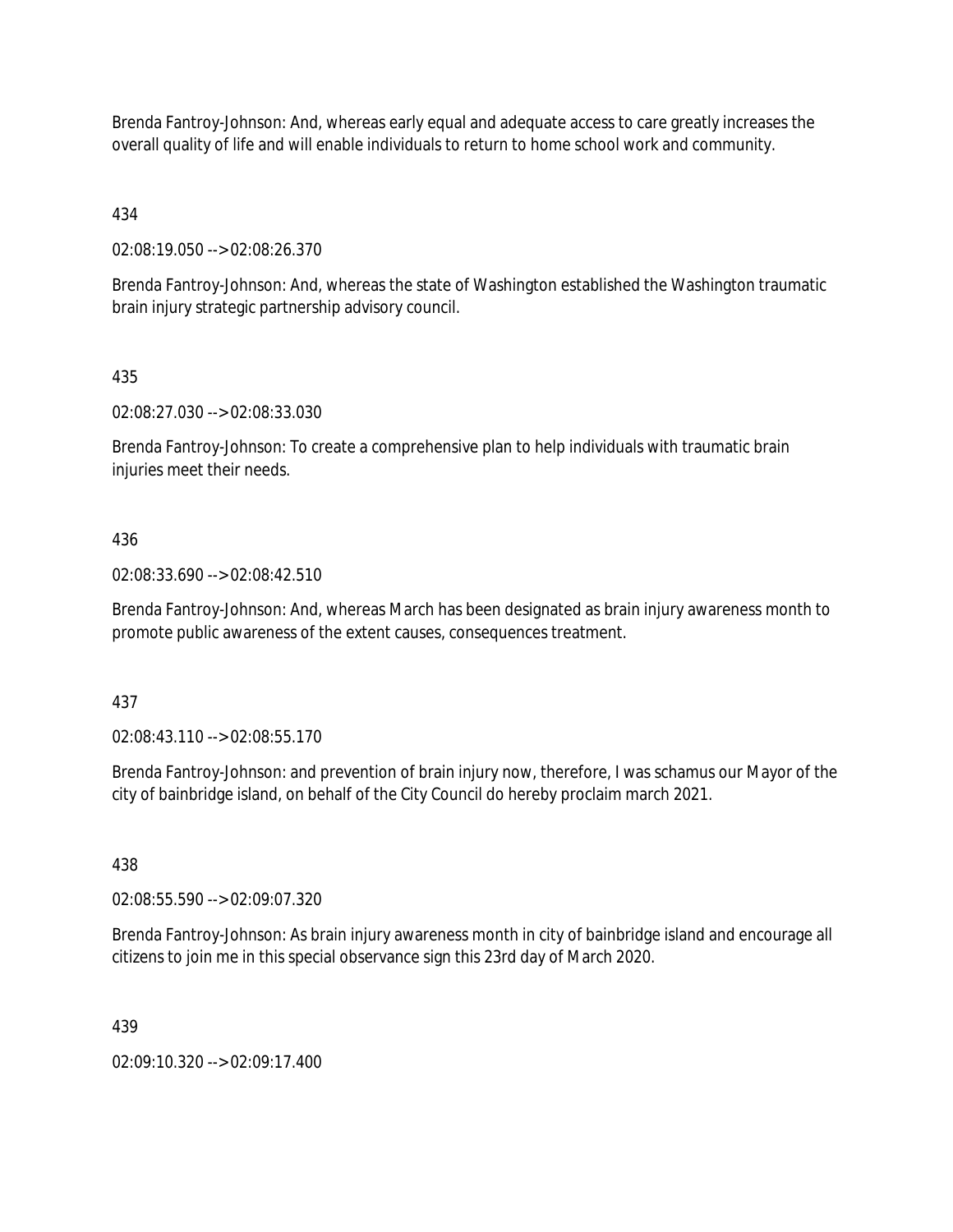Brenda Fantroy-Johnson: And, whereas early equal and adequate access to care greatly increases the overall quality of life and will enable individuals to return to home school work and community.

434

02:08:19.050 --> 02:08:26.370

Brenda Fantroy-Johnson: And, whereas the state of Washington established the Washington traumatic brain injury strategic partnership advisory council.

435

02:08:27.030 --> 02:08:33.030

Brenda Fantroy-Johnson: To create a comprehensive plan to help individuals with traumatic brain injuries meet their needs.

436

02:08:33.690 --> 02:08:42.510

Brenda Fantroy-Johnson: And, whereas March has been designated as brain injury awareness month to promote public awareness of the extent causes, consequences treatment.

437

02:08:43.110 --> 02:08:55.170

Brenda Fantroy-Johnson: and prevention of brain injury now, therefore, I was schamus our Mayor of the city of bainbridge island, on behalf of the City Council do hereby proclaim march 2021.

438

02:08:55.590 --> 02:09:07.320

Brenda Fantroy-Johnson: As brain injury awareness month in city of bainbridge island and encourage all citizens to join me in this special observance sign this 23rd day of March 2020.

439

02:09:10.320 --> 02:09:17.400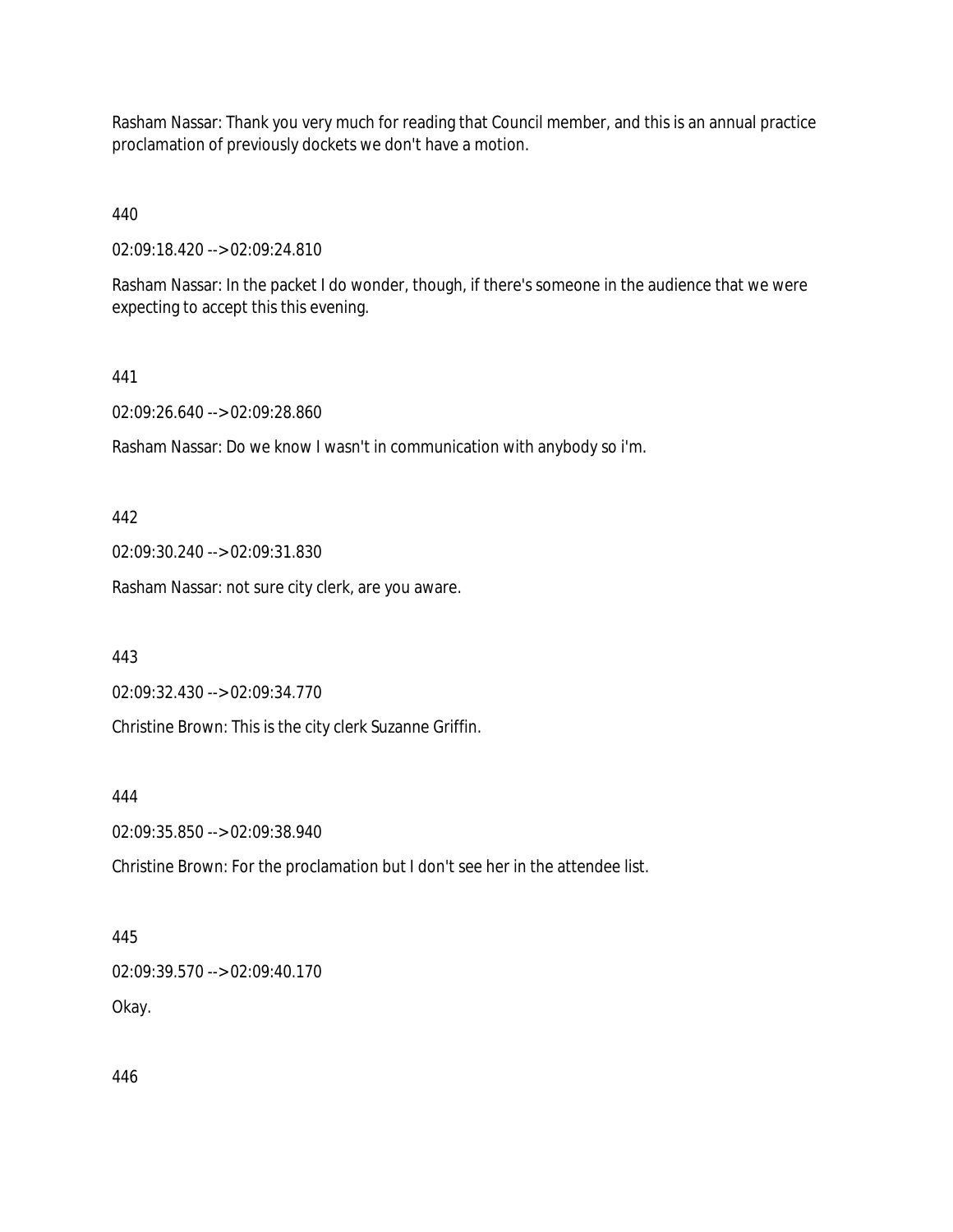Rasham Nassar: Thank you very much for reading that Council member, and this is an annual practice proclamation of previously dockets we don't have a motion.

440

02:09:18.420 --> 02:09:24.810

Rasham Nassar: In the packet I do wonder, though, if there's someone in the audience that we were expecting to accept this this evening.

441

02:09:26.640 --> 02:09:28.860

Rasham Nassar: Do we know I wasn't in communication with anybody so i'm.

442

02:09:30.240 --> 02:09:31.830

Rasham Nassar: not sure city clerk, are you aware.

443

02:09:32.430 --> 02:09:34.770

Christine Brown: This is the city clerk Suzanne Griffin.

444

02:09:35.850 --> 02:09:38.940

Christine Brown: For the proclamation but I don't see her in the attendee list.

445

02:09:39.570 --> 02:09:40.170

Okay.

446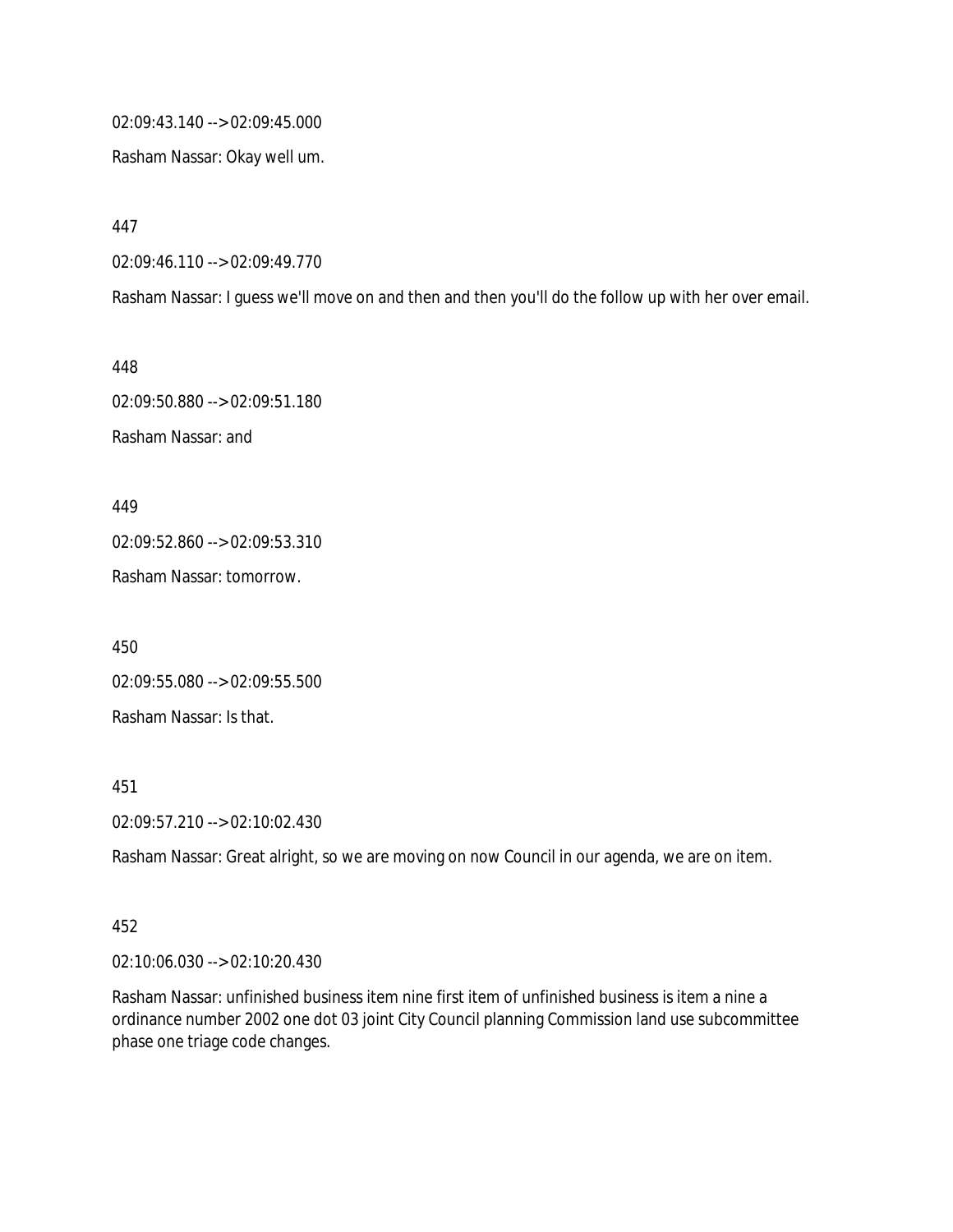02:09:43.140 --> 02:09:45.000

Rasham Nassar: Okay well um.

447

02:09:46.110 --> 02:09:49.770

Rasham Nassar: I guess we'll move on and then and then you'll do the follow up with her over email.

448

02:09:50.880 --> 02:09:51.180

Rasham Nassar: and

449

02:09:52.860 --> 02:09:53.310

Rasham Nassar: tomorrow.

450

02:09:55.080 --> 02:09:55.500

Rasham Nassar: Is that.

451

02:09:57.210 --> 02:10:02.430

Rasham Nassar: Great alright, so we are moving on now Council in our agenda, we are on item.

452

02:10:06.030 --> 02:10:20.430

Rasham Nassar: unfinished business item nine first item of unfinished business is item a nine a ordinance number 2002 one dot 03 joint City Council planning Commission land use subcommittee phase one triage code changes.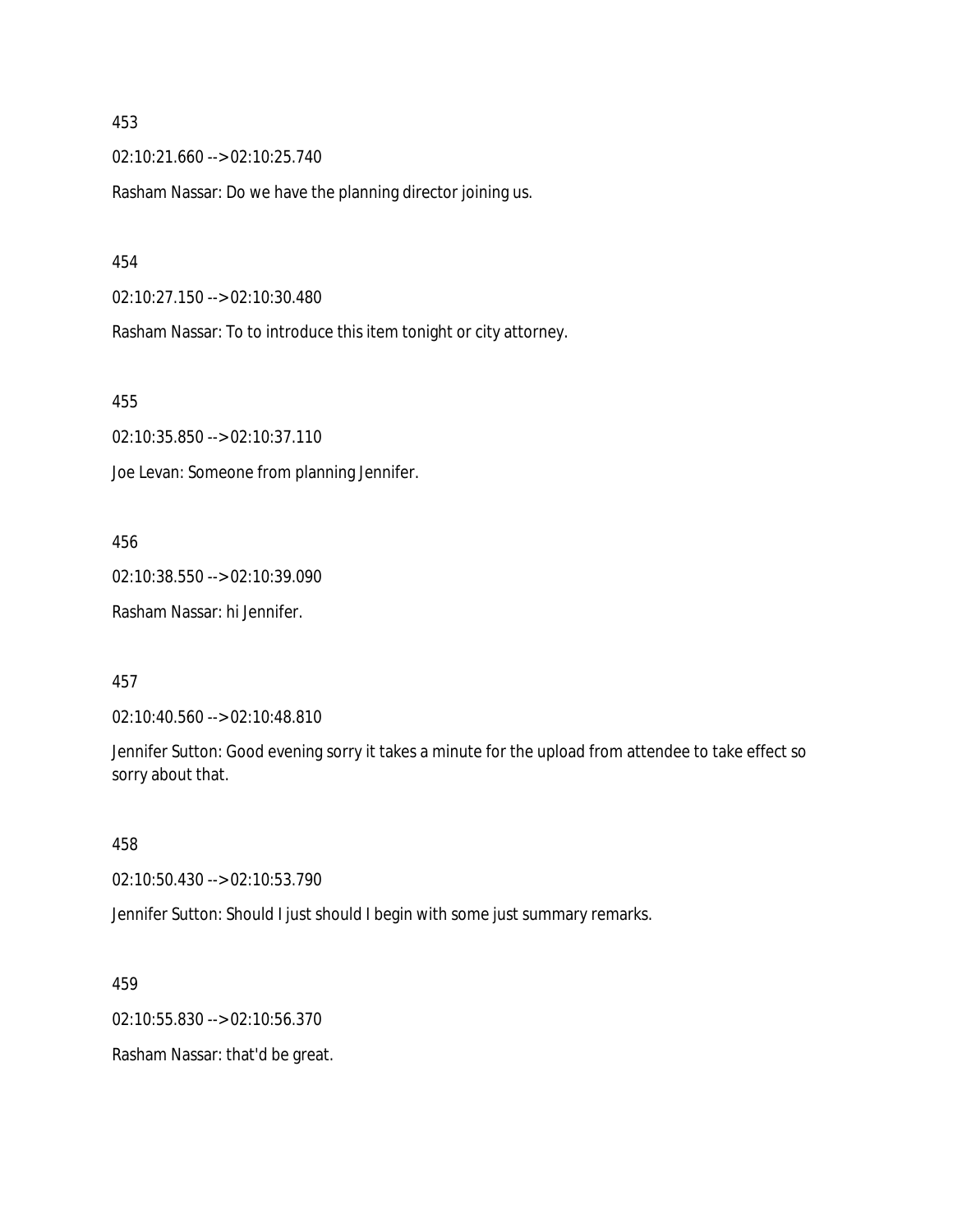453

02:10:21.660 --> 02:10:25.740

Rasham Nassar: Do we have the planning director joining us.

454

02:10:27.150 --> 02:10:30.480

Rasham Nassar: To to introduce this item tonight or city attorney.

455

02:10:35.850 --> 02:10:37.110

Joe Levan: Someone from planning Jennifer.

456

02:10:38.550 --> 02:10:39.090

Rasham Nassar: hi Jennifer.

457

02:10:40.560 --> 02:10:48.810

Jennifer Sutton: Good evening sorry it takes a minute for the upload from attendee to take effect so sorry about that.

458

02:10:50.430 --> 02:10:53.790

Jennifer Sutton: Should I just should I begin with some just summary remarks.

459

02:10:55.830 --> 02:10:56.370

Rasham Nassar: that'd be great.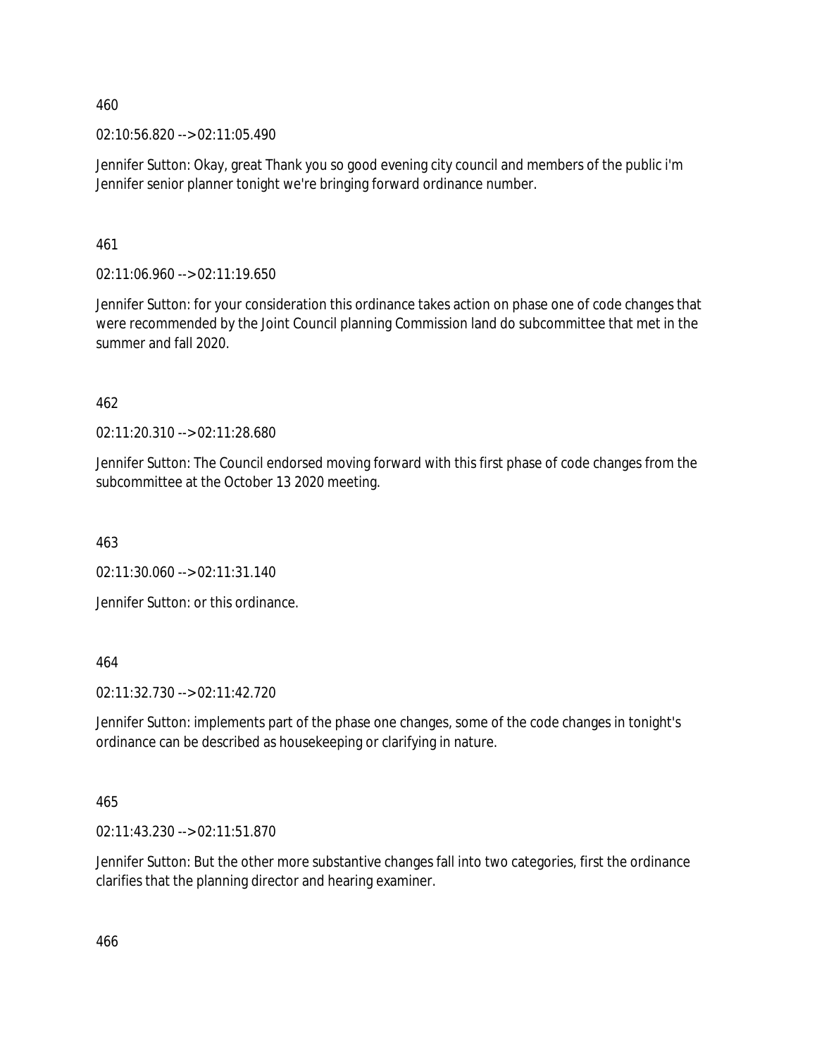460

02:10:56.820 --> 02:11:05.490

Jennifer Sutton: Okay, great Thank you so good evening city council and members of the public i'm Jennifer senior planner tonight we're bringing forward ordinance number.

461

02:11:06.960 --> 02:11:19.650

Jennifer Sutton: for your consideration this ordinance takes action on phase one of code changes that were recommended by the Joint Council planning Commission land do subcommittee that met in the summer and fall 2020.

462

02:11:20.310 --> 02:11:28.680

Jennifer Sutton: The Council endorsed moving forward with this first phase of code changes from the subcommittee at the October 13 2020 meeting.

463

02:11:30.060 --> 02:11:31.140

Jennifer Sutton: or this ordinance.

464

02:11:32.730 --> 02:11:42.720

Jennifer Sutton: implements part of the phase one changes, some of the code changes in tonight's ordinance can be described as housekeeping or clarifying in nature.

465

02:11:43.230 --> 02:11:51.870

Jennifer Sutton: But the other more substantive changes fall into two categories, first the ordinance clarifies that the planning director and hearing examiner.

466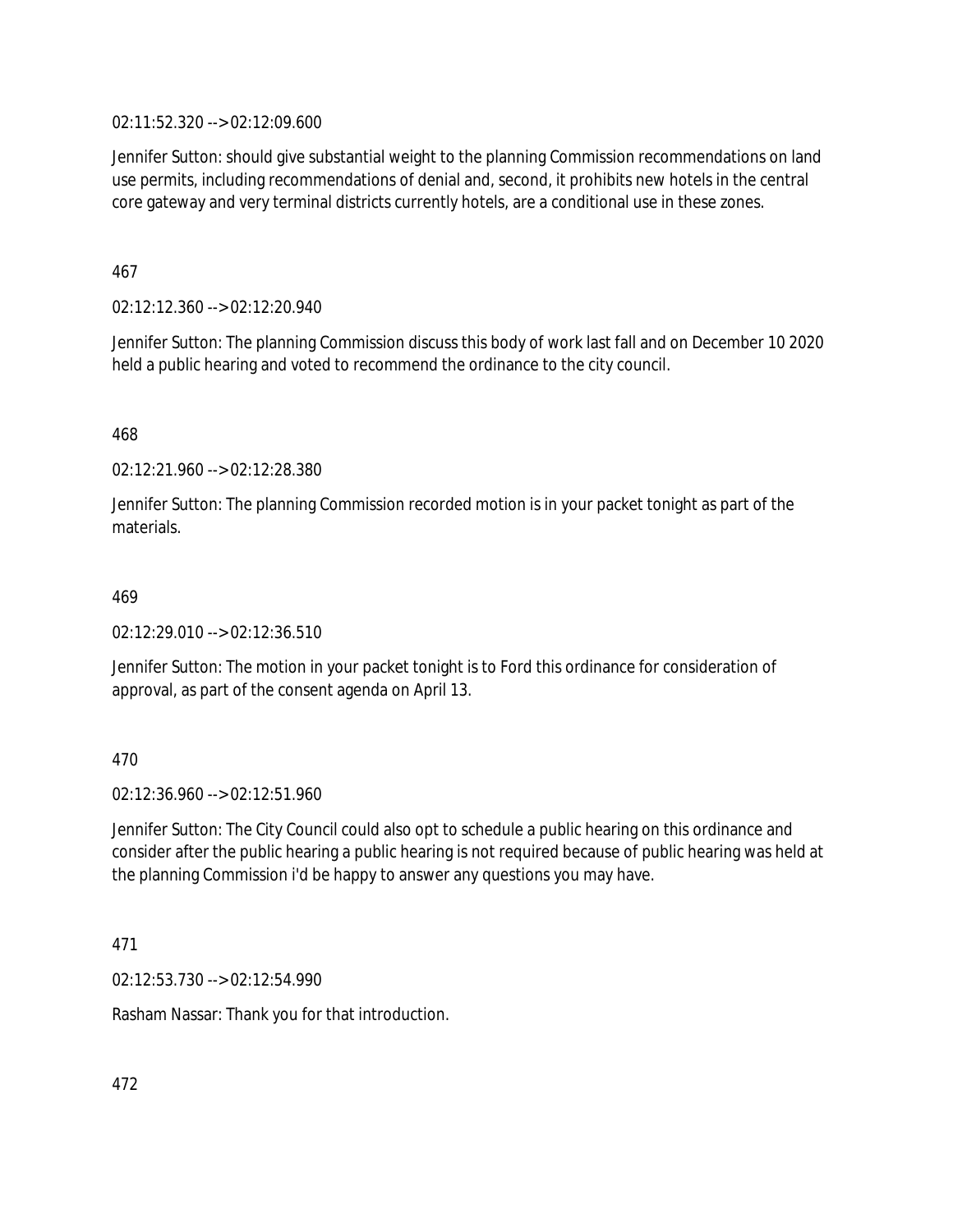02:11:52.320 --> 02:12:09.600

Jennifer Sutton: should give substantial weight to the planning Commission recommendations on land use permits, including recommendations of denial and, second, it prohibits new hotels in the central core gateway and very terminal districts currently hotels, are a conditional use in these zones.

467

02:12:12.360 --> 02:12:20.940

Jennifer Sutton: The planning Commission discuss this body of work last fall and on December 10 2020 held a public hearing and voted to recommend the ordinance to the city council.

468

02:12:21.960 --> 02:12:28.380

Jennifer Sutton: The planning Commission recorded motion is in your packet tonight as part of the materials.

469

02:12:29.010 --> 02:12:36.510

Jennifer Sutton: The motion in your packet tonight is to Ford this ordinance for consideration of approval, as part of the consent agenda on April 13.

470

02:12:36.960 --> 02:12:51.960

Jennifer Sutton: The City Council could also opt to schedule a public hearing on this ordinance and consider after the public hearing a public hearing is not required because of public hearing was held at the planning Commission i'd be happy to answer any questions you may have.

471

02:12:53.730 --> 02:12:54.990

Rasham Nassar: Thank you for that introduction.

472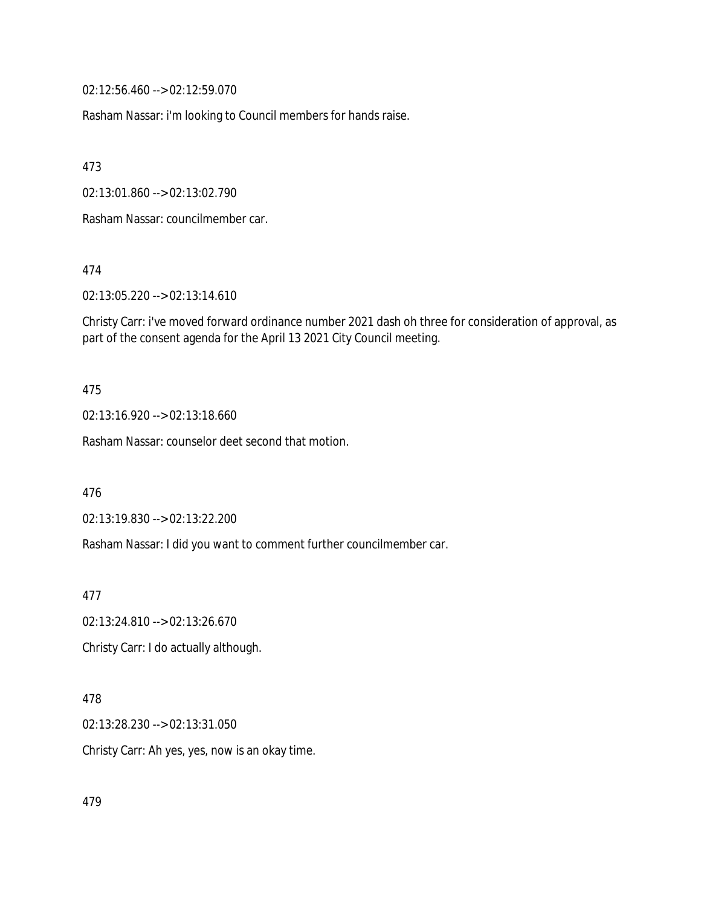02:12:56.460 --> 02:12:59.070

Rasham Nassar: i'm looking to Council members for hands raise.

473

02:13:01.860 --> 02:13:02.790

Rasham Nassar: councilmember car.

474

02:13:05.220 --> 02:13:14.610

Christy Carr: i've moved forward ordinance number 2021 dash oh three for consideration of approval, as part of the consent agenda for the April 13 2021 City Council meeting.

475

02:13:16.920 --> 02:13:18.660

Rasham Nassar: counselor deet second that motion.

476

02:13:19.830 --> 02:13:22.200

Rasham Nassar: I did you want to comment further councilmember car.

477

02:13:24.810 --> 02:13:26.670

Christy Carr: I do actually although.

478

02:13:28.230 --> 02:13:31.050

Christy Carr: Ah yes, yes, now is an okay time.

479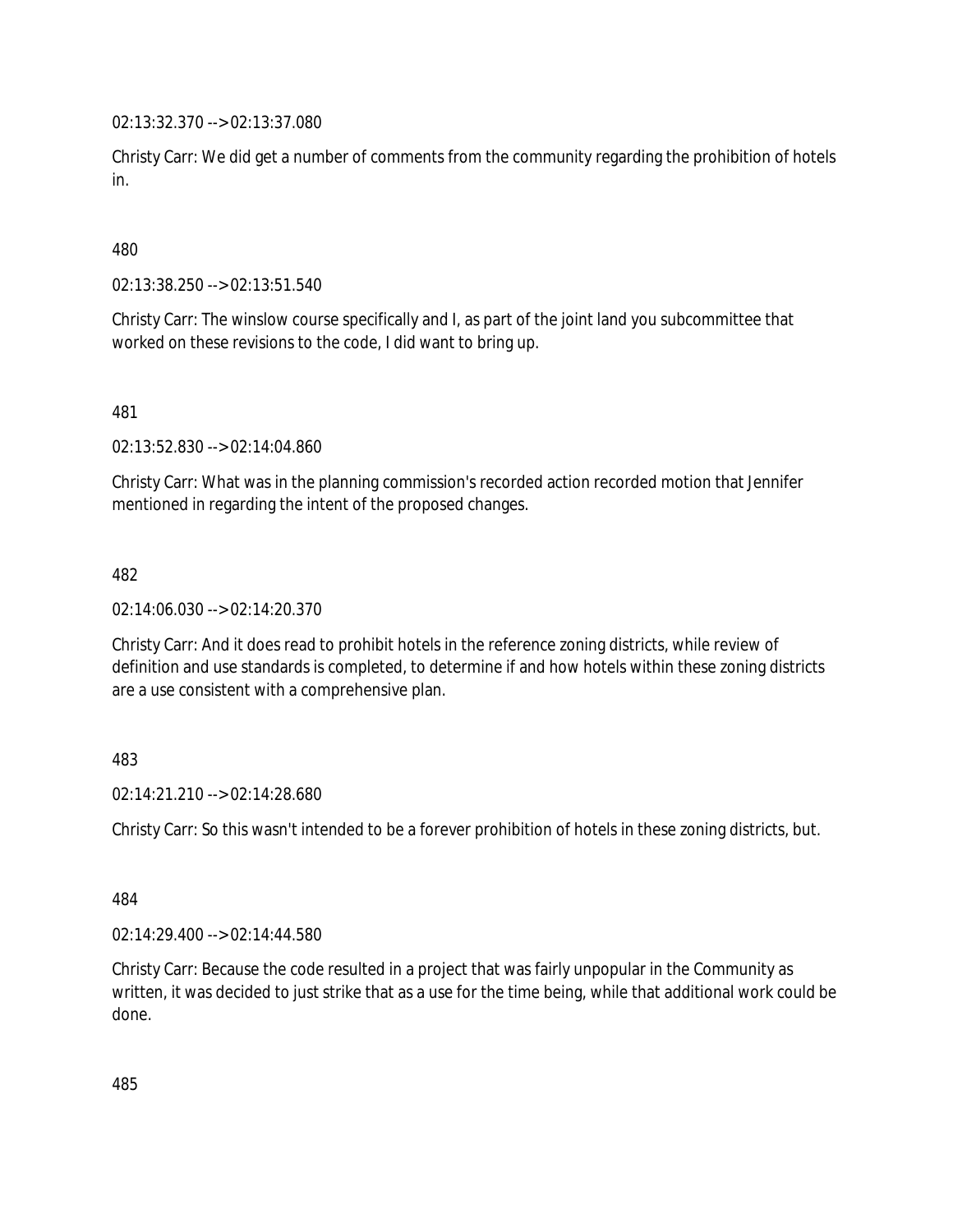02:13:32.370 --> 02:13:37.080

Christy Carr: We did get a number of comments from the community regarding the prohibition of hotels in.

480

02:13:38.250 --> 02:13:51.540

Christy Carr: The winslow course specifically and I, as part of the joint land you subcommittee that worked on these revisions to the code, I did want to bring up.

481

02:13:52.830 --> 02:14:04.860

Christy Carr: What was in the planning commission's recorded action recorded motion that Jennifer mentioned in regarding the intent of the proposed changes.

482

02:14:06.030 --> 02:14:20.370

Christy Carr: And it does read to prohibit hotels in the reference zoning districts, while review of definition and use standards is completed, to determine if and how hotels within these zoning districts are a use consistent with a comprehensive plan.

483

02:14:21.210 --> 02:14:28.680

Christy Carr: So this wasn't intended to be a forever prohibition of hotels in these zoning districts, but.

484

02:14:29.400 --> 02:14:44.580

Christy Carr: Because the code resulted in a project that was fairly unpopular in the Community as written, it was decided to just strike that as a use for the time being, while that additional work could be done.

485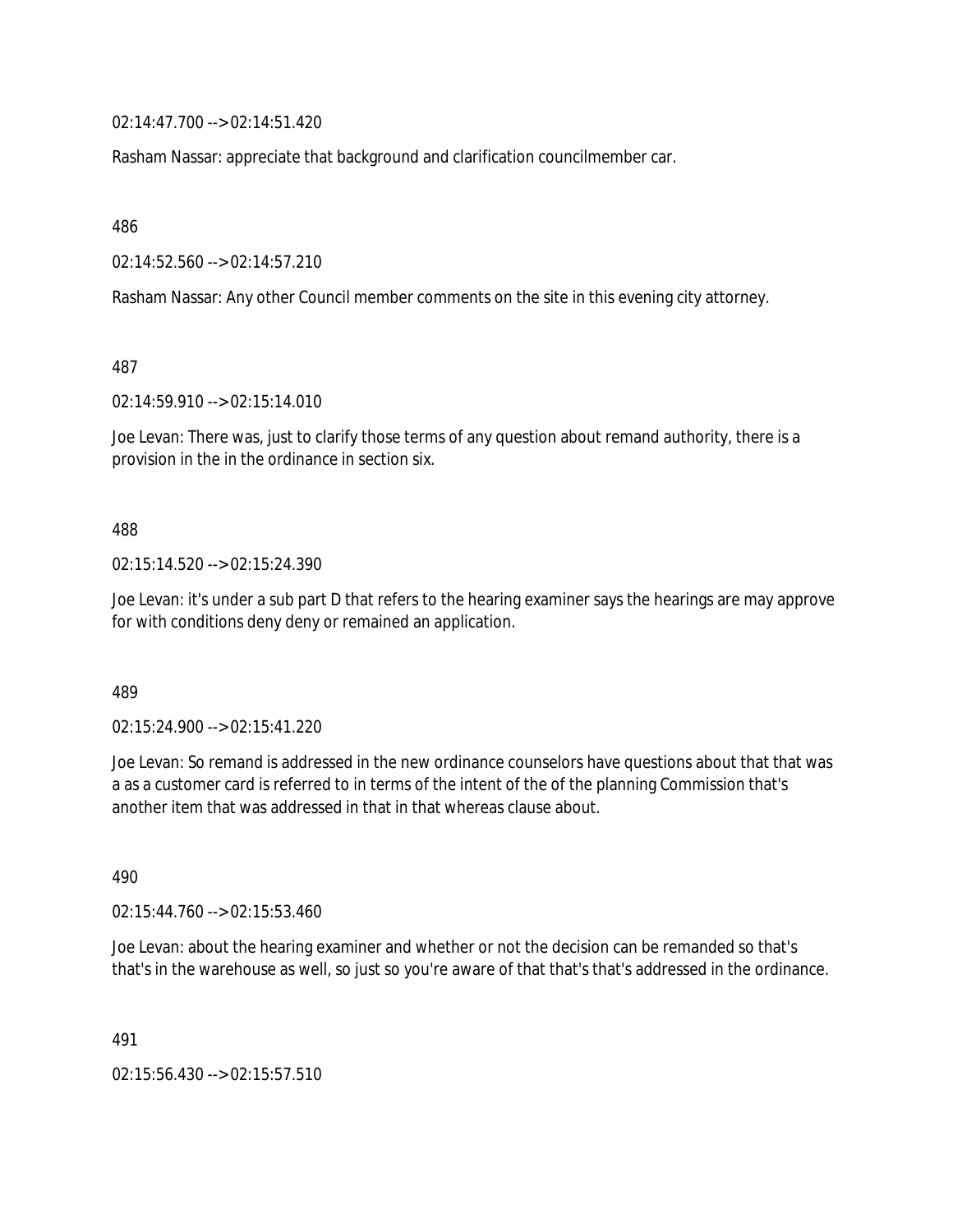02:14:47.700 --> 02:14:51.420

Rasham Nassar: appreciate that background and clarification councilmember car.

486

02:14:52.560 --> 02:14:57.210

Rasham Nassar: Any other Council member comments on the site in this evening city attorney.

487

02:14:59.910 --> 02:15:14.010

Joe Levan: There was, just to clarify those terms of any question about remand authority, there is a provision in the in the ordinance in section six.

488

02:15:14.520 --> 02:15:24.390

Joe Levan: it's under a sub part D that refers to the hearing examiner says the hearings are may approve for with conditions deny deny or remained an application.

489

02:15:24.900 --> 02:15:41.220

Joe Levan: So remand is addressed in the new ordinance counselors have questions about that that was a as a customer card is referred to in terms of the intent of the of the planning Commission that's another item that was addressed in that in that whereas clause about.

490

02:15:44.760 --> 02:15:53.460

Joe Levan: about the hearing examiner and whether or not the decision can be remanded so that's that's in the warehouse as well, so just so you're aware of that that's that's addressed in the ordinance.

491

02:15:56.430 --> 02:15:57.510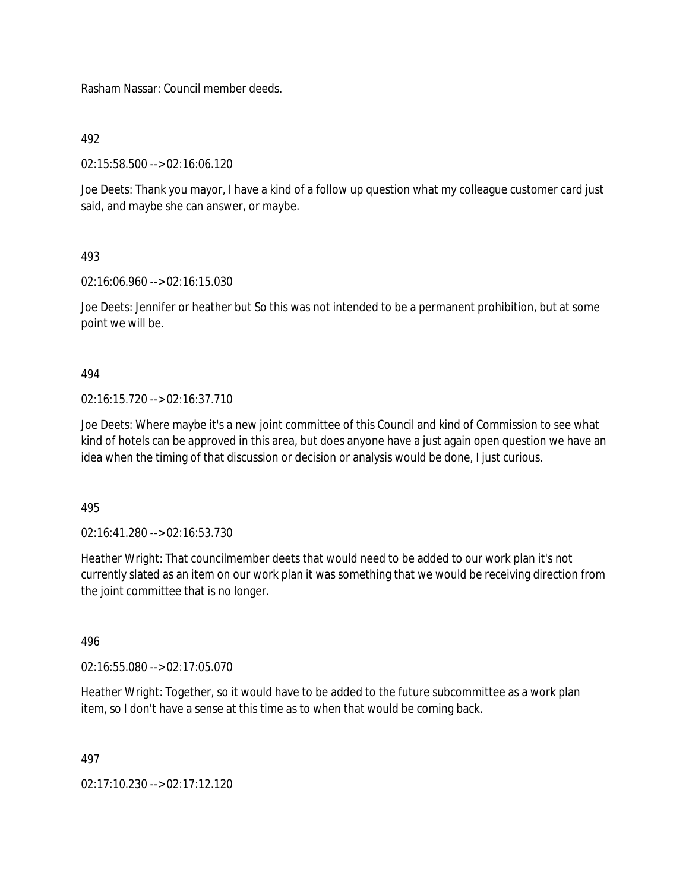Rasham Nassar: Council member deeds.

492

02:15:58.500 --> 02:16:06.120

Joe Deets: Thank you mayor, I have a kind of a follow up question what my colleague customer card just said, and maybe she can answer, or maybe.

493

02:16:06.960 --> 02:16:15.030

Joe Deets: Jennifer or heather but So this was not intended to be a permanent prohibition, but at some point we will be.

494

02:16:15.720 --> 02:16:37.710

Joe Deets: Where maybe it's a new joint committee of this Council and kind of Commission to see what kind of hotels can be approved in this area, but does anyone have a just again open question we have an idea when the timing of that discussion or decision or analysis would be done, I just curious.

495

02:16:41.280 --> 02:16:53.730

Heather Wright: That councilmember deets that would need to be added to our work plan it's not currently slated as an item on our work plan it was something that we would be receiving direction from the joint committee that is no longer.

496

02:16:55.080 --> 02:17:05.070

Heather Wright: Together, so it would have to be added to the future subcommittee as a work plan item, so I don't have a sense at this time as to when that would be coming back.

497

02:17:10.230 --> 02:17:12.120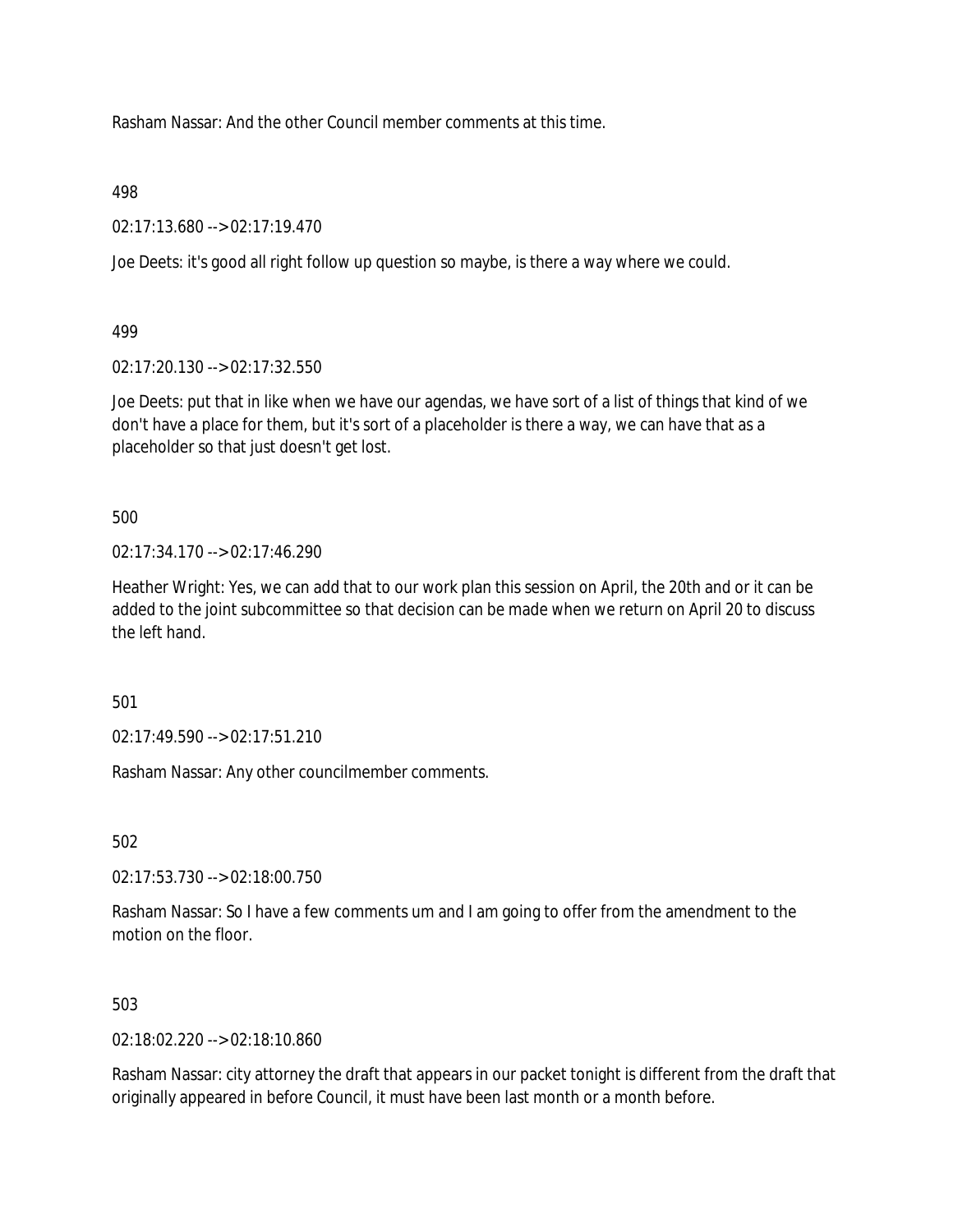Rasham Nassar: And the other Council member comments at this time.

498

02:17:13.680 --> 02:17:19.470

Joe Deets: it's good all right follow up question so maybe, is there a way where we could.

499

02:17:20.130 --> 02:17:32.550

Joe Deets: put that in like when we have our agendas, we have sort of a list of things that kind of we don't have a place for them, but it's sort of a placeholder is there a way, we can have that as a placeholder so that just doesn't get lost.

500

02:17:34.170 --> 02:17:46.290

Heather Wright: Yes, we can add that to our work plan this session on April, the 20th and or it can be added to the joint subcommittee so that decision can be made when we return on April 20 to discuss the left hand.

501

02:17:49.590 --> 02:17:51.210

Rasham Nassar: Any other councilmember comments.

502

02:17:53.730 --> 02:18:00.750

Rasham Nassar: So I have a few comments um and I am going to offer from the amendment to the motion on the floor.

503

02:18:02.220 --> 02:18:10.860

Rasham Nassar: city attorney the draft that appears in our packet tonight is different from the draft that originally appeared in before Council, it must have been last month or a month before.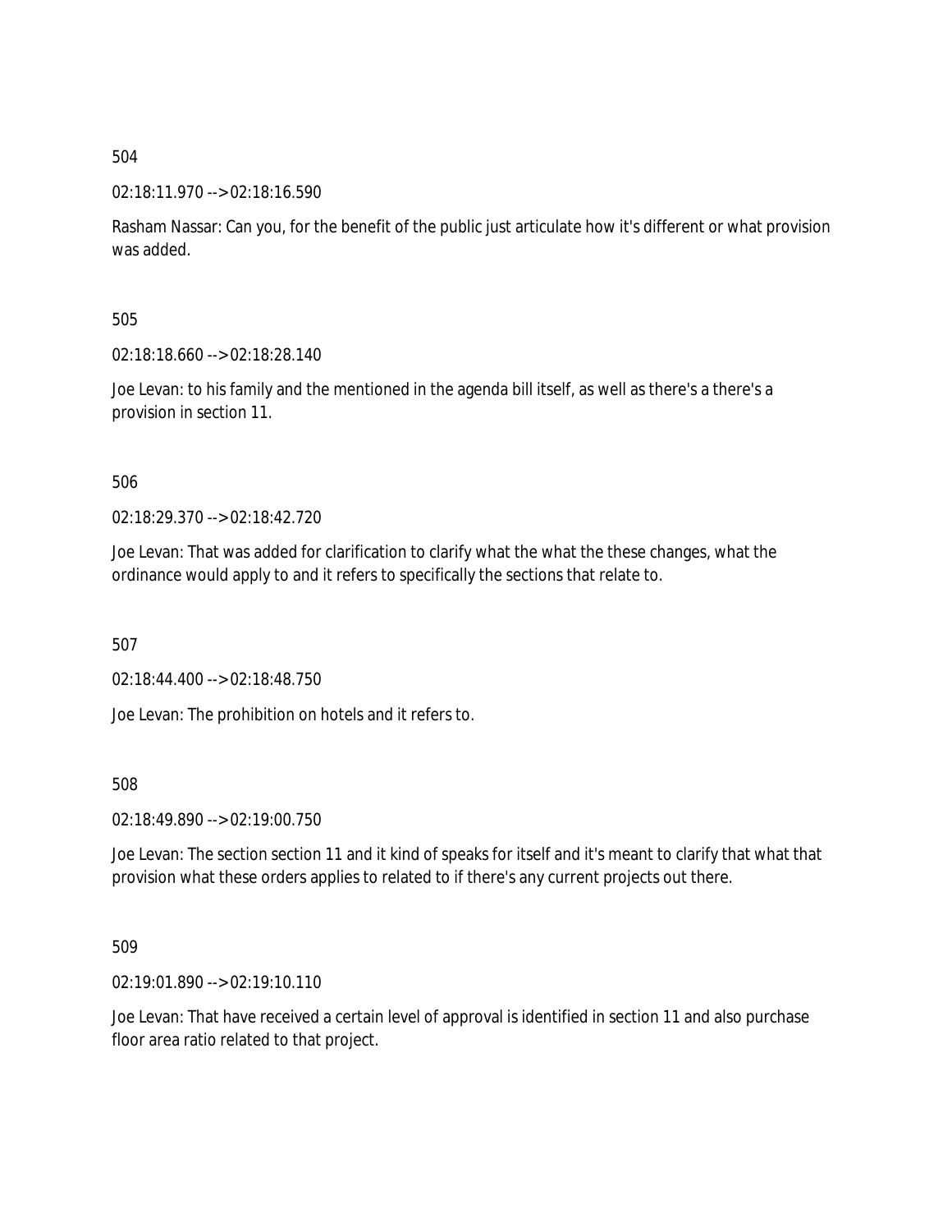504

02:18:11.970 --> 02:18:16.590

Rasham Nassar: Can you, for the benefit of the public just articulate how it's different or what provision was added.

505

02:18:18.660 --> 02:18:28.140

Joe Levan: to his family and the mentioned in the agenda bill itself, as well as there's a there's a provision in section 11.

506

02:18:29.370 --> 02:18:42.720

Joe Levan: That was added for clarification to clarify what the what the these changes, what the ordinance would apply to and it refers to specifically the sections that relate to.

507

02:18:44.400 --> 02:18:48.750

Joe Levan: The prohibition on hotels and it refers to.

508

02:18:49.890 --> 02:19:00.750

Joe Levan: The section section 11 and it kind of speaks for itself and it's meant to clarify that what that provision what these orders applies to related to if there's any current projects out there.

509

02:19:01.890 --> 02:19:10.110

Joe Levan: That have received a certain level of approval is identified in section 11 and also purchase floor area ratio related to that project.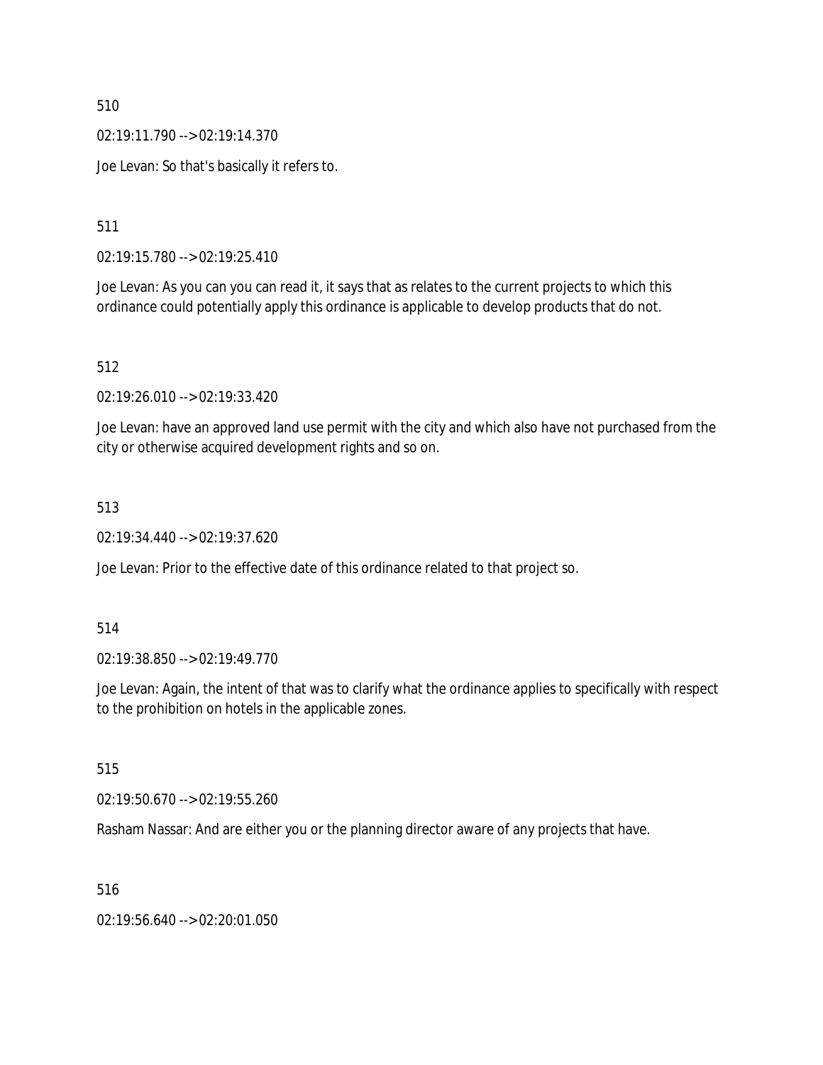510

02:19:11.790 --> 02:19:14.370

Joe Levan: So that's basically it refers to.

511

02:19:15.780 --> 02:19:25.410

Joe Levan: As you can you can read it, it says that as relates to the current projects to which this ordinance could potentially apply this ordinance is applicable to develop products that do not.

512

02:19:26.010 --> 02:19:33.420

Joe Levan: have an approved land use permit with the city and which also have not purchased from the city or otherwise acquired development rights and so on.

513

02:19:34.440 --> 02:19:37.620

Joe Levan: Prior to the effective date of this ordinance related to that project so.

514

02:19:38.850 --> 02:19:49.770

Joe Levan: Again, the intent of that was to clarify what the ordinance applies to specifically with respect to the prohibition on hotels in the applicable zones.

515

02:19:50.670 --> 02:19:55.260

Rasham Nassar: And are either you or the planning director aware of any projects that have.

516

02:19:56.640 --> 02:20:01.050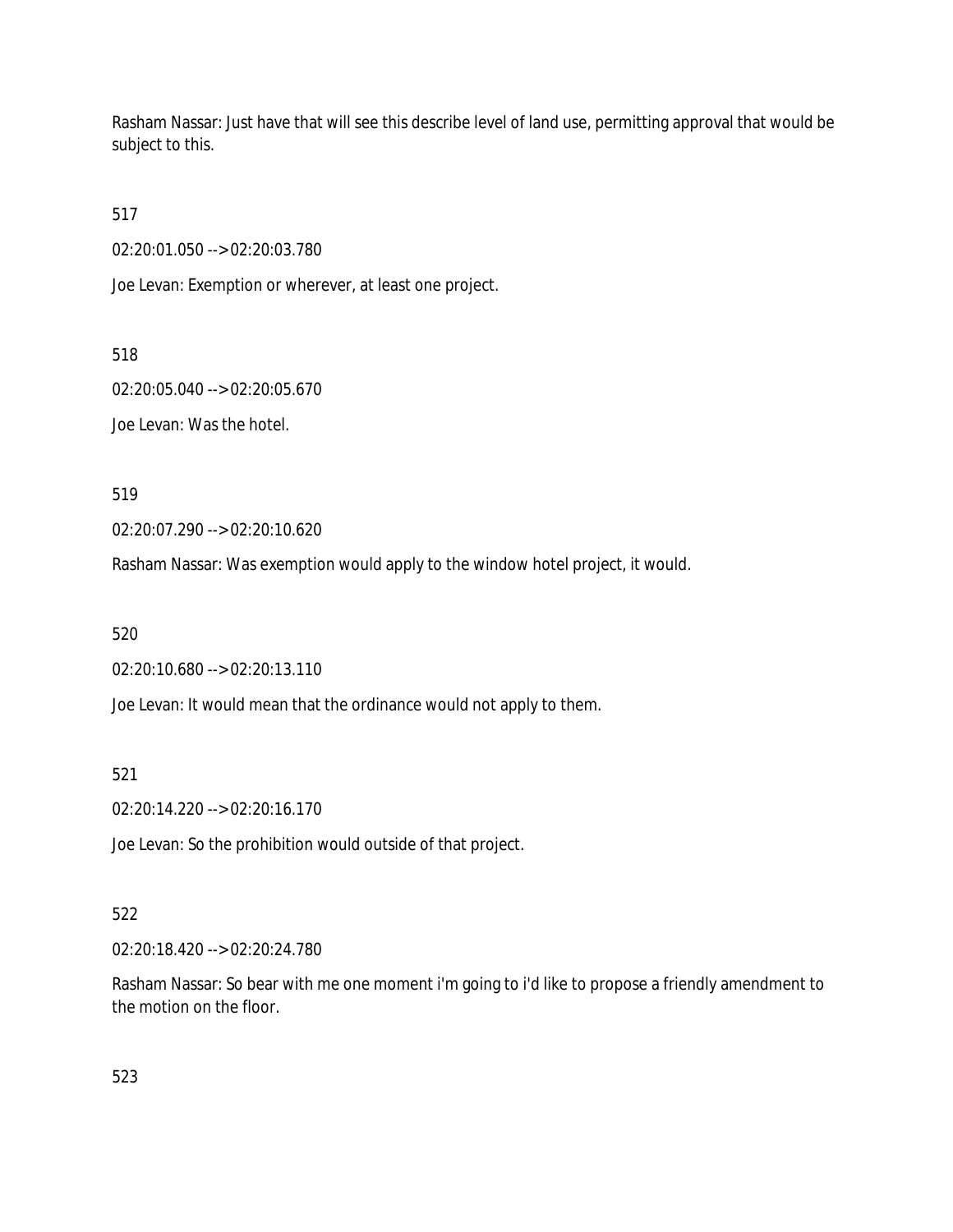Rasham Nassar: Just have that will see this describe level of land use, permitting approval that would be subject to this.

517

02:20:01.050 --> 02:20:03.780

Joe Levan: Exemption or wherever, at least one project.

518

02:20:05.040 --> 02:20:05.670

Joe Levan: Was the hotel.

519

02:20:07.290 --> 02:20:10.620

Rasham Nassar: Was exemption would apply to the window hotel project, it would.

520

02:20:10.680 --> 02:20:13.110

Joe Levan: It would mean that the ordinance would not apply to them.

521

02:20:14.220 --> 02:20:16.170

Joe Levan: So the prohibition would outside of that project.

522

02:20:18.420 --> 02:20:24.780

Rasham Nassar: So bear with me one moment i'm going to i'd like to propose a friendly amendment to the motion on the floor.

523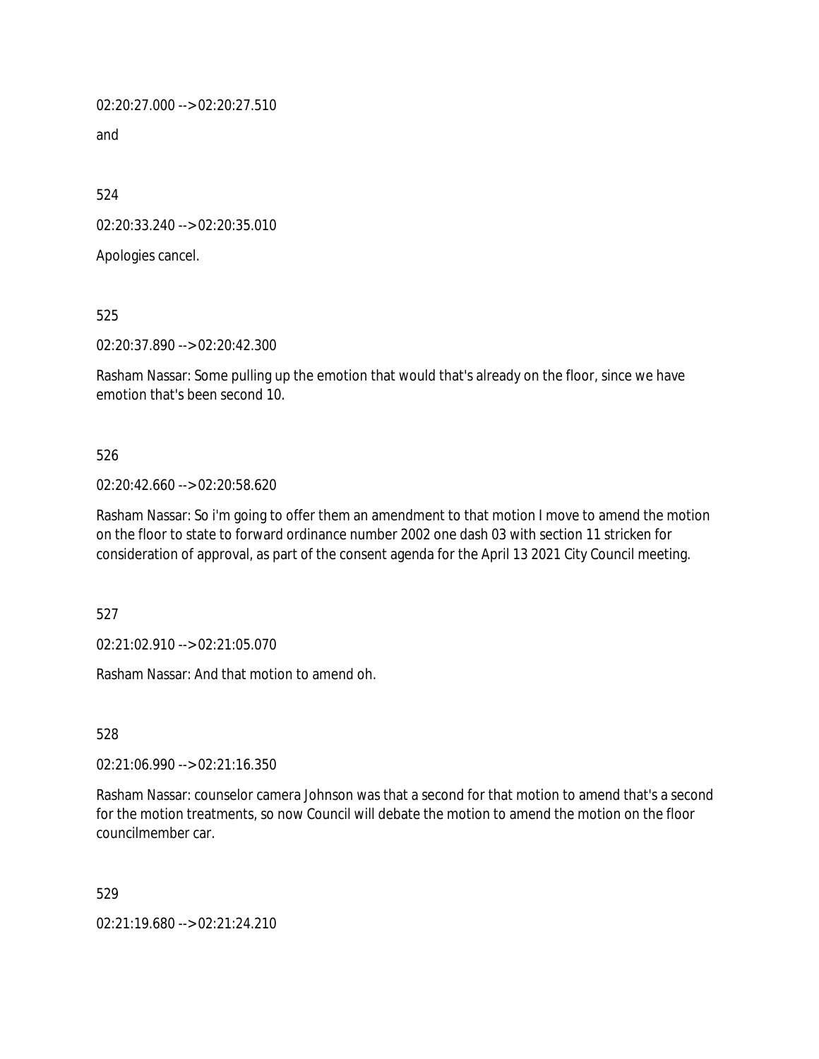02:20:27.000 --> 02:20:27.510

and

524

02:20:33.240 --> 02:20:35.010

Apologies cancel.

525

02:20:37.890 --> 02:20:42.300

Rasham Nassar: Some pulling up the emotion that would that's already on the floor, since we have emotion that's been second 10.

526

02:20:42.660 --> 02:20:58.620

Rasham Nassar: So i'm going to offer them an amendment to that motion I move to amend the motion on the floor to state to forward ordinance number 2002 one dash 03 with section 11 stricken for consideration of approval, as part of the consent agenda for the April 13 2021 City Council meeting.

527

02:21:02.910 --> 02:21:05.070

Rasham Nassar: And that motion to amend oh.

528

02:21:06.990 --> 02:21:16.350

Rasham Nassar: counselor camera Johnson was that a second for that motion to amend that's a second for the motion treatments, so now Council will debate the motion to amend the motion on the floor councilmember car.

529

02:21:19.680 --> 02:21:24.210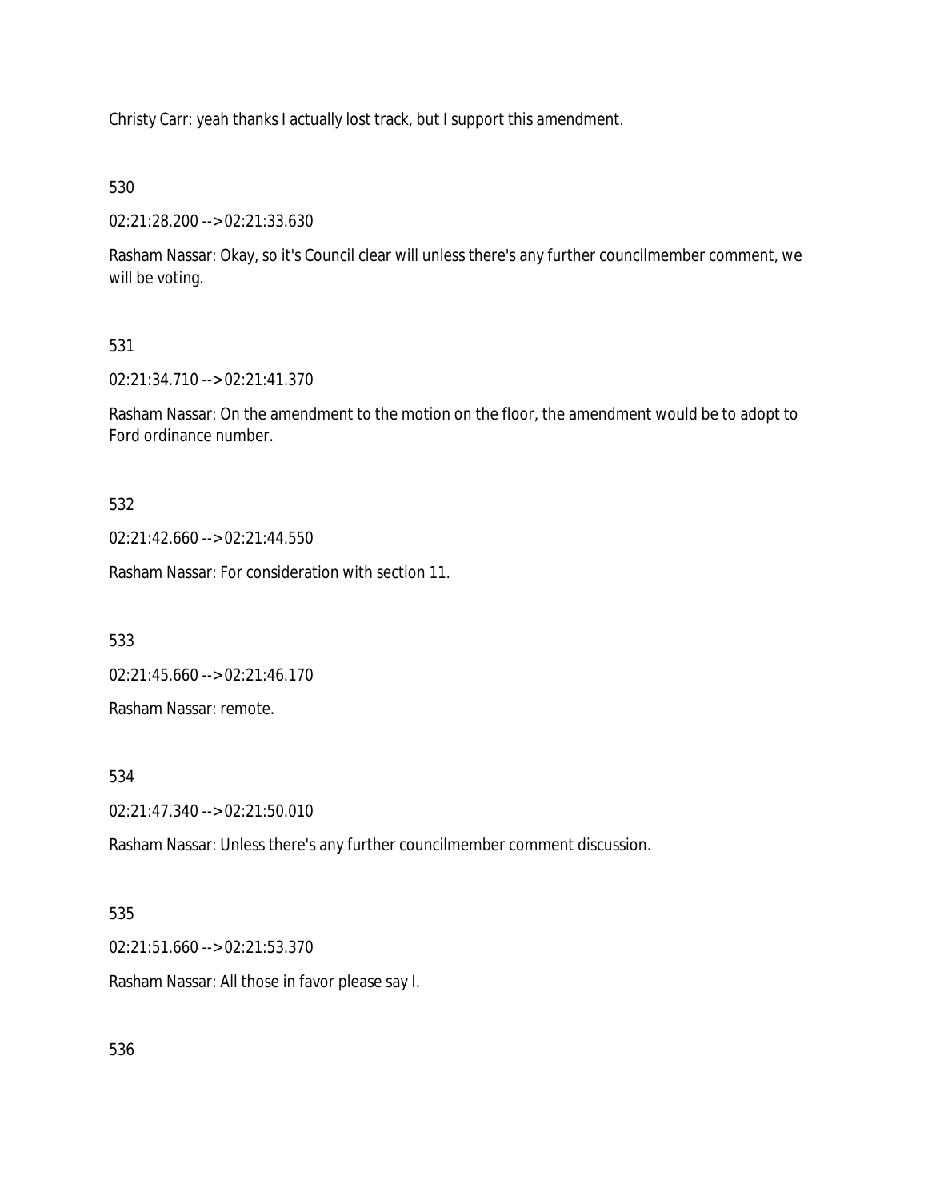Christy Carr: yeah thanks I actually lost track, but I support this amendment.

530

02:21:28.200 --> 02:21:33.630

Rasham Nassar: Okay, so it's Council clear will unless there's any further councilmember comment, we will be voting.

531

02:21:34.710 --> 02:21:41.370

Rasham Nassar: On the amendment to the motion on the floor, the amendment would be to adopt to Ford ordinance number.

532

02:21:42.660 --> 02:21:44.550

Rasham Nassar: For consideration with section 11.

533

02:21:45.660 --> 02:21:46.170

Rasham Nassar: remote.

534

02:21:47.340 --> 02:21:50.010

Rasham Nassar: Unless there's any further councilmember comment discussion.

535

02:21:51.660 --> 02:21:53.370

Rasham Nassar: All those in favor please say I.

536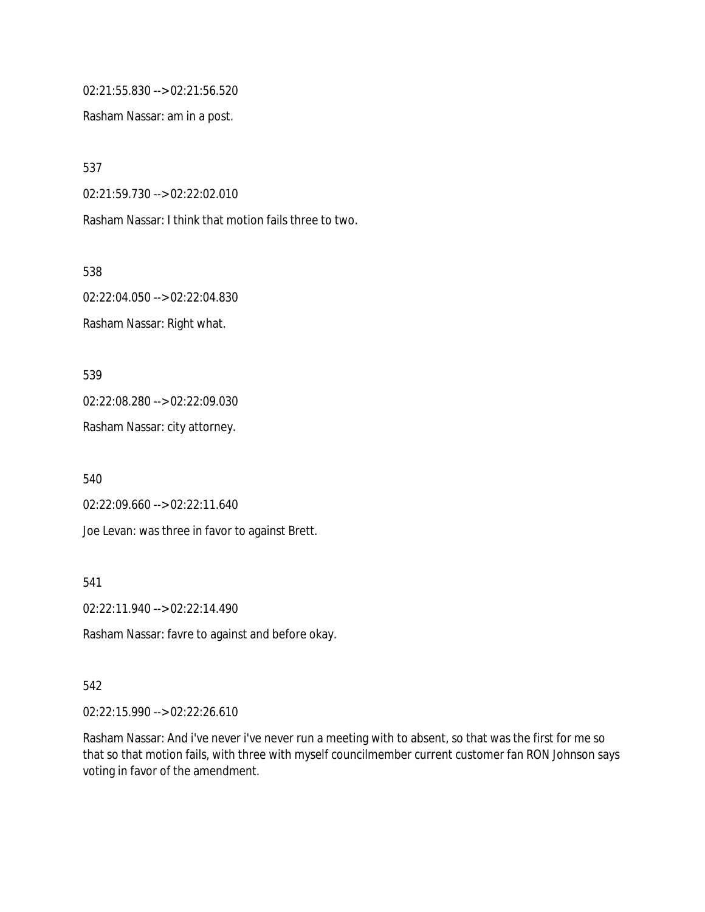02:21:55.830 --> 02:21:56.520

Rasham Nassar: am in a post.

537

02:21:59.730 --> 02:22:02.010

Rasham Nassar: I think that motion fails three to two.

538

02:22:04.050 --> 02:22:04.830

Rasham Nassar: Right what.

539

02:22:08.280 --> 02:22:09.030

Rasham Nassar: city attorney.

540

02:22:09.660 --> 02:22:11.640

Joe Levan: was three in favor to against Brett.

541

02:22:11.940 --> 02:22:14.490

Rasham Nassar: favre to against and before okay.

542

02:22:15.990 --> 02:22:26.610

Rasham Nassar: And i've never i've never run a meeting with to absent, so that was the first for me so that so that motion fails, with three with myself councilmember current customer fan RON Johnson says voting in favor of the amendment.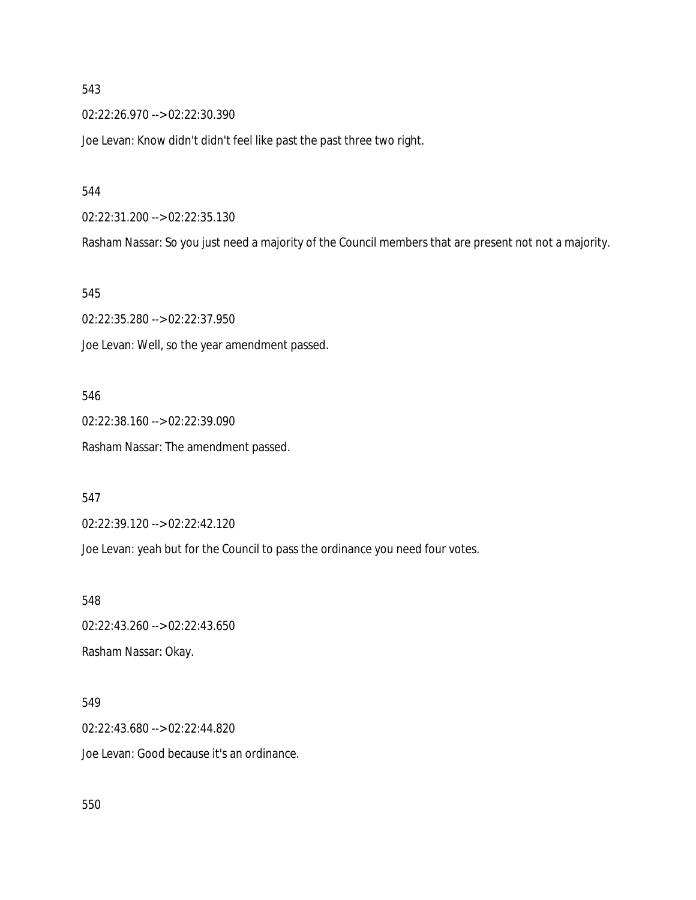543

02:22:26.970 --> 02:22:30.390

Joe Levan: Know didn't didn't feel like past the past three two right.

544

02:22:31.200 --> 02:22:35.130

Rasham Nassar: So you just need a majority of the Council members that are present not not a majority.

545

02:22:35.280 --> 02:22:37.950

Joe Levan: Well, so the year amendment passed.

546

02:22:38.160 --> 02:22:39.090

Rasham Nassar: The amendment passed.

547

02:22:39.120 --> 02:22:42.120

Joe Levan: yeah but for the Council to pass the ordinance you need four votes.

548

02:22:43.260 --> 02:22:43.650

Rasham Nassar: Okay.

549

02:22:43.680 --> 02:22:44.820

Joe Levan: Good because it's an ordinance.

550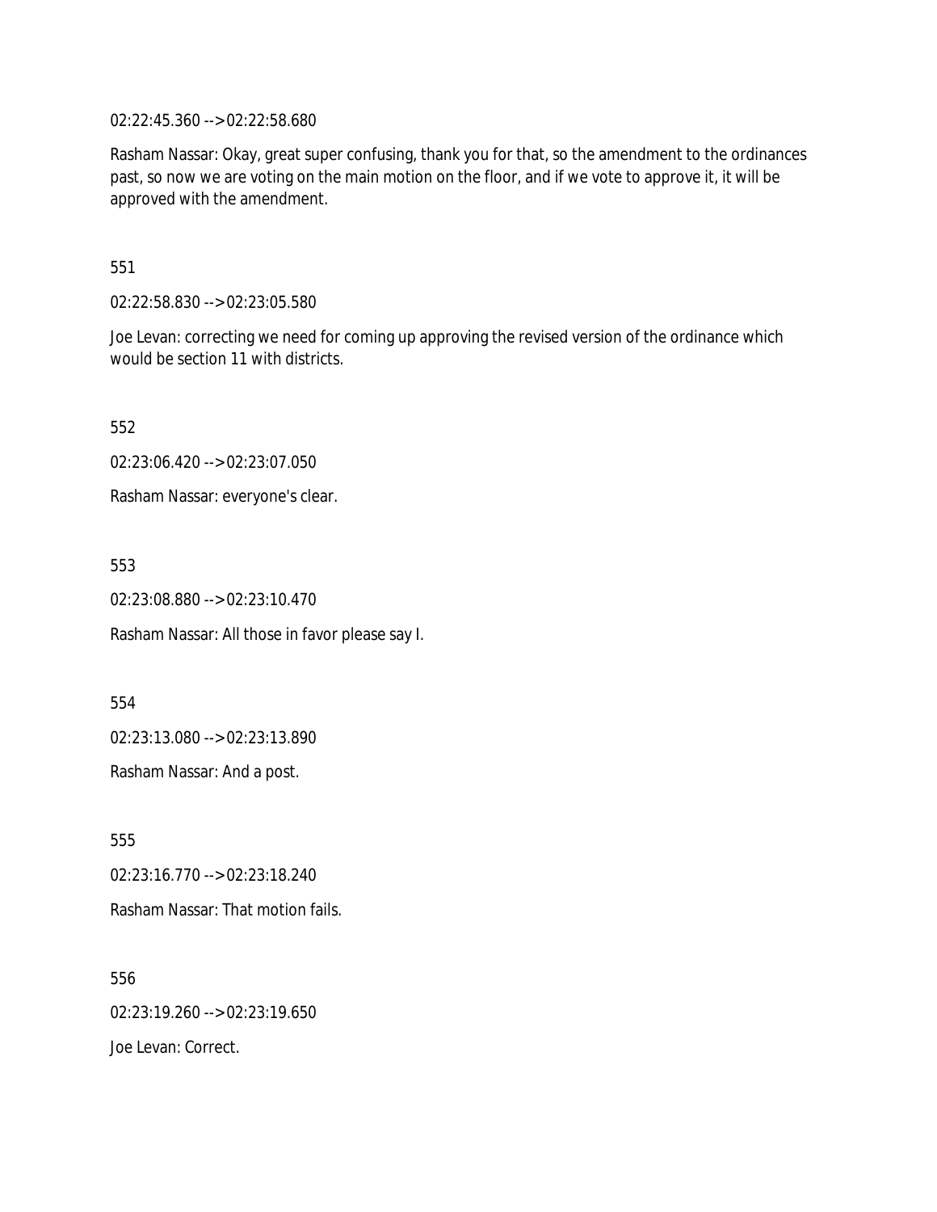02:22:45.360 --> 02:22:58.680

Rasham Nassar: Okay, great super confusing, thank you for that, so the amendment to the ordinances past, so now we are voting on the main motion on the floor, and if we vote to approve it, it will be approved with the amendment.

551

02:22:58.830 --> 02:23:05.580

Joe Levan: correcting we need for coming up approving the revised version of the ordinance which would be section 11 with districts.

552

02:23:06.420 --> 02:23:07.050

Rasham Nassar: everyone's clear.

553

02:23:08.880 --> 02:23:10.470

Rasham Nassar: All those in favor please say I.

554

02:23:13.080 --> 02:23:13.890

Rasham Nassar: And a post.

555

02:23:16.770 --> 02:23:18.240

Rasham Nassar: That motion fails.

556

02:23:19.260 --> 02:23:19.650

Joe Levan: Correct.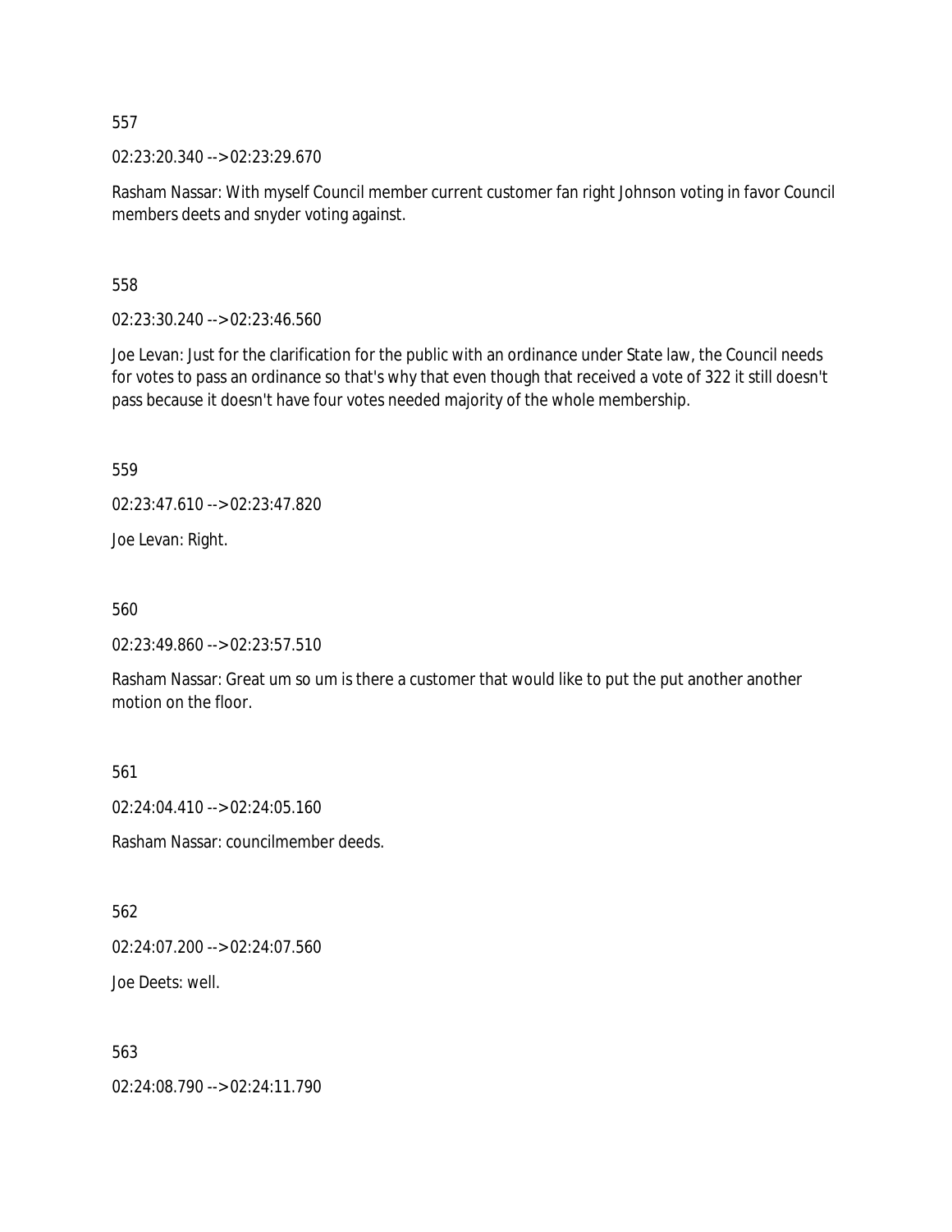557

02:23:20.340 --> 02:23:29.670

Rasham Nassar: With myself Council member current customer fan right Johnson voting in favor Council members deets and snyder voting against.

558

02:23:30.240 --> 02:23:46.560

Joe Levan: Just for the clarification for the public with an ordinance under State law, the Council needs for votes to pass an ordinance so that's why that even though that received a vote of 322 it still doesn't pass because it doesn't have four votes needed majority of the whole membership.

559

02:23:47.610 --> 02:23:47.820

Joe Levan: Right.

560

02:23:49.860 --> 02:23:57.510

Rasham Nassar: Great um so um is there a customer that would like to put the put another another motion on the floor.

561

02:24:04.410 --> 02:24:05.160

Rasham Nassar: councilmember deeds.

562

02:24:07.200 --> 02:24:07.560

Joe Deets: well.

563

02:24:08.790 --> 02:24:11.790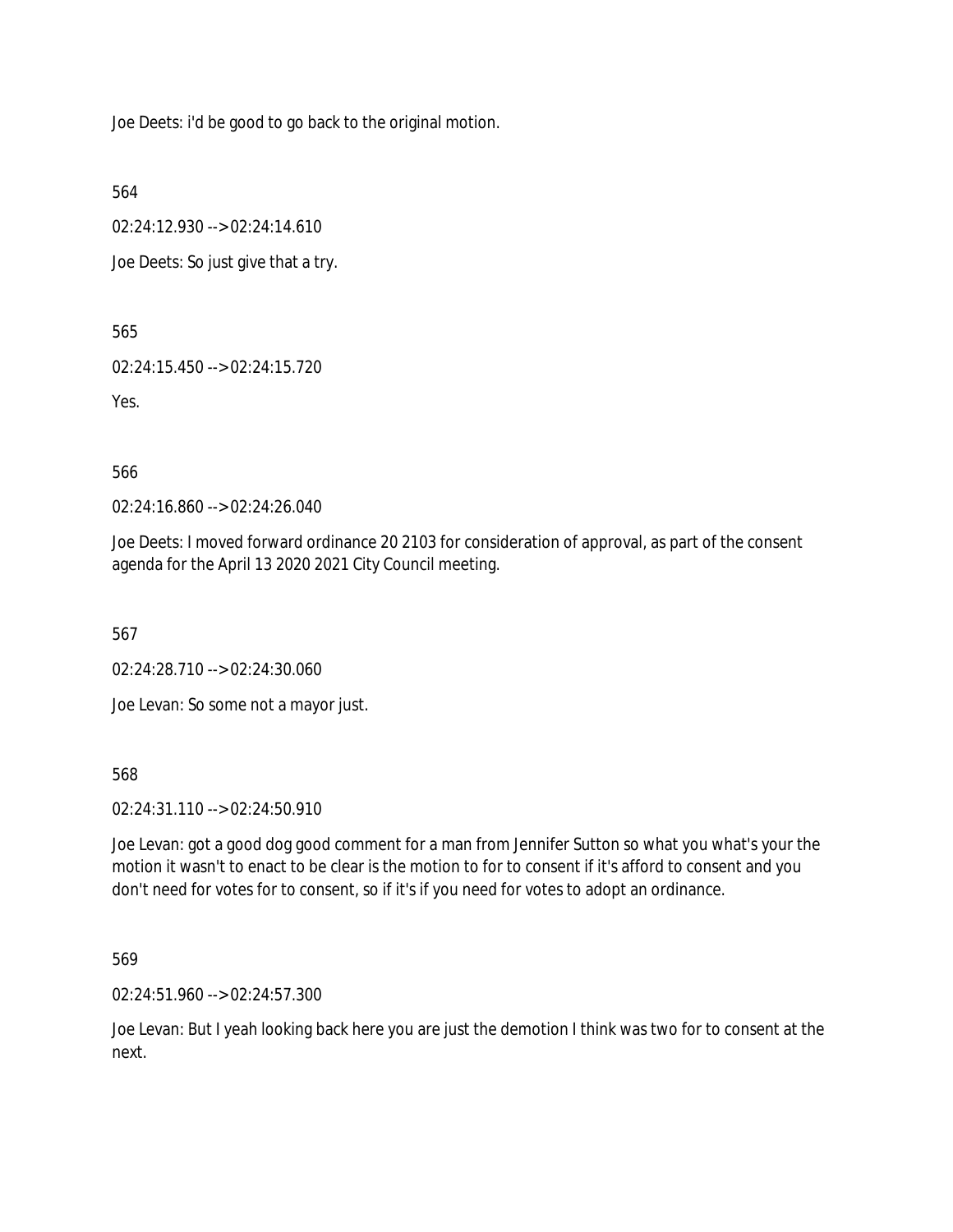Joe Deets: i'd be good to go back to the original motion.

564

02:24:12.930 --> 02:24:14.610

Joe Deets: So just give that a try.

565

02:24:15.450 --> 02:24:15.720

Yes.

566

02:24:16.860 --> 02:24:26.040

Joe Deets: I moved forward ordinance 20 2103 for consideration of approval, as part of the consent agenda for the April 13 2020 2021 City Council meeting.

567

02:24:28.710 --> 02:24:30.060

Joe Levan: So some not a mayor just.

568

02:24:31.110 --> 02:24:50.910

Joe Levan: got a good dog good comment for a man from Jennifer Sutton so what you what's your the motion it wasn't to enact to be clear is the motion to for to consent if it's afford to consent and you don't need for votes for to consent, so if it's if you need for votes to adopt an ordinance.

569

02:24:51.960 --> 02:24:57.300

Joe Levan: But I yeah looking back here you are just the demotion I think was two for to consent at the next.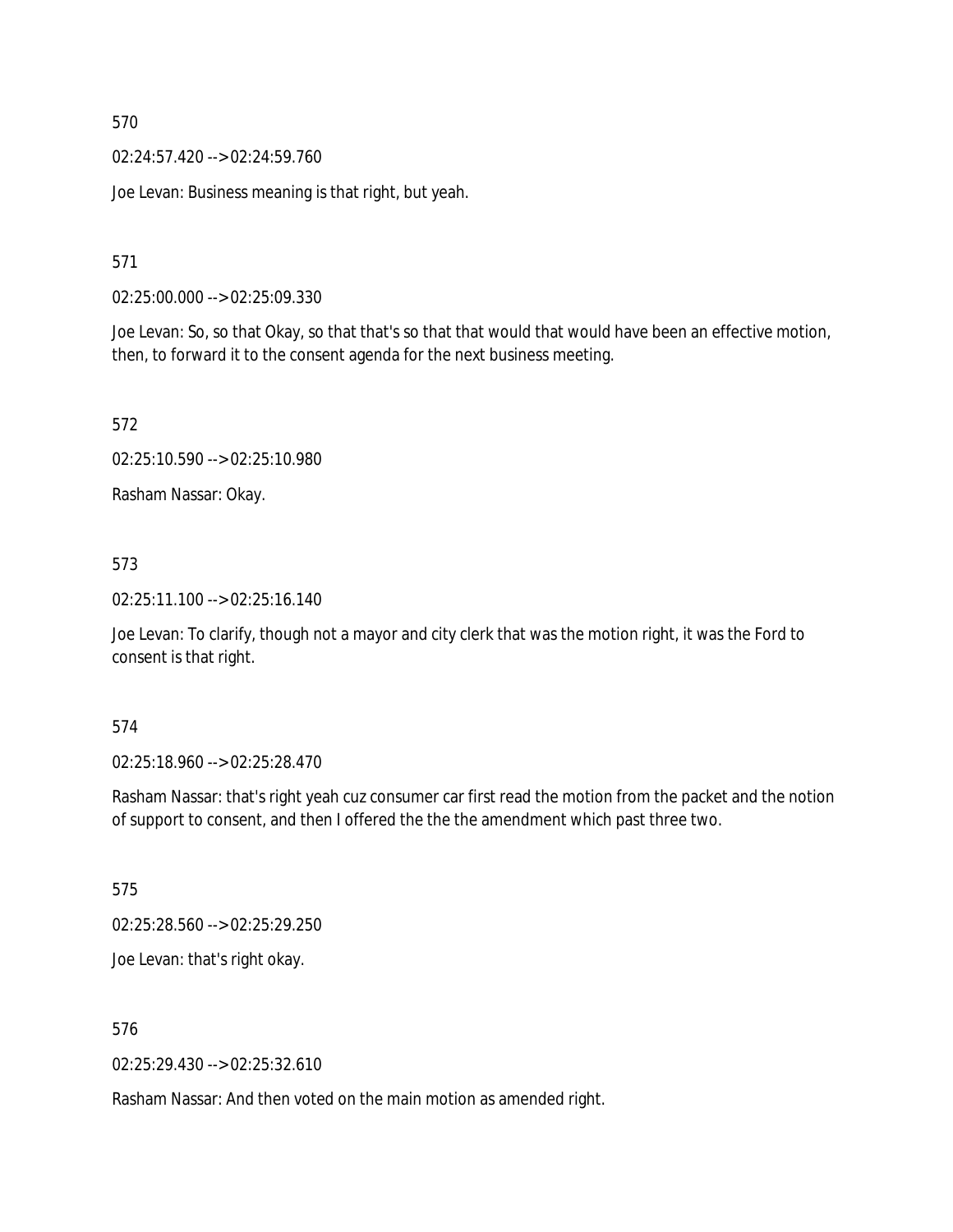570

02:24:57.420 --> 02:24:59.760

Joe Levan: Business meaning is that right, but yeah.

571

02:25:00.000 --> 02:25:09.330

Joe Levan: So, so that Okay, so that that's so that that would that would have been an effective motion, then, to forward it to the consent agenda for the next business meeting.

572

02:25:10.590 --> 02:25:10.980

Rasham Nassar: Okay.

573

02:25:11.100 --> 02:25:16.140

Joe Levan: To clarify, though not a mayor and city clerk that was the motion right, it was the Ford to consent is that right.

574

02:25:18.960 --> 02:25:28.470

Rasham Nassar: that's right yeah cuz consumer car first read the motion from the packet and the notion of support to consent, and then I offered the the the amendment which past three two.

575

02:25:28.560 --> 02:25:29.250

Joe Levan: that's right okay.

576

02:25:29.430 --> 02:25:32.610

Rasham Nassar: And then voted on the main motion as amended right.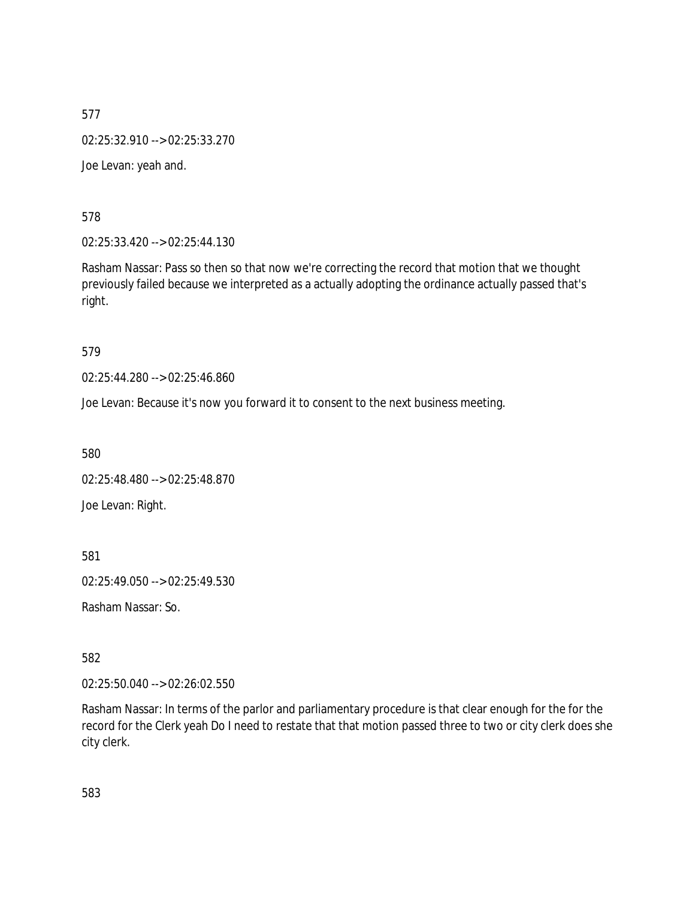577

02:25:32.910 --> 02:25:33.270

Joe Levan: yeah and.

578

02:25:33.420 --> 02:25:44.130

Rasham Nassar: Pass so then so that now we're correcting the record that motion that we thought previously failed because we interpreted as a actually adopting the ordinance actually passed that's right.

579

02:25:44.280 --> 02:25:46.860

Joe Levan: Because it's now you forward it to consent to the next business meeting.

580

02:25:48.480 --> 02:25:48.870

Joe Levan: Right.

581

02:25:49.050 --> 02:25:49.530

Rasham Nassar: So.

582

02:25:50.040 --> 02:26:02.550

Rasham Nassar: In terms of the parlor and parliamentary procedure is that clear enough for the for the record for the Clerk yeah Do I need to restate that that motion passed three to two or city clerk does she city clerk.

583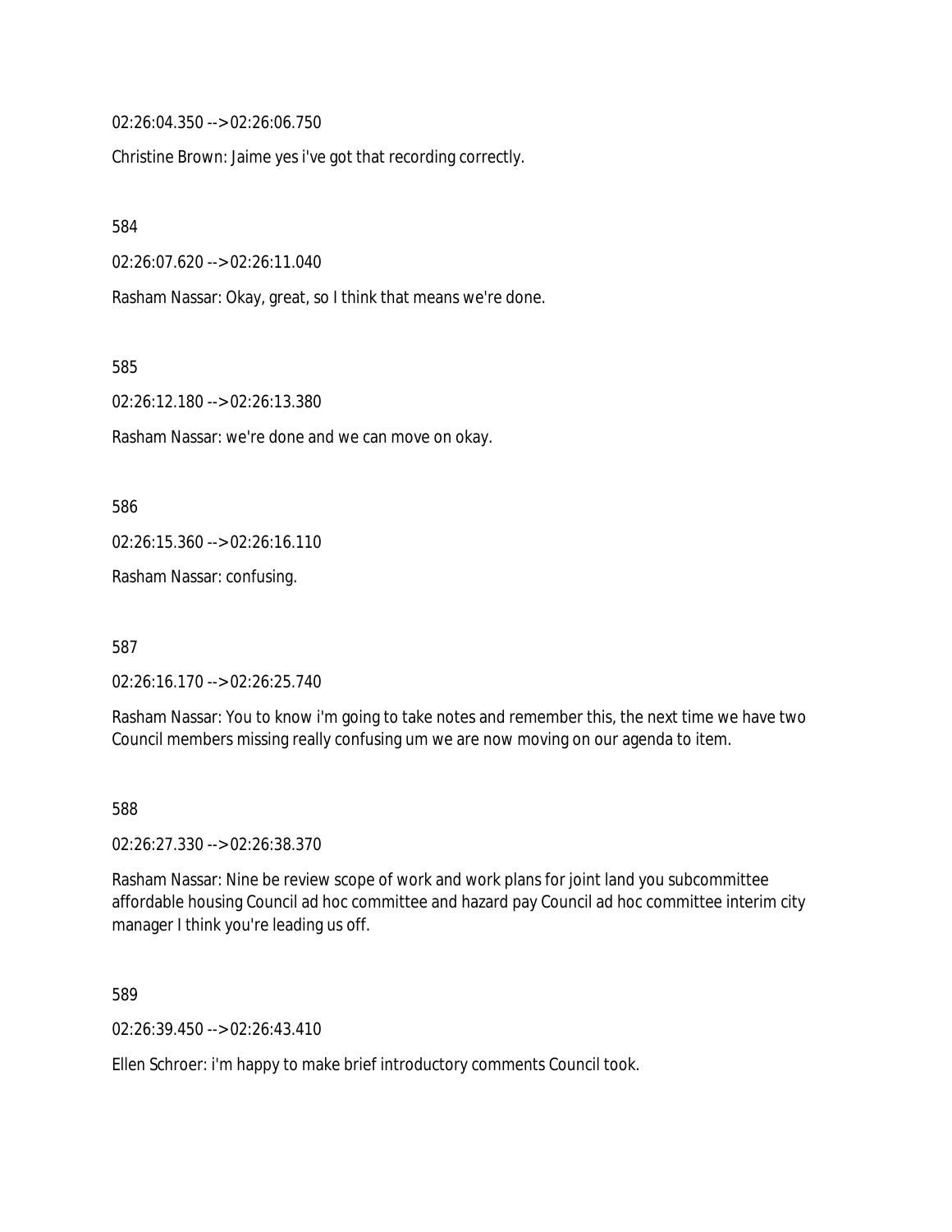02:26:04.350 --> 02:26:06.750

Christine Brown: Jaime yes i've got that recording correctly.

584

02:26:07.620 --> 02:26:11.040

Rasham Nassar: Okay, great, so I think that means we're done.

585

02:26:12.180 --> 02:26:13.380

Rasham Nassar: we're done and we can move on okay.

586

02:26:15.360 --> 02:26:16.110

Rasham Nassar: confusing.

587

02:26:16.170 --> 02:26:25.740

Rasham Nassar: You to know i'm going to take notes and remember this, the next time we have two Council members missing really confusing um we are now moving on our agenda to item.

588

02:26:27.330 --> 02:26:38.370

Rasham Nassar: Nine be review scope of work and work plans for joint land you subcommittee affordable housing Council ad hoc committee and hazard pay Council ad hoc committee interim city manager I think you're leading us off.

589

02:26:39.450 --> 02:26:43.410

Ellen Schroer: i'm happy to make brief introductory comments Council took.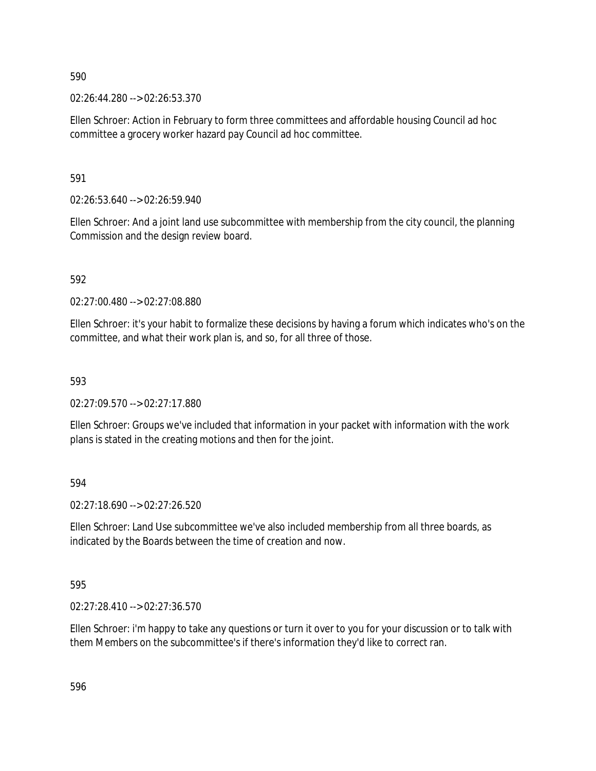590

02:26:44.280 --> 02:26:53.370

Ellen Schroer: Action in February to form three committees and affordable housing Council ad hoc committee a grocery worker hazard pay Council ad hoc committee.

591

02:26:53.640 --> 02:26:59.940

Ellen Schroer: And a joint land use subcommittee with membership from the city council, the planning Commission and the design review board.

592

02:27:00.480 --> 02:27:08.880

Ellen Schroer: it's your habit to formalize these decisions by having a forum which indicates who's on the committee, and what their work plan is, and so, for all three of those.

593

02:27:09.570 --> 02:27:17.880

Ellen Schroer: Groups we've included that information in your packet with information with the work plans is stated in the creating motions and then for the joint.

594

02:27:18.690 --> 02:27:26.520

Ellen Schroer: Land Use subcommittee we've also included membership from all three boards, as indicated by the Boards between the time of creation and now.

595

02:27:28.410 --> 02:27:36.570

Ellen Schroer: i'm happy to take any questions or turn it over to you for your discussion or to talk with them Members on the subcommittee's if there's information they'd like to correct ran.

596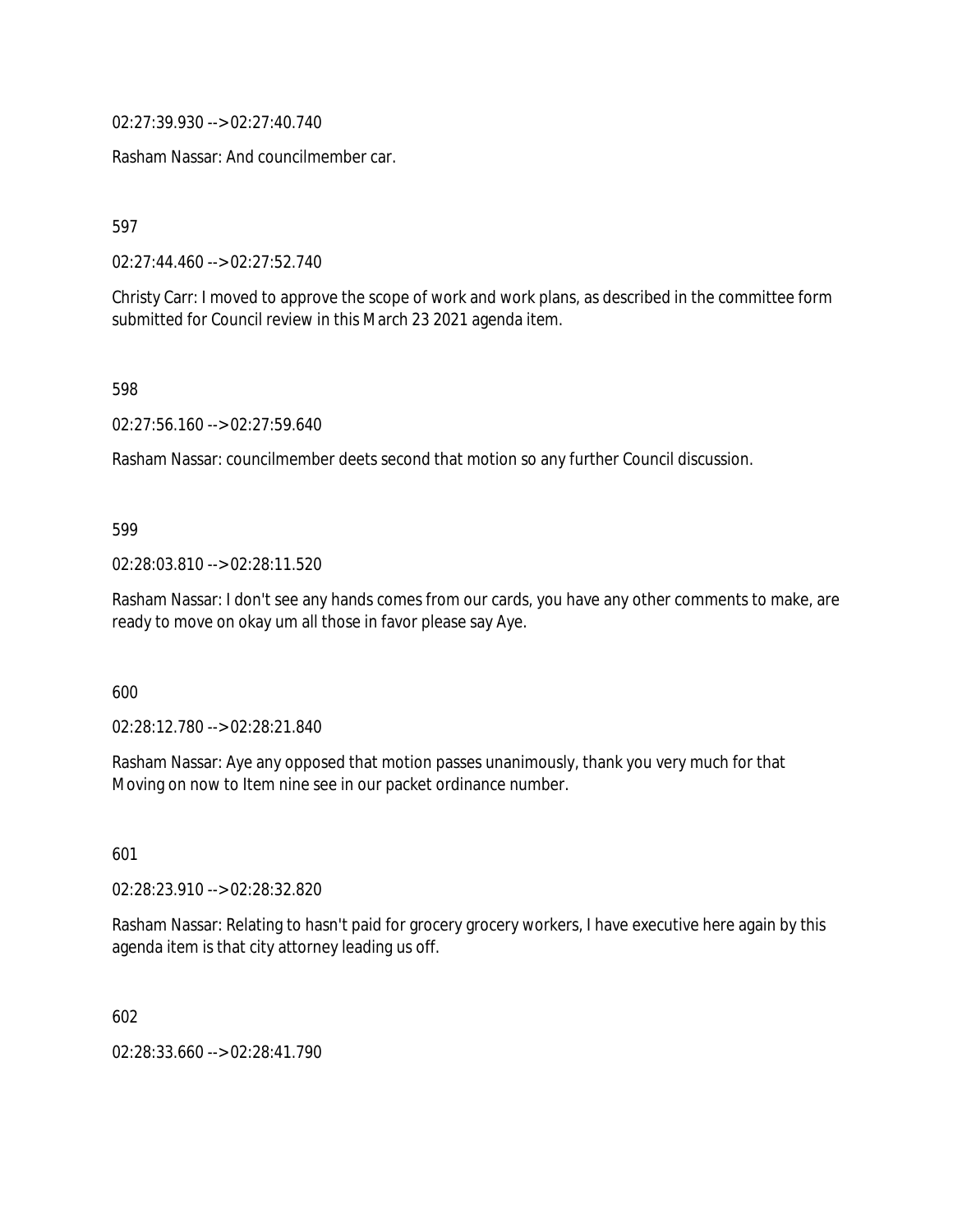02:27:39.930 --> 02:27:40.740

Rasham Nassar: And councilmember car.

597

02:27:44.460 --> 02:27:52.740

Christy Carr: I moved to approve the scope of work and work plans, as described in the committee form submitted for Council review in this March 23 2021 agenda item.

598

02:27:56.160 --> 02:27:59.640

Rasham Nassar: councilmember deets second that motion so any further Council discussion.

599

02:28:03.810 --> 02:28:11.520

Rasham Nassar: I don't see any hands comes from our cards, you have any other comments to make, are ready to move on okay um all those in favor please say Aye.

600

02:28:12.780 --> 02:28:21.840

Rasham Nassar: Aye any opposed that motion passes unanimously, thank you very much for that Moving on now to Item nine see in our packet ordinance number.

601

02:28:23.910 --> 02:28:32.820

Rasham Nassar: Relating to hasn't paid for grocery grocery workers, I have executive here again by this agenda item is that city attorney leading us off.

602

02:28:33.660 --> 02:28:41.790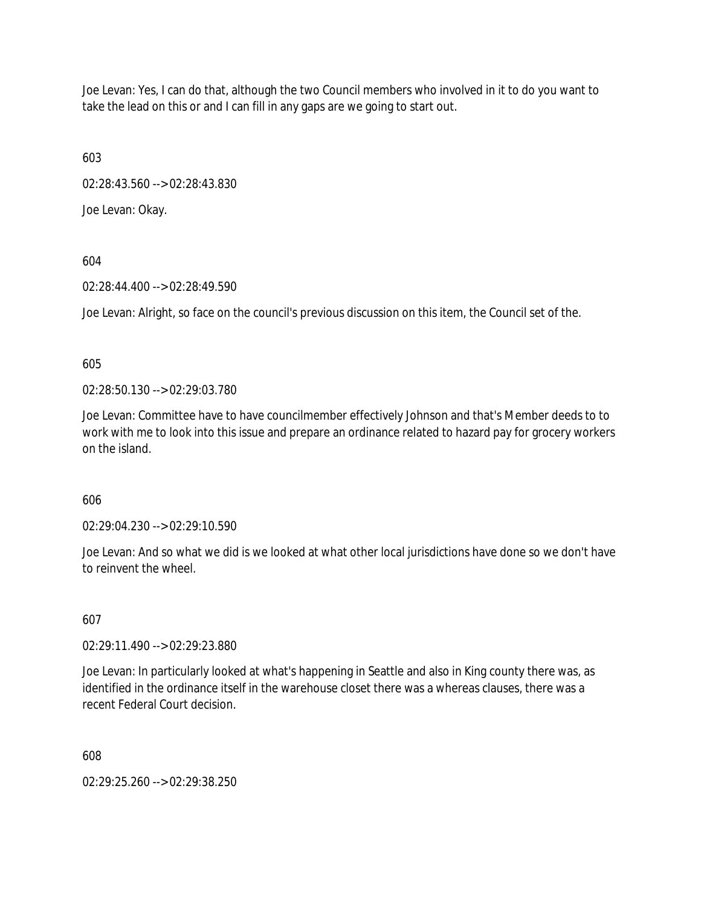Joe Levan: Yes, I can do that, although the two Council members who involved in it to do you want to take the lead on this or and I can fill in any gaps are we going to start out.

603

02:28:43.560 --> 02:28:43.830

Joe Levan: Okay.

604

02:28:44.400 --> 02:28:49.590

Joe Levan: Alright, so face on the council's previous discussion on this item, the Council set of the.

605

02:28:50.130 --> 02:29:03.780

Joe Levan: Committee have to have councilmember effectively Johnson and that's Member deeds to to work with me to look into this issue and prepare an ordinance related to hazard pay for grocery workers on the island.

606

02:29:04.230 --> 02:29:10.590

Joe Levan: And so what we did is we looked at what other local jurisdictions have done so we don't have to reinvent the wheel.

607

02:29:11.490 --> 02:29:23.880

Joe Levan: In particularly looked at what's happening in Seattle and also in King county there was, as identified in the ordinance itself in the warehouse closet there was a whereas clauses, there was a recent Federal Court decision.

608

02:29:25.260 --> 02:29:38.250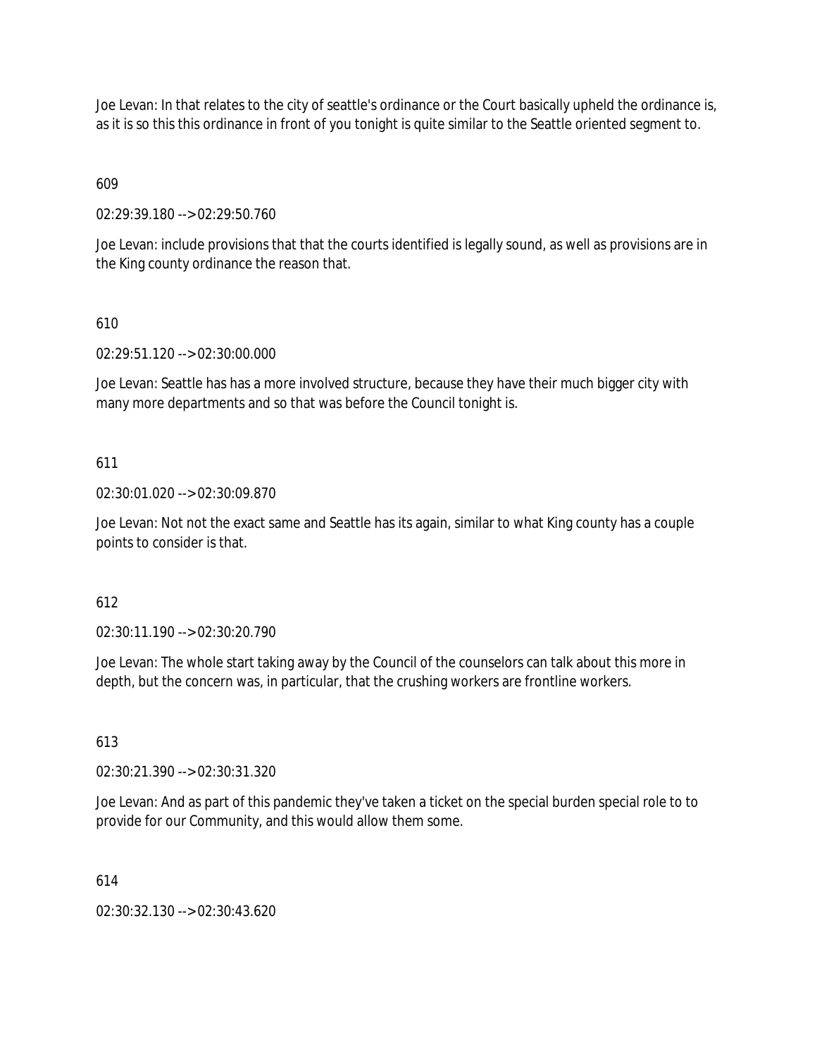Joe Levan: In that relates to the city of seattle's ordinance or the Court basically upheld the ordinance is, as it is so this this ordinance in front of you tonight is quite similar to the Seattle oriented segment to.

609

02:29:39.180 --> 02:29:50.760

Joe Levan: include provisions that that the courts identified is legally sound, as well as provisions are in the King county ordinance the reason that.

610

02:29:51.120 --> 02:30:00.000

Joe Levan: Seattle has has a more involved structure, because they have their much bigger city with many more departments and so that was before the Council tonight is.

611

02:30:01.020 --> 02:30:09.870

Joe Levan: Not not the exact same and Seattle has its again, similar to what King county has a couple points to consider is that.

612

02:30:11.190 --> 02:30:20.790

Joe Levan: The whole start taking away by the Council of the counselors can talk about this more in depth, but the concern was, in particular, that the crushing workers are frontline workers.

613

02:30:21.390 --> 02:30:31.320

Joe Levan: And as part of this pandemic they've taken a ticket on the special burden special role to to provide for our Community, and this would allow them some.

614

02:30:32.130 --> 02:30:43.620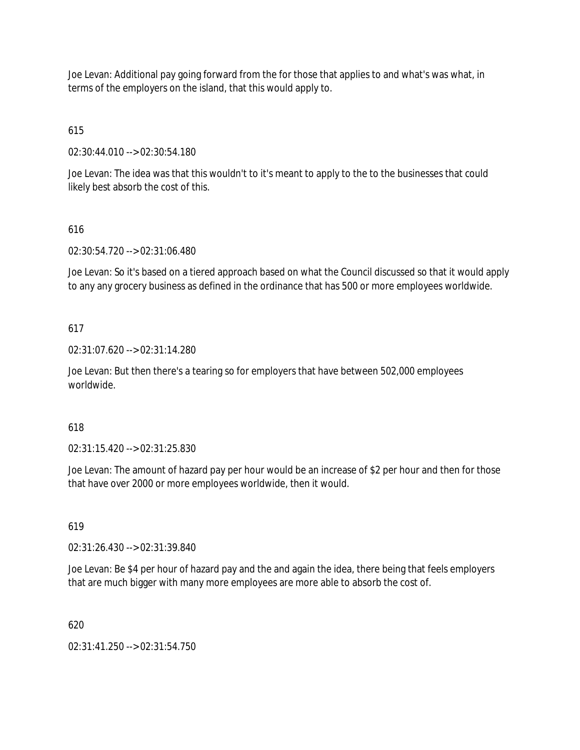Joe Levan: Additional pay going forward from the for those that applies to and what's was what, in terms of the employers on the island, that this would apply to.

615

02:30:44.010 --> 02:30:54.180

Joe Levan: The idea was that this wouldn't to it's meant to apply to the to the businesses that could likely best absorb the cost of this.

616

02:30:54.720 --> 02:31:06.480

Joe Levan: So it's based on a tiered approach based on what the Council discussed so that it would apply to any any grocery business as defined in the ordinance that has 500 or more employees worldwide.

617

02:31:07.620 --> 02:31:14.280

Joe Levan: But then there's a tearing so for employers that have between 502,000 employees worldwide.

618

02:31:15.420 --> 02:31:25.830

Joe Levan: The amount of hazard pay per hour would be an increase of $2 per hour and then for those that have over 2000 or more employees worldwide, then it would.

619

02:31:26.430 --> 02:31:39.840

Joe Levan: Be $4 per hour of hazard pay and the and again the idea, there being that feels employers that are much bigger with many more employees are more able to absorb the cost of.

620

02:31:41.250 --> 02:31:54.750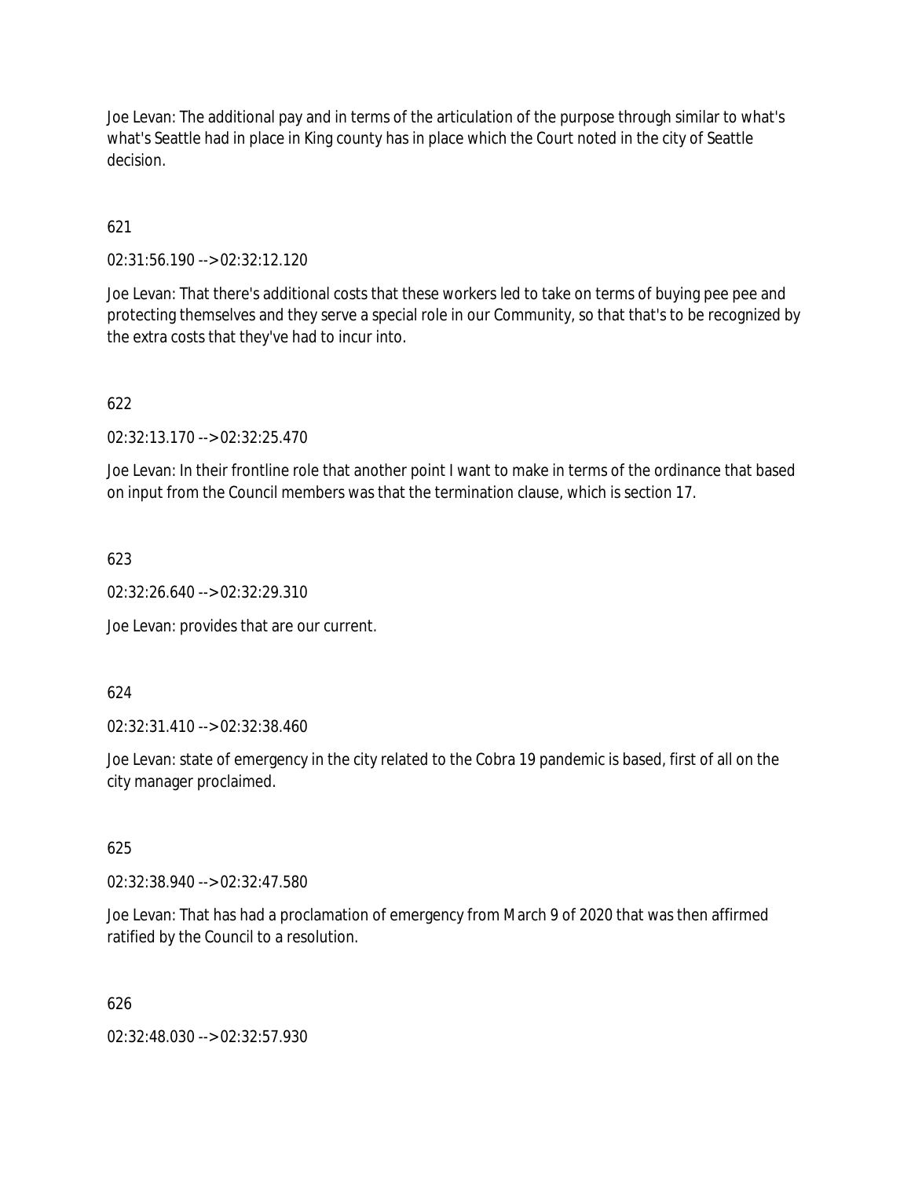Joe Levan: The additional pay and in terms of the articulation of the purpose through similar to what's what's Seattle had in place in King county has in place which the Court noted in the city of Seattle decision.

621

02:31:56.190 --> 02:32:12.120

Joe Levan: That there's additional costs that these workers led to take on terms of buying pee pee and protecting themselves and they serve a special role in our Community, so that that's to be recognized by the extra costs that they've had to incur into.

622

02:32:13.170 --> 02:32:25.470

Joe Levan: In their frontline role that another point I want to make in terms of the ordinance that based on input from the Council members was that the termination clause, which is section 17.

623

02:32:26.640 --> 02:32:29.310

Joe Levan: provides that are our current.

624

02:32:31.410 --> 02:32:38.460

Joe Levan: state of emergency in the city related to the Cobra 19 pandemic is based, first of all on the city manager proclaimed.

625

02:32:38.940 --> 02:32:47.580

Joe Levan: That has had a proclamation of emergency from March 9 of 2020 that was then affirmed ratified by the Council to a resolution.

626

02:32:48.030 --> 02:32:57.930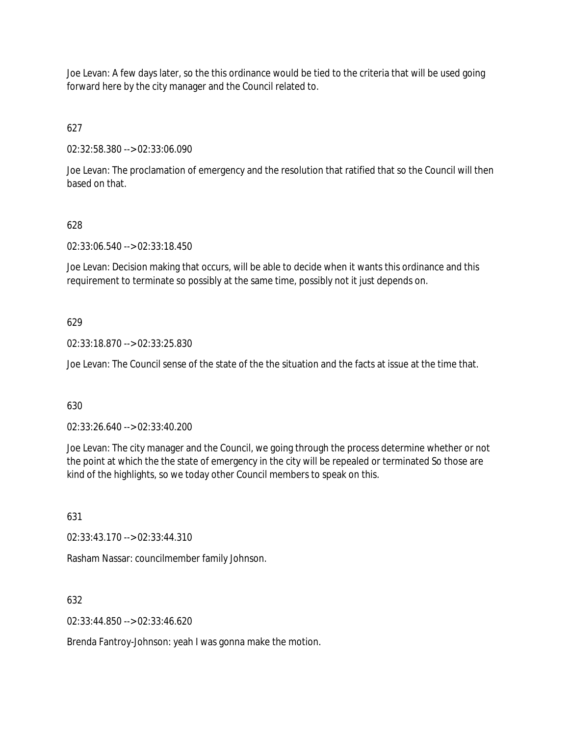Joe Levan: A few days later, so the this ordinance would be tied to the criteria that will be used going forward here by the city manager and the Council related to.

627

02:32:58.380 --> 02:33:06.090

Joe Levan: The proclamation of emergency and the resolution that ratified that so the Council will then based on that.

628

02:33:06.540 --> 02:33:18.450

Joe Levan: Decision making that occurs, will be able to decide when it wants this ordinance and this requirement to terminate so possibly at the same time, possibly not it just depends on.

629

02:33:18.870 --> 02:33:25.830

Joe Levan: The Council sense of the state of the the situation and the facts at issue at the time that.

630

02:33:26.640 --> 02:33:40.200

Joe Levan: The city manager and the Council, we going through the process determine whether or not the point at which the the state of emergency in the city will be repealed or terminated So those are kind of the highlights, so we today other Council members to speak on this.

631

02:33:43.170 --> 02:33:44.310

Rasham Nassar: councilmember family Johnson.

632

02:33:44.850 --> 02:33:46.620

Brenda Fantroy-Johnson: yeah I was gonna make the motion.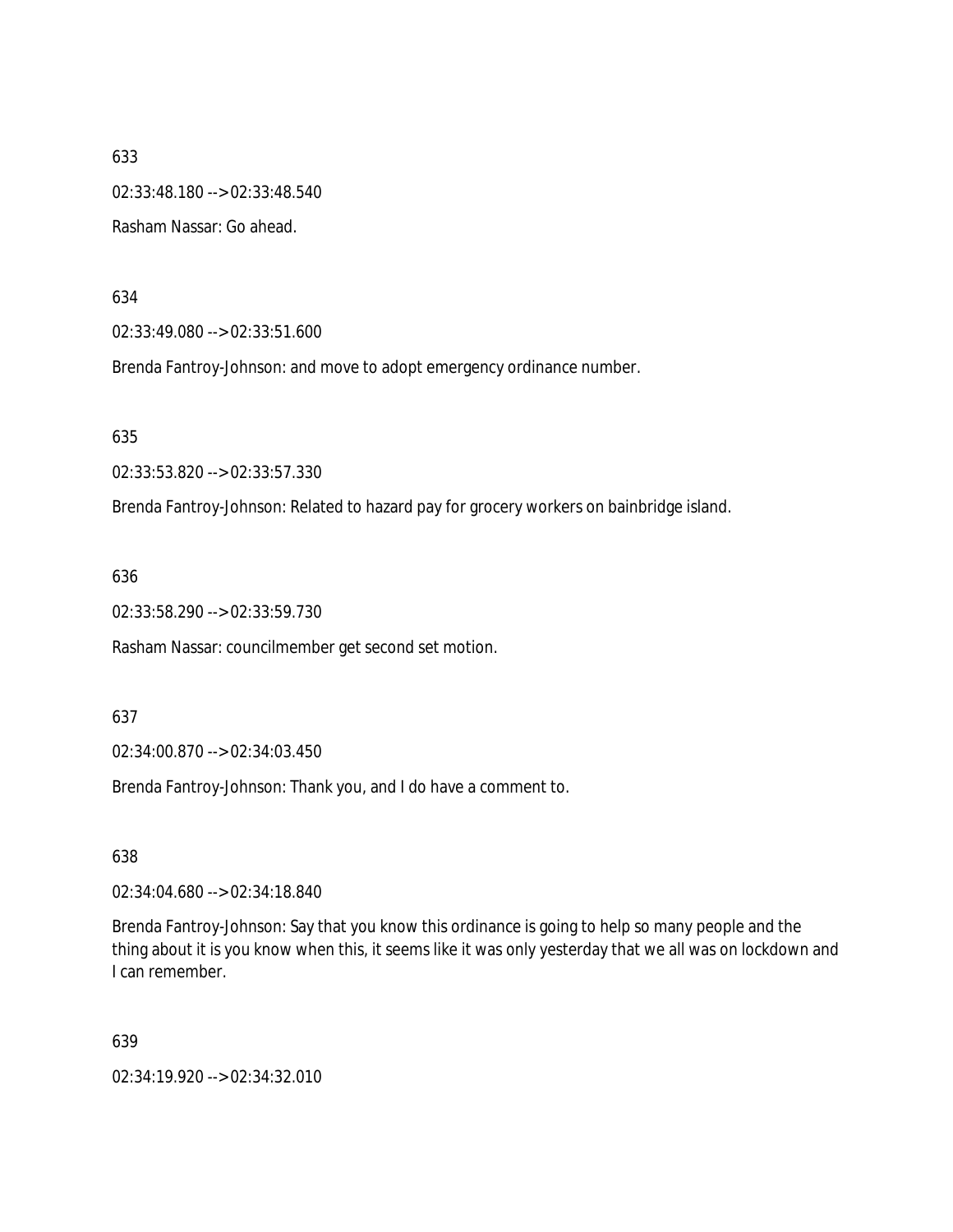633

02:33:48.180 --> 02:33:48.540

Rasham Nassar: Go ahead.

634

02:33:49.080 --> 02:33:51.600

Brenda Fantroy-Johnson: and move to adopt emergency ordinance number.

635

02:33:53.820 --> 02:33:57.330

Brenda Fantroy-Johnson: Related to hazard pay for grocery workers on bainbridge island.

636

02:33:58.290 --> 02:33:59.730

Rasham Nassar: councilmember get second set motion.

637

02:34:00.870 --> 02:34:03.450

Brenda Fantroy-Johnson: Thank you, and I do have a comment to.

638

02:34:04.680 --> 02:34:18.840

Brenda Fantroy-Johnson: Say that you know this ordinance is going to help so many people and the thing about it is you know when this, it seems like it was only yesterday that we all was on lockdown and I can remember.

639

02:34:19.920 --> 02:34:32.010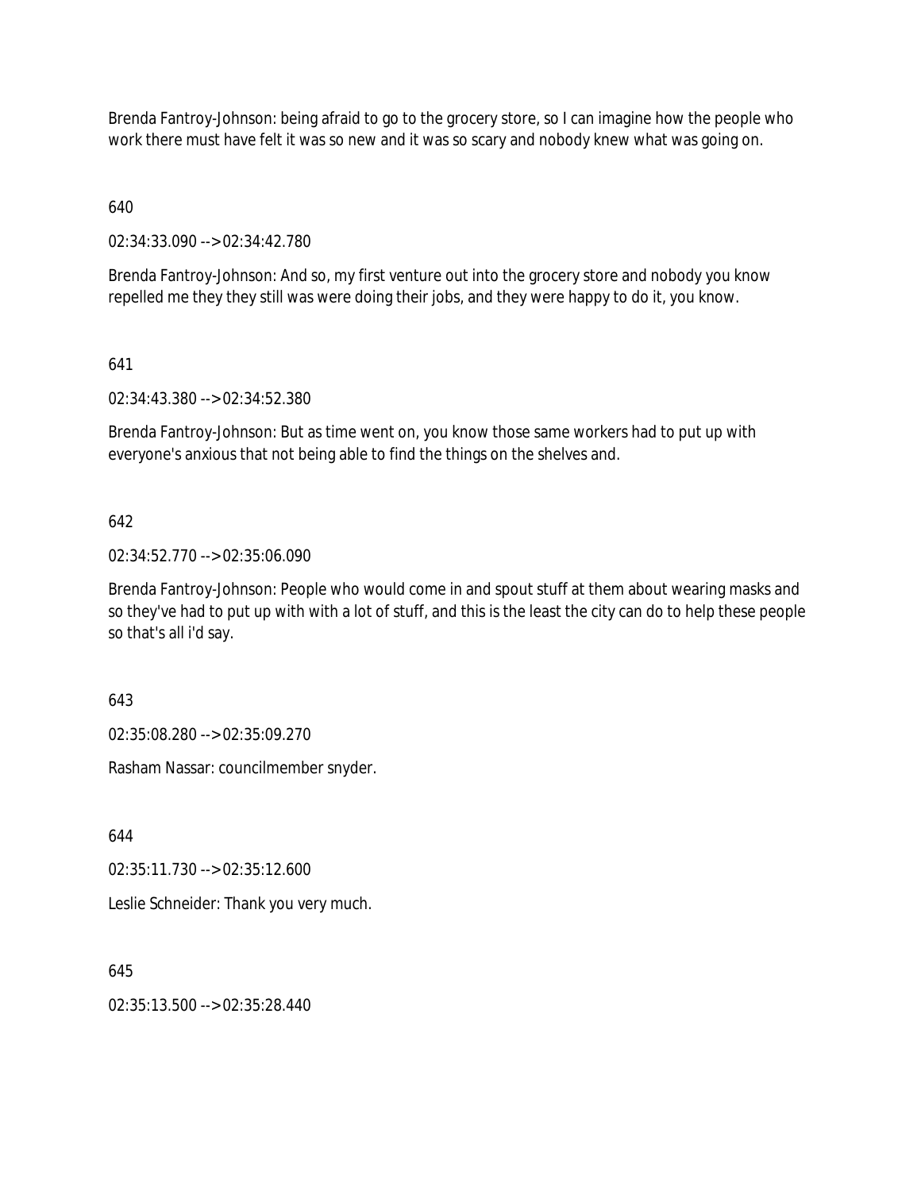Brenda Fantroy-Johnson: being afraid to go to the grocery store, so I can imagine how the people who work there must have felt it was so new and it was so scary and nobody knew what was going on.

640

02:34:33.090 --> 02:34:42.780

Brenda Fantroy-Johnson: And so, my first venture out into the grocery store and nobody you know repelled me they they still was were doing their jobs, and they were happy to do it, you know.

641

02:34:43.380 --> 02:34:52.380

Brenda Fantroy-Johnson: But as time went on, you know those same workers had to put up with everyone's anxious that not being able to find the things on the shelves and.

642

02:34:52.770 --> 02:35:06.090

Brenda Fantroy-Johnson: People who would come in and spout stuff at them about wearing masks and so they've had to put up with with a lot of stuff, and this is the least the city can do to help these people so that's all i'd say.

643

02:35:08.280 --> 02:35:09.270

Rasham Nassar: councilmember snyder.

644

02:35:11.730 --> 02:35:12.600

Leslie Schneider: Thank you very much.

645

02:35:13.500 --> 02:35:28.440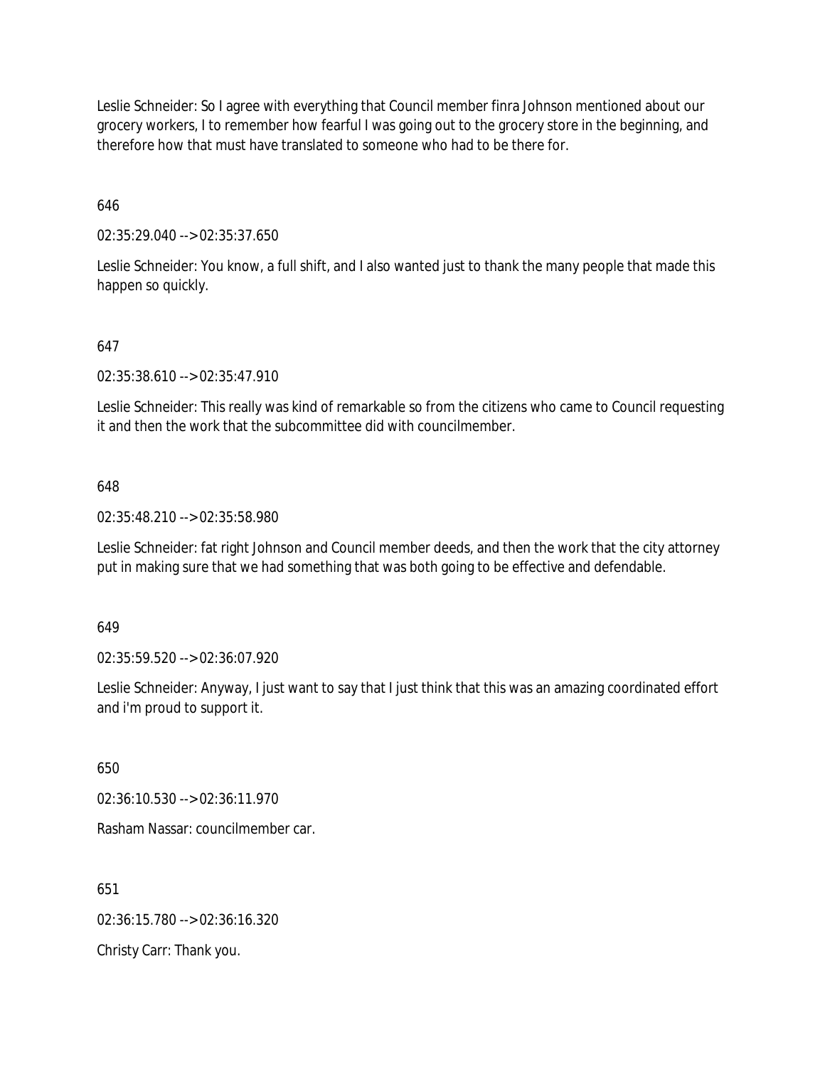Leslie Schneider: So I agree with everything that Council member finra Johnson mentioned about our grocery workers, I to remember how fearful I was going out to the grocery store in the beginning, and therefore how that must have translated to someone who had to be there for.

646

02:35:29.040 --> 02:35:37.650

Leslie Schneider: You know, a full shift, and I also wanted just to thank the many people that made this happen so quickly.

647

02:35:38.610 --> 02:35:47.910

Leslie Schneider: This really was kind of remarkable so from the citizens who came to Council requesting it and then the work that the subcommittee did with councilmember.

648

02:35:48.210 --> 02:35:58.980

Leslie Schneider: fat right Johnson and Council member deeds, and then the work that the city attorney put in making sure that we had something that was both going to be effective and defendable.

649

02:35:59.520 --> 02:36:07.920

Leslie Schneider: Anyway, I just want to say that I just think that this was an amazing coordinated effort and i'm proud to support it.

650

02:36:10.530 --> 02:36:11.970

Rasham Nassar: councilmember car.

651

02:36:15.780 --> 02:36:16.320

Christy Carr: Thank you.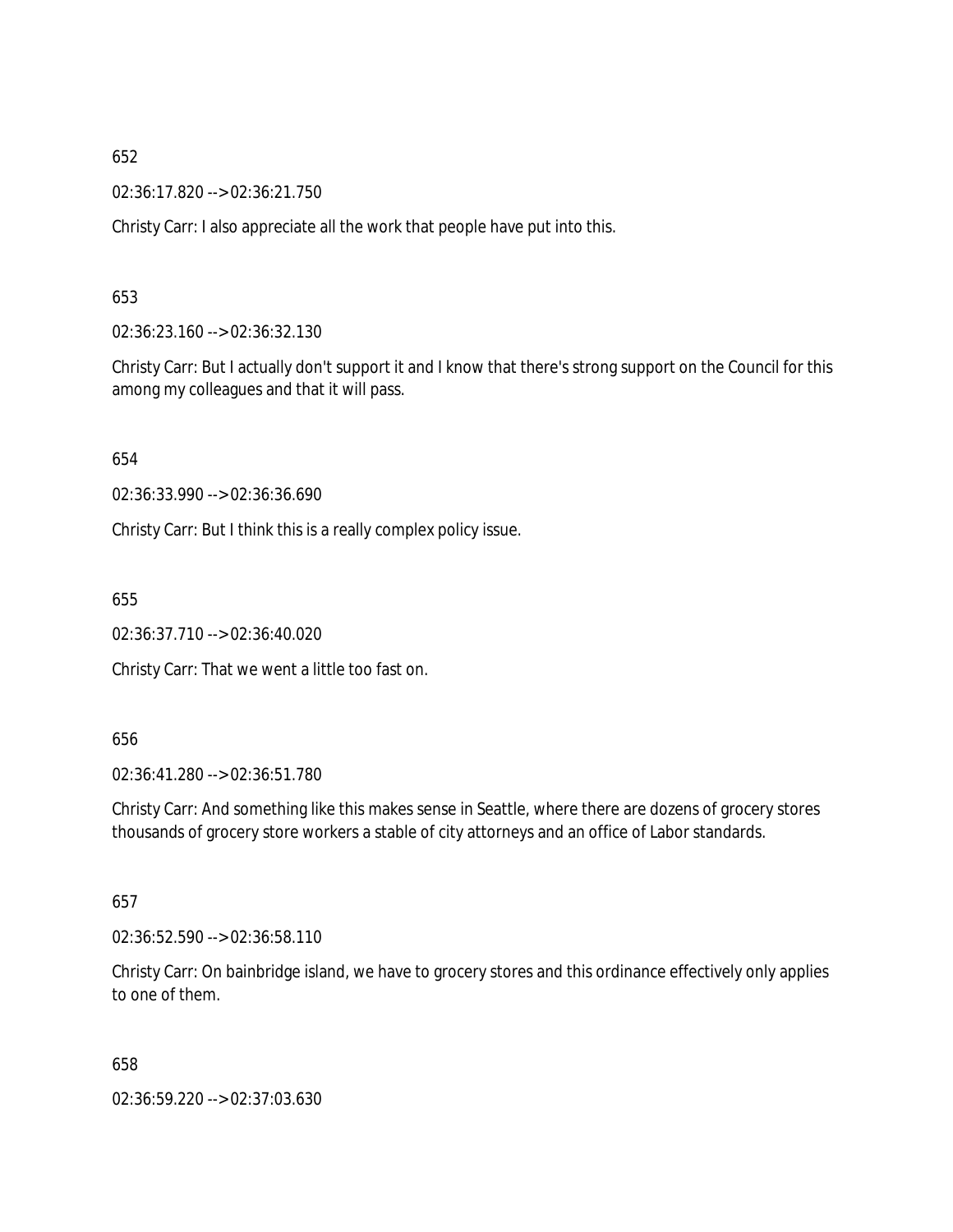652

02:36:17.820 --> 02:36:21.750

Christy Carr: I also appreciate all the work that people have put into this.

653

02:36:23.160 --> 02:36:32.130

Christy Carr: But I actually don't support it and I know that there's strong support on the Council for this among my colleagues and that it will pass.

654

02:36:33.990 --> 02:36:36.690

Christy Carr: But I think this is a really complex policy issue.

655

02:36:37.710 --> 02:36:40.020

Christy Carr: That we went a little too fast on.

656

02:36:41.280 --> 02:36:51.780

Christy Carr: And something like this makes sense in Seattle, where there are dozens of grocery stores thousands of grocery store workers a stable of city attorneys and an office of Labor standards.

657

02:36:52.590 --> 02:36:58.110

Christy Carr: On bainbridge island, we have to grocery stores and this ordinance effectively only applies to one of them.

658

02:36:59.220 --> 02:37:03.630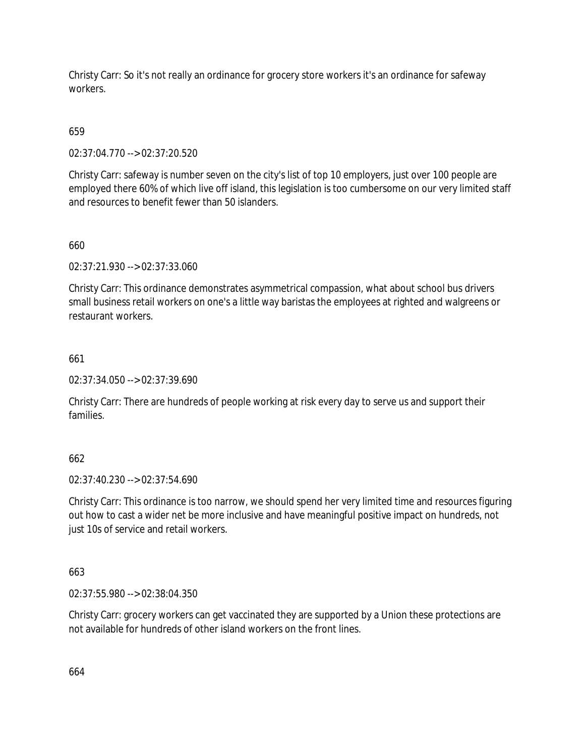Christy Carr: So it's not really an ordinance for grocery store workers it's an ordinance for safeway workers.

659

02:37:04.770 --> 02:37:20.520

Christy Carr: safeway is number seven on the city's list of top 10 employers, just over 100 people are employed there 60% of which live off island, this legislation is too cumbersome on our very limited staff and resources to benefit fewer than 50 islanders.

660

02:37:21.930 --> 02:37:33.060

Christy Carr: This ordinance demonstrates asymmetrical compassion, what about school bus drivers small business retail workers on one's a little way baristas the employees at righted and walgreens or restaurant workers.

661

02:37:34.050 --> 02:37:39.690

Christy Carr: There are hundreds of people working at risk every day to serve us and support their families.

662

02:37:40.230 --> 02:37:54.690

Christy Carr: This ordinance is too narrow, we should spend her very limited time and resources figuring out how to cast a wider net be more inclusive and have meaningful positive impact on hundreds, not just 10s of service and retail workers.

663

02:37:55.980 --> 02:38:04.350

Christy Carr: grocery workers can get vaccinated they are supported by a Union these protections are not available for hundreds of other island workers on the front lines.

664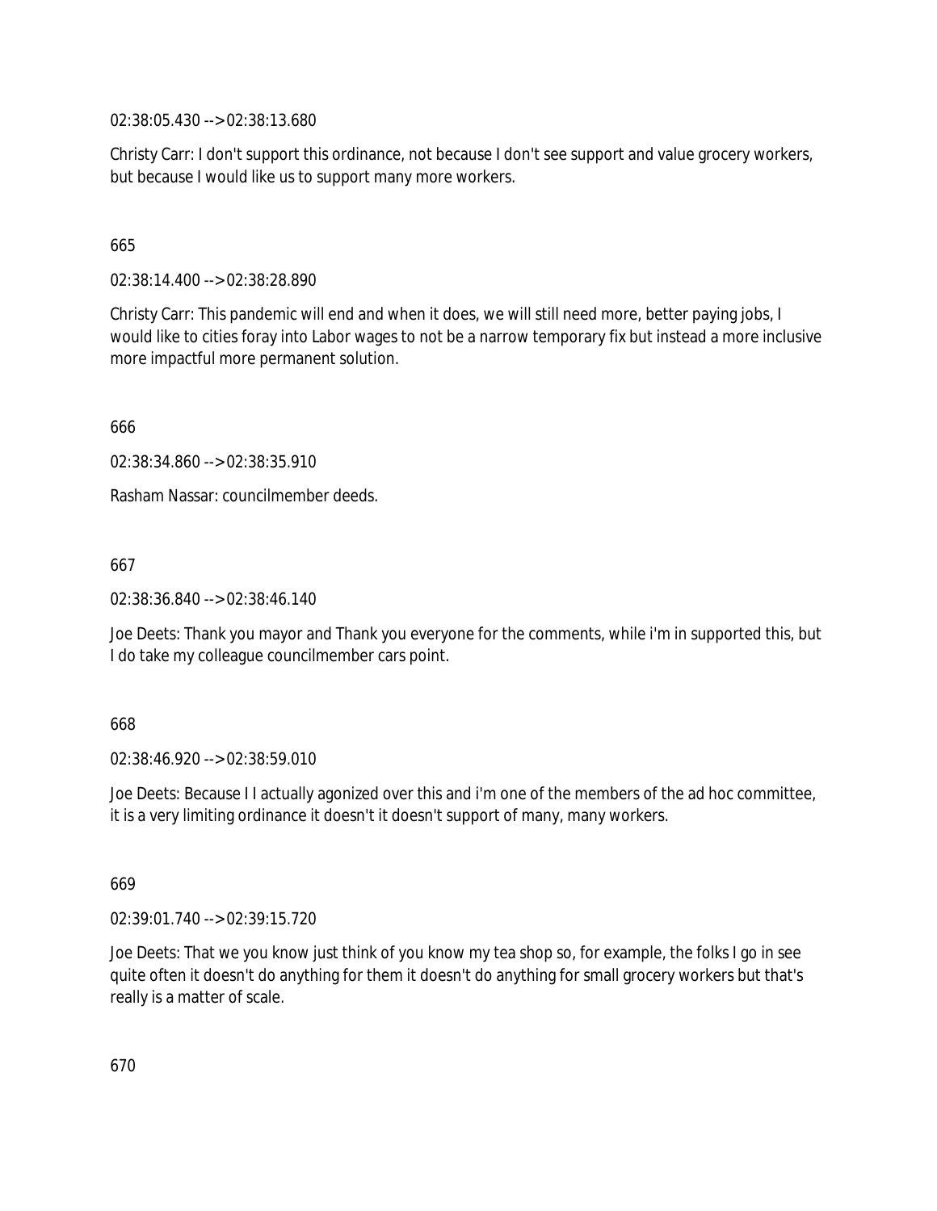02:38:05.430 --> 02:38:13.680

Christy Carr: I don't support this ordinance, not because I don't see support and value grocery workers, but because I would like us to support many more workers.

665

02:38:14.400 --> 02:38:28.890

Christy Carr: This pandemic will end and when it does, we will still need more, better paying jobs, I would like to cities foray into Labor wages to not be a narrow temporary fix but instead a more inclusive more impactful more permanent solution.

666

02:38:34.860 --> 02:38:35.910

Rasham Nassar: councilmember deeds.

667

02:38:36.840 --> 02:38:46.140

Joe Deets: Thank you mayor and Thank you everyone for the comments, while i'm in supported this, but I do take my colleague councilmember cars point.

668

02:38:46.920 --> 02:38:59.010

Joe Deets: Because I I actually agonized over this and i'm one of the members of the ad hoc committee, it is a very limiting ordinance it doesn't it doesn't support of many, many workers.

669

02:39:01.740 --> 02:39:15.720

Joe Deets: That we you know just think of you know my tea shop so, for example, the folks I go in see quite often it doesn't do anything for them it doesn't do anything for small grocery workers but that's really is a matter of scale.

670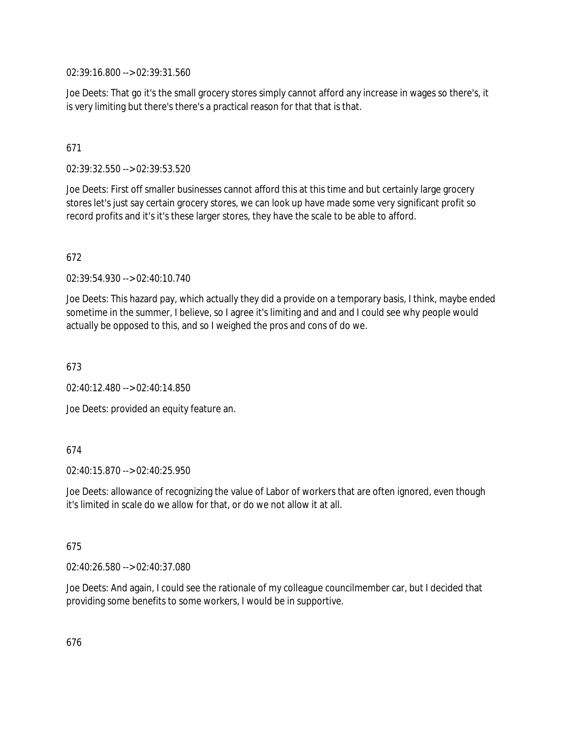02:39:16.800 --> 02:39:31.560

Joe Deets: That go it's the small grocery stores simply cannot afford any increase in wages so there's, it is very limiting but there's there's a practical reason for that that is that.

671

02:39:32.550 --> 02:39:53.520

Joe Deets: First off smaller businesses cannot afford this at this time and but certainly large grocery stores let's just say certain grocery stores, we can look up have made some very significant profit so record profits and it's it's these larger stores, they have the scale to be able to afford.

672

02:39:54.930 --> 02:40:10.740

Joe Deets: This hazard pay, which actually they did a provide on a temporary basis, I think, maybe ended sometime in the summer, I believe, so I agree it's limiting and and and I could see why people would actually be opposed to this, and so I weighed the pros and cons of do we.

673

02:40:12.480 --> 02:40:14.850

Joe Deets: provided an equity feature an.

674

02:40:15.870 --> 02:40:25.950

Joe Deets: allowance of recognizing the value of Labor of workers that are often ignored, even though it's limited in scale do we allow for that, or do we not allow it at all.

675

02:40:26.580 --> 02:40:37.080

Joe Deets: And again, I could see the rationale of my colleague councilmember car, but I decided that providing some benefits to some workers, I would be in supportive.

676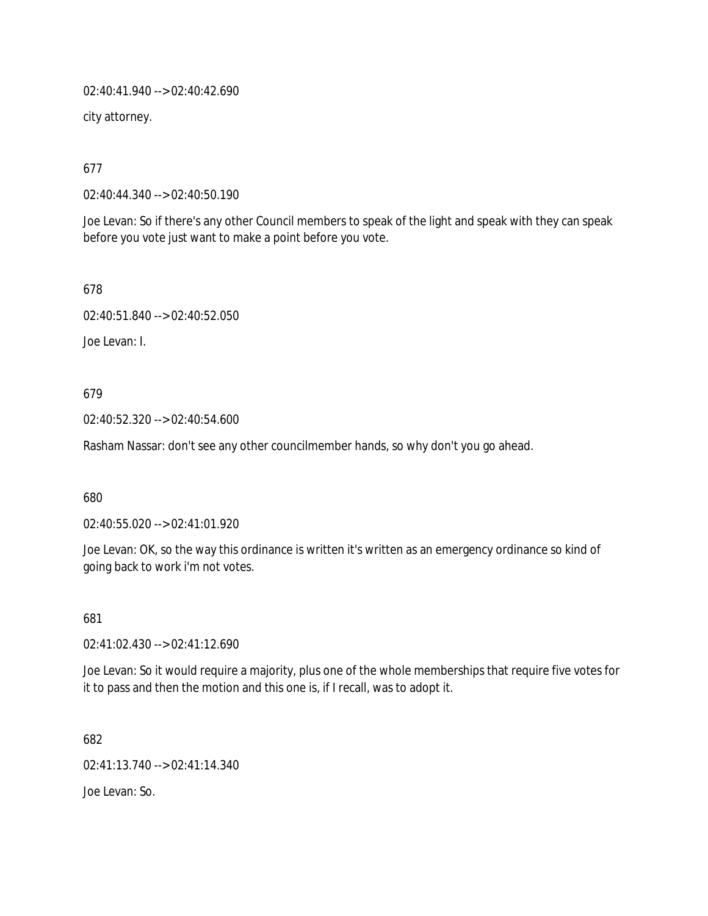02:40:41.940 --> 02:40:42.690

city attorney.

677

02:40:44.340 --> 02:40:50.190

Joe Levan: So if there's any other Council members to speak of the light and speak with they can speak before you vote just want to make a point before you vote.

678

02:40:51.840 --> 02:40:52.050

Joe Levan: I.

679

02:40:52.320 --> 02:40:54.600

Rasham Nassar: don't see any other councilmember hands, so why don't you go ahead.

680

02:40:55.020 --> 02:41:01.920

Joe Levan: OK, so the way this ordinance is written it's written as an emergency ordinance so kind of going back to work i'm not votes.

681

02:41:02.430 --> 02:41:12.690

Joe Levan: So it would require a majority, plus one of the whole memberships that require five votes for it to pass and then the motion and this one is, if I recall, was to adopt it.

682

02:41:13.740 --> 02:41:14.340

Joe Levan: So.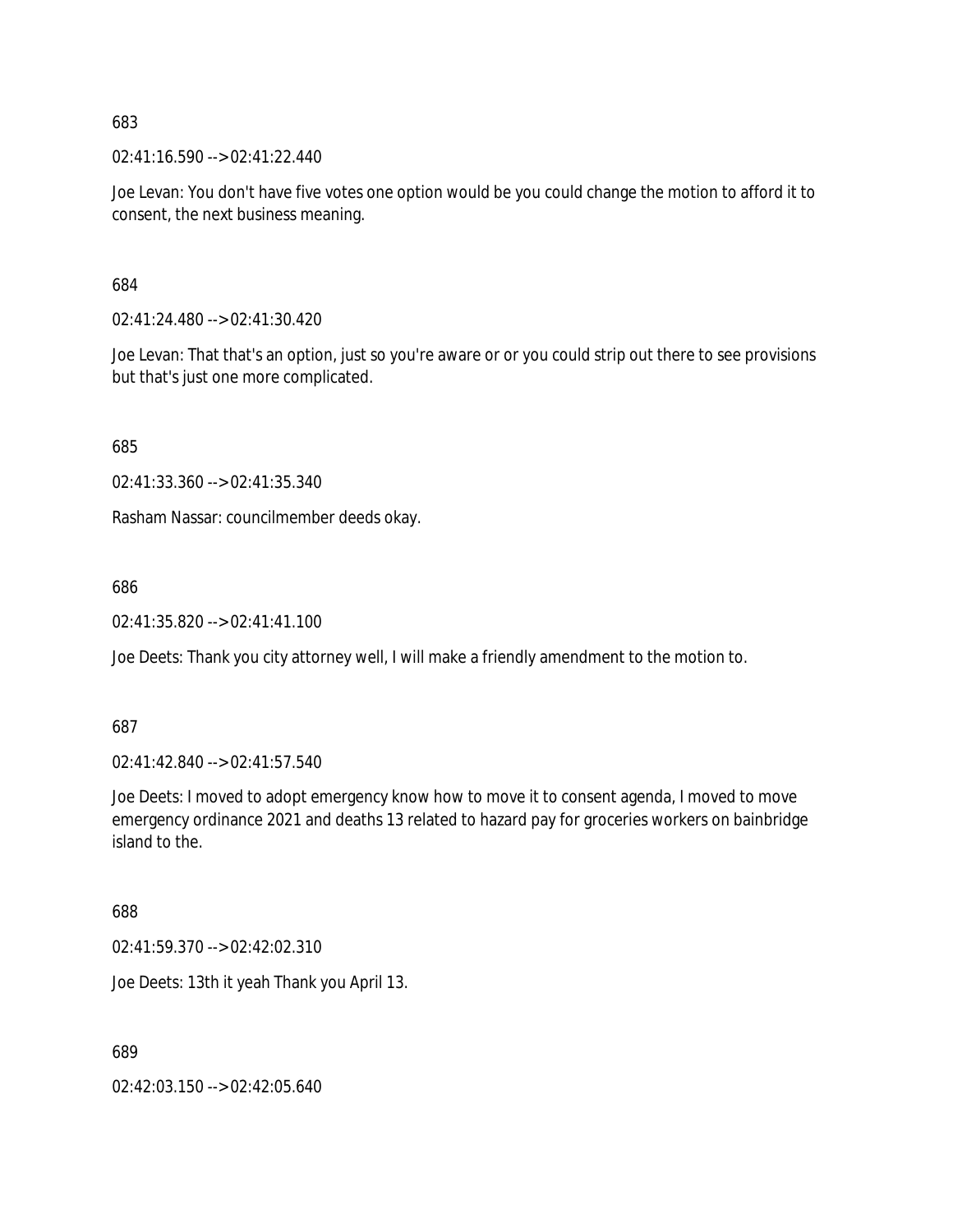683

02:41:16.590 --> 02:41:22.440

Joe Levan: You don't have five votes one option would be you could change the motion to afford it to consent, the next business meaning.

684

02:41:24.480 --> 02:41:30.420

Joe Levan: That that's an option, just so you're aware or or you could strip out there to see provisions but that's just one more complicated.

685

02:41:33.360 --> 02:41:35.340

Rasham Nassar: councilmember deeds okay.

686

02:41:35.820 --> 02:41:41.100

Joe Deets: Thank you city attorney well, I will make a friendly amendment to the motion to.

687

02:41:42.840 --> 02:41:57.540

Joe Deets: I moved to adopt emergency know how to move it to consent agenda, I moved to move emergency ordinance 2021 and deaths 13 related to hazard pay for groceries workers on bainbridge island to the.

688

02:41:59.370 --> 02:42:02.310

Joe Deets: 13th it yeah Thank you April 13.

689

02:42:03.150 --> 02:42:05.640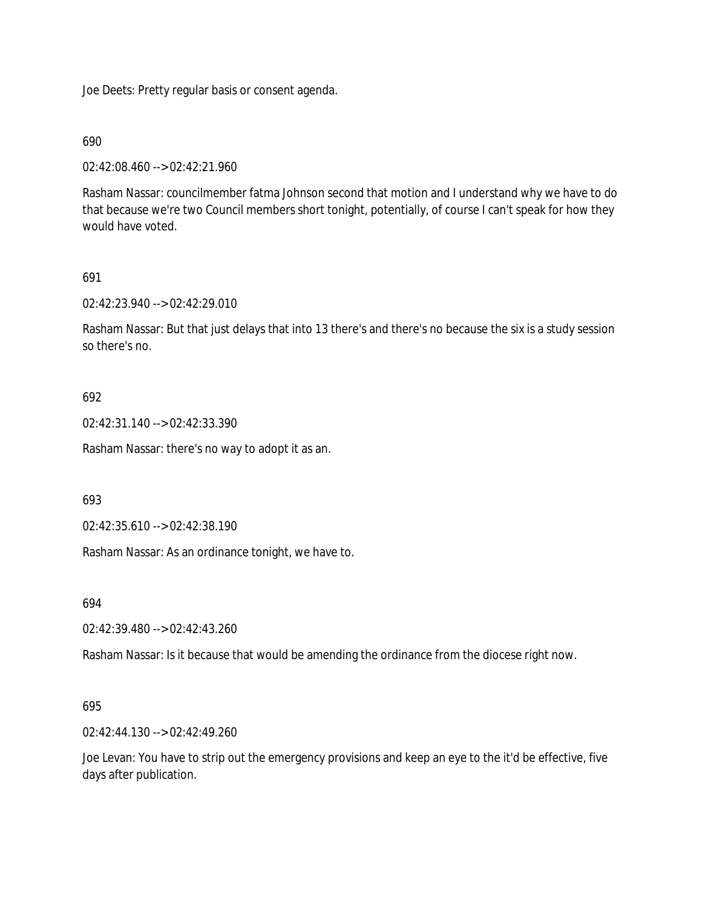Joe Deets: Pretty regular basis or consent agenda.

690

02:42:08.460 --> 02:42:21.960

Rasham Nassar: councilmember fatma Johnson second that motion and I understand why we have to do that because we're two Council members short tonight, potentially, of course I can't speak for how they would have voted.

691

02:42:23.940 --> 02:42:29.010

Rasham Nassar: But that just delays that into 13 there's and there's no because the six is a study session so there's no.

692

02:42:31.140 --> 02:42:33.390

Rasham Nassar: there's no way to adopt it as an.

693

02:42:35.610 --> 02:42:38.190

Rasham Nassar: As an ordinance tonight, we have to.

694

02:42:39.480 --> 02:42:43.260

Rasham Nassar: Is it because that would be amending the ordinance from the diocese right now.

695

02:42:44.130 --> 02:42:49.260

Joe Levan: You have to strip out the emergency provisions and keep an eye to the it'd be effective, five days after publication.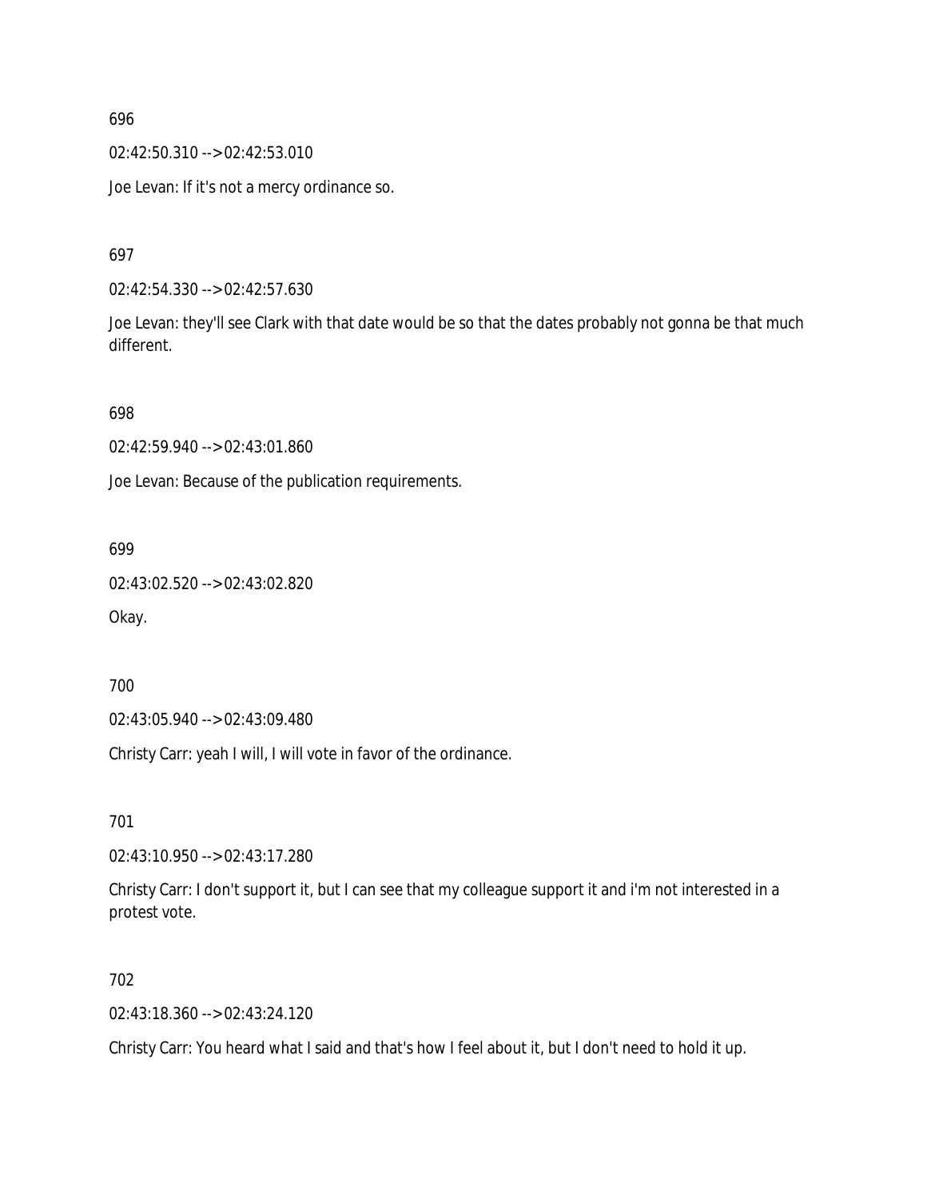696

02:42:50.310 --> 02:42:53.010

Joe Levan: If it's not a mercy ordinance so.

697

02:42:54.330 --> 02:42:57.630

Joe Levan: they'll see Clark with that date would be so that the dates probably not gonna be that much different.

698

02:42:59.940 --> 02:43:01.860

Joe Levan: Because of the publication requirements.

699

02:43:02.520 --> 02:43:02.820

Okay.

700

02:43:05.940 --> 02:43:09.480

Christy Carr: yeah I will, I will vote in favor of the ordinance.

701

02:43:10.950 --> 02:43:17.280

Christy Carr: I don't support it, but I can see that my colleague support it and i'm not interested in a protest vote.

702

02:43:18.360 --> 02:43:24.120

Christy Carr: You heard what I said and that's how I feel about it, but I don't need to hold it up.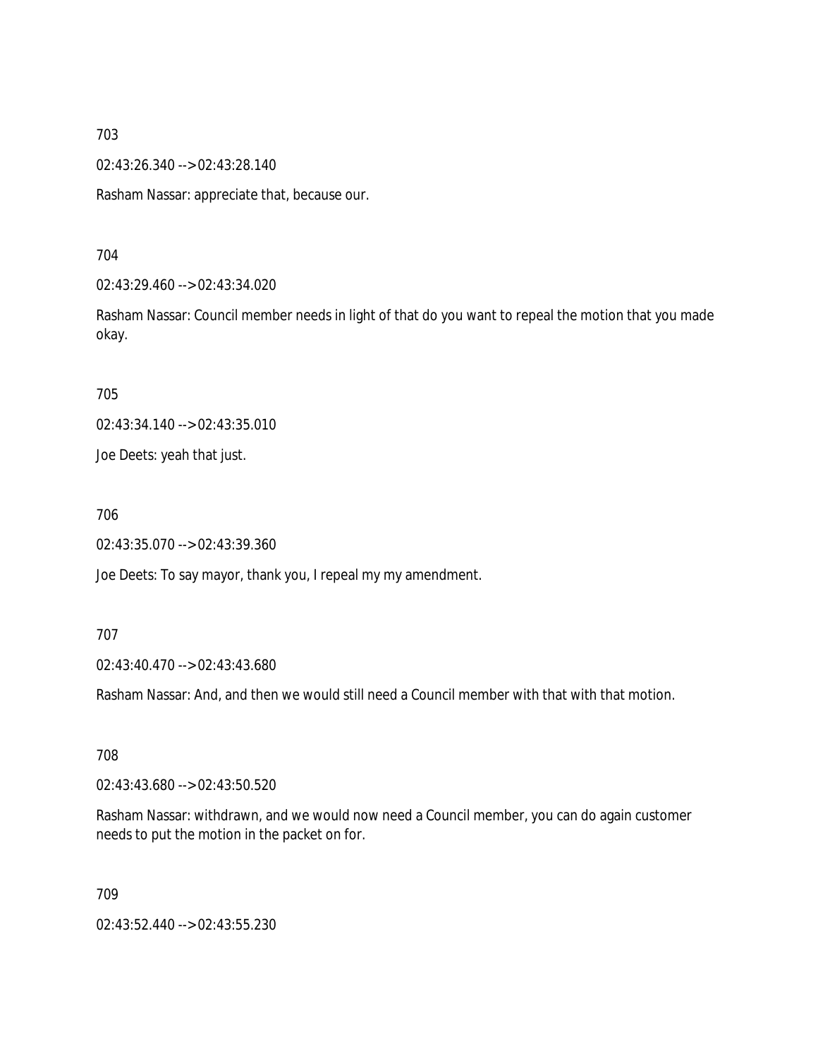703

02:43:26.340 --> 02:43:28.140

Rasham Nassar: appreciate that, because our.

704

02:43:29.460 --> 02:43:34.020

Rasham Nassar: Council member needs in light of that do you want to repeal the motion that you made okay.

705

02:43:34.140 --> 02:43:35.010

Joe Deets: yeah that just.

706

02:43:35.070 --> 02:43:39.360

Joe Deets: To say mayor, thank you, I repeal my my amendment.

707

02:43:40.470 --> 02:43:43.680

Rasham Nassar: And, and then we would still need a Council member with that with that motion.

708

02:43:43.680 --> 02:43:50.520

Rasham Nassar: withdrawn, and we would now need a Council member, you can do again customer needs to put the motion in the packet on for.

709

02:43:52.440 --> 02:43:55.230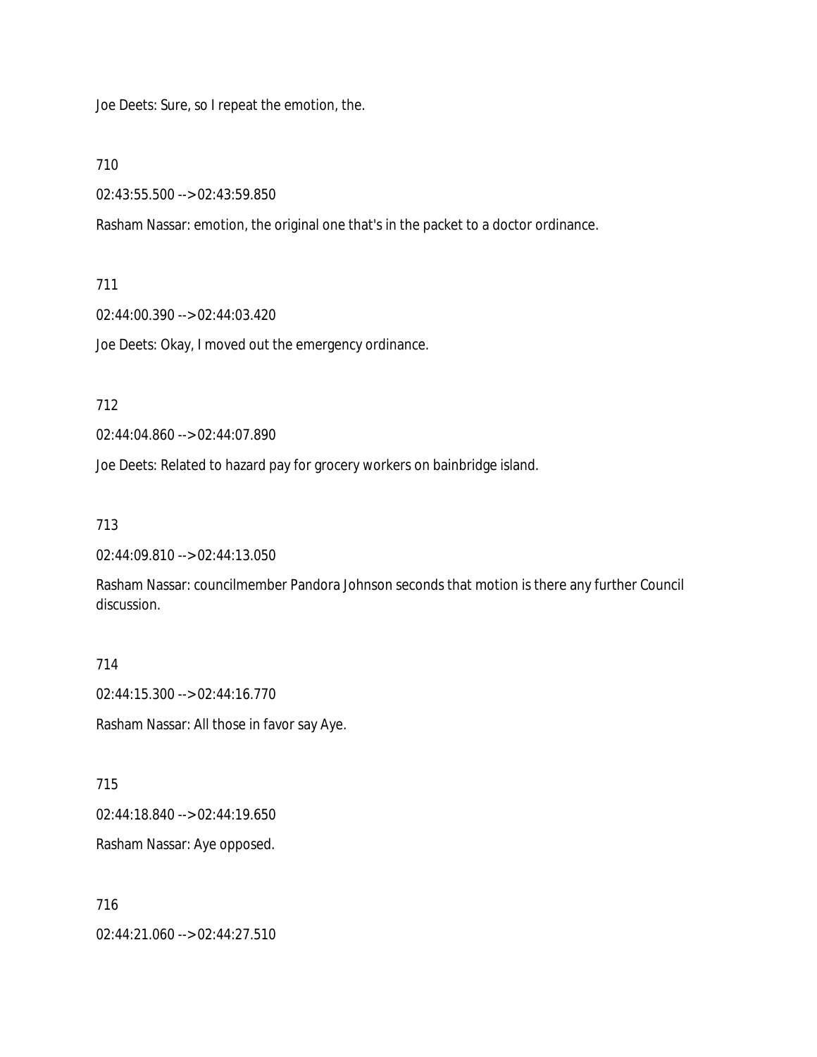Joe Deets: Sure, so I repeat the emotion, the.

710

02:43:55.500 --> 02:43:59.850

Rasham Nassar: emotion, the original one that's in the packet to a doctor ordinance.

711

02:44:00.390 --> 02:44:03.420

Joe Deets: Okay, I moved out the emergency ordinance.

712

02:44:04.860 --> 02:44:07.890

Joe Deets: Related to hazard pay for grocery workers on bainbridge island.

713

02:44:09.810 --> 02:44:13.050

Rasham Nassar: councilmember Pandora Johnson seconds that motion is there any further Council discussion.

714

02:44:15.300 --> 02:44:16.770

Rasham Nassar: All those in favor say Aye.

715

02:44:18.840 --> 02:44:19.650

Rasham Nassar: Aye opposed.

716

02:44:21.060 --> 02:44:27.510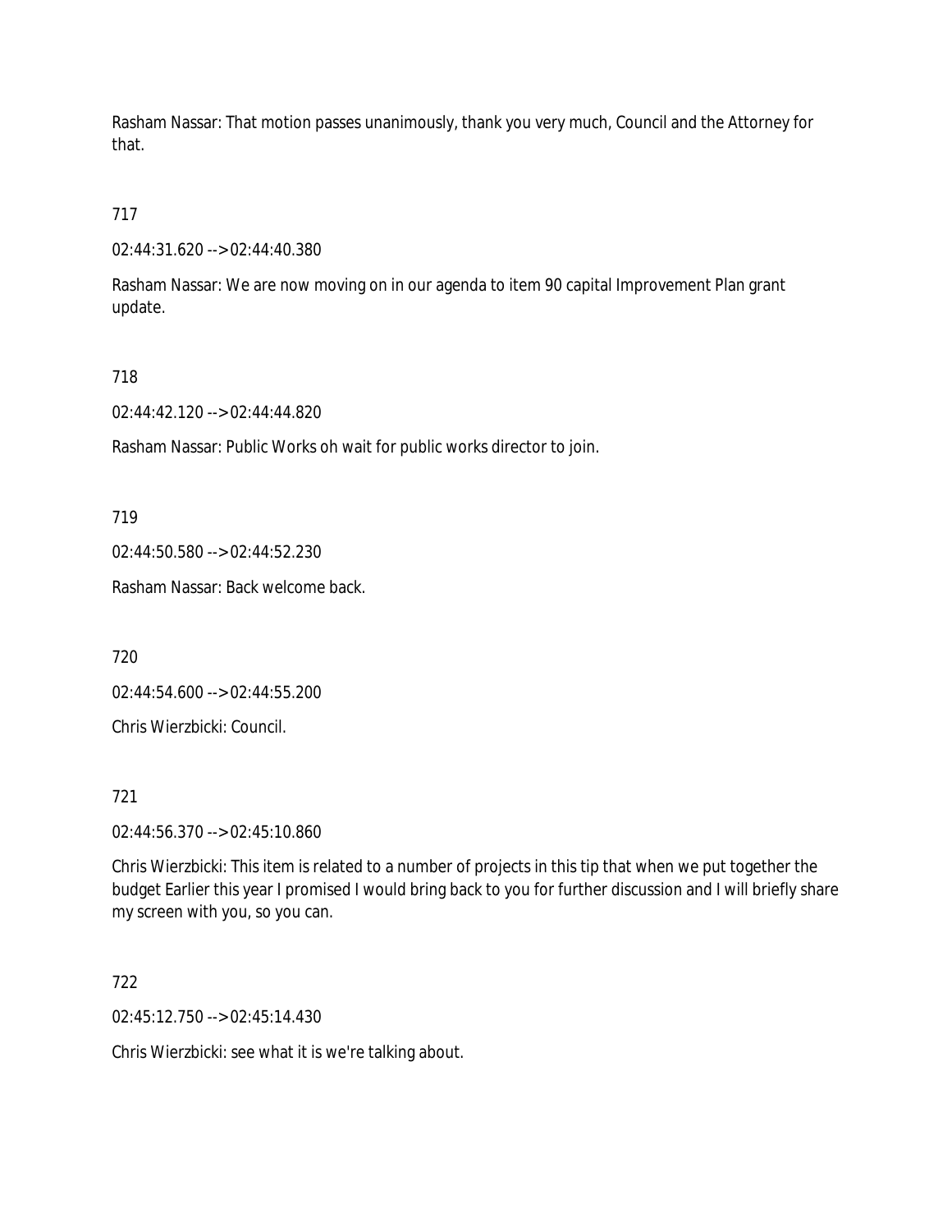Rasham Nassar: That motion passes unanimously, thank you very much, Council and the Attorney for that.

717

02:44:31.620 --> 02:44:40.380

Rasham Nassar: We are now moving on in our agenda to item 90 capital Improvement Plan grant update.

718

02:44:42.120 --> 02:44:44.820

Rasham Nassar: Public Works oh wait for public works director to join.

719

02:44:50.580 --> 02:44:52.230

Rasham Nassar: Back welcome back.

720

02:44:54.600 --> 02:44:55.200

Chris Wierzbicki: Council.

721

02:44:56.370 --> 02:45:10.860

Chris Wierzbicki: This item is related to a number of projects in this tip that when we put together the budget Earlier this year I promised I would bring back to you for further discussion and I will briefly share my screen with you, so you can.

722

02:45:12.750 --> 02:45:14.430

Chris Wierzbicki: see what it is we're talking about.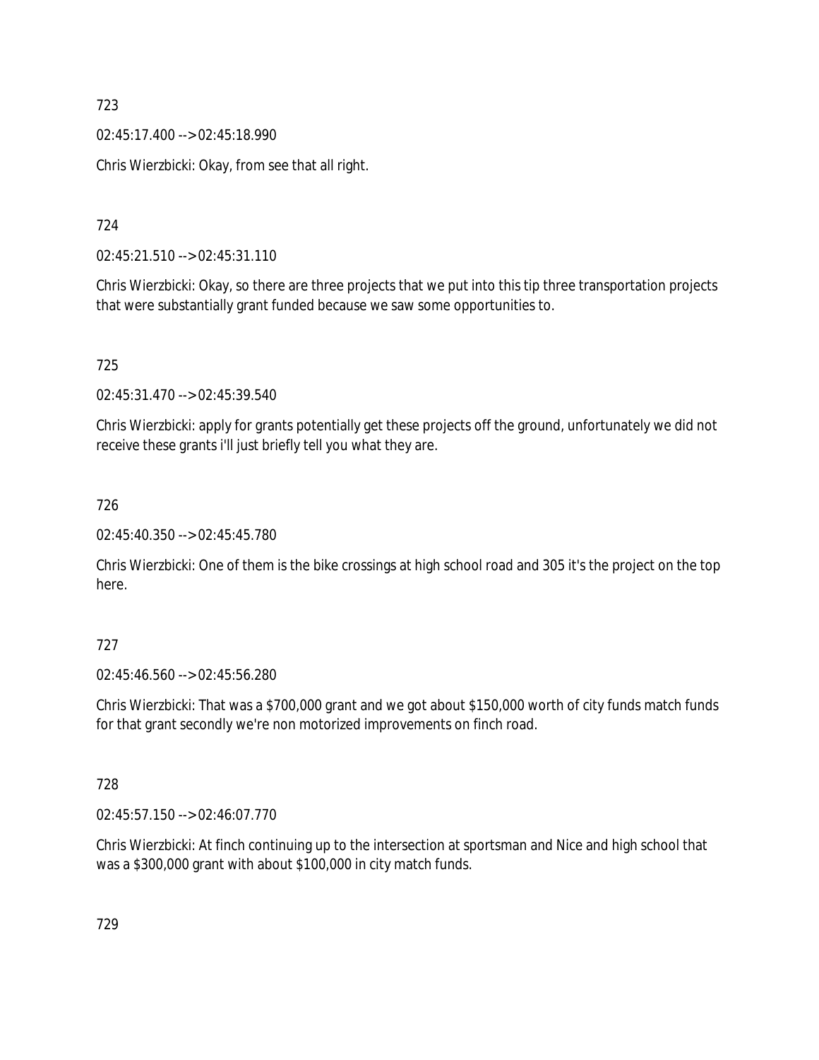723

02:45:17.400 --> 02:45:18.990

Chris Wierzbicki: Okay, from see that all right.

724

02:45:21.510 --> 02:45:31.110

Chris Wierzbicki: Okay, so there are three projects that we put into this tip three transportation projects that were substantially grant funded because we saw some opportunities to.

725

02:45:31.470 --> 02:45:39.540

Chris Wierzbicki: apply for grants potentially get these projects off the ground, unfortunately we did not receive these grants i'll just briefly tell you what they are.

726

02:45:40.350 --> 02:45:45.780

Chris Wierzbicki: One of them is the bike crossings at high school road and 305 it's the project on the top here.

727

02:45:46.560 --> 02:45:56.280

Chris Wierzbicki: That was a $700,000 grant and we got about $150,000 worth of city funds match funds for that grant secondly we're non motorized improvements on finch road.

728

02:45:57.150 --> 02:46:07.770

Chris Wierzbicki: At finch continuing up to the intersection at sportsman and Nice and high school that was a $300,000 grant with about $100,000 in city match funds.

729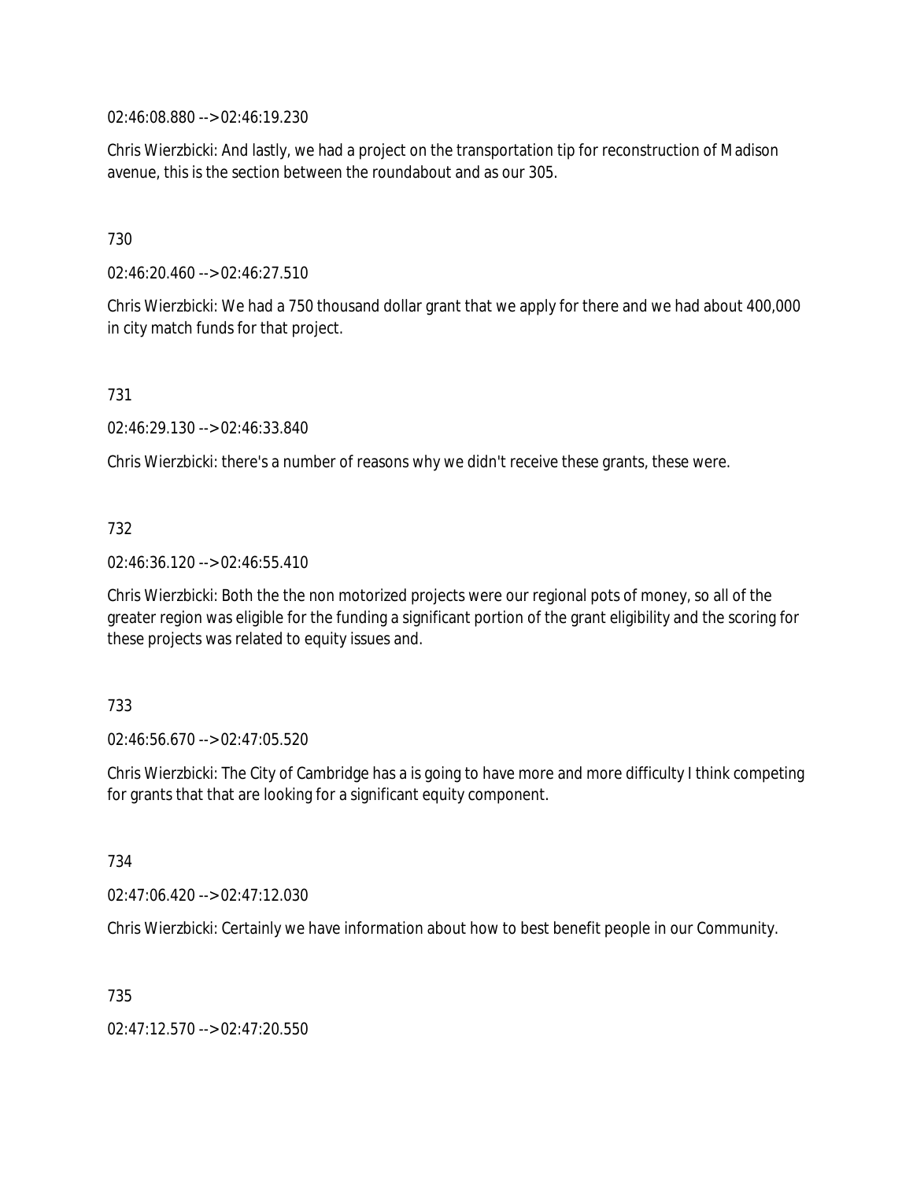02:46:08.880 --> 02:46:19.230

Chris Wierzbicki: And lastly, we had a project on the transportation tip for reconstruction of Madison avenue, this is the section between the roundabout and as our 305.

730

02:46:20.460 --> 02:46:27.510

Chris Wierzbicki: We had a 750 thousand dollar grant that we apply for there and we had about 400,000 in city match funds for that project.

731

02:46:29.130 --> 02:46:33.840

Chris Wierzbicki: there's a number of reasons why we didn't receive these grants, these were.

732

02:46:36.120 --> 02:46:55.410

Chris Wierzbicki: Both the the non motorized projects were our regional pots of money, so all of the greater region was eligible for the funding a significant portion of the grant eligibility and the scoring for these projects was related to equity issues and.

733

02:46:56.670 --> 02:47:05.520

Chris Wierzbicki: The City of Cambridge has a is going to have more and more difficulty I think competing for grants that that are looking for a significant equity component.

734

02:47:06.420 --> 02:47:12.030

Chris Wierzbicki: Certainly we have information about how to best benefit people in our Community.

735

02:47:12.570 --> 02:47:20.550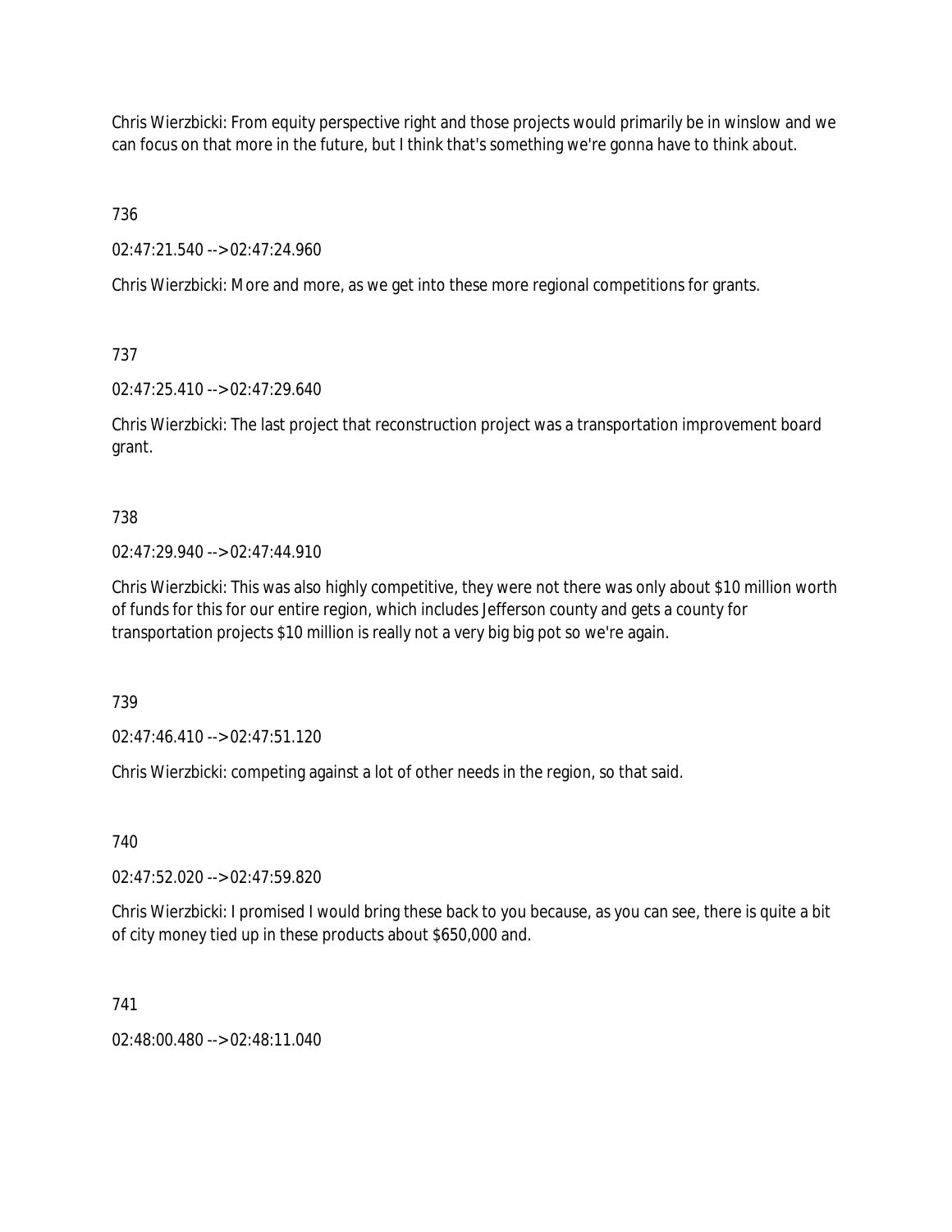Chris Wierzbicki: From equity perspective right and those projects would primarily be in winslow and we can focus on that more in the future, but I think that's something we're gonna have to think about.

736

02:47:21.540 --> 02:47:24.960

Chris Wierzbicki: More and more, as we get into these more regional competitions for grants.

737

02:47:25.410 --> 02:47:29.640

Chris Wierzbicki: The last project that reconstruction project was a transportation improvement board grant.

738

02:47:29.940 --> 02:47:44.910

Chris Wierzbicki: This was also highly competitive, they were not there was only about $10 million worth of funds for this for our entire region, which includes Jefferson county and gets a county for transportation projects $10 million is really not a very big big pot so we're again.

739

02:47:46.410 --> 02:47:51.120

Chris Wierzbicki: competing against a lot of other needs in the region, so that said.

740

02:47:52.020 --> 02:47:59.820

Chris Wierzbicki: I promised I would bring these back to you because, as you can see, there is quite a bit of city money tied up in these products about $650,000 and.

741

02:48:00.480 --> 02:48:11.040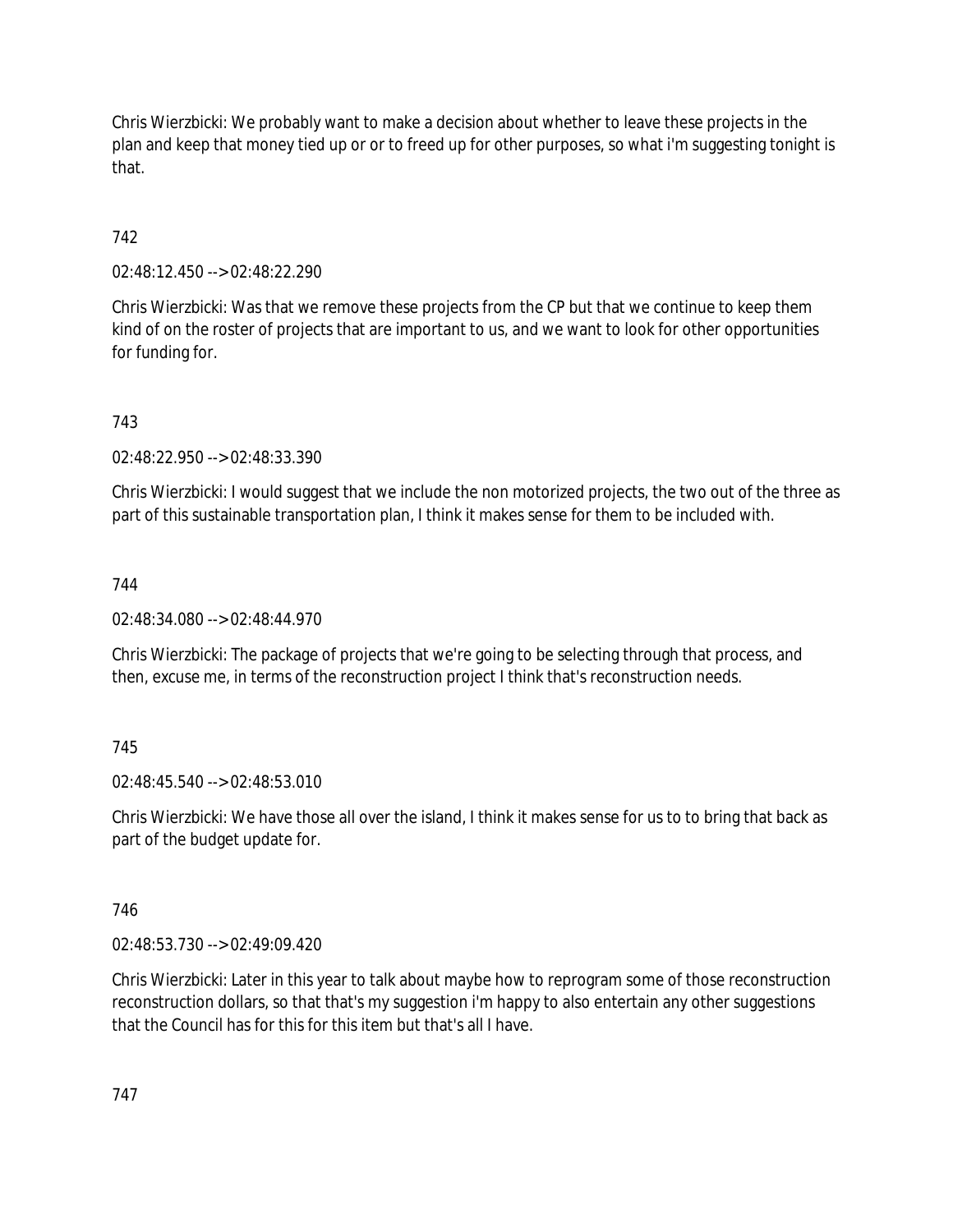Chris Wierzbicki: We probably want to make a decision about whether to leave these projects in the plan and keep that money tied up or or to freed up for other purposes, so what i'm suggesting tonight is that.

742

02:48:12.450 --> 02:48:22.290

Chris Wierzbicki: Was that we remove these projects from the CP but that we continue to keep them kind of on the roster of projects that are important to us, and we want to look for other opportunities for funding for.

743

02:48:22.950 --> 02:48:33.390

Chris Wierzbicki: I would suggest that we include the non motorized projects, the two out of the three as part of this sustainable transportation plan, I think it makes sense for them to be included with.

744

02:48:34.080 --> 02:48:44.970

Chris Wierzbicki: The package of projects that we're going to be selecting through that process, and then, excuse me, in terms of the reconstruction project I think that's reconstruction needs.

745

02:48:45.540 --> 02:48:53.010

Chris Wierzbicki: We have those all over the island, I think it makes sense for us to to bring that back as part of the budget update for.

746

02:48:53.730 --> 02:49:09.420

Chris Wierzbicki: Later in this year to talk about maybe how to reprogram some of those reconstruction reconstruction dollars, so that that's my suggestion i'm happy to also entertain any other suggestions that the Council has for this for this item but that's all I have.

747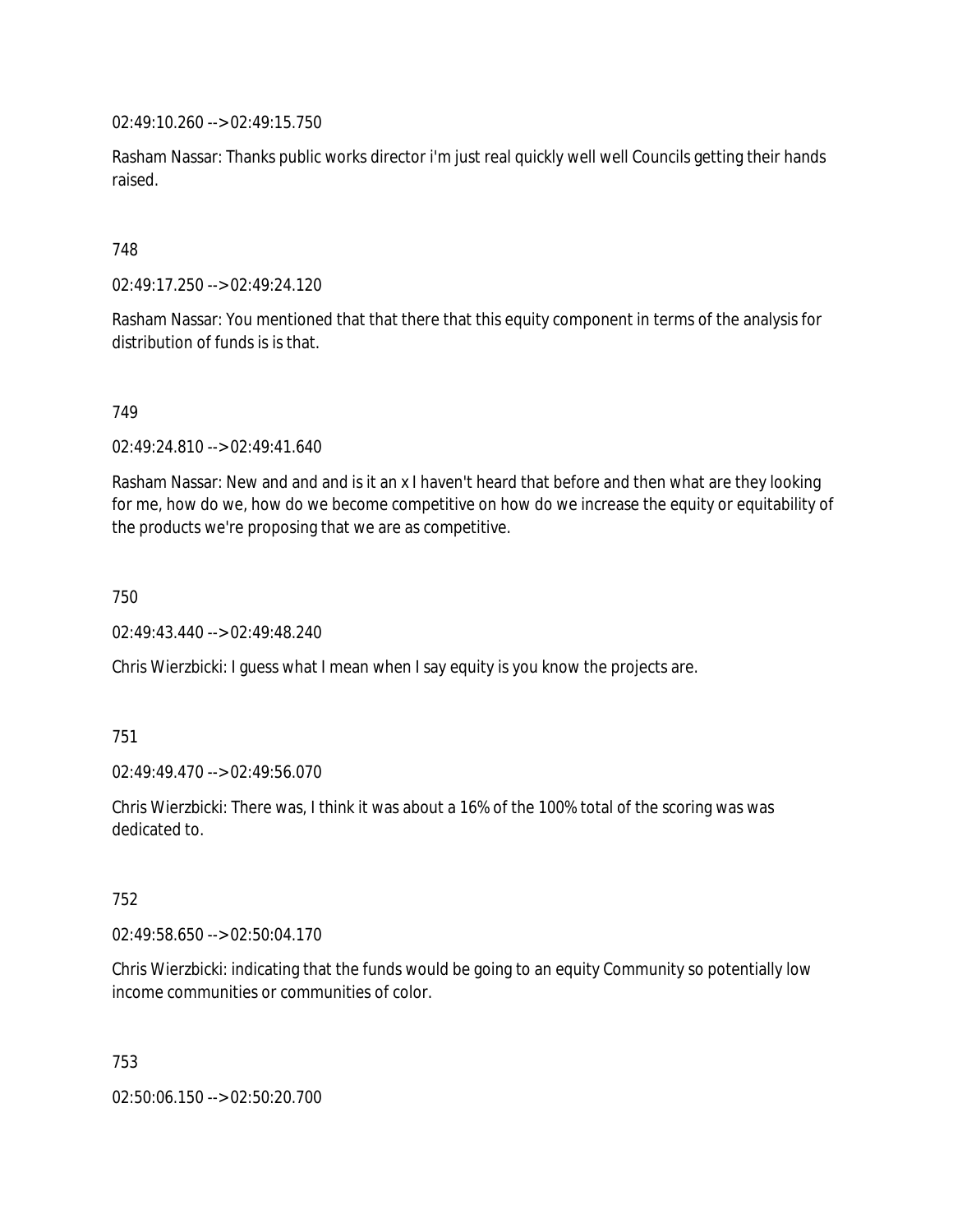02:49:10.260 --> 02:49:15.750

Rasham Nassar: Thanks public works director i'm just real quickly well well Councils getting their hands raised.

748

02:49:17.250 --> 02:49:24.120

Rasham Nassar: You mentioned that that there that this equity component in terms of the analysis for distribution of funds is is that.

749

02:49:24.810 --> 02:49:41.640

Rasham Nassar: New and and and is it an x I haven't heard that before and then what are they looking for me, how do we, how do we become competitive on how do we increase the equity or equitability of the products we're proposing that we are as competitive.

750

02:49:43.440 --> 02:49:48.240

Chris Wierzbicki: I guess what I mean when I say equity is you know the projects are.

751

02:49:49.470 --> 02:49:56.070

Chris Wierzbicki: There was, I think it was about a 16% of the 100% total of the scoring was was dedicated to.

752

02:49:58.650 --> 02:50:04.170

Chris Wierzbicki: indicating that the funds would be going to an equity Community so potentially low income communities or communities of color.

753

02:50:06.150 --> 02:50:20.700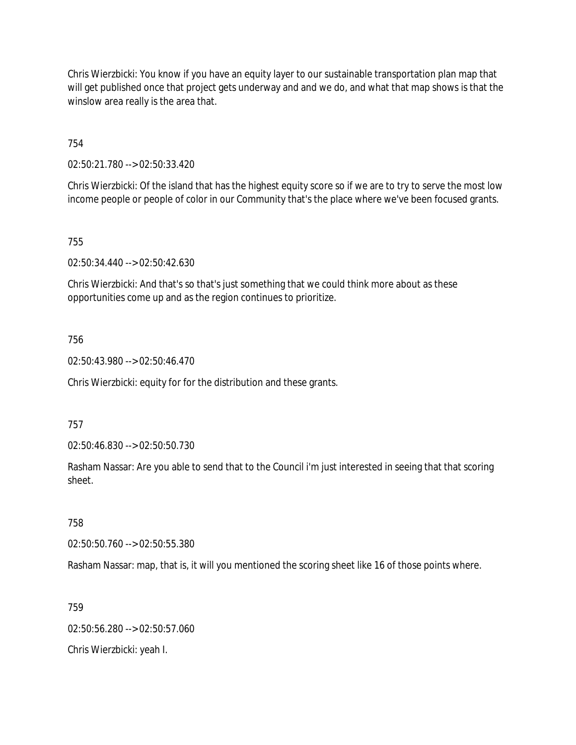Chris Wierzbicki: You know if you have an equity layer to our sustainable transportation plan map that will get published once that project gets underway and and we do, and what that map shows is that the winslow area really is the area that.

754

02:50:21.780 --> 02:50:33.420

Chris Wierzbicki: Of the island that has the highest equity score so if we are to try to serve the most low income people or people of color in our Community that's the place where we've been focused grants.

755

02:50:34.440 --> 02:50:42.630

Chris Wierzbicki: And that's so that's just something that we could think more about as these opportunities come up and as the region continues to prioritize.

756

02:50:43.980 --> 02:50:46.470

Chris Wierzbicki: equity for for the distribution and these grants.

757

02:50:46.830 --> 02:50:50.730

Rasham Nassar: Are you able to send that to the Council i'm just interested in seeing that that scoring sheet.

758

02:50:50.760 --> 02:50:55.380

Rasham Nassar: map, that is, it will you mentioned the scoring sheet like 16 of those points where.

759

02:50:56.280 --> 02:50:57.060

Chris Wierzbicki: yeah I.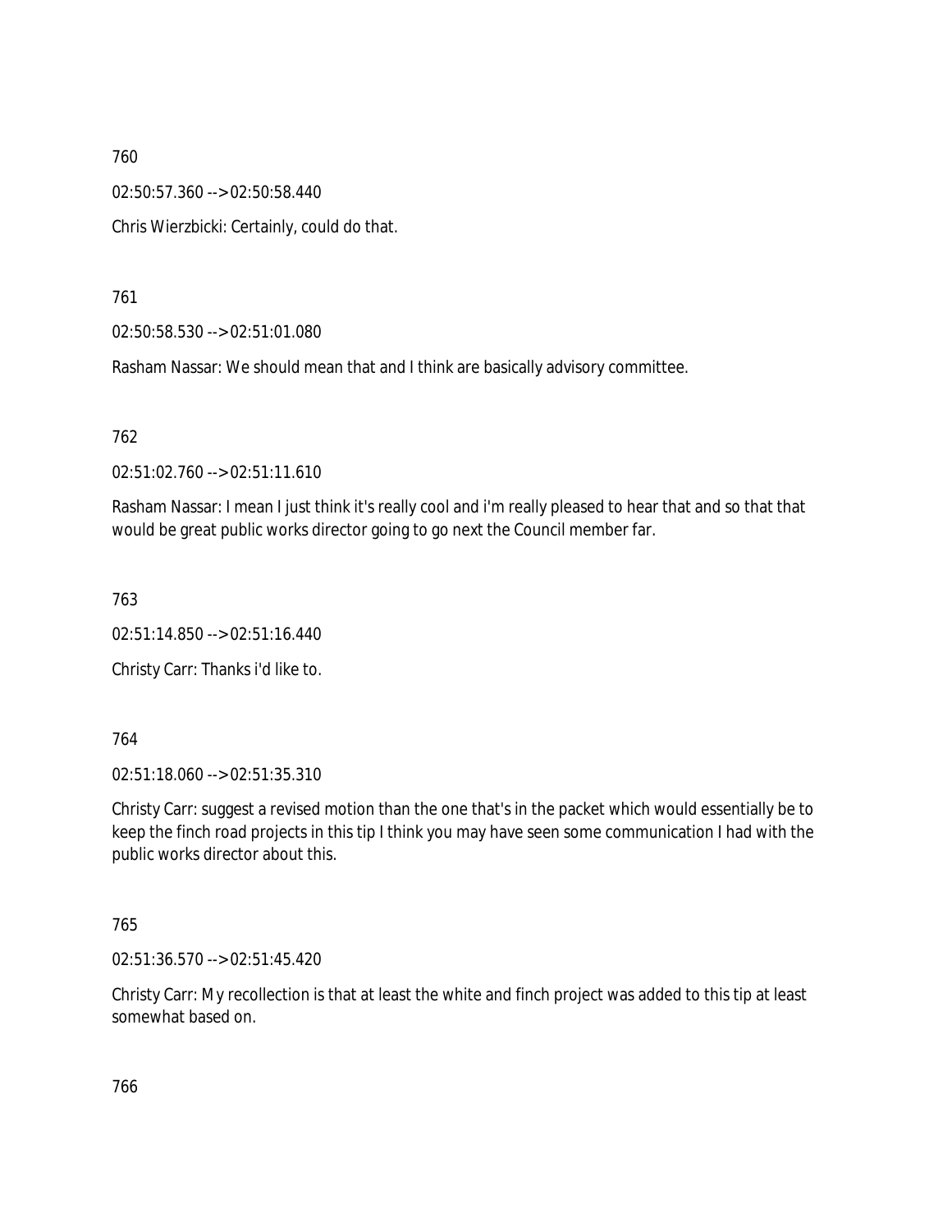760

02:50:57.360 --> 02:50:58.440

Chris Wierzbicki: Certainly, could do that.

761

02:50:58.530 --> 02:51:01.080

Rasham Nassar: We should mean that and I think are basically advisory committee.

762

02:51:02.760 --> 02:51:11.610

Rasham Nassar: I mean I just think it's really cool and i'm really pleased to hear that and so that that would be great public works director going to go next the Council member far.

763

02:51:14.850 --> 02:51:16.440

Christy Carr: Thanks i'd like to.

764

02:51:18.060 --> 02:51:35.310

Christy Carr: suggest a revised motion than the one that's in the packet which would essentially be to keep the finch road projects in this tip I think you may have seen some communication I had with the public works director about this.

765

02:51:36.570 --> 02:51:45.420

Christy Carr: My recollection is that at least the white and finch project was added to this tip at least somewhat based on.

766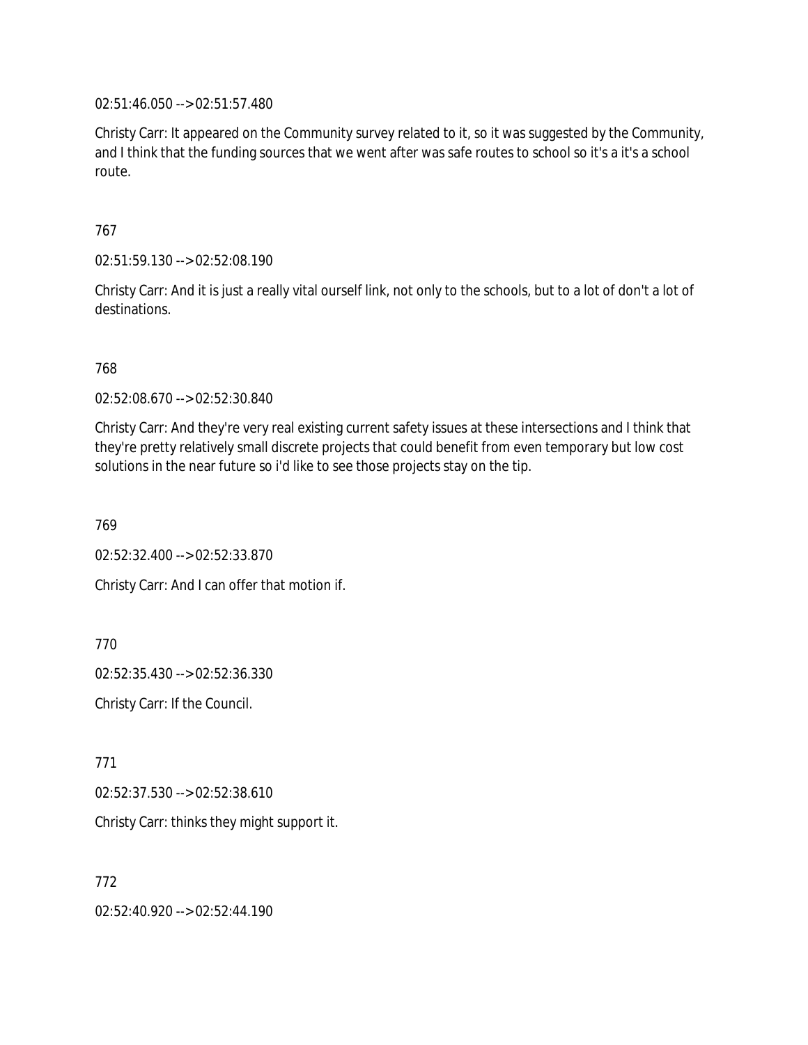02:51:46.050 --> 02:51:57.480

Christy Carr: It appeared on the Community survey related to it, so it was suggested by the Community, and I think that the funding sources that we went after was safe routes to school so it's a it's a school route.

767

02:51:59.130 --> 02:52:08.190

Christy Carr: And it is just a really vital ourself link, not only to the schools, but to a lot of don't a lot of destinations.

768

02:52:08.670 --> 02:52:30.840

Christy Carr: And they're very real existing current safety issues at these intersections and I think that they're pretty relatively small discrete projects that could benefit from even temporary but low cost solutions in the near future so i'd like to see those projects stay on the tip.

769

02:52:32.400 --> 02:52:33.870

Christy Carr: And I can offer that motion if.

770

02:52:35.430 --> 02:52:36.330

Christy Carr: If the Council.

771

02:52:37.530 --> 02:52:38.610

Christy Carr: thinks they might support it.

772

02:52:40.920 --> 02:52:44.190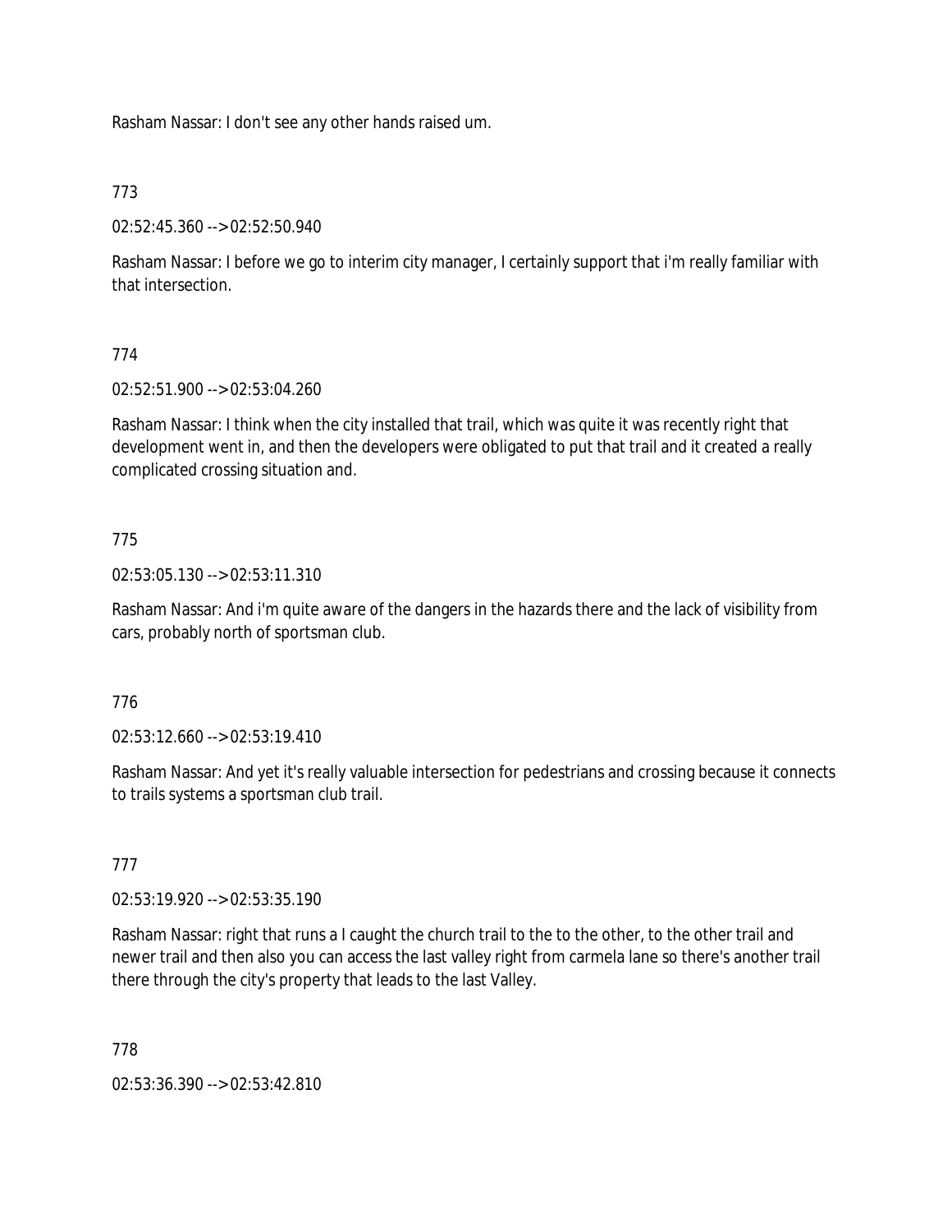Rasham Nassar: I don't see any other hands raised um.

773

02:52:45.360 --> 02:52:50.940

Rasham Nassar: I before we go to interim city manager, I certainly support that i'm really familiar with that intersection.

774

02:52:51.900 --> 02:53:04.260

Rasham Nassar: I think when the city installed that trail, which was quite it was recently right that development went in, and then the developers were obligated to put that trail and it created a really complicated crossing situation and.

775

02:53:05.130 --> 02:53:11.310

Rasham Nassar: And i'm quite aware of the dangers in the hazards there and the lack of visibility from cars, probably north of sportsman club.

776

02:53:12.660 --> 02:53:19.410

Rasham Nassar: And yet it's really valuable intersection for pedestrians and crossing because it connects to trails systems a sportsman club trail.

777

02:53:19.920 --> 02:53:35.190

Rasham Nassar: right that runs a I caught the church trail to the to the other, to the other trail and newer trail and then also you can access the last valley right from carmela lane so there's another trail there through the city's property that leads to the last Valley.

778

02:53:36.390 --> 02:53:42.810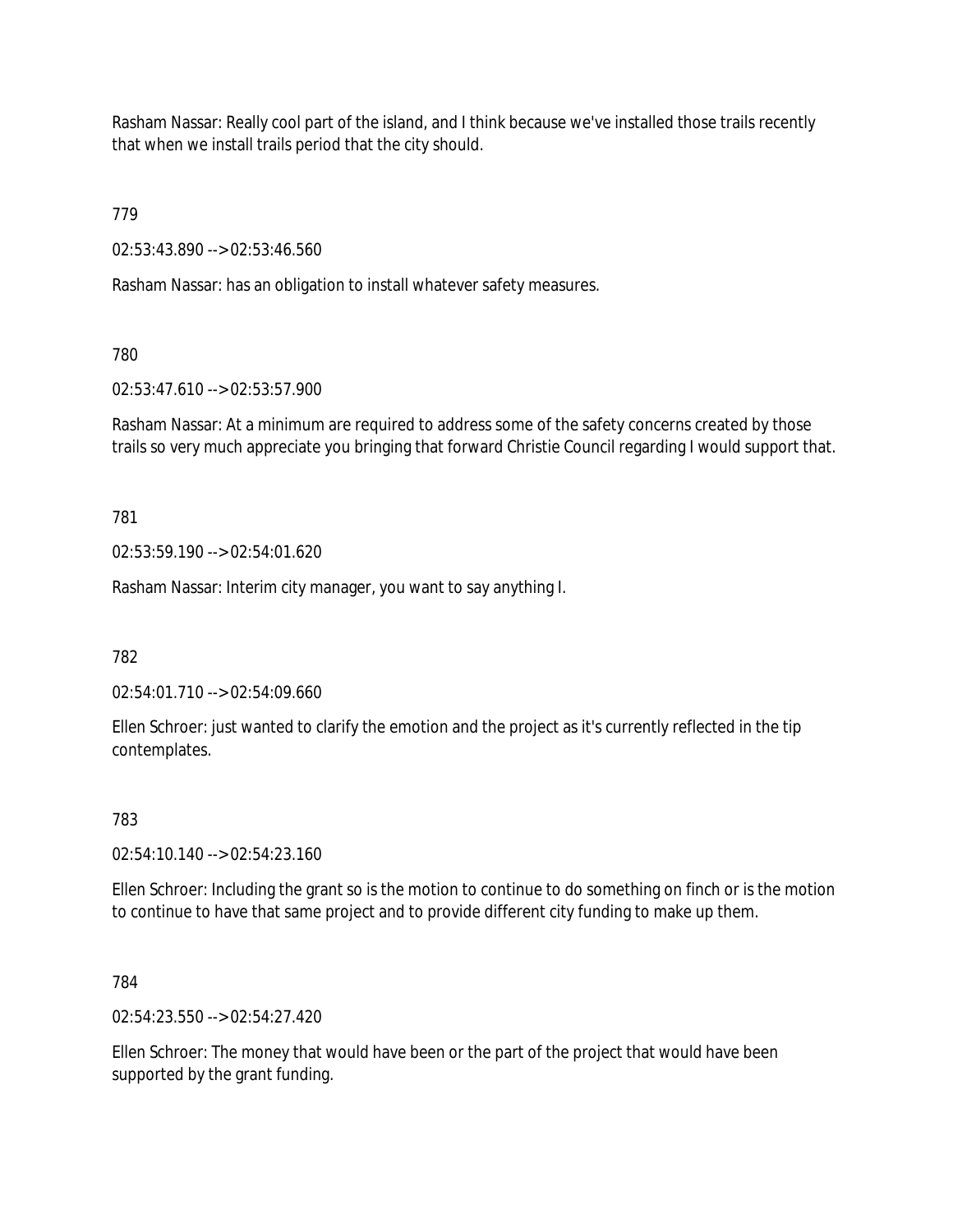Rasham Nassar: Really cool part of the island, and I think because we've installed those trails recently that when we install trails period that the city should.

779

02:53:43.890 --> 02:53:46.560

Rasham Nassar: has an obligation to install whatever safety measures.

780

02:53:47.610 --> 02:53:57.900

Rasham Nassar: At a minimum are required to address some of the safety concerns created by those trails so very much appreciate you bringing that forward Christie Council regarding I would support that.

781

02:53:59.190 --> 02:54:01.620

Rasham Nassar: Interim city manager, you want to say anything I.

782

02:54:01.710 --> 02:54:09.660

Ellen Schroer: just wanted to clarify the emotion and the project as it's currently reflected in the tip contemplates.

783

02:54:10.140 --> 02:54:23.160

Ellen Schroer: Including the grant so is the motion to continue to do something on finch or is the motion to continue to have that same project and to provide different city funding to make up them.

784

02:54:23.550 --> 02:54:27.420

Ellen Schroer: The money that would have been or the part of the project that would have been supported by the grant funding.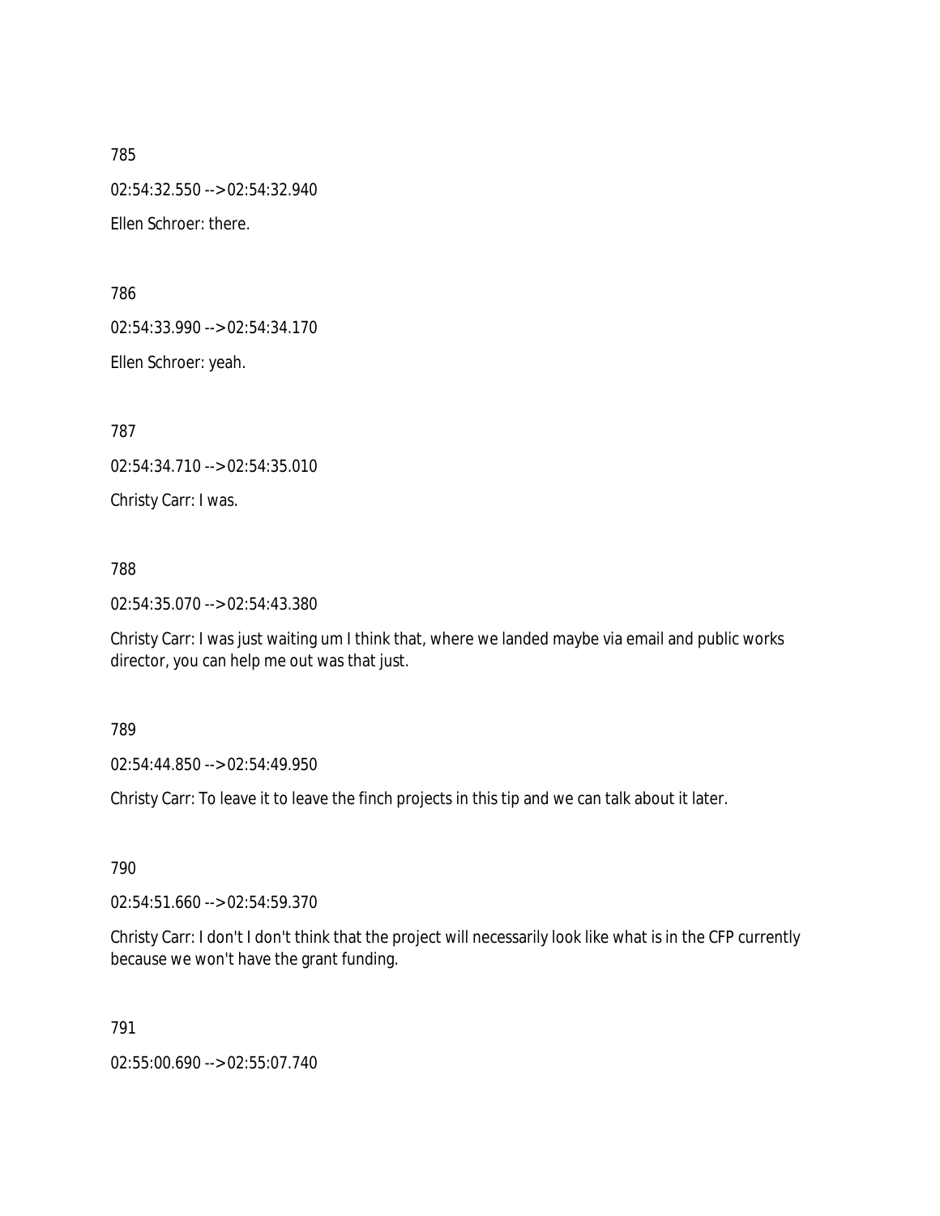785

02:54:32.550 --> 02:54:32.940

Ellen Schroer: there.

786

02:54:33.990 --> 02:54:34.170

Ellen Schroer: yeah.

787

02:54:34.710 --> 02:54:35.010

Christy Carr: I was.

788

02:54:35.070 --> 02:54:43.380

Christy Carr: I was just waiting um I think that, where we landed maybe via email and public works director, you can help me out was that just.

789

02:54:44.850 --> 02:54:49.950

Christy Carr: To leave it to leave the finch projects in this tip and we can talk about it later.

790

02:54:51.660 --> 02:54:59.370

Christy Carr: I don't I don't think that the project will necessarily look like what is in the CFP currently because we won't have the grant funding.

791

02:55:00.690 --> 02:55:07.740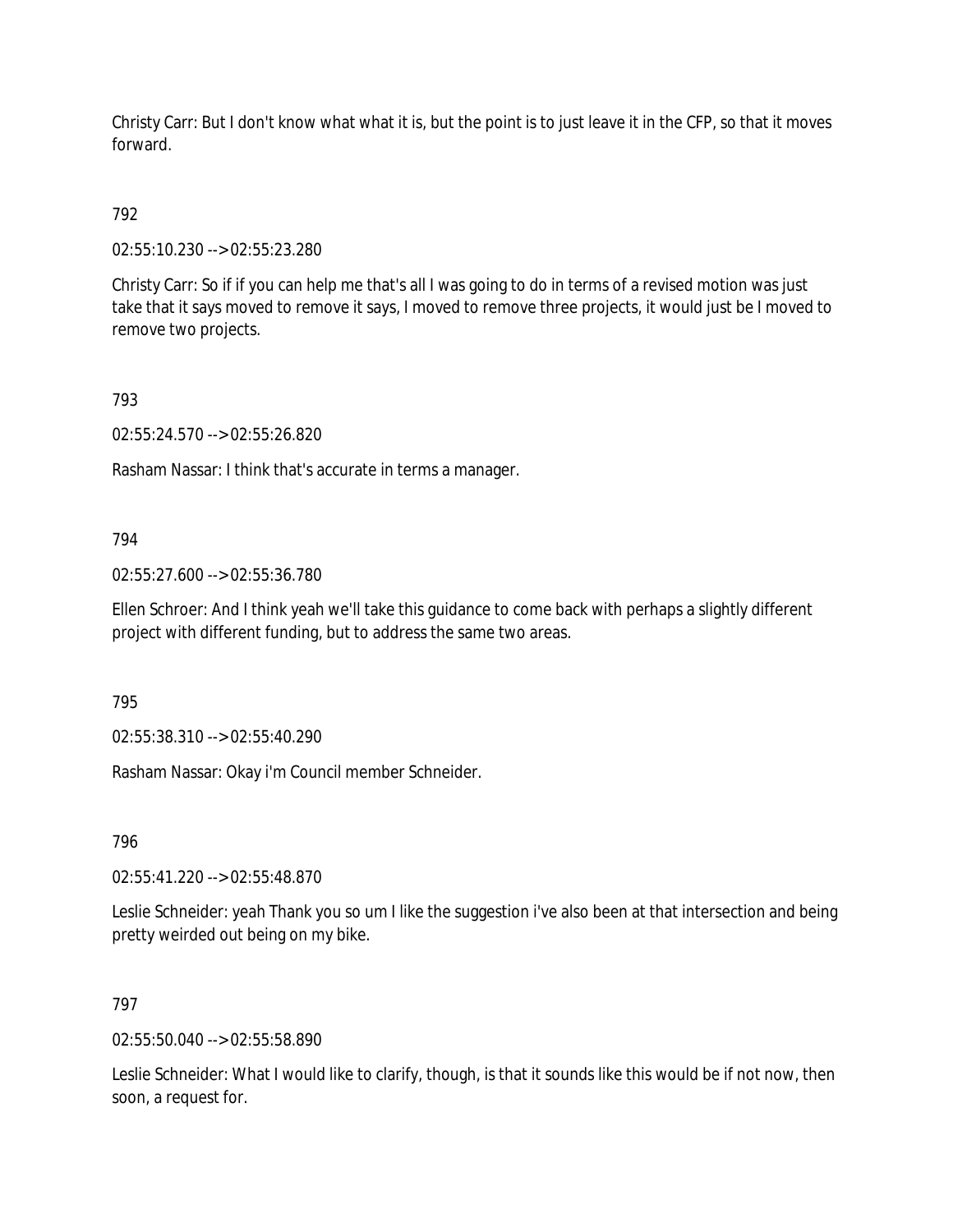Christy Carr: But I don't know what what it is, but the point is to just leave it in the CFP, so that it moves forward.

792

02:55:10.230 --> 02:55:23.280

Christy Carr: So if if you can help me that's all I was going to do in terms of a revised motion was just take that it says moved to remove it says, I moved to remove three projects, it would just be I moved to remove two projects.

793

02:55:24.570 --> 02:55:26.820

Rasham Nassar: I think that's accurate in terms a manager.

794

02:55:27.600 --> 02:55:36.780

Ellen Schroer: And I think yeah we'll take this guidance to come back with perhaps a slightly different project with different funding, but to address the same two areas.

795

02:55:38.310 --> 02:55:40.290

Rasham Nassar: Okay i'm Council member Schneider.

796

02:55:41.220 --> 02:55:48.870

Leslie Schneider: yeah Thank you so um I like the suggestion i've also been at that intersection and being pretty weirded out being on my bike.

797

02:55:50.040 --> 02:55:58.890

Leslie Schneider: What I would like to clarify, though, is that it sounds like this would be if not now, then soon, a request for.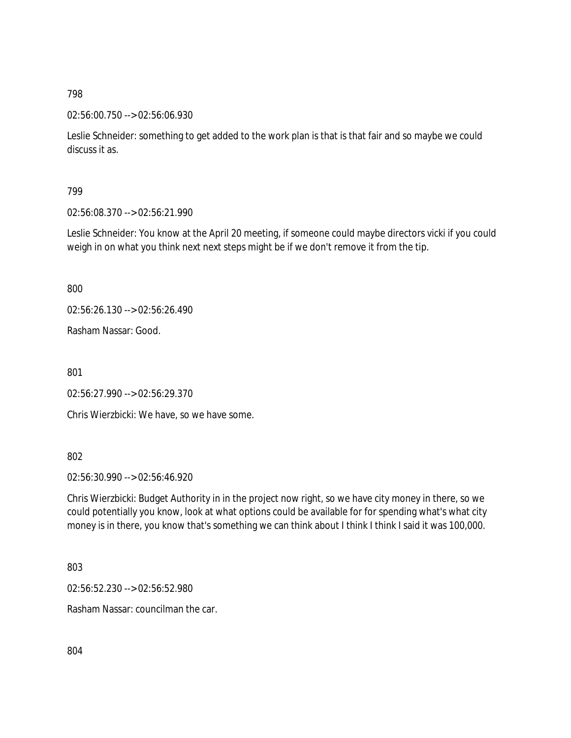798

02:56:00.750 --> 02:56:06.930

Leslie Schneider: something to get added to the work plan is that is that fair and so maybe we could discuss it as.

799

02:56:08.370 --> 02:56:21.990

Leslie Schneider: You know at the April 20 meeting, if someone could maybe directors vicki if you could weigh in on what you think next next steps might be if we don't remove it from the tip.

800

02:56:26.130 --> 02:56:26.490

Rasham Nassar: Good.

801

02:56:27.990 --> 02:56:29.370

Chris Wierzbicki: We have, so we have some.

802

02:56:30.990 --> 02:56:46.920

Chris Wierzbicki: Budget Authority in in the project now right, so we have city money in there, so we could potentially you know, look at what options could be available for for spending what's what city money is in there, you know that's something we can think about I think I think I said it was 100,000.

803

02:56:52.230 --> 02:56:52.980

Rasham Nassar: councilman the car.

804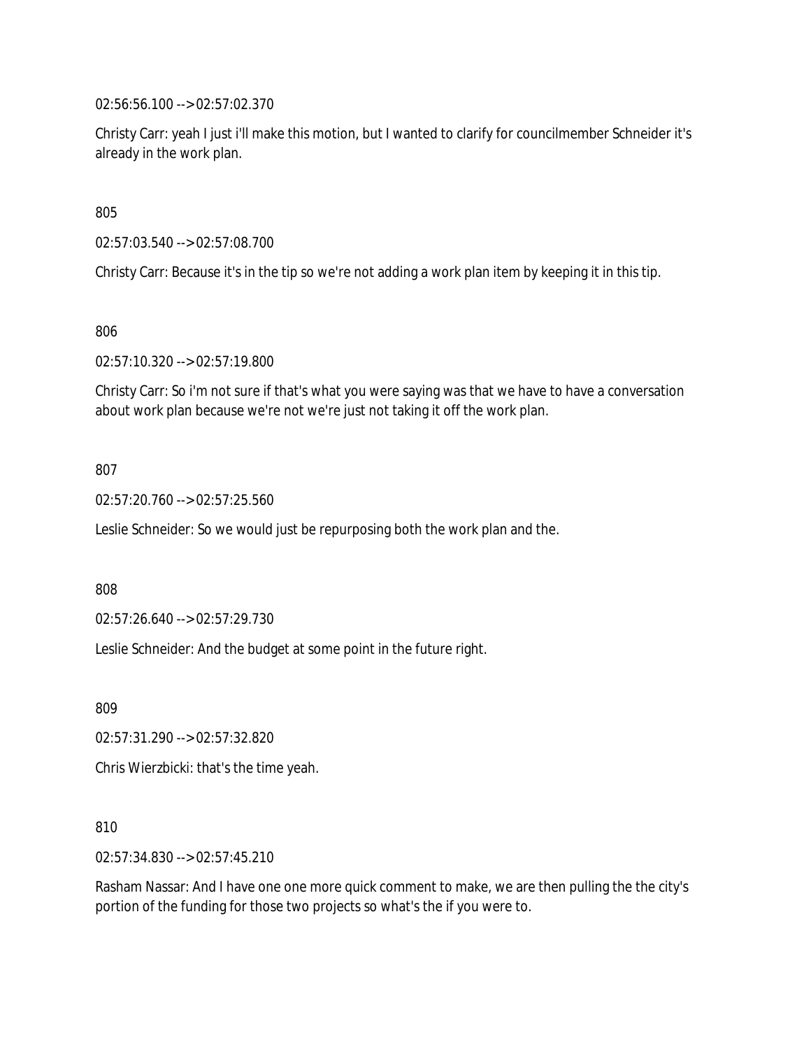02:56:56.100 --> 02:57:02.370

Christy Carr: yeah I just i'll make this motion, but I wanted to clarify for councilmember Schneider it's already in the work plan.

805

02:57:03.540 --> 02:57:08.700

Christy Carr: Because it's in the tip so we're not adding a work plan item by keeping it in this tip.

806

02:57:10.320 --> 02:57:19.800

Christy Carr: So i'm not sure if that's what you were saying was that we have to have a conversation about work plan because we're not we're just not taking it off the work plan.

807

02:57:20.760 --> 02:57:25.560

Leslie Schneider: So we would just be repurposing both the work plan and the.

808

02:57:26.640 --> 02:57:29.730

Leslie Schneider: And the budget at some point in the future right.

809

02:57:31.290 --> 02:57:32.820

Chris Wierzbicki: that's the time yeah.

810

02:57:34.830 --> 02:57:45.210

Rasham Nassar: And I have one one more quick comment to make, we are then pulling the the city's portion of the funding for those two projects so what's the if you were to.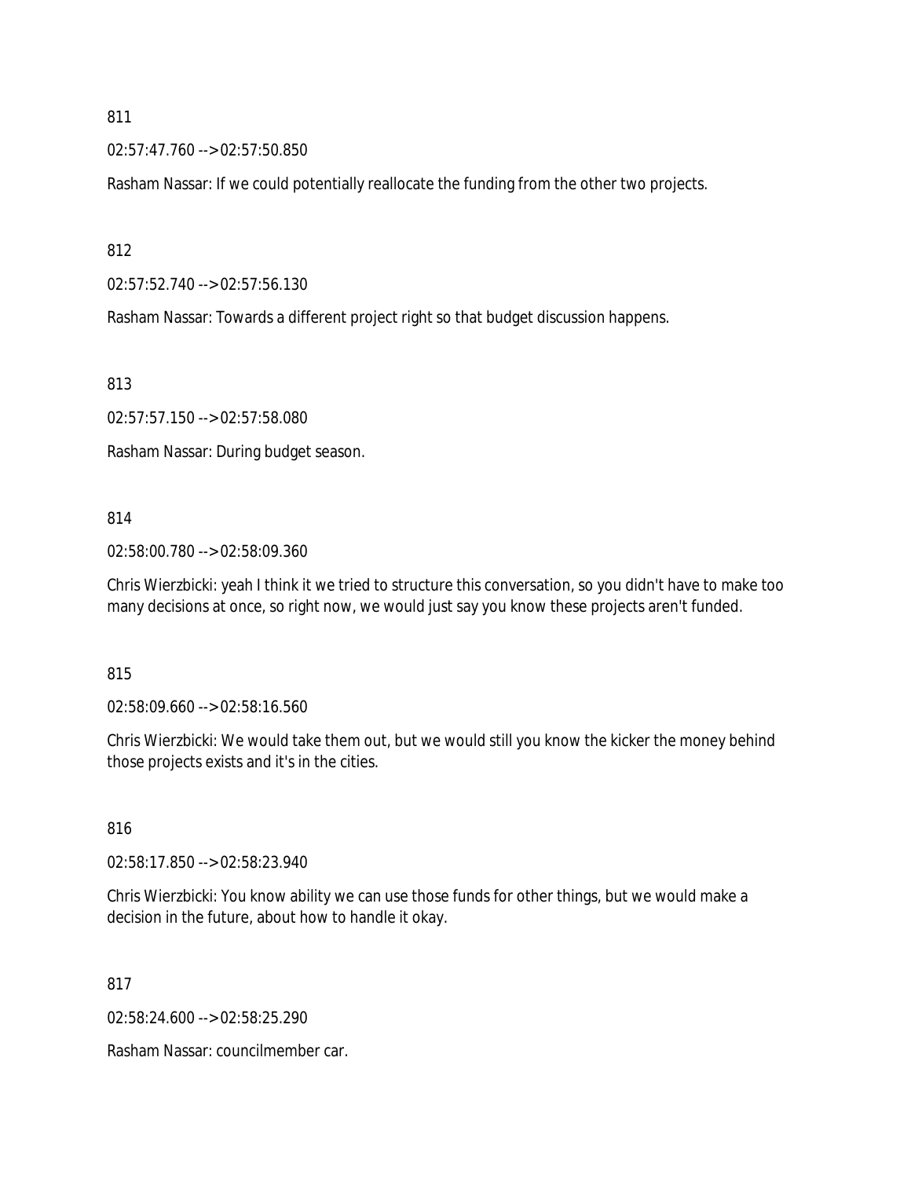811

02:57:47.760 --> 02:57:50.850

Rasham Nassar: If we could potentially reallocate the funding from the other two projects.

812

02:57:52.740 --> 02:57:56.130

Rasham Nassar: Towards a different project right so that budget discussion happens.

813

02:57:57.150 --> 02:57:58.080

Rasham Nassar: During budget season.

814

02:58:00.780 --> 02:58:09.360

Chris Wierzbicki: yeah I think it we tried to structure this conversation, so you didn't have to make too many decisions at once, so right now, we would just say you know these projects aren't funded.

815

02:58:09.660 --> 02:58:16.560

Chris Wierzbicki: We would take them out, but we would still you know the kicker the money behind those projects exists and it's in the cities.

816

02:58:17.850 --> 02:58:23.940

Chris Wierzbicki: You know ability we can use those funds for other things, but we would make a decision in the future, about how to handle it okay.

817

02:58:24.600 --> 02:58:25.290

Rasham Nassar: councilmember car.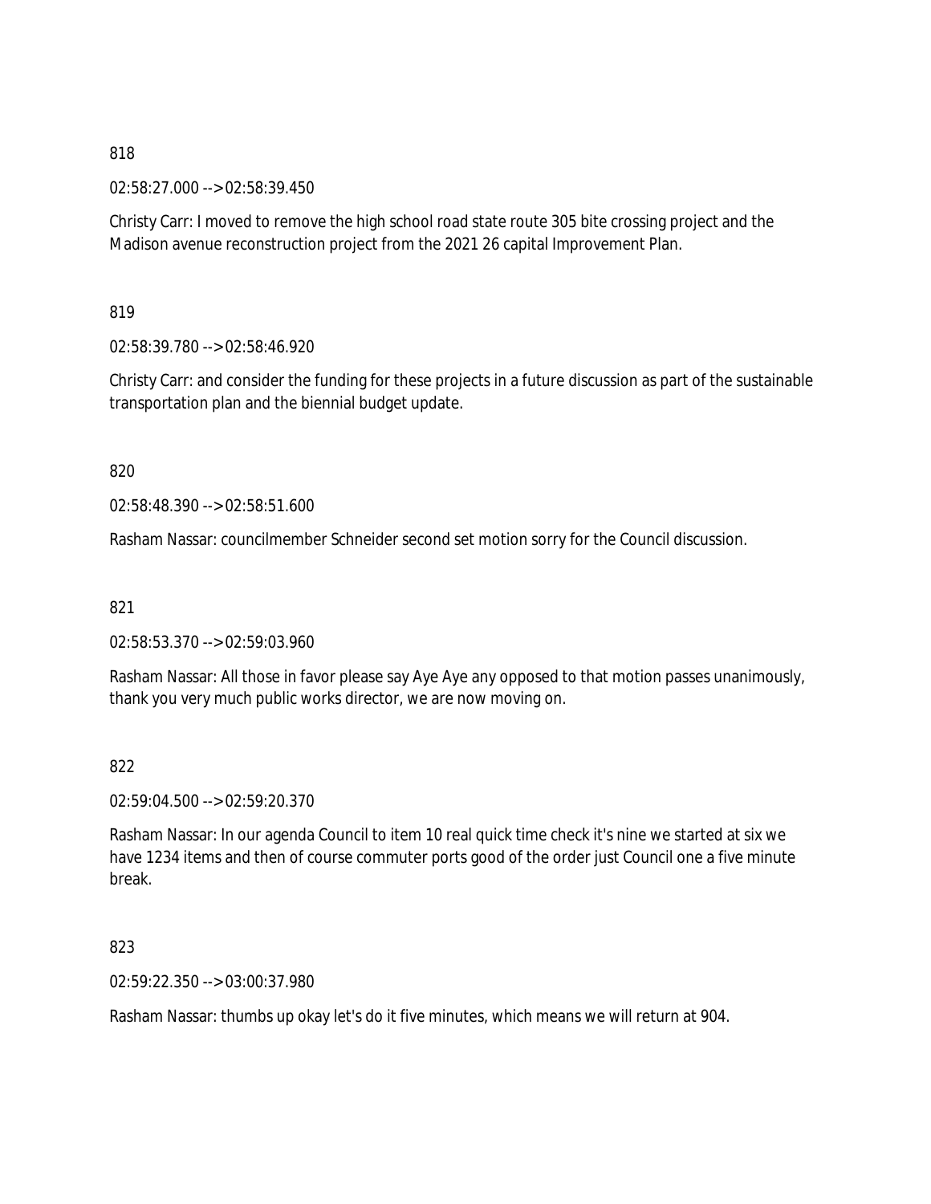818

02:58:27.000 --> 02:58:39.450

Christy Carr: I moved to remove the high school road state route 305 bite crossing project and the Madison avenue reconstruction project from the 2021 26 capital Improvement Plan.

819

02:58:39.780 --> 02:58:46.920

Christy Carr: and consider the funding for these projects in a future discussion as part of the sustainable transportation plan and the biennial budget update.

820

02:58:48.390 --> 02:58:51.600

Rasham Nassar: councilmember Schneider second set motion sorry for the Council discussion.

821

02:58:53.370 --> 02:59:03.960

Rasham Nassar: All those in favor please say Aye Aye any opposed to that motion passes unanimously, thank you very much public works director, we are now moving on.

822

02:59:04.500 --> 02:59:20.370

Rasham Nassar: In our agenda Council to item 10 real quick time check it's nine we started at six we have 1234 items and then of course commuter ports good of the order just Council one a five minute break.

823

02:59:22.350 --> 03:00:37.980

Rasham Nassar: thumbs up okay let's do it five minutes, which means we will return at 904.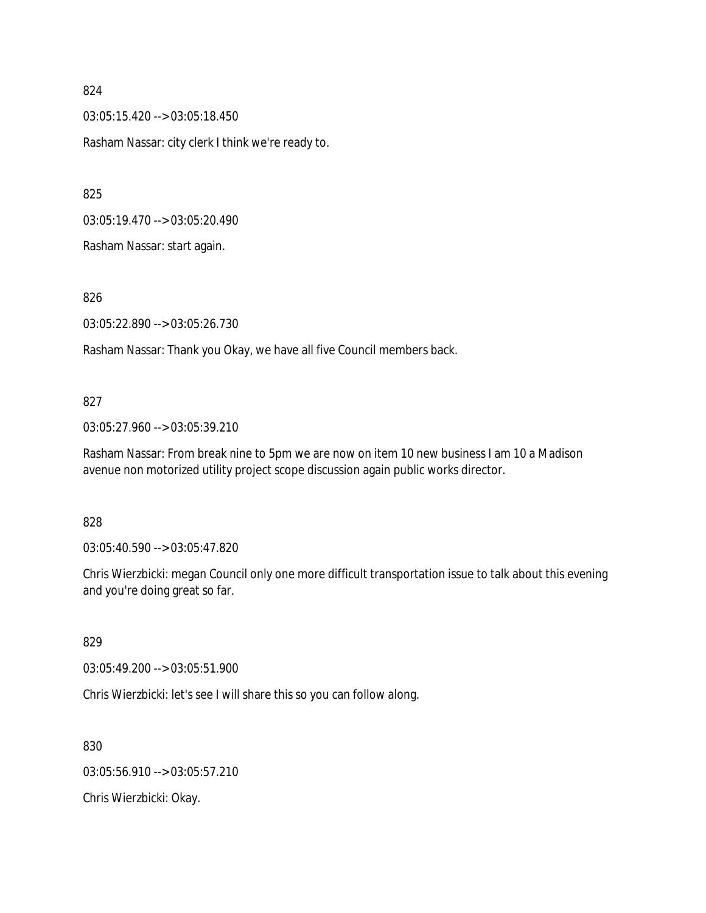824

03:05:15.420 --> 03:05:18.450

Rasham Nassar: city clerk I think we're ready to.

825

03:05:19.470 --> 03:05:20.490

Rasham Nassar: start again.

826

03:05:22.890 --> 03:05:26.730

Rasham Nassar: Thank you Okay, we have all five Council members back.

827

03:05:27.960 --> 03:05:39.210

Rasham Nassar: From break nine to 5pm we are now on item 10 new business I am 10 a Madison avenue non motorized utility project scope discussion again public works director.

828

03:05:40.590 --> 03:05:47.820

Chris Wierzbicki: megan Council only one more difficult transportation issue to talk about this evening and you're doing great so far.

829

03:05:49.200 --> 03:05:51.900

Chris Wierzbicki: let's see I will share this so you can follow along.

830

03:05:56.910 --> 03:05:57.210

Chris Wierzbicki: Okay.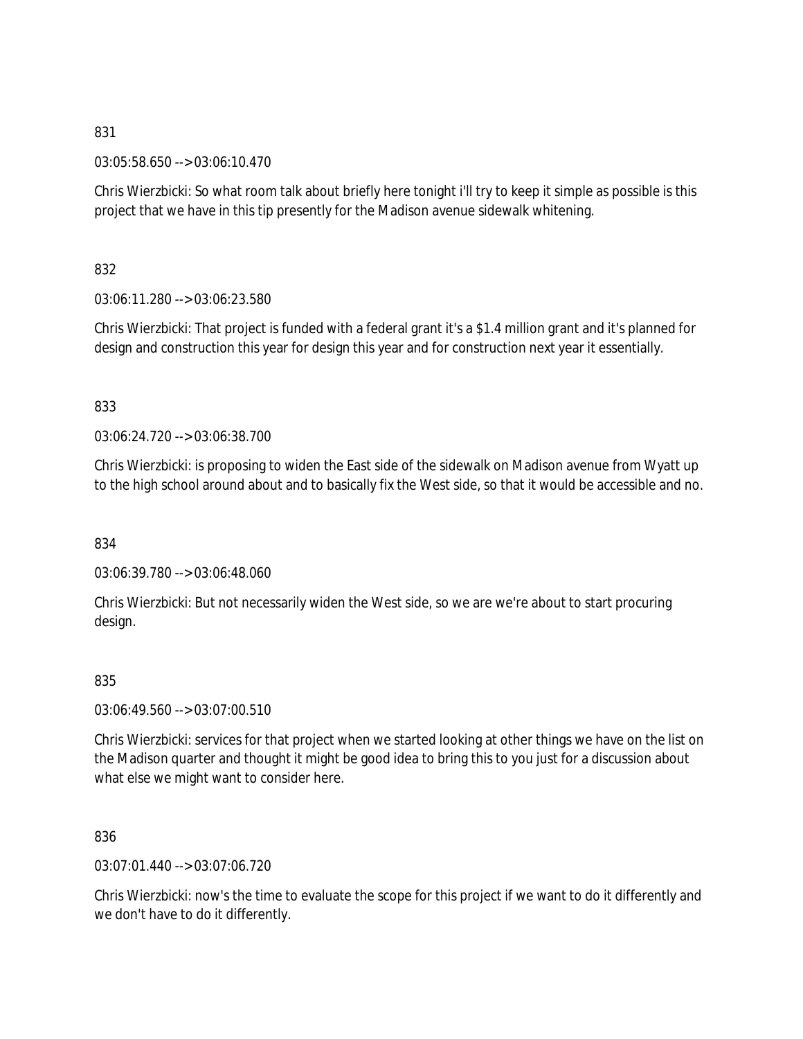831

03:05:58.650 --> 03:06:10.470

Chris Wierzbicki: So what room talk about briefly here tonight i'll try to keep it simple as possible is this project that we have in this tip presently for the Madison avenue sidewalk whitening.

832

03:06:11.280 --> 03:06:23.580

Chris Wierzbicki: That project is funded with a federal grant it's a $1.4 million grant and it's planned for design and construction this year for design this year and for construction next year it essentially.

833

03:06:24.720 --> 03:06:38.700

Chris Wierzbicki: is proposing to widen the East side of the sidewalk on Madison avenue from Wyatt up to the high school around about and to basically fix the West side, so that it would be accessible and no.

834

03:06:39.780 --> 03:06:48.060

Chris Wierzbicki: But not necessarily widen the West side, so we are we're about to start procuring design.

835

03:06:49.560 --> 03:07:00.510

Chris Wierzbicki: services for that project when we started looking at other things we have on the list on the Madison quarter and thought it might be good idea to bring this to you just for a discussion about what else we might want to consider here.

836

03:07:01.440 --> 03:07:06.720

Chris Wierzbicki: now's the time to evaluate the scope for this project if we want to do it differently and we don't have to do it differently.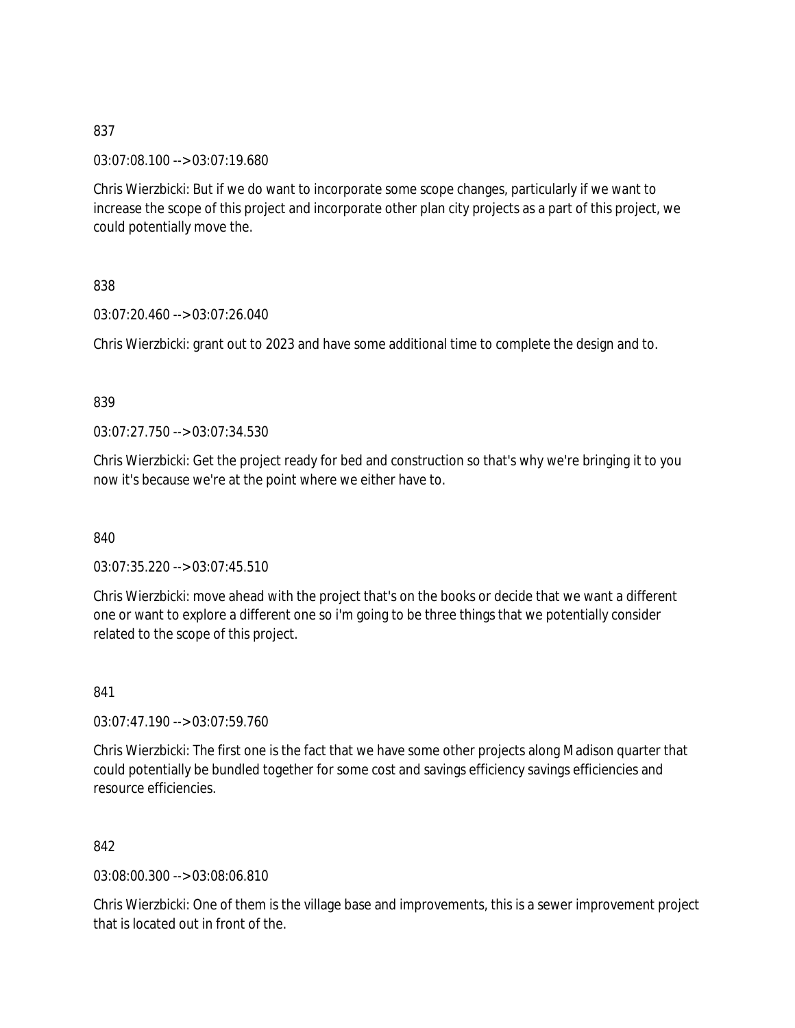837

03:07:08.100 --> 03:07:19.680

Chris Wierzbicki: But if we do want to incorporate some scope changes, particularly if we want to increase the scope of this project and incorporate other plan city projects as a part of this project, we could potentially move the.

838

03:07:20.460 --> 03:07:26.040

Chris Wierzbicki: grant out to 2023 and have some additional time to complete the design and to.

839

03:07:27.750 --> 03:07:34.530

Chris Wierzbicki: Get the project ready for bed and construction so that's why we're bringing it to you now it's because we're at the point where we either have to.

840

03:07:35.220 --> 03:07:45.510

Chris Wierzbicki: move ahead with the project that's on the books or decide that we want a different one or want to explore a different one so i'm going to be three things that we potentially consider related to the scope of this project.

841

03:07:47.190 --> 03:07:59.760

Chris Wierzbicki: The first one is the fact that we have some other projects along Madison quarter that could potentially be bundled together for some cost and savings efficiency savings efficiencies and resource efficiencies.

842

03:08:00.300 --> 03:08:06.810

Chris Wierzbicki: One of them is the village base and improvements, this is a sewer improvement project that is located out in front of the.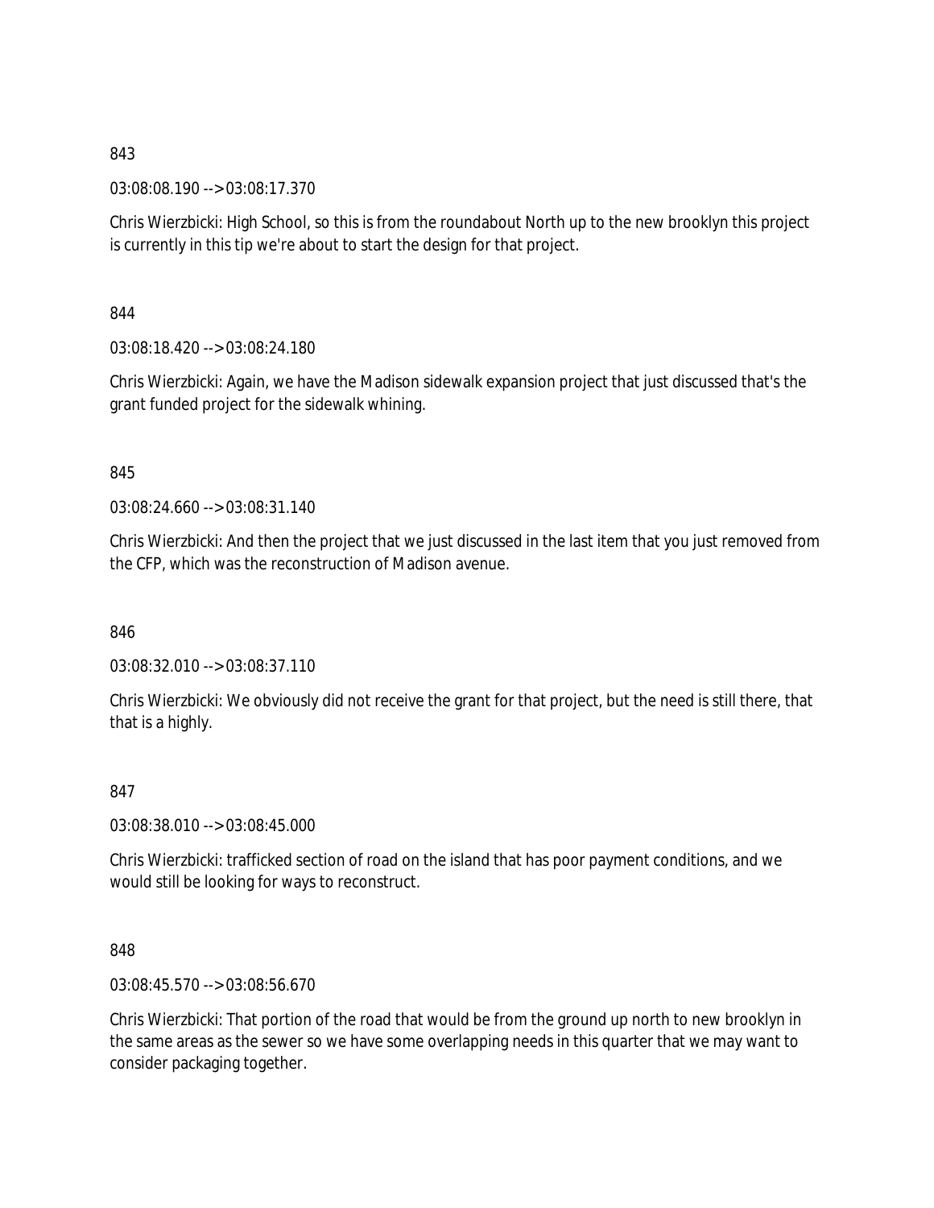843

03:08:08.190 --> 03:08:17.370

Chris Wierzbicki: High School, so this is from the roundabout North up to the new brooklyn this project is currently in this tip we're about to start the design for that project.

844

03:08:18.420 --> 03:08:24.180

Chris Wierzbicki: Again, we have the Madison sidewalk expansion project that just discussed that's the grant funded project for the sidewalk whining.

845

03:08:24.660 --> 03:08:31.140

Chris Wierzbicki: And then the project that we just discussed in the last item that you just removed from the CFP, which was the reconstruction of Madison avenue.

846

03:08:32.010 --> 03:08:37.110

Chris Wierzbicki: We obviously did not receive the grant for that project, but the need is still there, that that is a highly.

847

03:08:38.010 --> 03:08:45.000

Chris Wierzbicki: trafficked section of road on the island that has poor payment conditions, and we would still be looking for ways to reconstruct.

848

03:08:45.570 --> 03:08:56.670

Chris Wierzbicki: That portion of the road that would be from the ground up north to new brooklyn in the same areas as the sewer so we have some overlapping needs in this quarter that we may want to consider packaging together.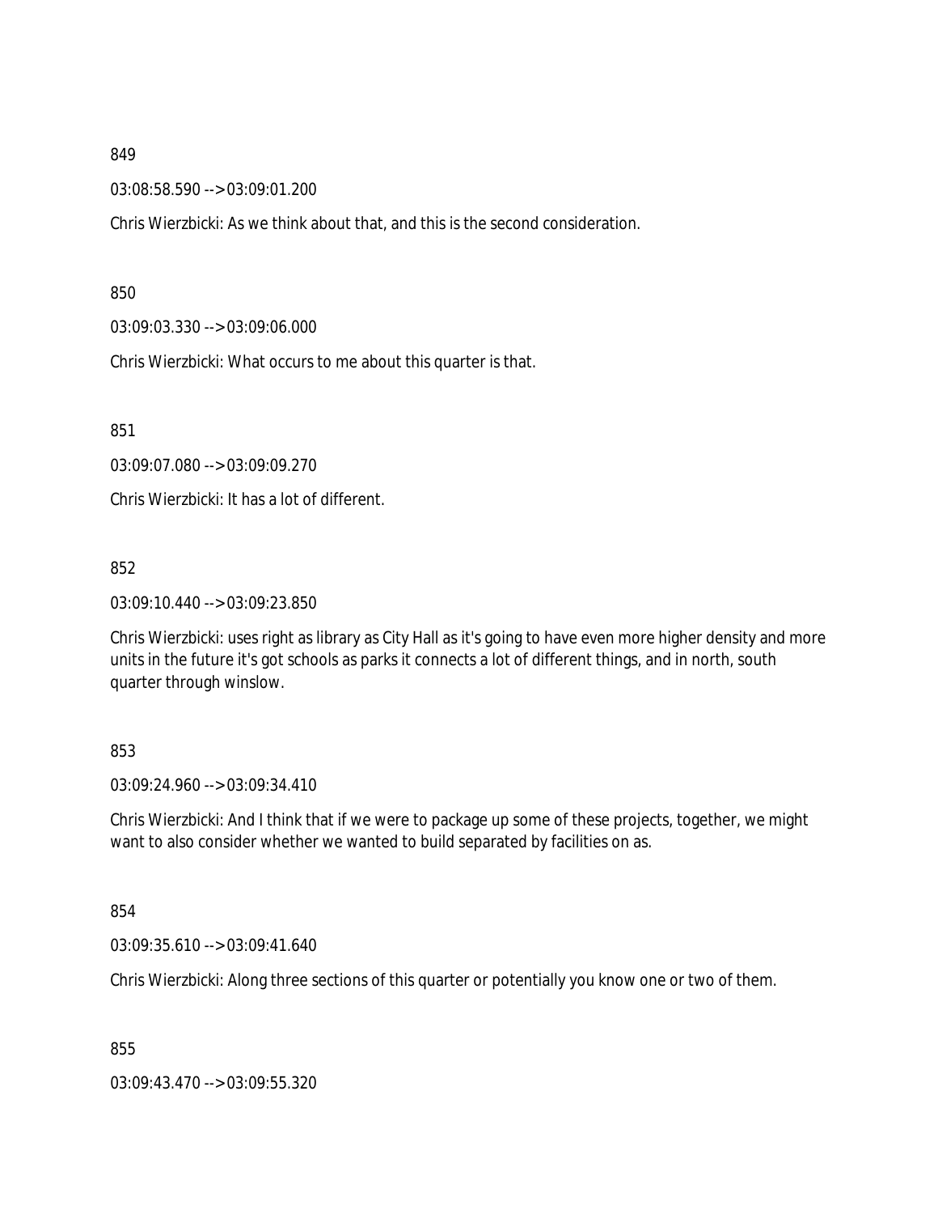849

03:08:58.590 --> 03:09:01.200

Chris Wierzbicki: As we think about that, and this is the second consideration.

850

03:09:03.330 --> 03:09:06.000

Chris Wierzbicki: What occurs to me about this quarter is that.

851

03:09:07.080 --> 03:09:09.270

Chris Wierzbicki: It has a lot of different.

852

03:09:10.440 --> 03:09:23.850

Chris Wierzbicki: uses right as library as City Hall as it's going to have even more higher density and more units in the future it's got schools as parks it connects a lot of different things, and in north, south quarter through winslow.

853

03:09:24.960 --> 03:09:34.410

Chris Wierzbicki: And I think that if we were to package up some of these projects, together, we might want to also consider whether we wanted to build separated by facilities on as.

854

03:09:35.610 --> 03:09:41.640

Chris Wierzbicki: Along three sections of this quarter or potentially you know one or two of them.

855

03:09:43.470 --> 03:09:55.320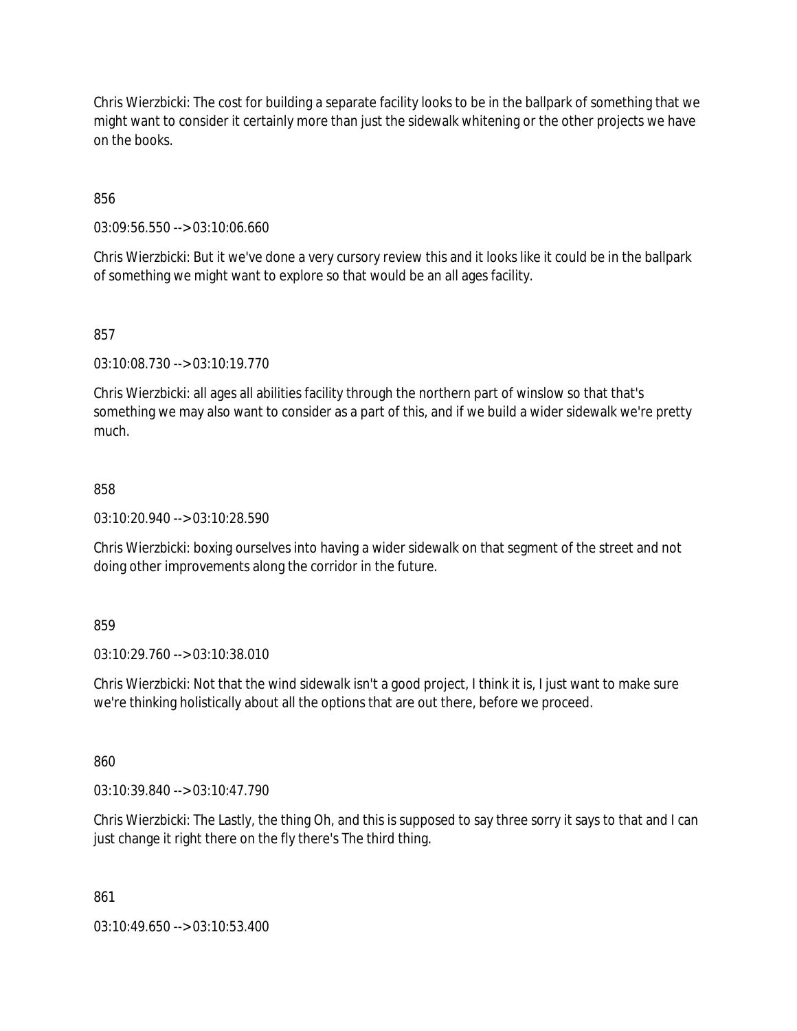Chris Wierzbicki: The cost for building a separate facility looks to be in the ballpark of something that we might want to consider it certainly more than just the sidewalk whitening or the other projects we have on the books.

856

03:09:56.550 --> 03:10:06.660

Chris Wierzbicki: But it we've done a very cursory review this and it looks like it could be in the ballpark of something we might want to explore so that would be an all ages facility.

857

03:10:08.730 --> 03:10:19.770

Chris Wierzbicki: all ages all abilities facility through the northern part of winslow so that that's something we may also want to consider as a part of this, and if we build a wider sidewalk we're pretty much.

858

03:10:20.940 --> 03:10:28.590

Chris Wierzbicki: boxing ourselves into having a wider sidewalk on that segment of the street and not doing other improvements along the corridor in the future.

859

03:10:29.760 --> 03:10:38.010

Chris Wierzbicki: Not that the wind sidewalk isn't a good project, I think it is, I just want to make sure we're thinking holistically about all the options that are out there, before we proceed.

860

03:10:39.840 --> 03:10:47.790

Chris Wierzbicki: The Lastly, the thing Oh, and this is supposed to say three sorry it says to that and I can just change it right there on the fly there's The third thing.

861

03:10:49.650 --> 03:10:53.400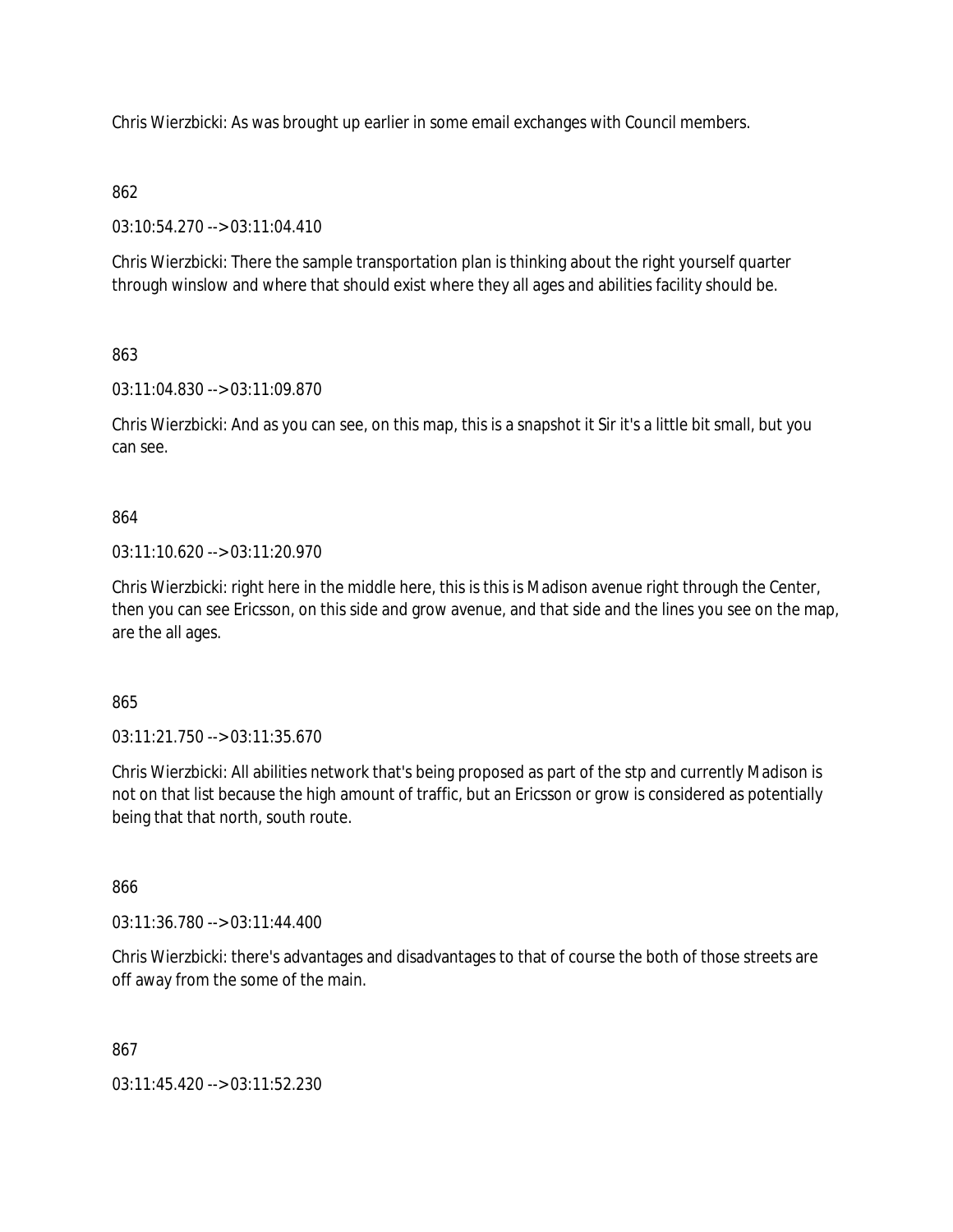Chris Wierzbicki: As was brought up earlier in some email exchanges with Council members.

862

03:10:54.270 --> 03:11:04.410

Chris Wierzbicki: There the sample transportation plan is thinking about the right yourself quarter through winslow and where that should exist where they all ages and abilities facility should be.

863

03:11:04.830 --> 03:11:09.870

Chris Wierzbicki: And as you can see, on this map, this is a snapshot it Sir it's a little bit small, but you can see.

864

03:11:10.620 --> 03:11:20.970

Chris Wierzbicki: right here in the middle here, this is this is Madison avenue right through the Center, then you can see Ericsson, on this side and grow avenue, and that side and the lines you see on the map, are the all ages.

865

03:11:21.750 --> 03:11:35.670

Chris Wierzbicki: All abilities network that's being proposed as part of the stp and currently Madison is not on that list because the high amount of traffic, but an Ericsson or grow is considered as potentially being that that north, south route.

866

03:11:36.780 --> 03:11:44.400

Chris Wierzbicki: there's advantages and disadvantages to that of course the both of those streets are off away from the some of the main.

867

03:11:45.420 --> 03:11:52.230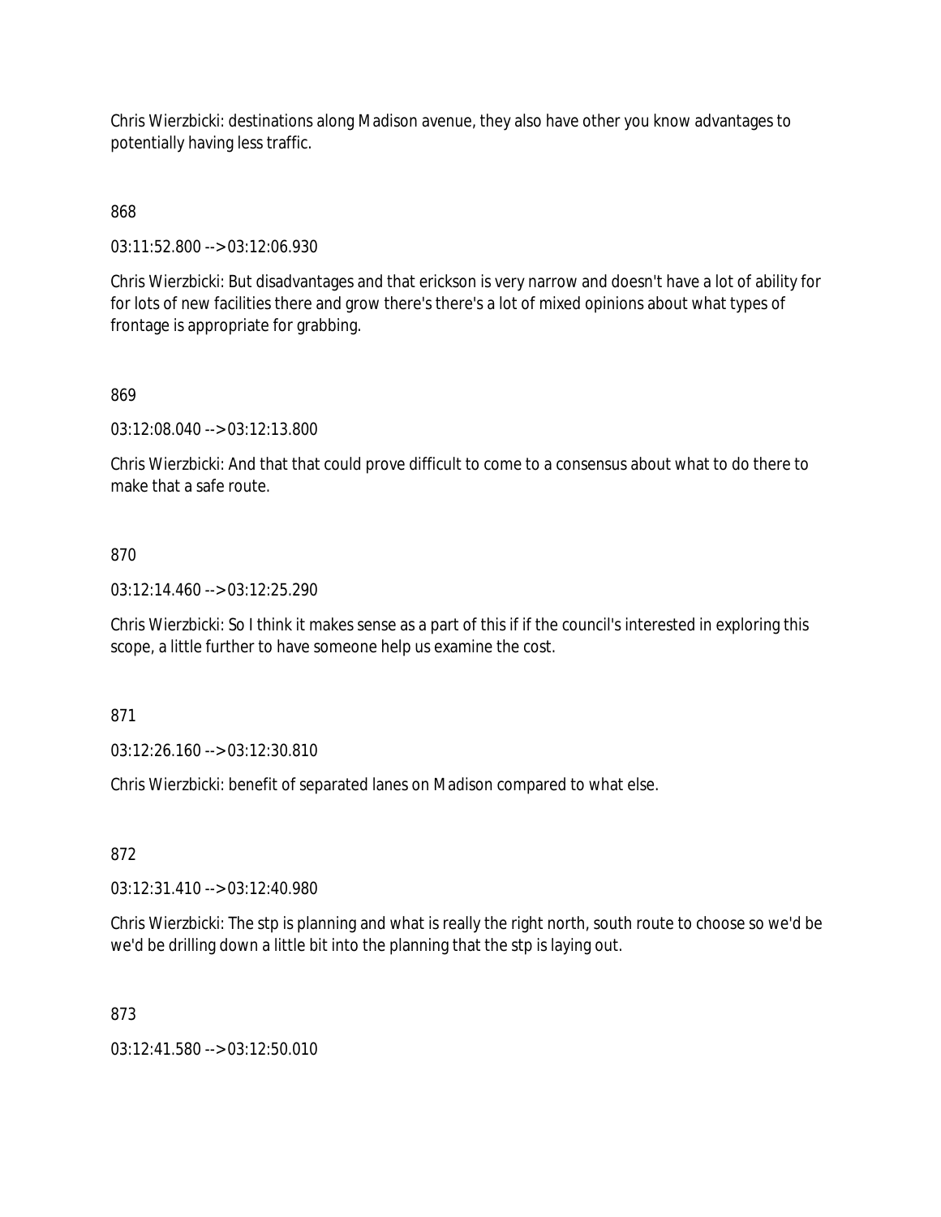Chris Wierzbicki: destinations along Madison avenue, they also have other you know advantages to potentially having less traffic.

868

03:11:52.800 --> 03:12:06.930

Chris Wierzbicki: But disadvantages and that erickson is very narrow and doesn't have a lot of ability for for lots of new facilities there and grow there's there's a lot of mixed opinions about what types of frontage is appropriate for grabbing.

869

03:12:08.040 --> 03:12:13.800

Chris Wierzbicki: And that that could prove difficult to come to a consensus about what to do there to make that a safe route.

870

03:12:14.460 --> 03:12:25.290

Chris Wierzbicki: So I think it makes sense as a part of this if if the council's interested in exploring this scope, a little further to have someone help us examine the cost.

871

03:12:26.160 --> 03:12:30.810

Chris Wierzbicki: benefit of separated lanes on Madison compared to what else.

872

03:12:31.410 --> 03:12:40.980

Chris Wierzbicki: The stp is planning and what is really the right north, south route to choose so we'd be we'd be drilling down a little bit into the planning that the stp is laying out.

873

03:12:41.580 --> 03:12:50.010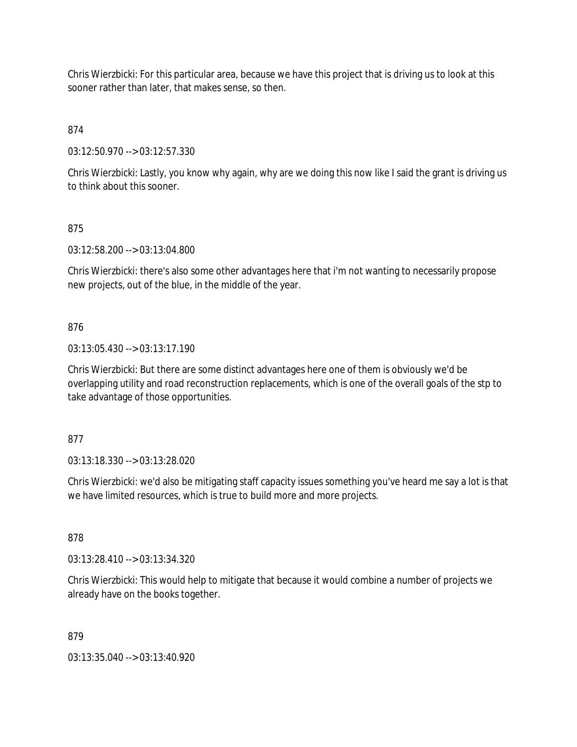Chris Wierzbicki: For this particular area, because we have this project that is driving us to look at this sooner rather than later, that makes sense, so then.

874

03:12:50.970 --> 03:12:57.330

Chris Wierzbicki: Lastly, you know why again, why are we doing this now like I said the grant is driving us to think about this sooner.

875

03:12:58.200 --> 03:13:04.800

Chris Wierzbicki: there's also some other advantages here that i'm not wanting to necessarily propose new projects, out of the blue, in the middle of the year.

876

03:13:05.430 --> 03:13:17.190

Chris Wierzbicki: But there are some distinct advantages here one of them is obviously we'd be overlapping utility and road reconstruction replacements, which is one of the overall goals of the stp to take advantage of those opportunities.

877

03:13:18.330 --> 03:13:28.020

Chris Wierzbicki: we'd also be mitigating staff capacity issues something you've heard me say a lot is that we have limited resources, which is true to build more and more projects.

878

03:13:28.410 --> 03:13:34.320

Chris Wierzbicki: This would help to mitigate that because it would combine a number of projects we already have on the books together.

879

03:13:35.040 --> 03:13:40.920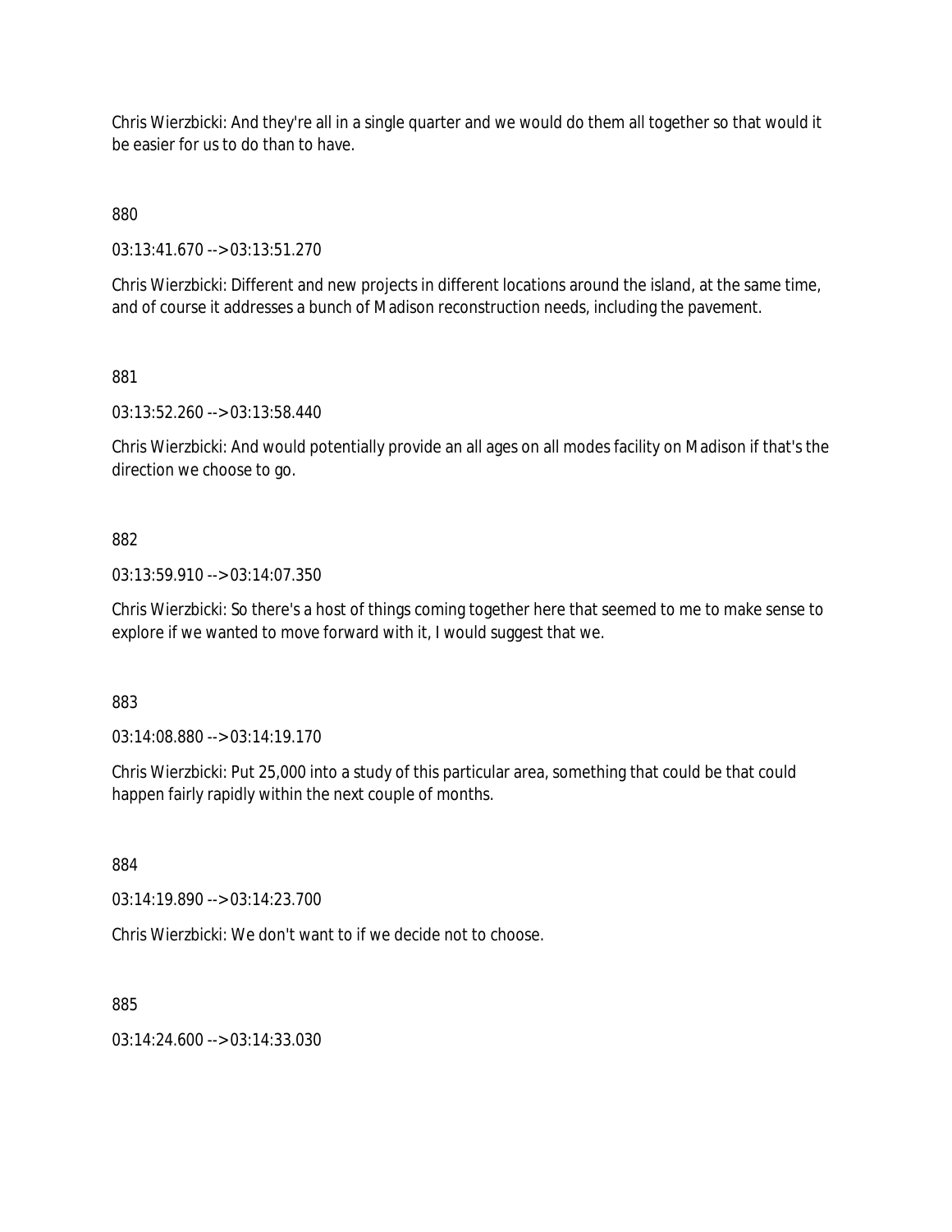Chris Wierzbicki: And they're all in a single quarter and we would do them all together so that would it be easier for us to do than to have.

880

03:13:41.670 --> 03:13:51.270

Chris Wierzbicki: Different and new projects in different locations around the island, at the same time, and of course it addresses a bunch of Madison reconstruction needs, including the pavement.

881

03:13:52.260 --> 03:13:58.440

Chris Wierzbicki: And would potentially provide an all ages on all modes facility on Madison if that's the direction we choose to go.

882

03:13:59.910 --> 03:14:07.350

Chris Wierzbicki: So there's a host of things coming together here that seemed to me to make sense to explore if we wanted to move forward with it, I would suggest that we.

883

03:14:08.880 --> 03:14:19.170

Chris Wierzbicki: Put 25,000 into a study of this particular area, something that could be that could happen fairly rapidly within the next couple of months.

884

03:14:19.890 --> 03:14:23.700

Chris Wierzbicki: We don't want to if we decide not to choose.

885

03:14:24.600 --> 03:14:33.030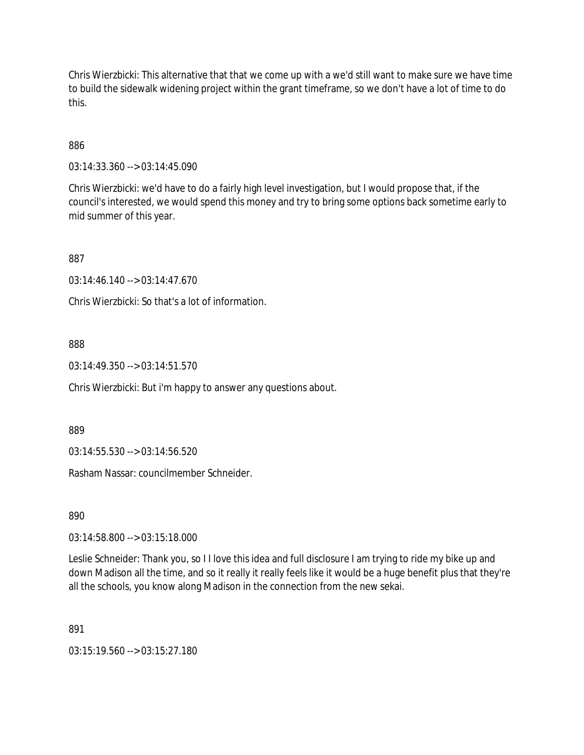Chris Wierzbicki: This alternative that that we come up with a we'd still want to make sure we have time to build the sidewalk widening project within the grant timeframe, so we don't have a lot of time to do this.

886

03:14:33.360 --> 03:14:45.090

Chris Wierzbicki: we'd have to do a fairly high level investigation, but I would propose that, if the council's interested, we would spend this money and try to bring some options back sometime early to mid summer of this year.

887

03:14:46.140 --> 03:14:47.670

Chris Wierzbicki: So that's a lot of information.

888

03:14:49.350 --> 03:14:51.570

Chris Wierzbicki: But i'm happy to answer any questions about.

889

03:14:55.530 --> 03:14:56.520

Rasham Nassar: councilmember Schneider.

890

03:14:58.800 --> 03:15:18.000

Leslie Schneider: Thank you, so I I love this idea and full disclosure I am trying to ride my bike up and down Madison all the time, and so it really it really feels like it would be a huge benefit plus that they're all the schools, you know along Madison in the connection from the new sekai.

891

03:15:19.560 --> 03:15:27.180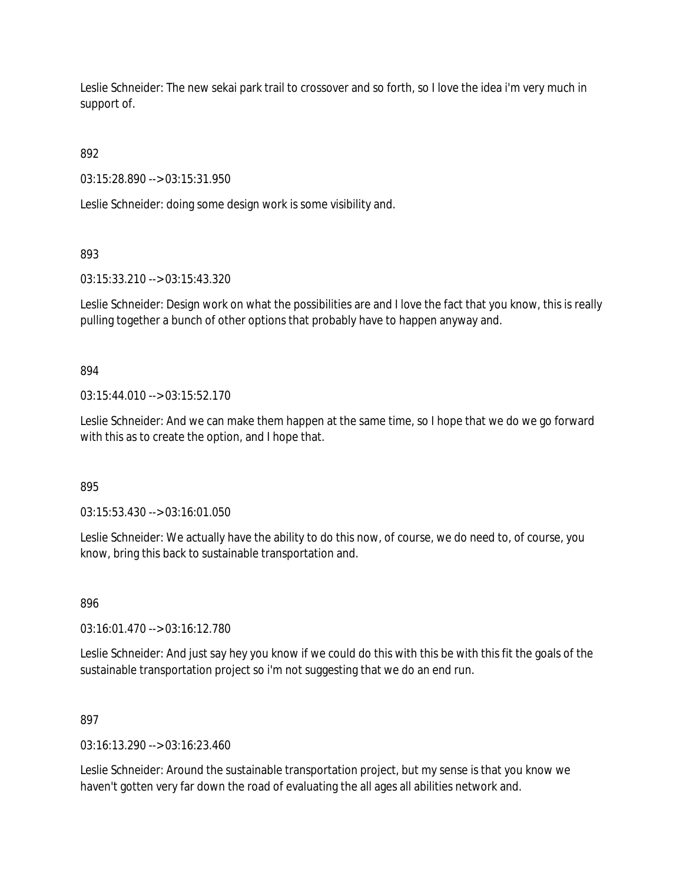Leslie Schneider: The new sekai park trail to crossover and so forth, so I love the idea i'm very much in support of.

892

03:15:28.890 --> 03:15:31.950

Leslie Schneider: doing some design work is some visibility and.

893

03:15:33.210 --> 03:15:43.320

Leslie Schneider: Design work on what the possibilities are and I love the fact that you know, this is really pulling together a bunch of other options that probably have to happen anyway and.

894

03:15:44.010 --> 03:15:52.170

Leslie Schneider: And we can make them happen at the same time, so I hope that we do we go forward with this as to create the option, and I hope that.

895

03:15:53.430 --> 03:16:01.050

Leslie Schneider: We actually have the ability to do this now, of course, we do need to, of course, you know, bring this back to sustainable transportation and.

896

03:16:01.470 --> 03:16:12.780

Leslie Schneider: And just say hey you know if we could do this with this be with this fit the goals of the sustainable transportation project so i'm not suggesting that we do an end run.

897

03:16:13.290 --> 03:16:23.460

Leslie Schneider: Around the sustainable transportation project, but my sense is that you know we haven't gotten very far down the road of evaluating the all ages all abilities network and.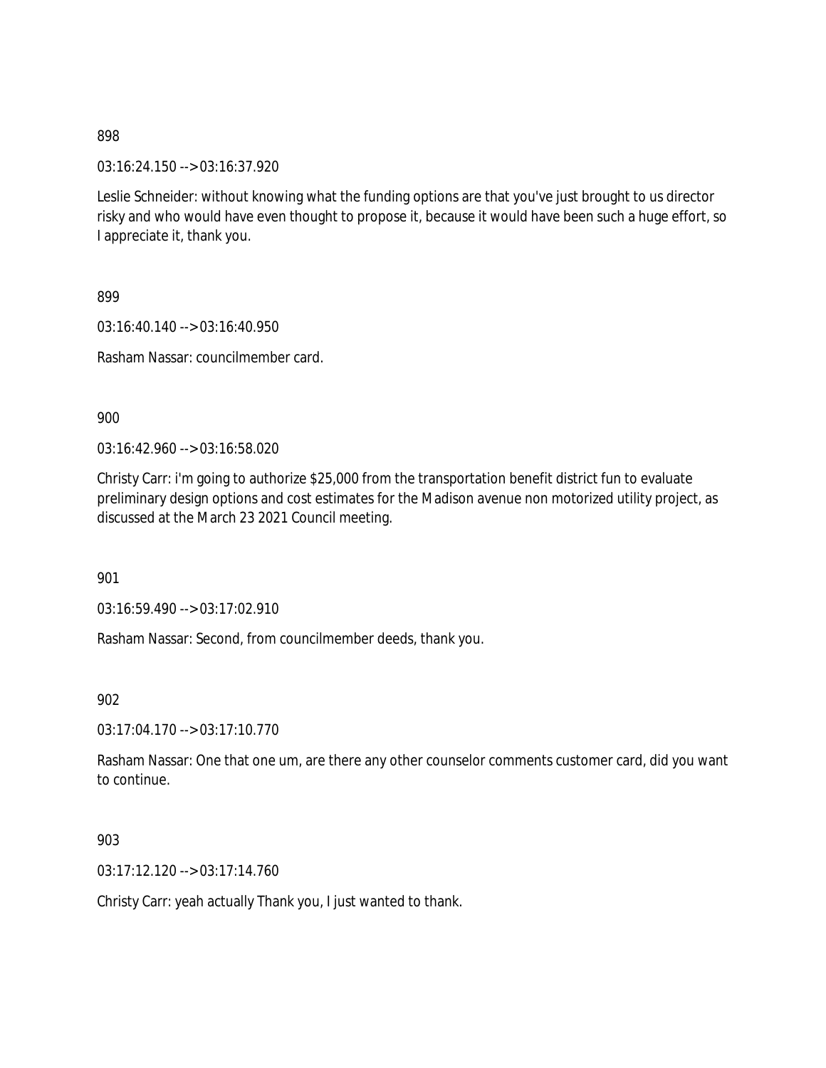898

03:16:24.150 --> 03:16:37.920

Leslie Schneider: without knowing what the funding options are that you've just brought to us director risky and who would have even thought to propose it, because it would have been such a huge effort, so I appreciate it, thank you.

899

03:16:40.140 --> 03:16:40.950

Rasham Nassar: councilmember card.

900

03:16:42.960 --> 03:16:58.020

Christy Carr: i'm going to authorize $25,000 from the transportation benefit district fun to evaluate preliminary design options and cost estimates for the Madison avenue non motorized utility project, as discussed at the March 23 2021 Council meeting.

901

03:16:59.490 --> 03:17:02.910

Rasham Nassar: Second, from councilmember deeds, thank you.

902

03:17:04.170 --> 03:17:10.770

Rasham Nassar: One that one um, are there any other counselor comments customer card, did you want to continue.

903

03:17:12.120 --> 03:17:14.760

Christy Carr: yeah actually Thank you, I just wanted to thank.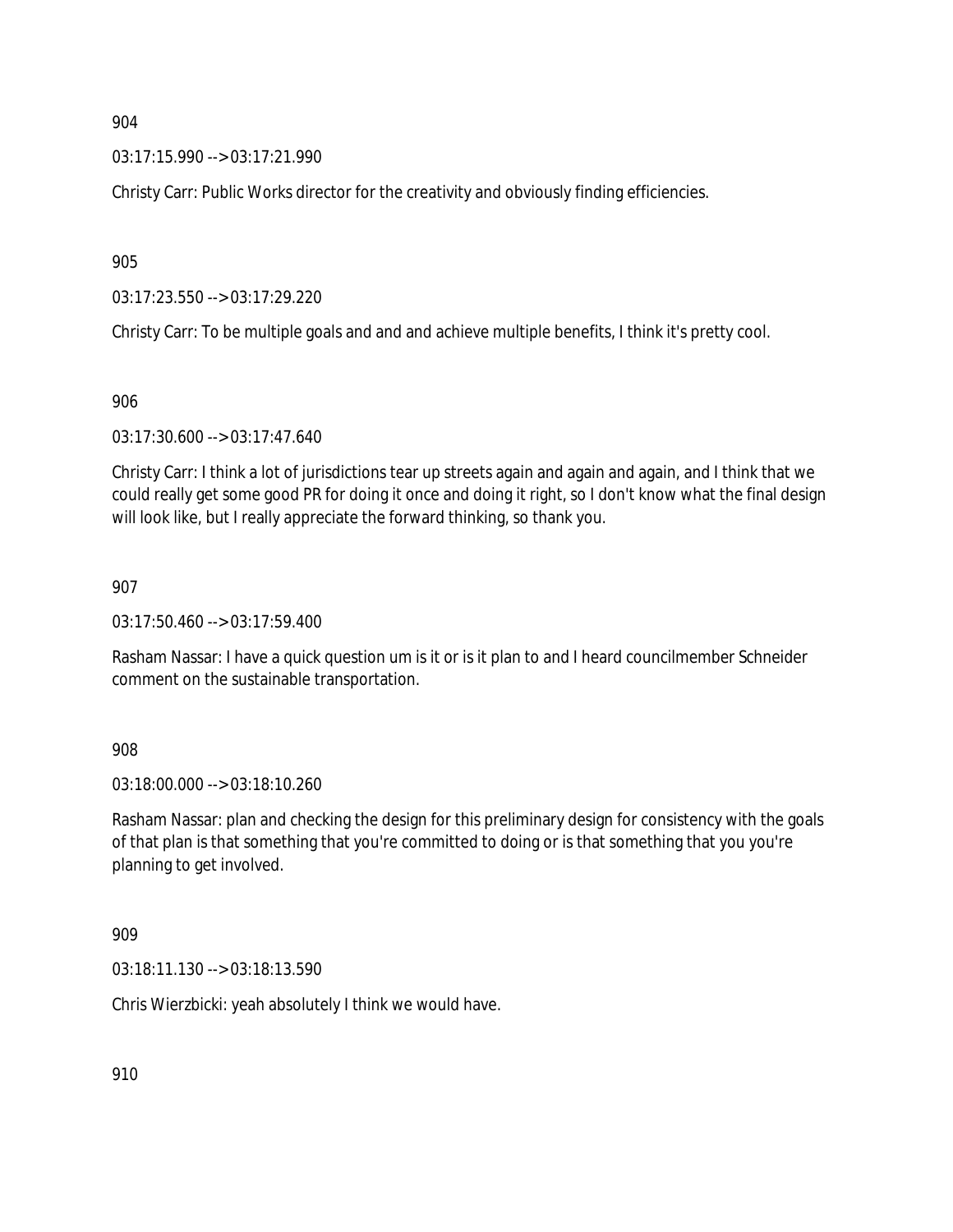904

03:17:15.990 --> 03:17:21.990

Christy Carr: Public Works director for the creativity and obviously finding efficiencies.

905

03:17:23.550 --> 03:17:29.220

Christy Carr: To be multiple goals and and and achieve multiple benefits, I think it's pretty cool.

906

03:17:30.600 --> 03:17:47.640

Christy Carr: I think a lot of jurisdictions tear up streets again and again and again, and I think that we could really get some good PR for doing it once and doing it right, so I don't know what the final design will look like, but I really appreciate the forward thinking, so thank you.

907

03:17:50.460 --> 03:17:59.400

Rasham Nassar: I have a quick question um is it or is it plan to and I heard councilmember Schneider comment on the sustainable transportation.

908

03:18:00.000 --> 03:18:10.260

Rasham Nassar: plan and checking the design for this preliminary design for consistency with the goals of that plan is that something that you're committed to doing or is that something that you you're planning to get involved.

909

03:18:11.130 --> 03:18:13.590

Chris Wierzbicki: yeah absolutely I think we would have.

910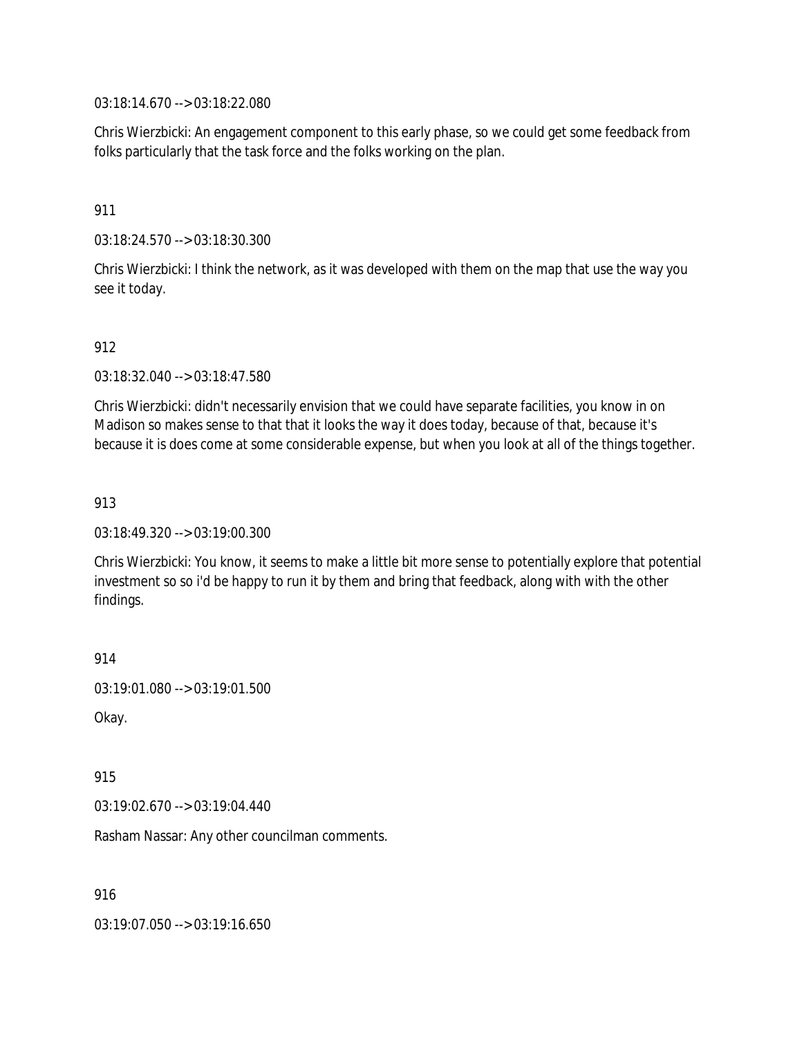03:18:14.670 --> 03:18:22.080

Chris Wierzbicki: An engagement component to this early phase, so we could get some feedback from folks particularly that the task force and the folks working on the plan.

911

03:18:24.570 --> 03:18:30.300

Chris Wierzbicki: I think the network, as it was developed with them on the map that use the way you see it today.

912

03:18:32.040 --> 03:18:47.580

Chris Wierzbicki: didn't necessarily envision that we could have separate facilities, you know in on Madison so makes sense to that that it looks the way it does today, because of that, because it's because it is does come at some considerable expense, but when you look at all of the things together.

913

03:18:49.320 --> 03:19:00.300

Chris Wierzbicki: You know, it seems to make a little bit more sense to potentially explore that potential investment so so i'd be happy to run it by them and bring that feedback, along with with the other findings.

914

03:19:01.080 --> 03:19:01.500

Okay.

915

03:19:02.670 --> 03:19:04.440

Rasham Nassar: Any other councilman comments.

916

03:19:07.050 --> 03:19:16.650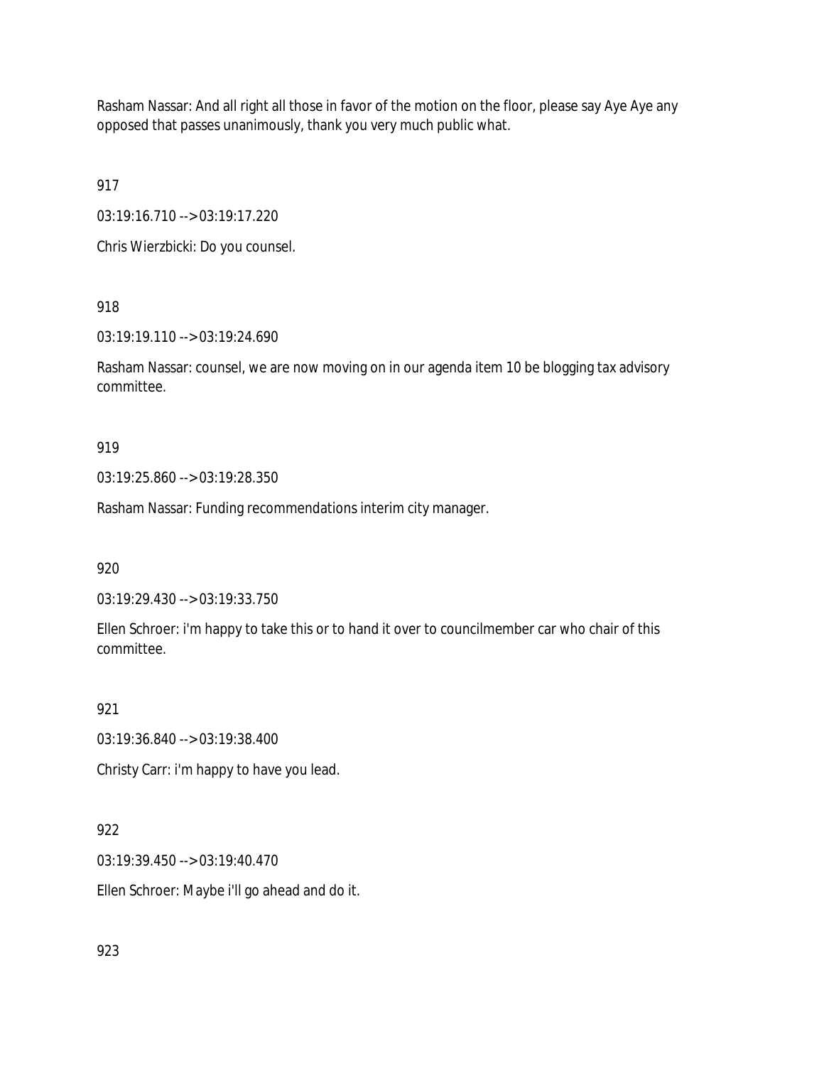Rasham Nassar: And all right all those in favor of the motion on the floor, please say Aye Aye any opposed that passes unanimously, thank you very much public what.

917

03:19:16.710 --> 03:19:17.220

Chris Wierzbicki: Do you counsel.

918

03:19:19.110 --> 03:19:24.690

Rasham Nassar: counsel, we are now moving on in our agenda item 10 be blogging tax advisory committee.

919

03:19:25.860 --> 03:19:28.350

Rasham Nassar: Funding recommendations interim city manager.

920

03:19:29.430 --> 03:19:33.750

Ellen Schroer: i'm happy to take this or to hand it over to councilmember car who chair of this committee.

921

03:19:36.840 --> 03:19:38.400

Christy Carr: i'm happy to have you lead.

922

03:19:39.450 --> 03:19:40.470

Ellen Schroer: Maybe i'll go ahead and do it.

923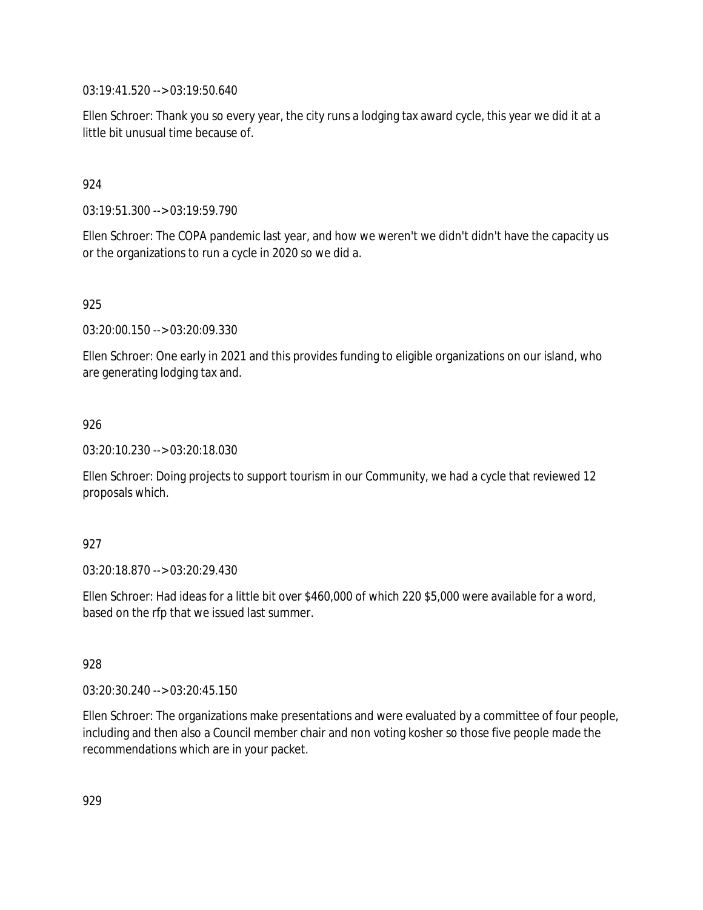03:19:41.520 --> 03:19:50.640

Ellen Schroer: Thank you so every year, the city runs a lodging tax award cycle, this year we did it at a little bit unusual time because of.

924

03:19:51.300 --> 03:19:59.790

Ellen Schroer: The COPA pandemic last year, and how we weren't we didn't didn't have the capacity us or the organizations to run a cycle in 2020 so we did a.

925

03:20:00.150 --> 03:20:09.330

Ellen Schroer: One early in 2021 and this provides funding to eligible organizations on our island, who are generating lodging tax and.

926

03:20:10.230 --> 03:20:18.030

Ellen Schroer: Doing projects to support tourism in our Community, we had a cycle that reviewed 12 proposals which.

927

03:20:18.870 --> 03:20:29.430

Ellen Schroer: Had ideas for a little bit over $460,000 of which 220 $5,000 were available for a word, based on the rfp that we issued last summer.

928

03:20:30.240 --> 03:20:45.150

Ellen Schroer: The organizations make presentations and were evaluated by a committee of four people, including and then also a Council member chair and non voting kosher so those five people made the recommendations which are in your packet.

929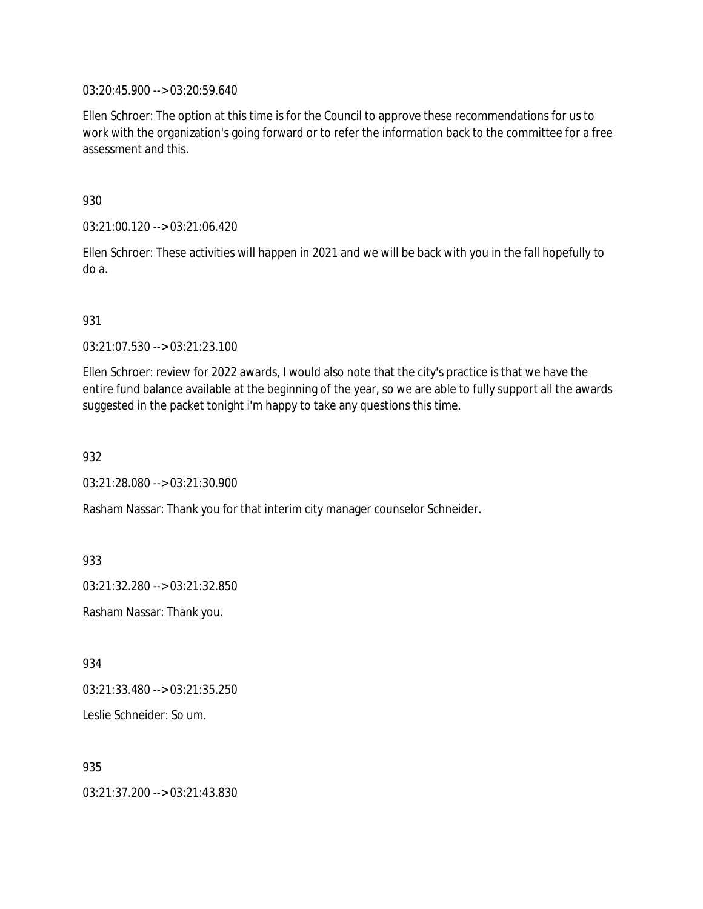03:20:45.900 --> 03:20:59.640

Ellen Schroer: The option at this time is for the Council to approve these recommendations for us to work with the organization's going forward or to refer the information back to the committee for a free assessment and this.

930

03:21:00.120 --> 03:21:06.420

Ellen Schroer: These activities will happen in 2021 and we will be back with you in the fall hopefully to do a.

931

03:21:07.530 --> 03:21:23.100

Ellen Schroer: review for 2022 awards, I would also note that the city's practice is that we have the entire fund balance available at the beginning of the year, so we are able to fully support all the awards suggested in the packet tonight i'm happy to take any questions this time.

932

03:21:28.080 --> 03:21:30.900

Rasham Nassar: Thank you for that interim city manager counselor Schneider.

933

03:21:32.280 --> 03:21:32.850

Rasham Nassar: Thank you.

934

03:21:33.480 --> 03:21:35.250

Leslie Schneider: So um.

935

03:21:37.200 --> 03:21:43.830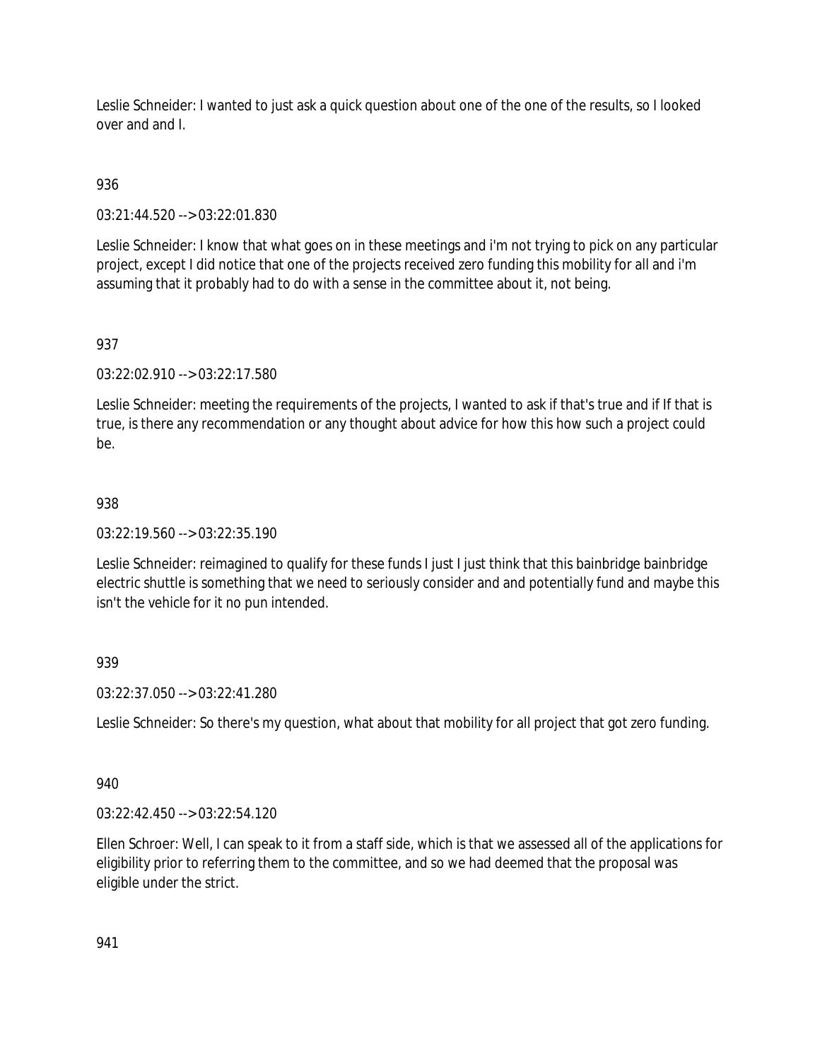Leslie Schneider: I wanted to just ask a quick question about one of the one of the results, so I looked over and and I.

936

03:21:44.520 --> 03:22:01.830

Leslie Schneider: I know that what goes on in these meetings and i'm not trying to pick on any particular project, except I did notice that one of the projects received zero funding this mobility for all and i'm assuming that it probably had to do with a sense in the committee about it, not being.

937

03:22:02.910 --> 03:22:17.580

Leslie Schneider: meeting the requirements of the projects, I wanted to ask if that's true and if If that is true, is there any recommendation or any thought about advice for how this how such a project could be.

938

03:22:19.560 --> 03:22:35.190

Leslie Schneider: reimagined to qualify for these funds I just I just think that this bainbridge bainbridge electric shuttle is something that we need to seriously consider and and potentially fund and maybe this isn't the vehicle for it no pun intended.

939

03:22:37.050 --> 03:22:41.280

Leslie Schneider: So there's my question, what about that mobility for all project that got zero funding.

940

03:22:42.450 --> 03:22:54.120

Ellen Schroer: Well, I can speak to it from a staff side, which is that we assessed all of the applications for eligibility prior to referring them to the committee, and so we had deemed that the proposal was eligible under the strict.

941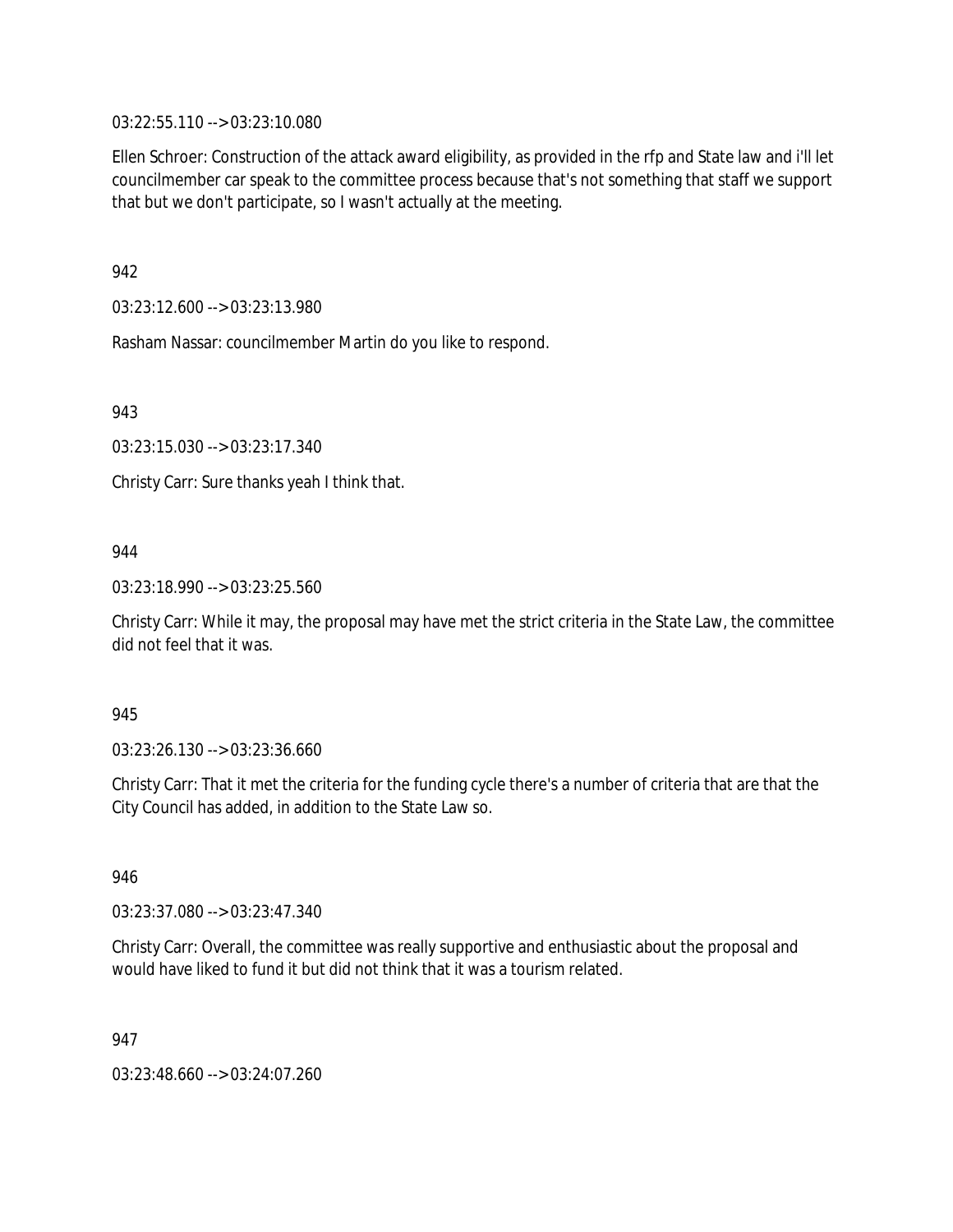03:22:55.110 --> 03:23:10.080

Ellen Schroer: Construction of the attack award eligibility, as provided in the rfp and State law and i'll let councilmember car speak to the committee process because that's not something that staff we support that but we don't participate, so I wasn't actually at the meeting.

942

03:23:12.600 --> 03:23:13.980

Rasham Nassar: councilmember Martin do you like to respond.

943

03:23:15.030 --> 03:23:17.340

Christy Carr: Sure thanks yeah I think that.

944

03:23:18.990 --> 03:23:25.560

Christy Carr: While it may, the proposal may have met the strict criteria in the State Law, the committee did not feel that it was.

945

03:23:26.130 --> 03:23:36.660

Christy Carr: That it met the criteria for the funding cycle there's a number of criteria that are that the City Council has added, in addition to the State Law so.

946

03:23:37.080 --> 03:23:47.340

Christy Carr: Overall, the committee was really supportive and enthusiastic about the proposal and would have liked to fund it but did not think that it was a tourism related.

947

03:23:48.660 --> 03:24:07.260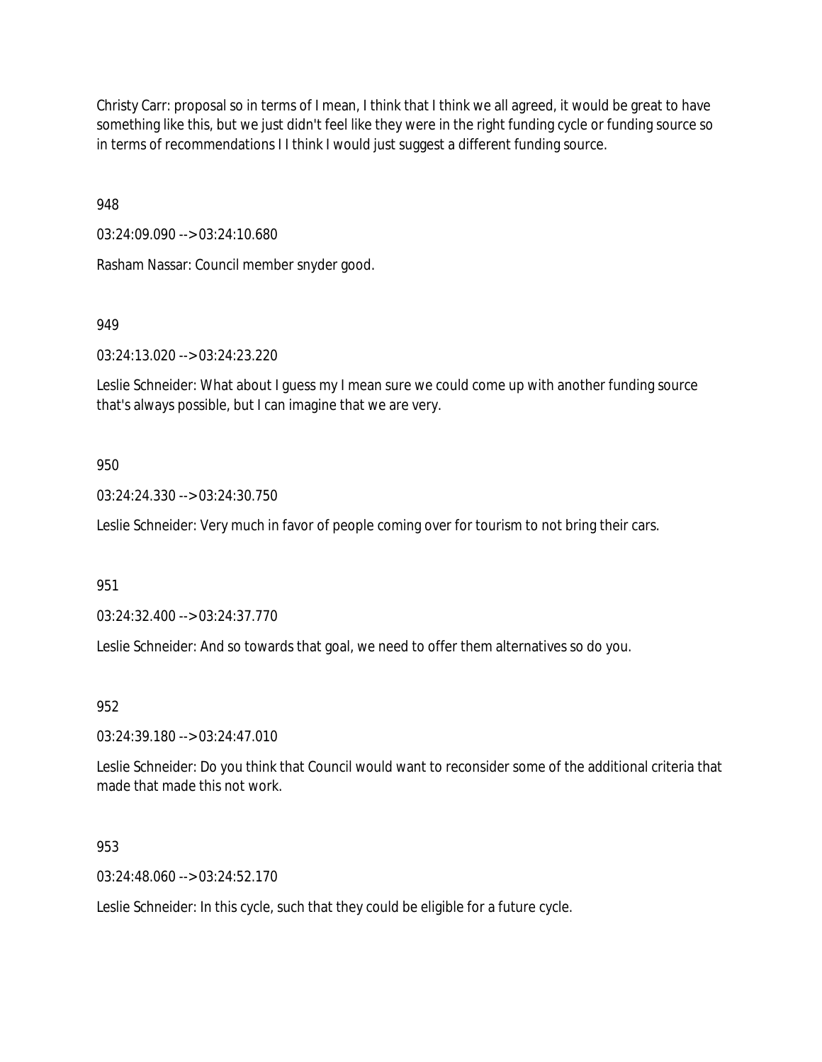Christy Carr: proposal so in terms of I mean, I think that I think we all agreed, it would be great to have something like this, but we just didn't feel like they were in the right funding cycle or funding source so in terms of recommendations I I think I would just suggest a different funding source.

948

03:24:09.090 --> 03:24:10.680

Rasham Nassar: Council member snyder good.

949

03:24:13.020 --> 03:24:23.220

Leslie Schneider: What about I guess my I mean sure we could come up with another funding source that's always possible, but I can imagine that we are very.

950

03:24:24.330 --> 03:24:30.750

Leslie Schneider: Very much in favor of people coming over for tourism to not bring their cars.

951

03:24:32.400 --> 03:24:37.770

Leslie Schneider: And so towards that goal, we need to offer them alternatives so do you.

952

03:24:39.180 --> 03:24:47.010

Leslie Schneider: Do you think that Council would want to reconsider some of the additional criteria that made that made this not work.

953

03:24:48.060 --> 03:24:52.170

Leslie Schneider: In this cycle, such that they could be eligible for a future cycle.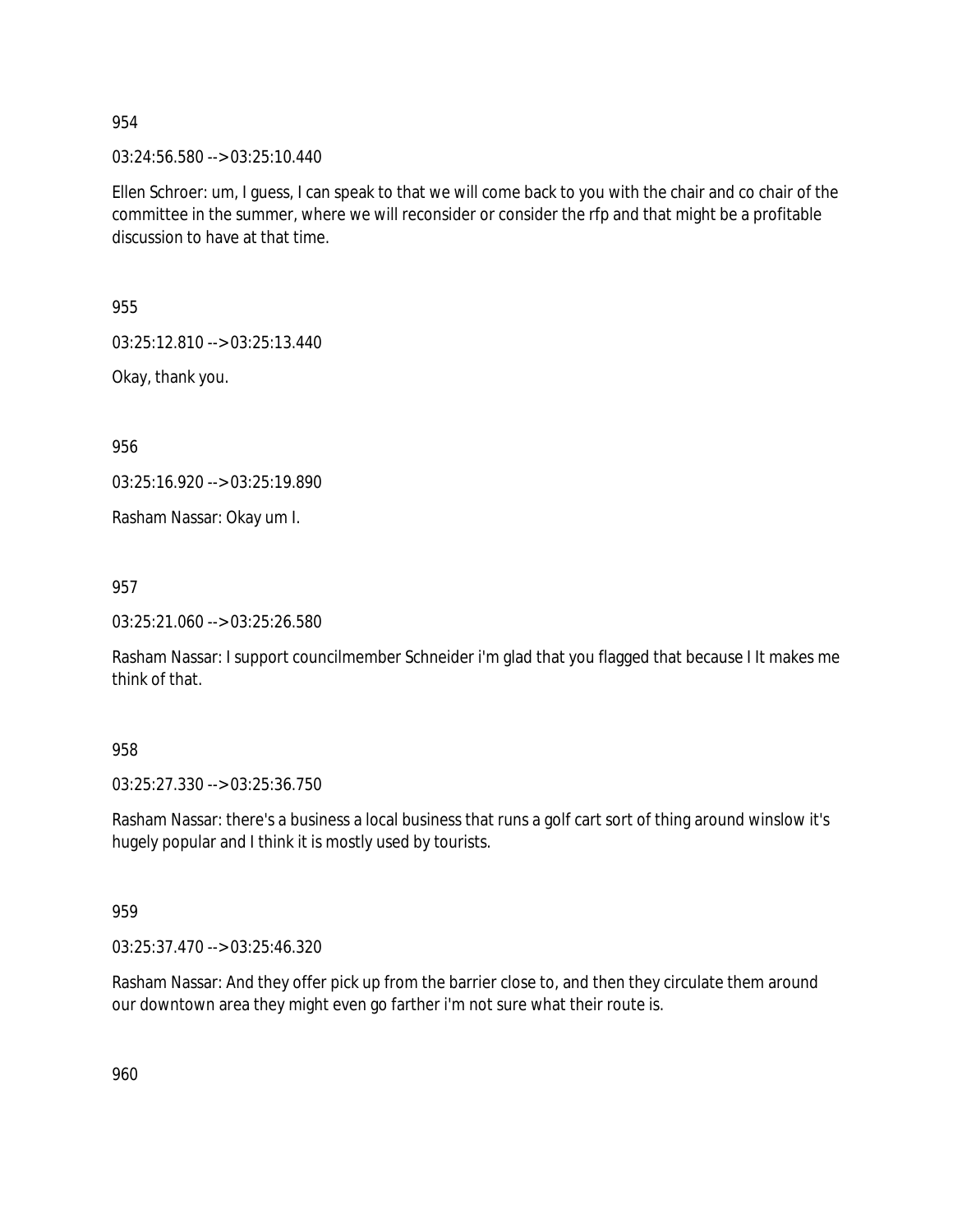954

03:24:56.580 --> 03:25:10.440

Ellen Schroer: um, I guess, I can speak to that we will come back to you with the chair and co chair of the committee in the summer, where we will reconsider or consider the rfp and that might be a profitable discussion to have at that time.

955

03:25:12.810 --> 03:25:13.440

Okay, thank you.

956

03:25:16.920 --> 03:25:19.890

Rasham Nassar: Okay um I.

957

03:25:21.060 --> 03:25:26.580

Rasham Nassar: I support councilmember Schneider i'm glad that you flagged that because I It makes me think of that.

958

03:25:27.330 --> 03:25:36.750

Rasham Nassar: there's a business a local business that runs a golf cart sort of thing around winslow it's hugely popular and I think it is mostly used by tourists.

959

03:25:37.470 --> 03:25:46.320

Rasham Nassar: And they offer pick up from the barrier close to, and then they circulate them around our downtown area they might even go farther i'm not sure what their route is.

960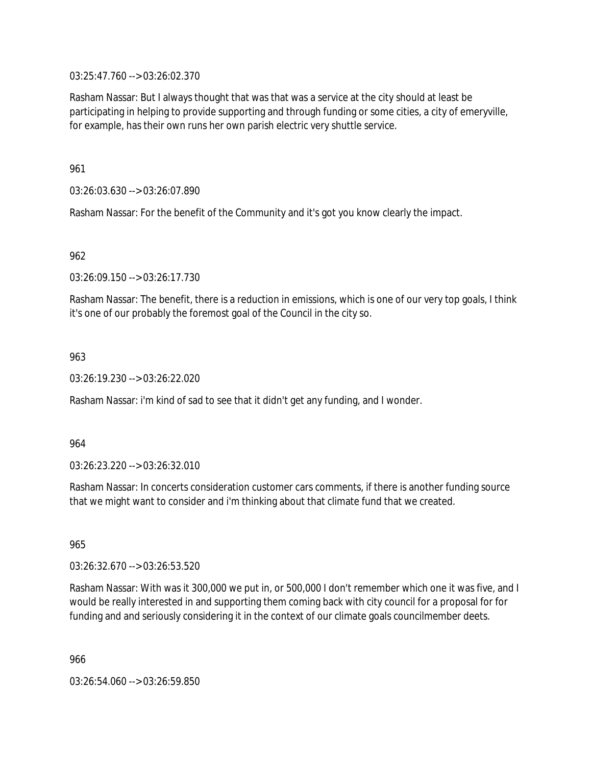03:25:47.760 --> 03:26:02.370

Rasham Nassar: But I always thought that was that was a service at the city should at least be participating in helping to provide supporting and through funding or some cities, a city of emeryville, for example, has their own runs her own parish electric very shuttle service.

961

03:26:03.630 --> 03:26:07.890

Rasham Nassar: For the benefit of the Community and it's got you know clearly the impact.

962

03:26:09.150 --> 03:26:17.730

Rasham Nassar: The benefit, there is a reduction in emissions, which is one of our very top goals, I think it's one of our probably the foremost goal of the Council in the city so.

963

03:26:19.230 --> 03:26:22.020

Rasham Nassar: i'm kind of sad to see that it didn't get any funding, and I wonder.

964

03:26:23.220 --> 03:26:32.010

Rasham Nassar: In concerts consideration customer cars comments, if there is another funding source that we might want to consider and i'm thinking about that climate fund that we created.

965

03:26:32.670 --> 03:26:53.520

Rasham Nassar: With was it 300,000 we put in, or 500,000 I don't remember which one it was five, and I would be really interested in and supporting them coming back with city council for a proposal for for funding and and seriously considering it in the context of our climate goals councilmember deets.

966

03:26:54.060 --> 03:26:59.850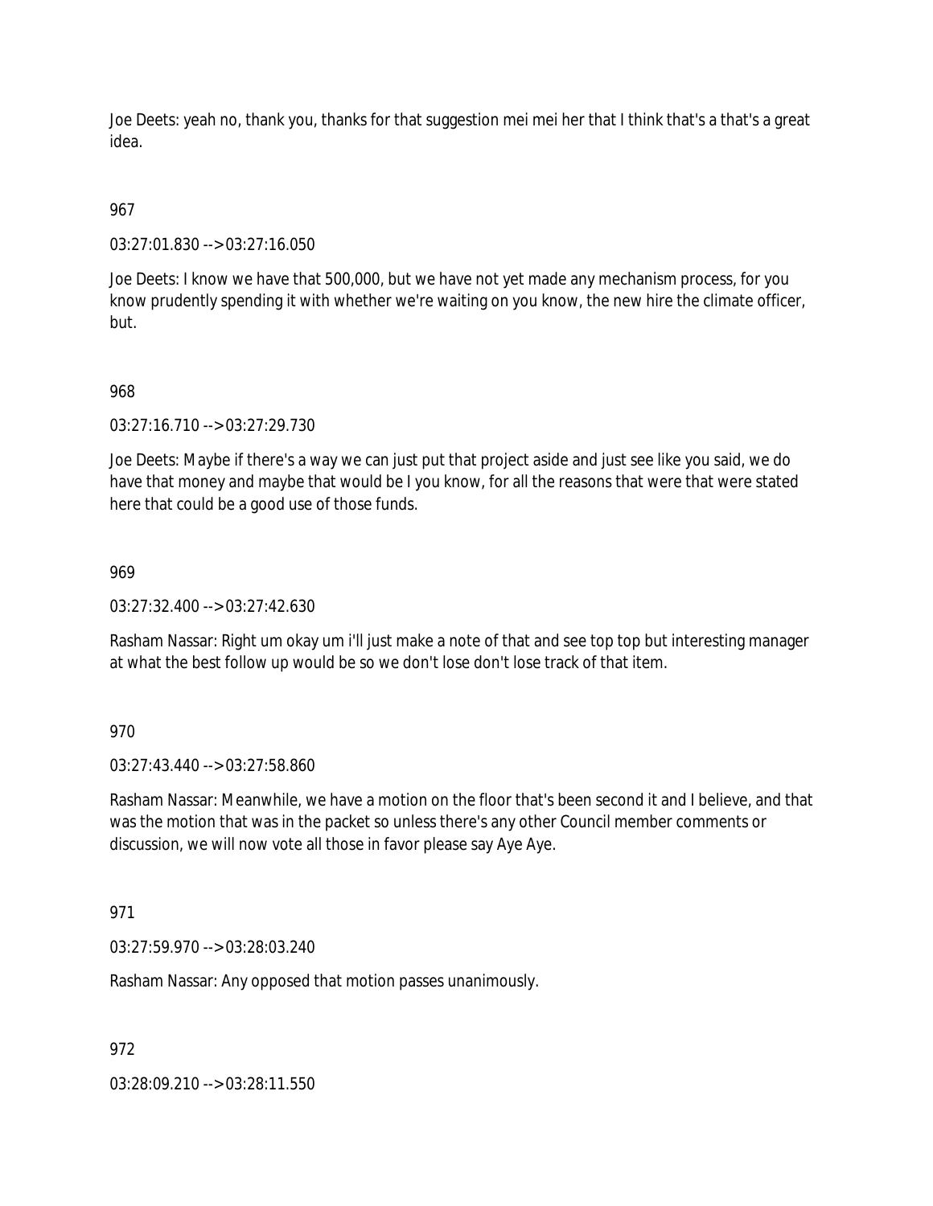Joe Deets: yeah no, thank you, thanks for that suggestion mei mei her that I think that's a that's a great idea.

967

03:27:01.830 --> 03:27:16.050

Joe Deets: I know we have that 500,000, but we have not yet made any mechanism process, for you know prudently spending it with whether we're waiting on you know, the new hire the climate officer, but.

968

03:27:16.710 --> 03:27:29.730

Joe Deets: Maybe if there's a way we can just put that project aside and just see like you said, we do have that money and maybe that would be I you know, for all the reasons that were that were stated here that could be a good use of those funds.

969

03:27:32.400 --> 03:27:42.630

Rasham Nassar: Right um okay um i'll just make a note of that and see top top but interesting manager at what the best follow up would be so we don't lose don't lose track of that item.

970

03:27:43.440 --> 03:27:58.860

Rasham Nassar: Meanwhile, we have a motion on the floor that's been second it and I believe, and that was the motion that was in the packet so unless there's any other Council member comments or discussion, we will now vote all those in favor please say Aye Aye.

971

03:27:59.970 --> 03:28:03.240

Rasham Nassar: Any opposed that motion passes unanimously.

972

03:28:09.210 --> 03:28:11.550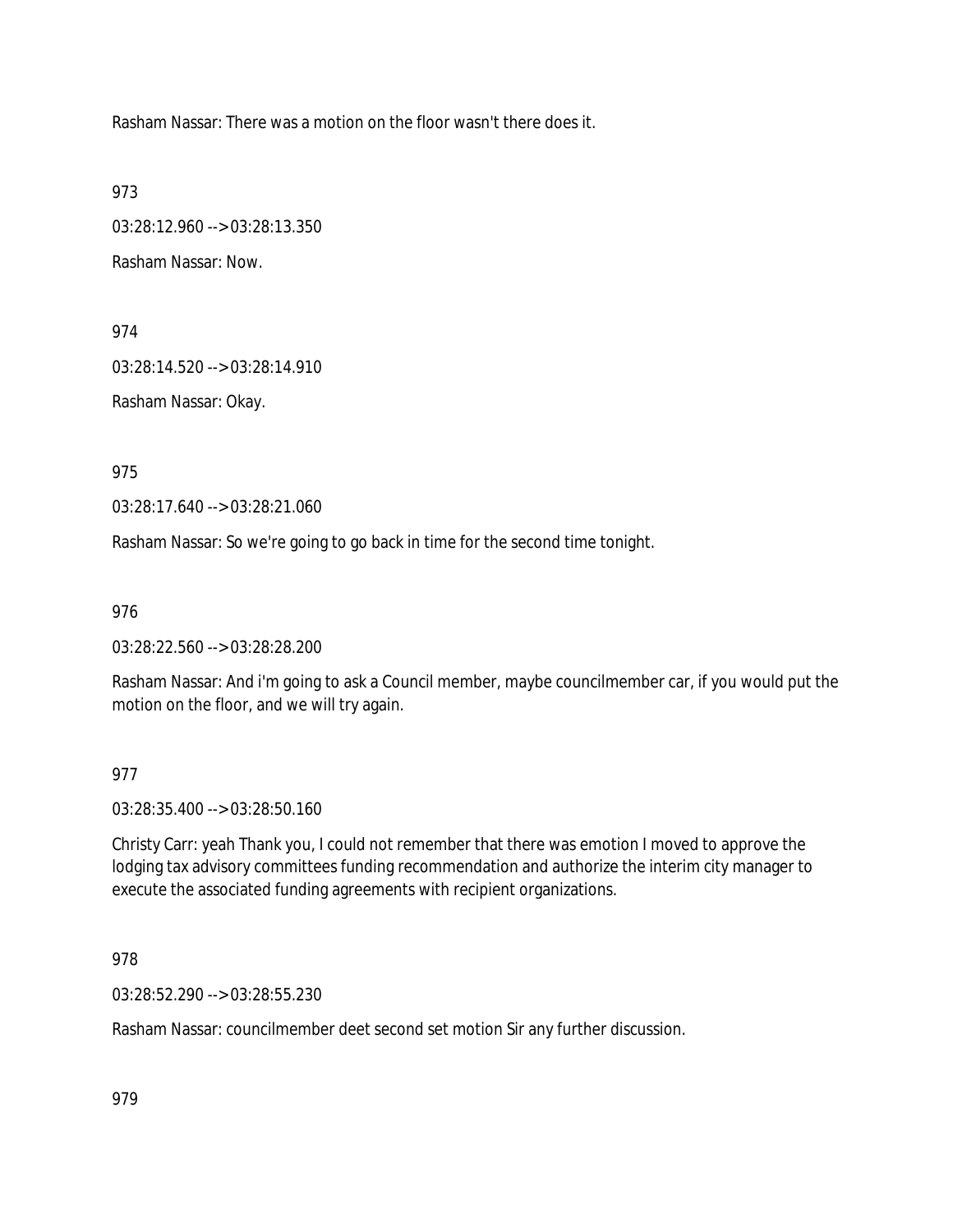Rasham Nassar: There was a motion on the floor wasn't there does it.

973

03:28:12.960 --> 03:28:13.350

Rasham Nassar: Now.

974

03:28:14.520 --> 03:28:14.910

Rasham Nassar: Okay.

975

03:28:17.640 --> 03:28:21.060

Rasham Nassar: So we're going to go back in time for the second time tonight.

976

03:28:22.560 --> 03:28:28.200

Rasham Nassar: And i'm going to ask a Council member, maybe councilmember car, if you would put the motion on the floor, and we will try again.

977

03:28:35.400 --> 03:28:50.160

Christy Carr: yeah Thank you, I could not remember that there was emotion I moved to approve the lodging tax advisory committees funding recommendation and authorize the interim city manager to execute the associated funding agreements with recipient organizations.

978

03:28:52.290 --> 03:28:55.230

Rasham Nassar: councilmember deet second set motion Sir any further discussion.

979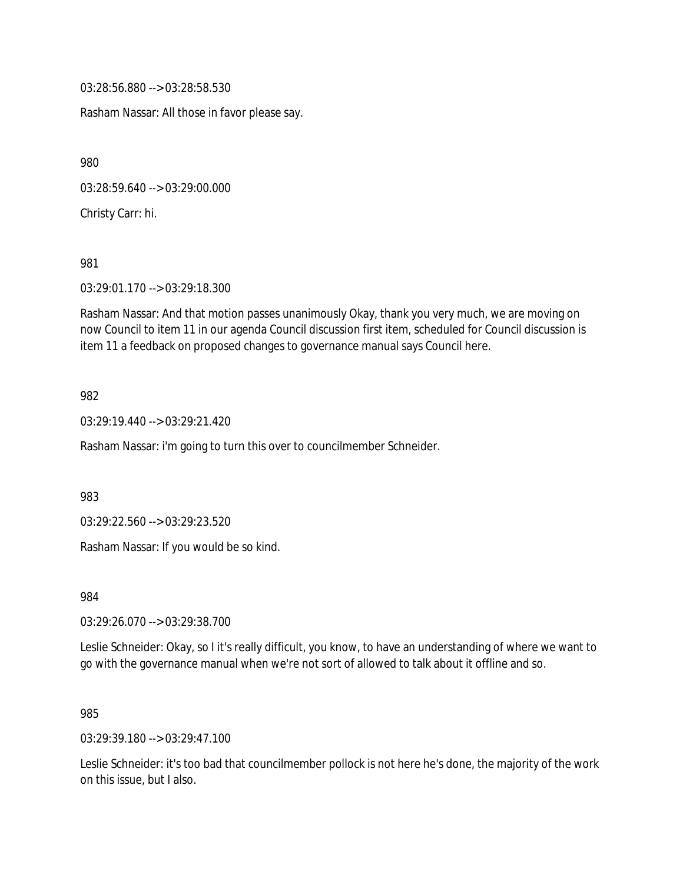03:28:56.880 --> 03:28:58.530

Rasham Nassar: All those in favor please say.

980

03:28:59.640 --> 03:29:00.000

Christy Carr: hi.

981

03:29:01.170 --> 03:29:18.300

Rasham Nassar: And that motion passes unanimously Okay, thank you very much, we are moving on now Council to item 11 in our agenda Council discussion first item, scheduled for Council discussion is item 11 a feedback on proposed changes to governance manual says Council here.

982

03:29:19.440 --> 03:29:21.420

Rasham Nassar: i'm going to turn this over to councilmember Schneider.

983

03:29:22.560 --> 03:29:23.520

Rasham Nassar: If you would be so kind.

984

03:29:26.070 --> 03:29:38.700

Leslie Schneider: Okay, so I it's really difficult, you know, to have an understanding of where we want to go with the governance manual when we're not sort of allowed to talk about it offline and so.

985

03:29:39.180 --> 03:29:47.100

Leslie Schneider: it's too bad that councilmember pollock is not here he's done, the majority of the work on this issue, but I also.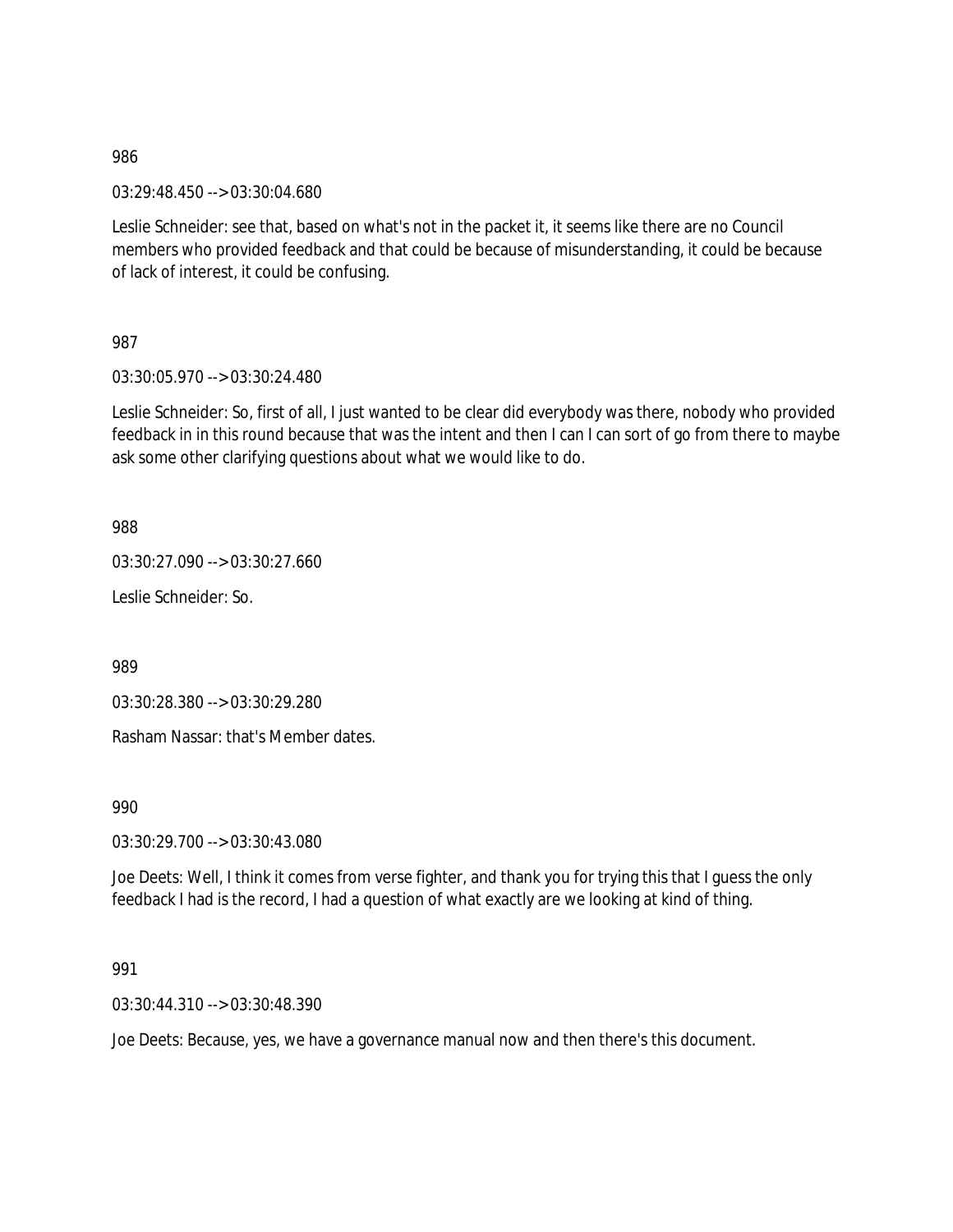986

03:29:48.450 --> 03:30:04.680

Leslie Schneider: see that, based on what's not in the packet it, it seems like there are no Council members who provided feedback and that could be because of misunderstanding, it could be because of lack of interest, it could be confusing.

987

03:30:05.970 --> 03:30:24.480

Leslie Schneider: So, first of all, I just wanted to be clear did everybody was there, nobody who provided feedback in in this round because that was the intent and then I can I can sort of go from there to maybe ask some other clarifying questions about what we would like to do.

988

03:30:27.090 --> 03:30:27.660

Leslie Schneider: So.

989

03:30:28.380 --> 03:30:29.280

Rasham Nassar: that's Member dates.

990

03:30:29.700 --> 03:30:43.080

Joe Deets: Well, I think it comes from verse fighter, and thank you for trying this that I guess the only feedback I had is the record, I had a question of what exactly are we looking at kind of thing.

991

03:30:44.310 --> 03:30:48.390

Joe Deets: Because, yes, we have a governance manual now and then there's this document.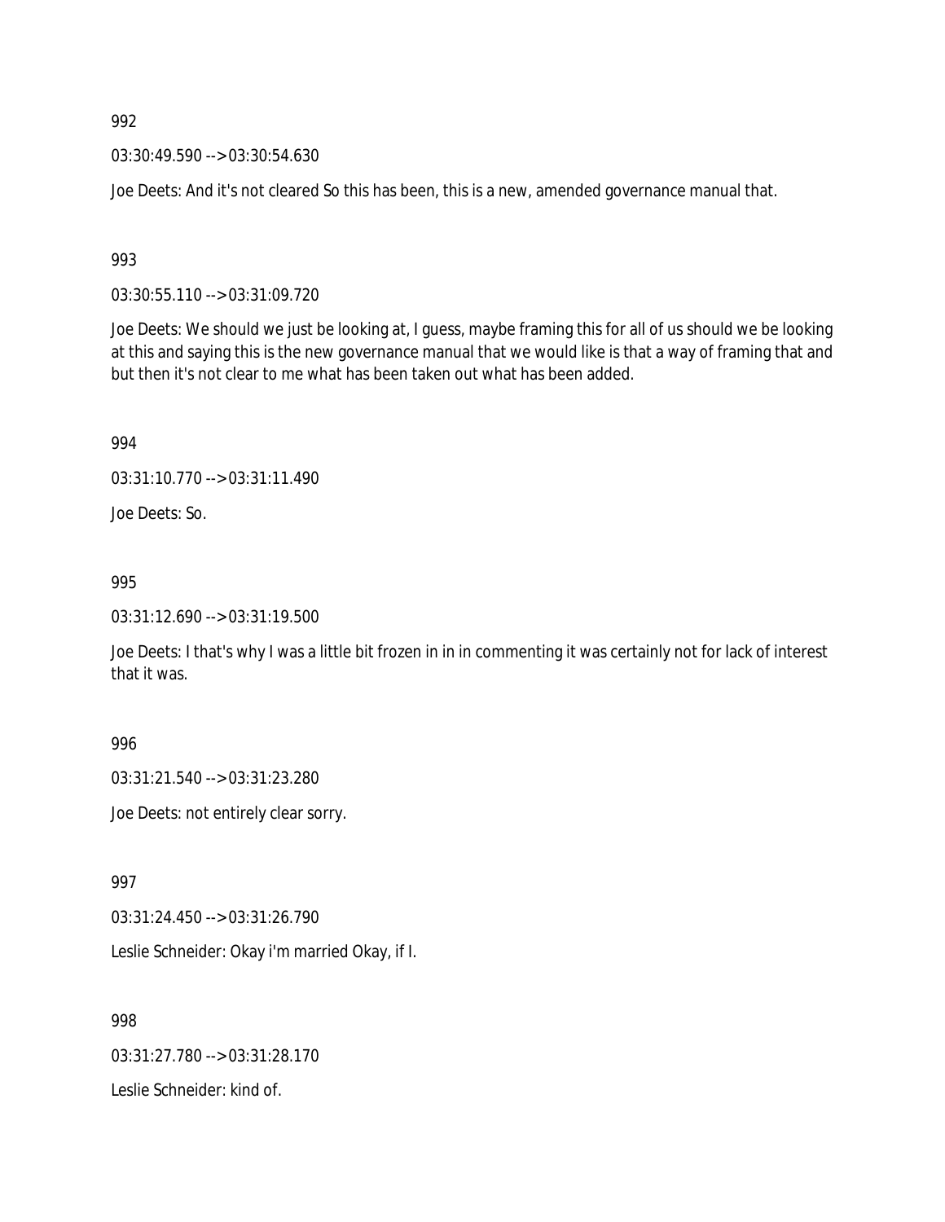992

03:30:49.590 --> 03:30:54.630

Joe Deets: And it's not cleared So this has been, this is a new, amended governance manual that.

993

03:30:55.110 --> 03:31:09.720

Joe Deets: We should we just be looking at, I guess, maybe framing this for all of us should we be looking at this and saying this is the new governance manual that we would like is that a way of framing that and but then it's not clear to me what has been taken out what has been added.

994

03:31:10.770 --> 03:31:11.490

Joe Deets: So.

995

03:31:12.690 --> 03:31:19.500

Joe Deets: I that's why I was a little bit frozen in in in commenting it was certainly not for lack of interest that it was.

996

03:31:21.540 --> 03:31:23.280

Joe Deets: not entirely clear sorry.

997

03:31:24.450 --> 03:31:26.790

Leslie Schneider: Okay i'm married Okay, if I.

998

03:31:27.780 --> 03:31:28.170

Leslie Schneider: kind of.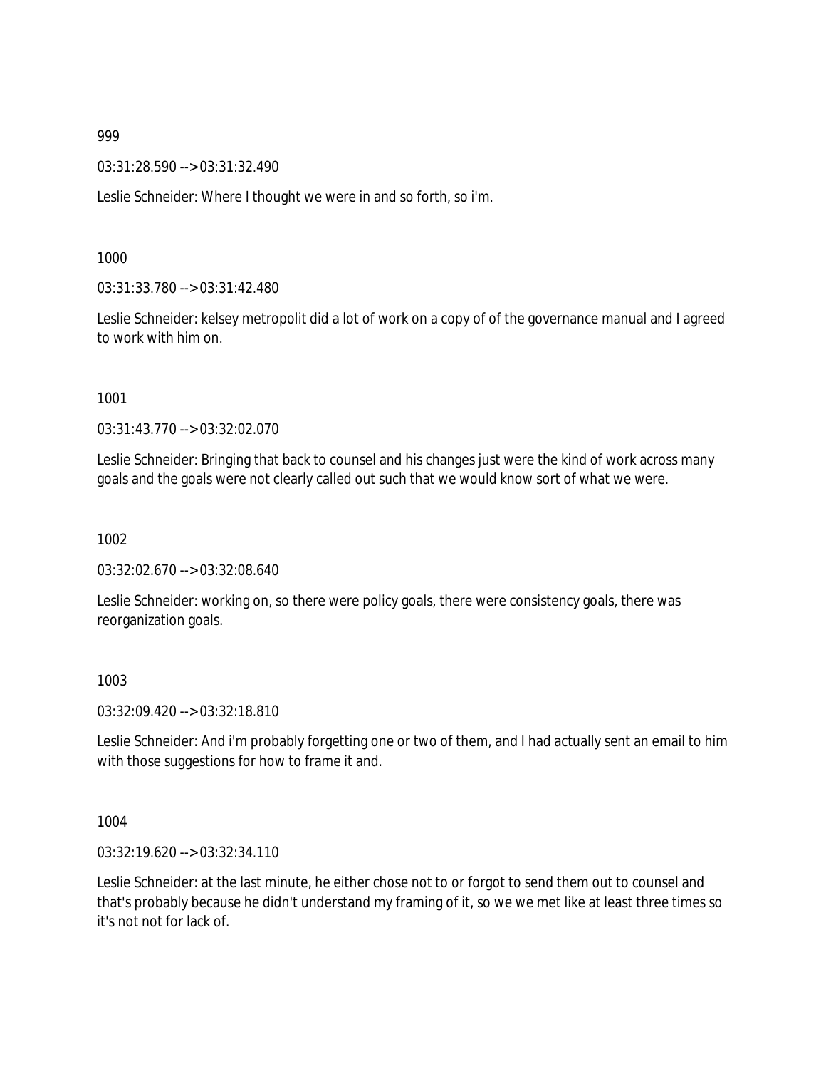999

03:31:28.590 --> 03:31:32.490

Leslie Schneider: Where I thought we were in and so forth, so i'm.

1000

03:31:33.780 --> 03:31:42.480

Leslie Schneider: kelsey metropolit did a lot of work on a copy of of the governance manual and I agreed to work with him on.

1001

03:31:43.770 --> 03:32:02.070

Leslie Schneider: Bringing that back to counsel and his changes just were the kind of work across many goals and the goals were not clearly called out such that we would know sort of what we were.

1002

03:32:02.670 --> 03:32:08.640

Leslie Schneider: working on, so there were policy goals, there were consistency goals, there was reorganization goals.

1003

03:32:09.420 --> 03:32:18.810

Leslie Schneider: And i'm probably forgetting one or two of them, and I had actually sent an email to him with those suggestions for how to frame it and.

1004

03:32:19.620 --> 03:32:34.110

Leslie Schneider: at the last minute, he either chose not to or forgot to send them out to counsel and that's probably because he didn't understand my framing of it, so we we met like at least three times so it's not not for lack of.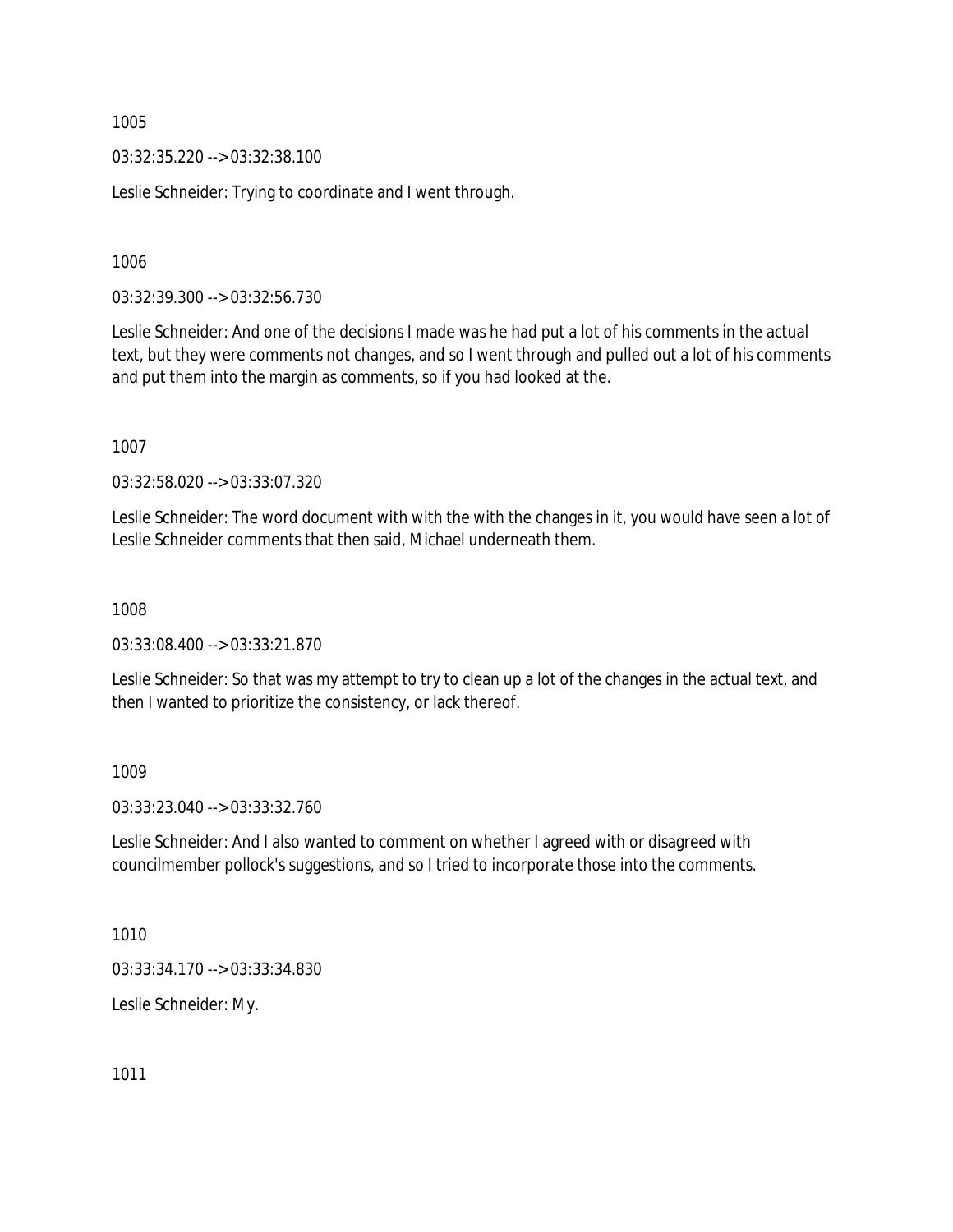1005

03:32:35.220 --> 03:32:38.100

Leslie Schneider: Trying to coordinate and I went through.

1006

03:32:39.300 --> 03:32:56.730

Leslie Schneider: And one of the decisions I made was he had put a lot of his comments in the actual text, but they were comments not changes, and so I went through and pulled out a lot of his comments and put them into the margin as comments, so if you had looked at the.

1007

03:32:58.020 --> 03:33:07.320

Leslie Schneider: The word document with with the with the changes in it, you would have seen a lot of Leslie Schneider comments that then said, Michael underneath them.

1008

03:33:08.400 --> 03:33:21.870

Leslie Schneider: So that was my attempt to try to clean up a lot of the changes in the actual text, and then I wanted to prioritize the consistency, or lack thereof.

1009

03:33:23.040 --> 03:33:32.760

Leslie Schneider: And I also wanted to comment on whether I agreed with or disagreed with councilmember pollock's suggestions, and so I tried to incorporate those into the comments.

1010

03:33:34.170 --> 03:33:34.830

Leslie Schneider: My.

1011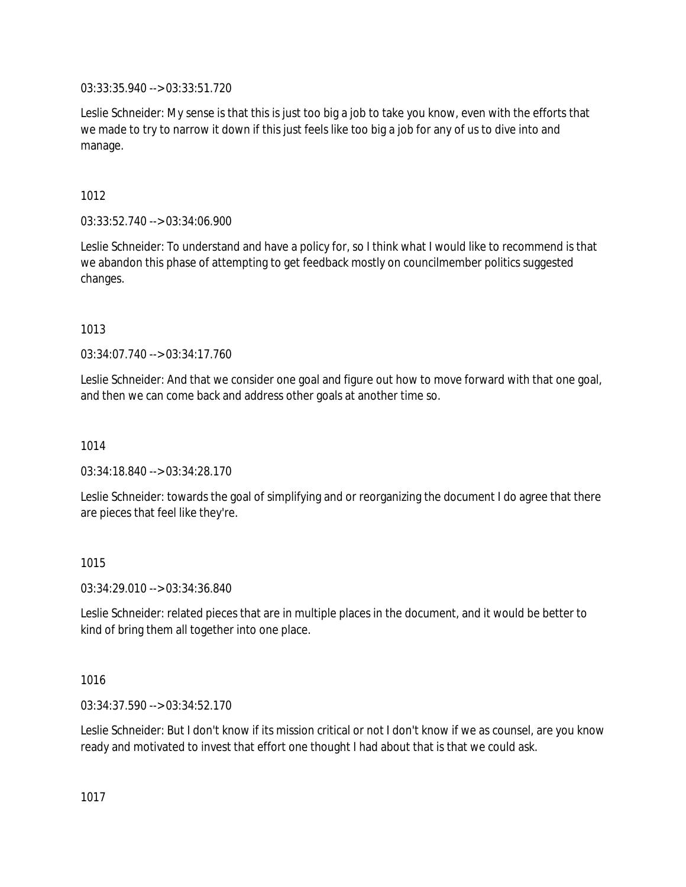03:33:35.940 --> 03:33:51.720

Leslie Schneider: My sense is that this is just too big a job to take you know, even with the efforts that we made to try to narrow it down if this just feels like too big a job for any of us to dive into and manage.

1012

03:33:52.740 --> 03:34:06.900

Leslie Schneider: To understand and have a policy for, so I think what I would like to recommend is that we abandon this phase of attempting to get feedback mostly on councilmember politics suggested changes.

1013

03:34:07.740 --> 03:34:17.760

Leslie Schneider: And that we consider one goal and figure out how to move forward with that one goal, and then we can come back and address other goals at another time so.

1014

03:34:18.840 --> 03:34:28.170

Leslie Schneider: towards the goal of simplifying and or reorganizing the document I do agree that there are pieces that feel like they're.

1015

03:34:29.010 --> 03:34:36.840

Leslie Schneider: related pieces that are in multiple places in the document, and it would be better to kind of bring them all together into one place.

1016

03:34:37.590 --> 03:34:52.170

Leslie Schneider: But I don't know if its mission critical or not I don't know if we as counsel, are you know ready and motivated to invest that effort one thought I had about that is that we could ask.

1017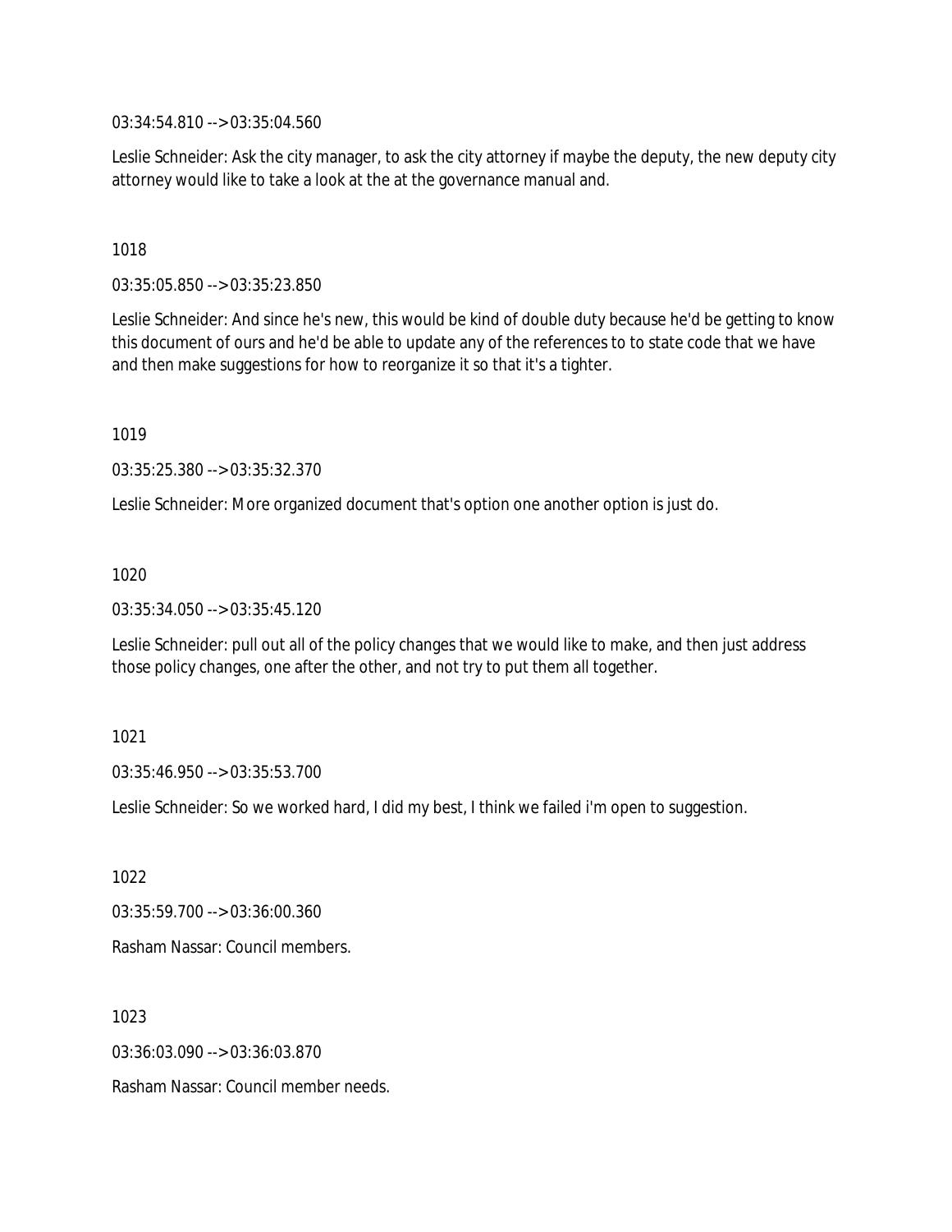03:34:54.810 --> 03:35:04.560

Leslie Schneider: Ask the city manager, to ask the city attorney if maybe the deputy, the new deputy city attorney would like to take a look at the at the governance manual and.

1018

03:35:05.850 --> 03:35:23.850

Leslie Schneider: And since he's new, this would be kind of double duty because he'd be getting to know this document of ours and he'd be able to update any of the references to to state code that we have and then make suggestions for how to reorganize it so that it's a tighter.

1019

03:35:25.380 --> 03:35:32.370

Leslie Schneider: More organized document that's option one another option is just do.

1020

03:35:34.050 --> 03:35:45.120

Leslie Schneider: pull out all of the policy changes that we would like to make, and then just address those policy changes, one after the other, and not try to put them all together.

1021

03:35:46.950 --> 03:35:53.700

Leslie Schneider: So we worked hard, I did my best, I think we failed i'm open to suggestion.

1022

03:35:59.700 --> 03:36:00.360

Rasham Nassar: Council members.

1023

03:36:03.090 --> 03:36:03.870

Rasham Nassar: Council member needs.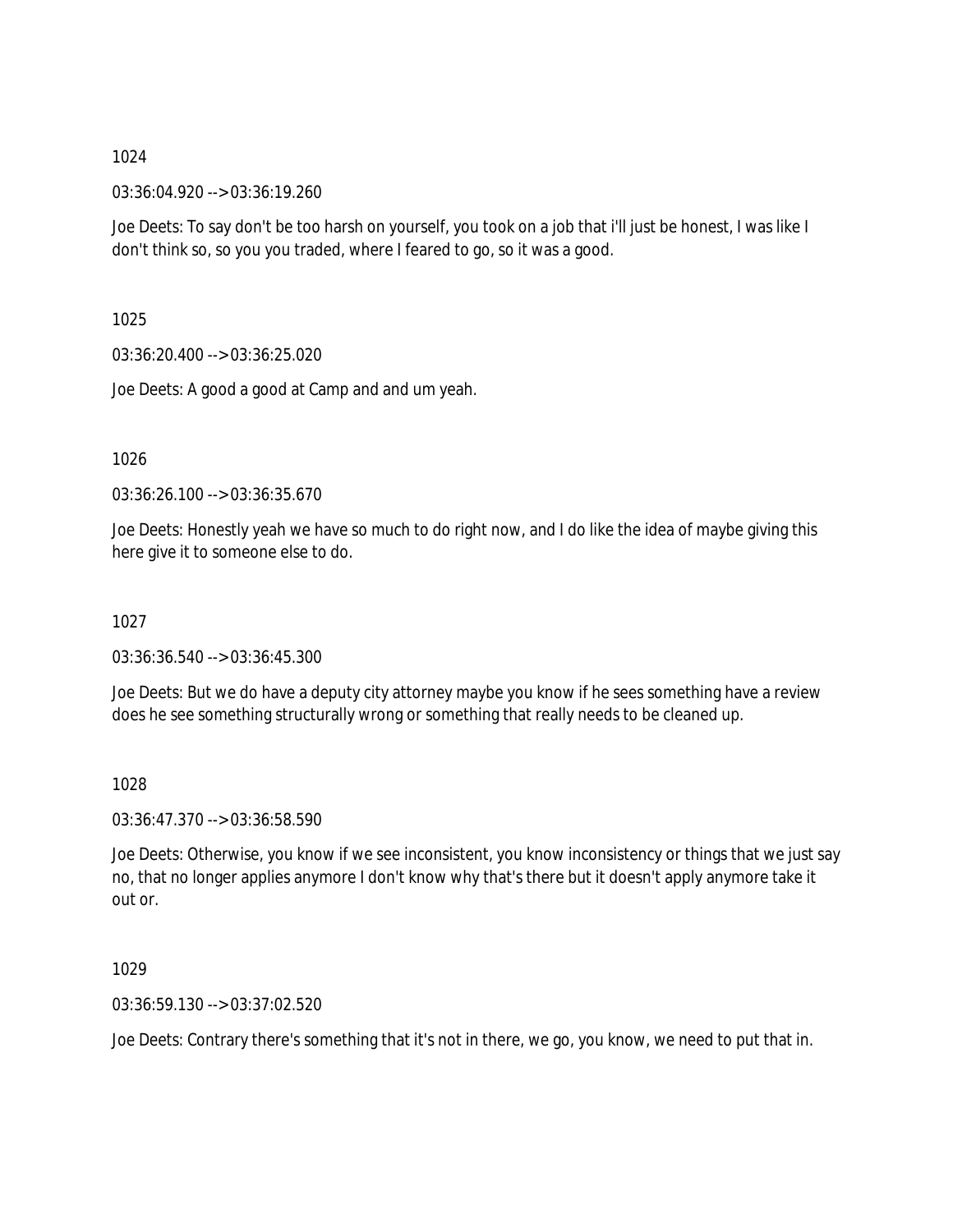1024

03:36:04.920 --> 03:36:19.260

Joe Deets: To say don't be too harsh on yourself, you took on a job that i'll just be honest, I was like I don't think so, so you you traded, where I feared to go, so it was a good.

1025

03:36:20.400 --> 03:36:25.020

Joe Deets: A good a good at Camp and and um yeah.

1026

03:36:26.100 --> 03:36:35.670

Joe Deets: Honestly yeah we have so much to do right now, and I do like the idea of maybe giving this here give it to someone else to do.

1027

03:36:36.540 --> 03:36:45.300

Joe Deets: But we do have a deputy city attorney maybe you know if he sees something have a review does he see something structurally wrong or something that really needs to be cleaned up.

1028

03:36:47.370 --> 03:36:58.590

Joe Deets: Otherwise, you know if we see inconsistent, you know inconsistency or things that we just say no, that no longer applies anymore I don't know why that's there but it doesn't apply anymore take it out or.

1029

03:36:59.130 --> 03:37:02.520

Joe Deets: Contrary there's something that it's not in there, we go, you know, we need to put that in.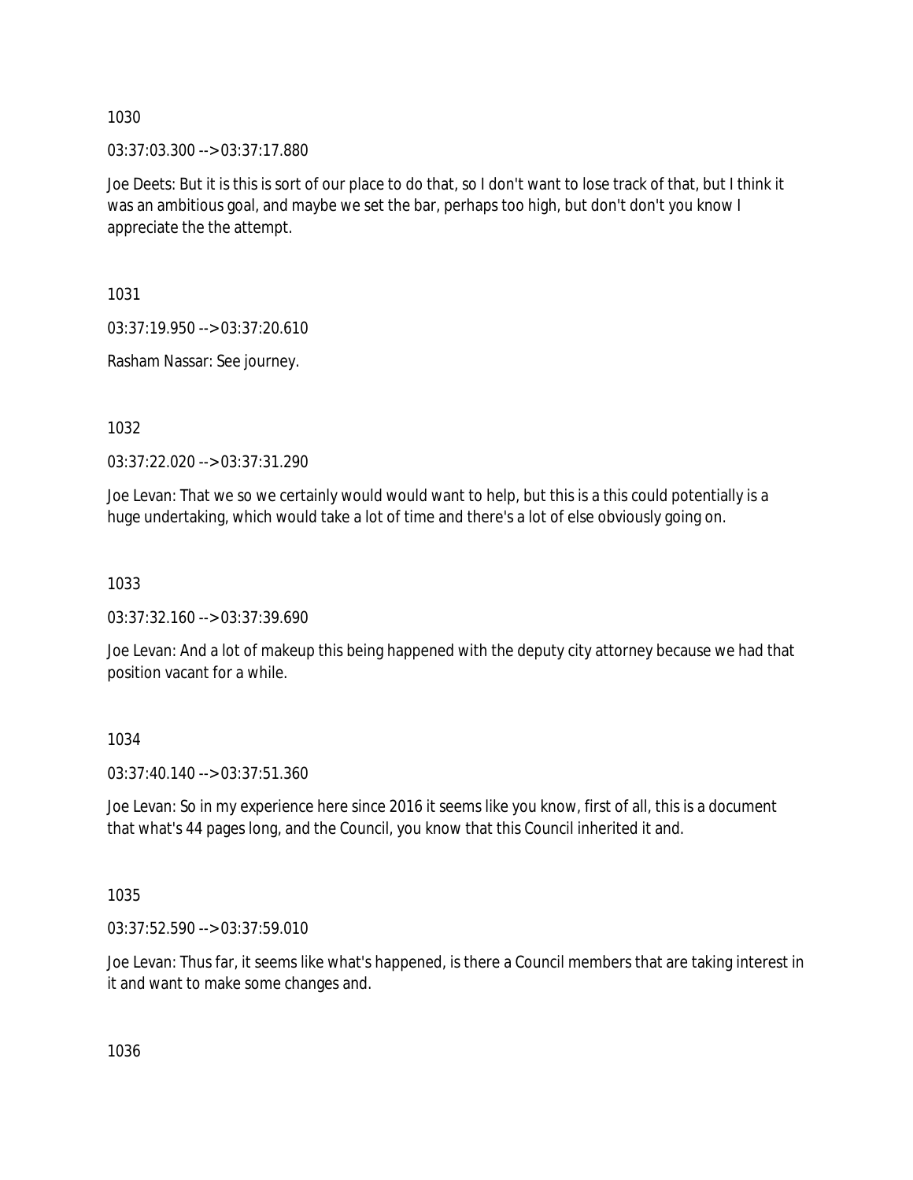1030

03:37:03.300 --> 03:37:17.880

Joe Deets: But it is this is sort of our place to do that, so I don't want to lose track of that, but I think it was an ambitious goal, and maybe we set the bar, perhaps too high, but don't don't you know I appreciate the the attempt.

1031

03:37:19.950 --> 03:37:20.610

Rasham Nassar: See journey.

1032

03:37:22.020 --> 03:37:31.290

Joe Levan: That we so we certainly would would want to help, but this is a this could potentially is a huge undertaking, which would take a lot of time and there's a lot of else obviously going on.

1033

03:37:32.160 --> 03:37:39.690

Joe Levan: And a lot of makeup this being happened with the deputy city attorney because we had that position vacant for a while.

1034

03:37:40.140 --> 03:37:51.360

Joe Levan: So in my experience here since 2016 it seems like you know, first of all, this is a document that what's 44 pages long, and the Council, you know that this Council inherited it and.

1035

03:37:52.590 --> 03:37:59.010

Joe Levan: Thus far, it seems like what's happened, is there a Council members that are taking interest in it and want to make some changes and.

1036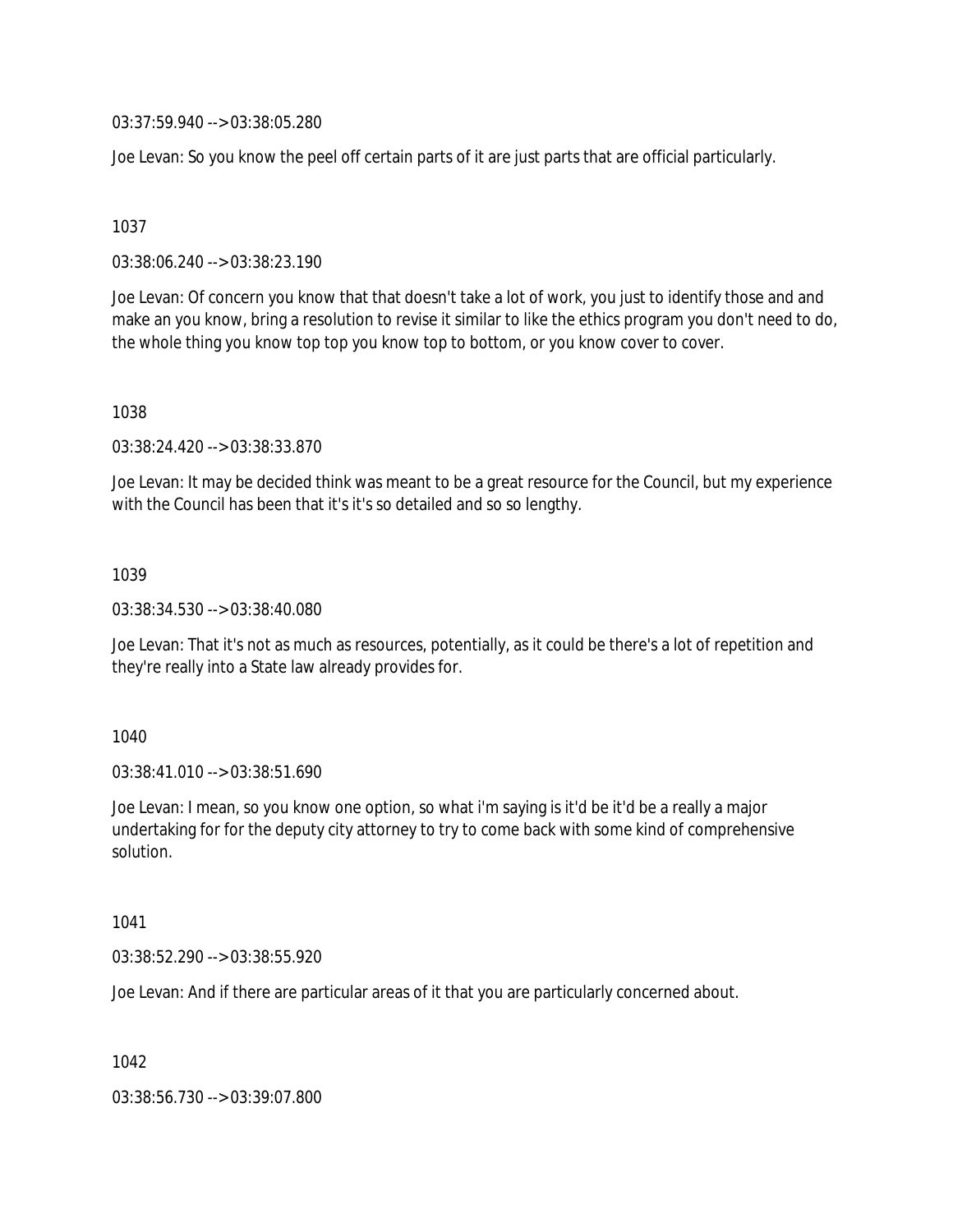03:37:59.940 --> 03:38:05.280

Joe Levan: So you know the peel off certain parts of it are just parts that are official particularly.

1037

03:38:06.240 --> 03:38:23.190

Joe Levan: Of concern you know that that doesn't take a lot of work, you just to identify those and and make an you know, bring a resolution to revise it similar to like the ethics program you don't need to do, the whole thing you know top top you know top to bottom, or you know cover to cover.

1038

03:38:24.420 --> 03:38:33.870

Joe Levan: It may be decided think was meant to be a great resource for the Council, but my experience with the Council has been that it's it's so detailed and so so lengthy.

1039

03:38:34.530 --> 03:38:40.080

Joe Levan: That it's not as much as resources, potentially, as it could be there's a lot of repetition and they're really into a State law already provides for.

1040

03:38:41.010 --> 03:38:51.690

Joe Levan: I mean, so you know one option, so what i'm saying is it'd be it'd be a really a major undertaking for for the deputy city attorney to try to come back with some kind of comprehensive solution.

1041

03:38:52.290 --> 03:38:55.920

Joe Levan: And if there are particular areas of it that you are particularly concerned about.

1042

03:38:56.730 --> 03:39:07.800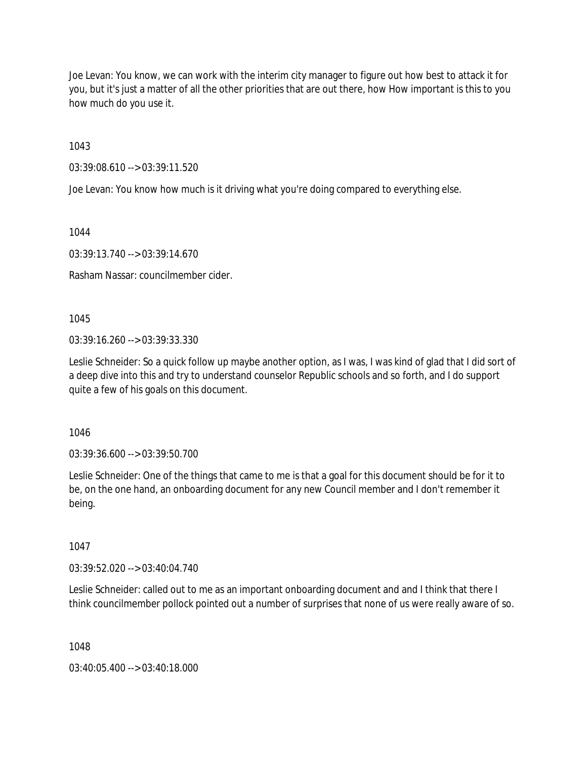Joe Levan: You know, we can work with the interim city manager to figure out how best to attack it for you, but it's just a matter of all the other priorities that are out there, how How important is this to you how much do you use it.

1043

03:39:08.610 --> 03:39:11.520

Joe Levan: You know how much is it driving what you're doing compared to everything else.

1044

03:39:13.740 --> 03:39:14.670

Rasham Nassar: councilmember cider.

1045

03:39:16.260 --> 03:39:33.330

Leslie Schneider: So a quick follow up maybe another option, as I was, I was kind of glad that I did sort of a deep dive into this and try to understand counselor Republic schools and so forth, and I do support quite a few of his goals on this document.

1046

03:39:36.600 --> 03:39:50.700

Leslie Schneider: One of the things that came to me is that a goal for this document should be for it to be, on the one hand, an onboarding document for any new Council member and I don't remember it being.

1047

03:39:52.020 --> 03:40:04.740

Leslie Schneider: called out to me as an important onboarding document and and I think that there I think councilmember pollock pointed out a number of surprises that none of us were really aware of so.

1048

03:40:05.400 --> 03:40:18.000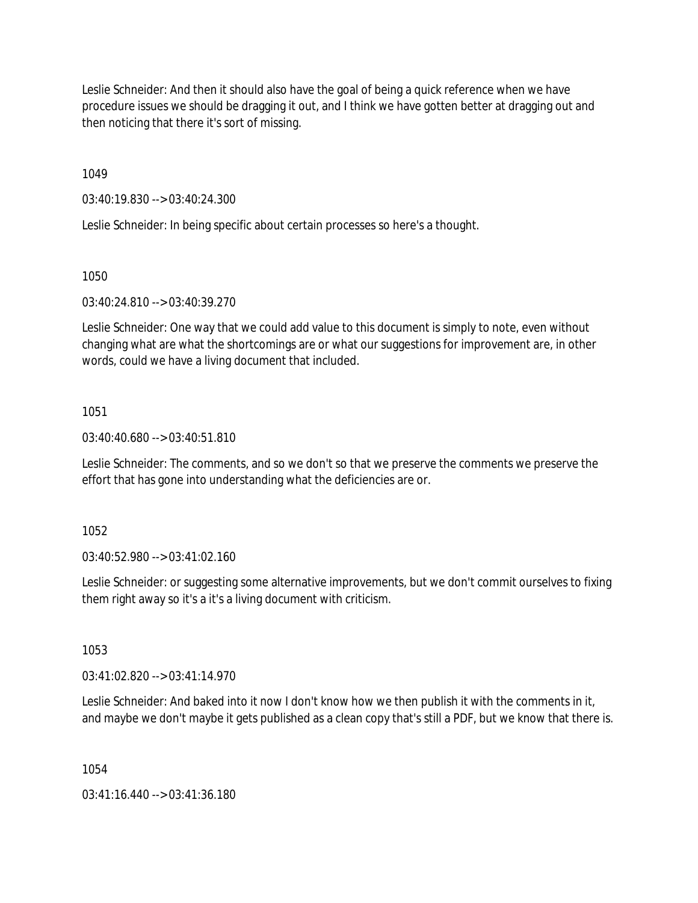Leslie Schneider: And then it should also have the goal of being a quick reference when we have procedure issues we should be dragging it out, and I think we have gotten better at dragging out and then noticing that there it's sort of missing.

1049

03:40:19.830 --> 03:40:24.300

Leslie Schneider: In being specific about certain processes so here's a thought.

1050

03:40:24.810 --> 03:40:39.270

Leslie Schneider: One way that we could add value to this document is simply to note, even without changing what are what the shortcomings are or what our suggestions for improvement are, in other words, could we have a living document that included.

1051

03:40:40.680 --> 03:40:51.810

Leslie Schneider: The comments, and so we don't so that we preserve the comments we preserve the effort that has gone into understanding what the deficiencies are or.

1052

03:40:52.980 --> 03:41:02.160

Leslie Schneider: or suggesting some alternative improvements, but we don't commit ourselves to fixing them right away so it's a it's a living document with criticism.

1053

03:41:02.820 --> 03:41:14.970

Leslie Schneider: And baked into it now I don't know how we then publish it with the comments in it, and maybe we don't maybe it gets published as a clean copy that's still a PDF, but we know that there is.

1054

03:41:16.440 --> 03:41:36.180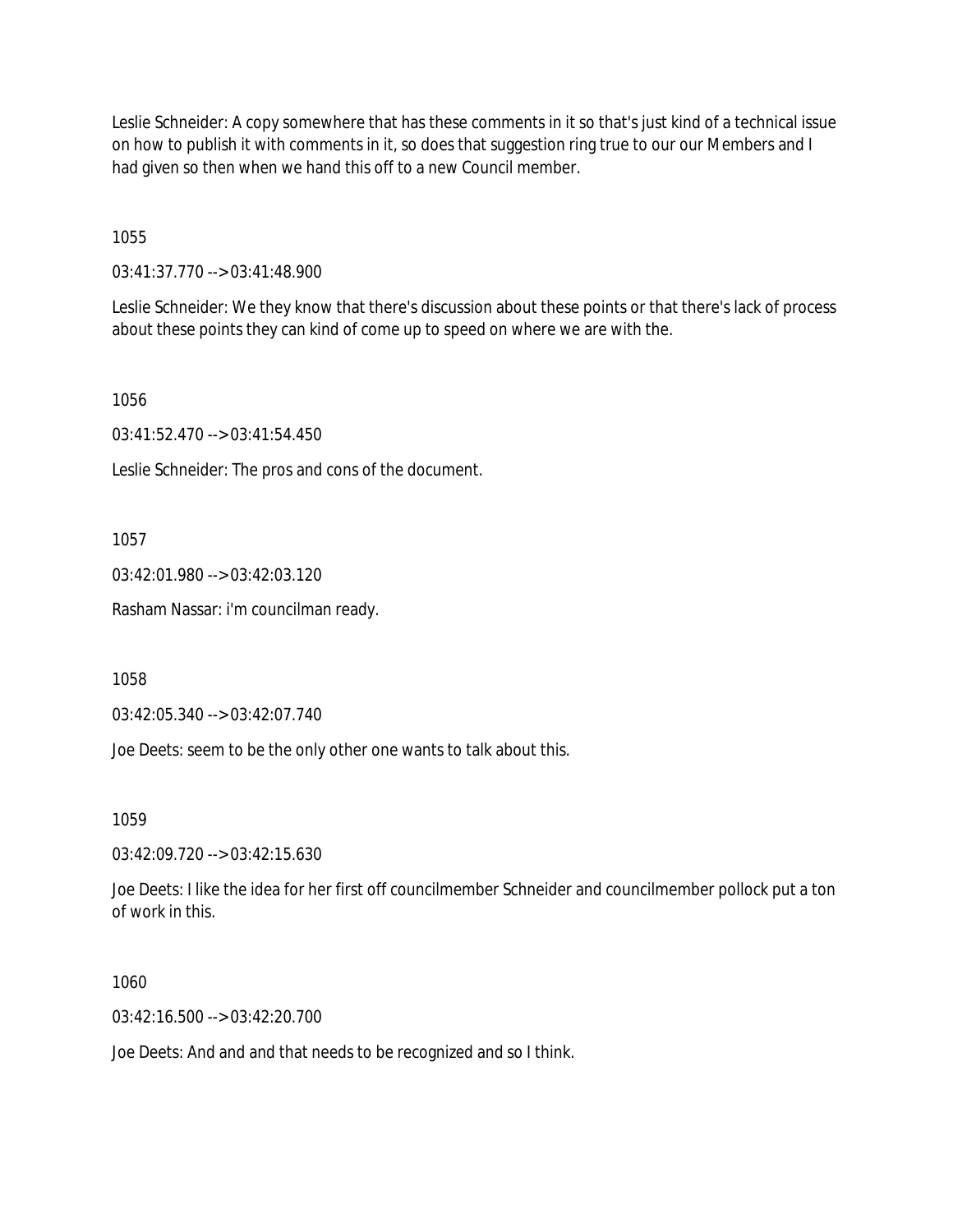Leslie Schneider: A copy somewhere that has these comments in it so that's just kind of a technical issue on how to publish it with comments in it, so does that suggestion ring true to our our Members and I had given so then when we hand this off to a new Council member.

1055

03:41:37.770 --> 03:41:48.900

Leslie Schneider: We they know that there's discussion about these points or that there's lack of process about these points they can kind of come up to speed on where we are with the.

1056

03:41:52.470 --> 03:41:54.450

Leslie Schneider: The pros and cons of the document.

1057

03:42:01.980 --> 03:42:03.120

Rasham Nassar: i'm councilman ready.

1058

03:42:05.340 --> 03:42:07.740

Joe Deets: seem to be the only other one wants to talk about this.

1059

03:42:09.720 --> 03:42:15.630

Joe Deets: I like the idea for her first off councilmember Schneider and councilmember pollock put a ton of work in this.

1060

03:42:16.500 --> 03:42:20.700

Joe Deets: And and and that needs to be recognized and so I think.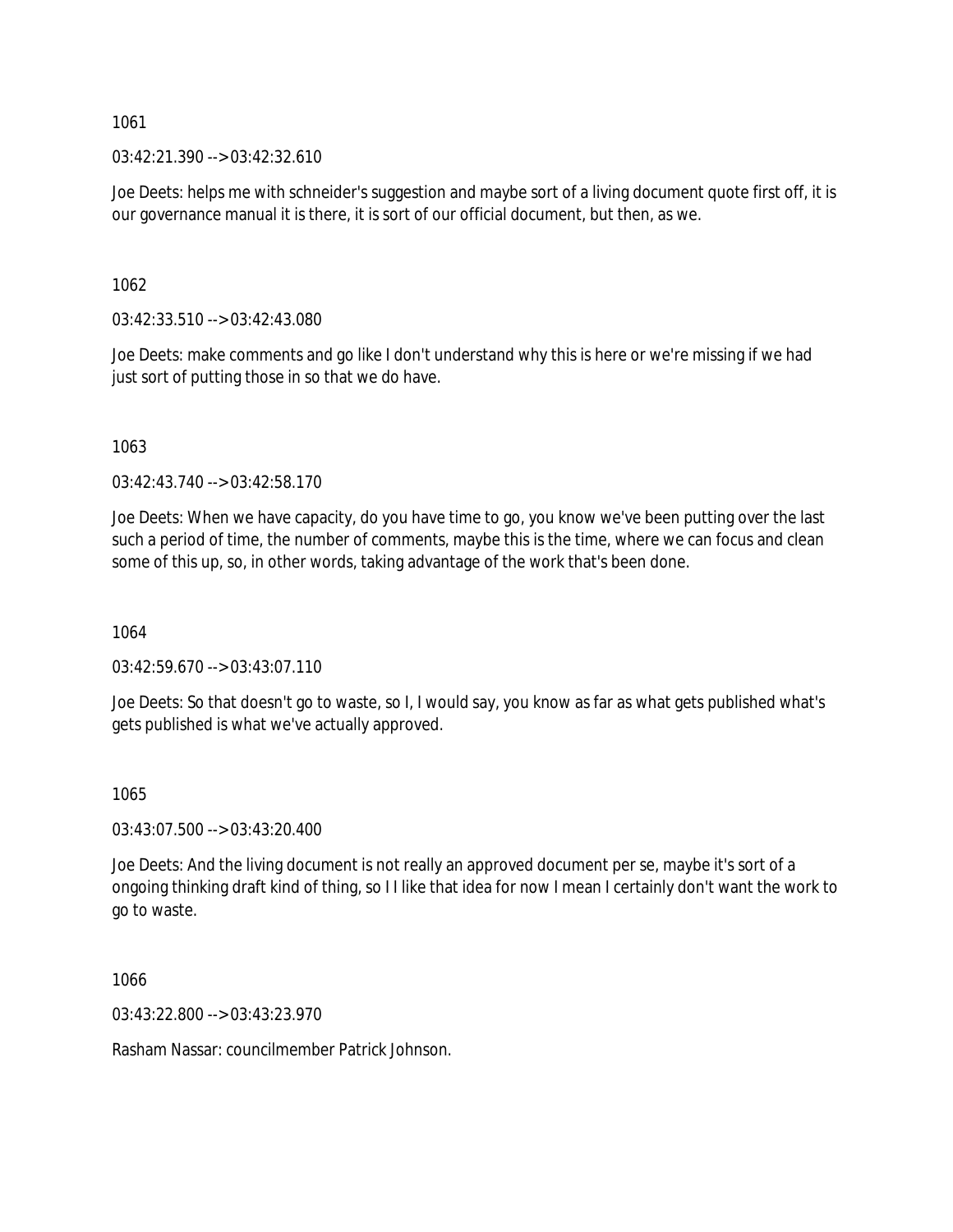1061

03:42:21.390 --> 03:42:32.610

Joe Deets: helps me with schneider's suggestion and maybe sort of a living document quote first off, it is our governance manual it is there, it is sort of our official document, but then, as we.

1062

03:42:33.510 --> 03:42:43.080

Joe Deets: make comments and go like I don't understand why this is here or we're missing if we had just sort of putting those in so that we do have.

1063

03:42:43.740 --> 03:42:58.170

Joe Deets: When we have capacity, do you have time to go, you know we've been putting over the last such a period of time, the number of comments, maybe this is the time, where we can focus and clean some of this up, so, in other words, taking advantage of the work that's been done.

1064

03:42:59.670 --> 03:43:07.110

Joe Deets: So that doesn't go to waste, so I, I would say, you know as far as what gets published what's gets published is what we've actually approved.

1065

03:43:07.500 --> 03:43:20.400

Joe Deets: And the living document is not really an approved document per se, maybe it's sort of a ongoing thinking draft kind of thing, so I I like that idea for now I mean I certainly don't want the work to go to waste.

1066

03:43:22.800 --> 03:43:23.970

Rasham Nassar: councilmember Patrick Johnson.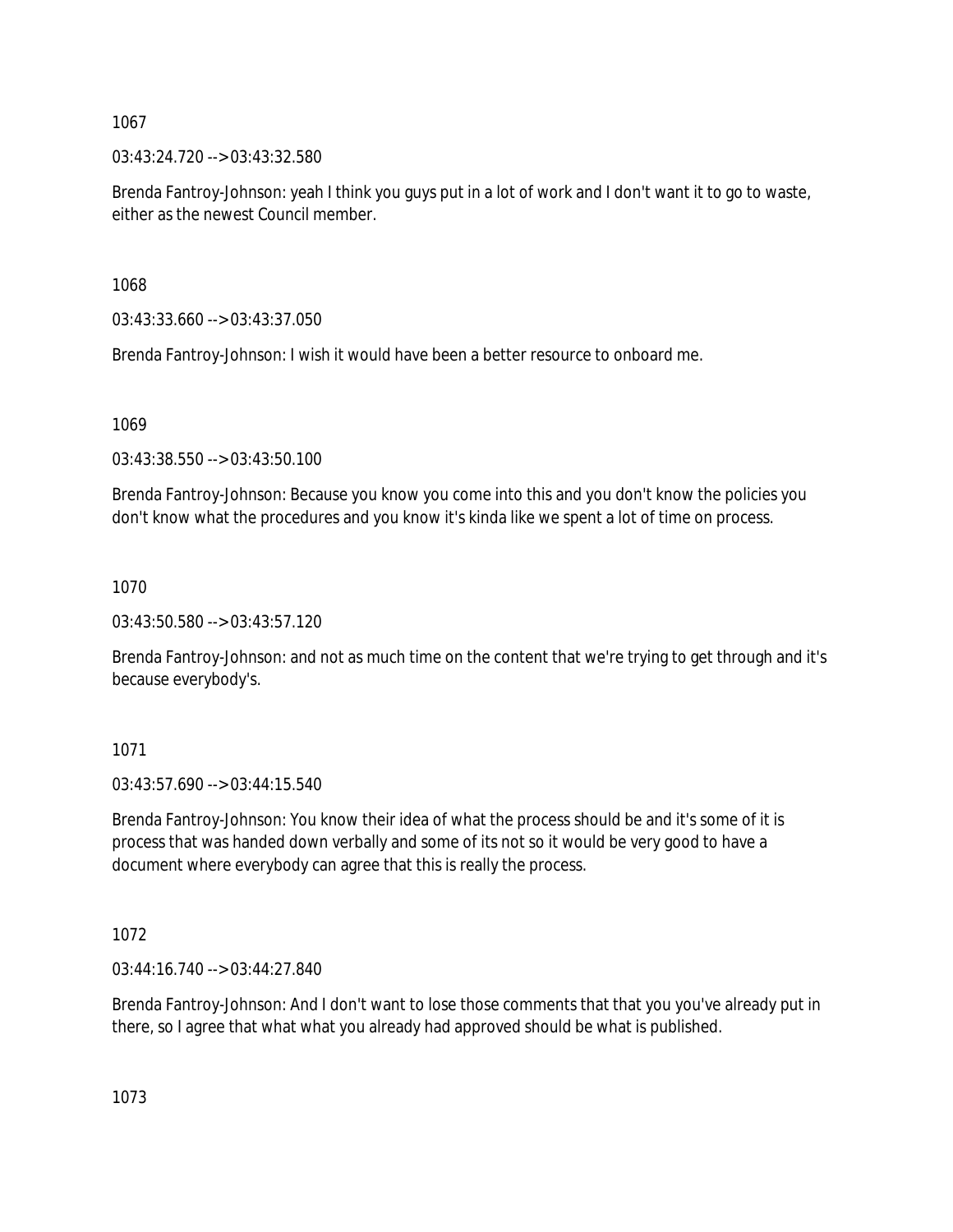1067

03:43:24.720 --> 03:43:32.580

Brenda Fantroy-Johnson: yeah I think you guys put in a lot of work and I don't want it to go to waste, either as the newest Council member.

1068

03:43:33.660 --> 03:43:37.050

Brenda Fantroy-Johnson: I wish it would have been a better resource to onboard me.

1069

03:43:38.550 --> 03:43:50.100

Brenda Fantroy-Johnson: Because you know you come into this and you don't know the policies you don't know what the procedures and you know it's kinda like we spent a lot of time on process.

1070

03:43:50.580 --> 03:43:57.120

Brenda Fantroy-Johnson: and not as much time on the content that we're trying to get through and it's because everybody's.

1071

03:43:57.690 --> 03:44:15.540

Brenda Fantroy-Johnson: You know their idea of what the process should be and it's some of it is process that was handed down verbally and some of its not so it would be very good to have a document where everybody can agree that this is really the process.

1072

03:44:16.740 --> 03:44:27.840

Brenda Fantroy-Johnson: And I don't want to lose those comments that that you you've already put in there, so I agree that what what you already had approved should be what is published.

1073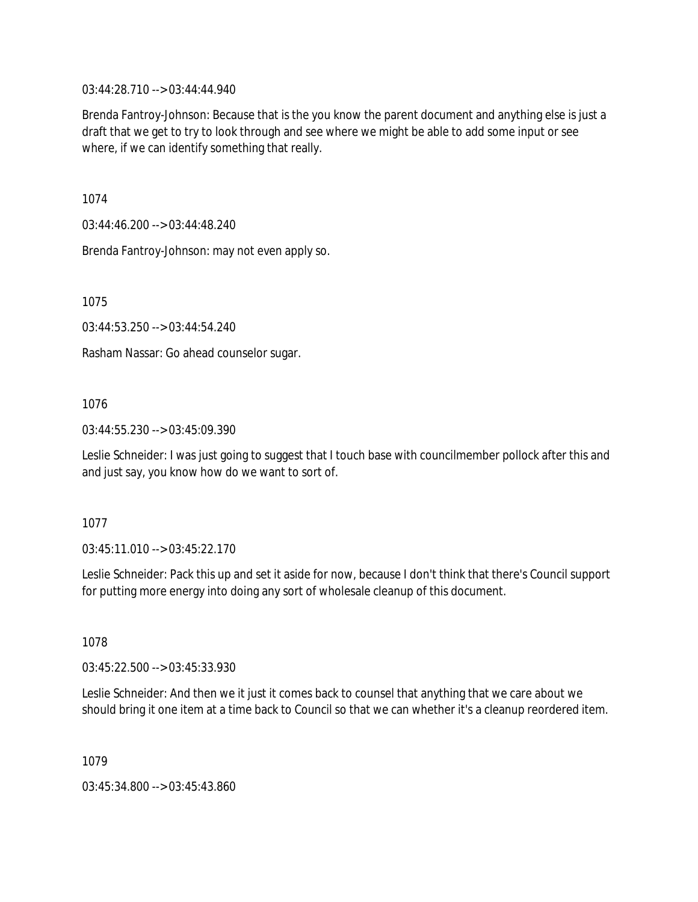03:44:28.710 --> 03:44:44.940

Brenda Fantroy-Johnson: Because that is the you know the parent document and anything else is just a draft that we get to try to look through and see where we might be able to add some input or see where, if we can identify something that really.

1074

03:44:46.200 --> 03:44:48.240

Brenda Fantroy-Johnson: may not even apply so.

1075

03:44:53.250 --> 03:44:54.240

Rasham Nassar: Go ahead counselor sugar.

1076

03:44:55.230 --> 03:45:09.390

Leslie Schneider: I was just going to suggest that I touch base with councilmember pollock after this and and just say, you know how do we want to sort of.

1077

03:45:11.010 --> 03:45:22.170

Leslie Schneider: Pack this up and set it aside for now, because I don't think that there's Council support for putting more energy into doing any sort of wholesale cleanup of this document.

1078

03:45:22.500 --> 03:45:33.930

Leslie Schneider: And then we it just it comes back to counsel that anything that we care about we should bring it one item at a time back to Council so that we can whether it's a cleanup reordered item.

1079

03:45:34.800 --> 03:45:43.860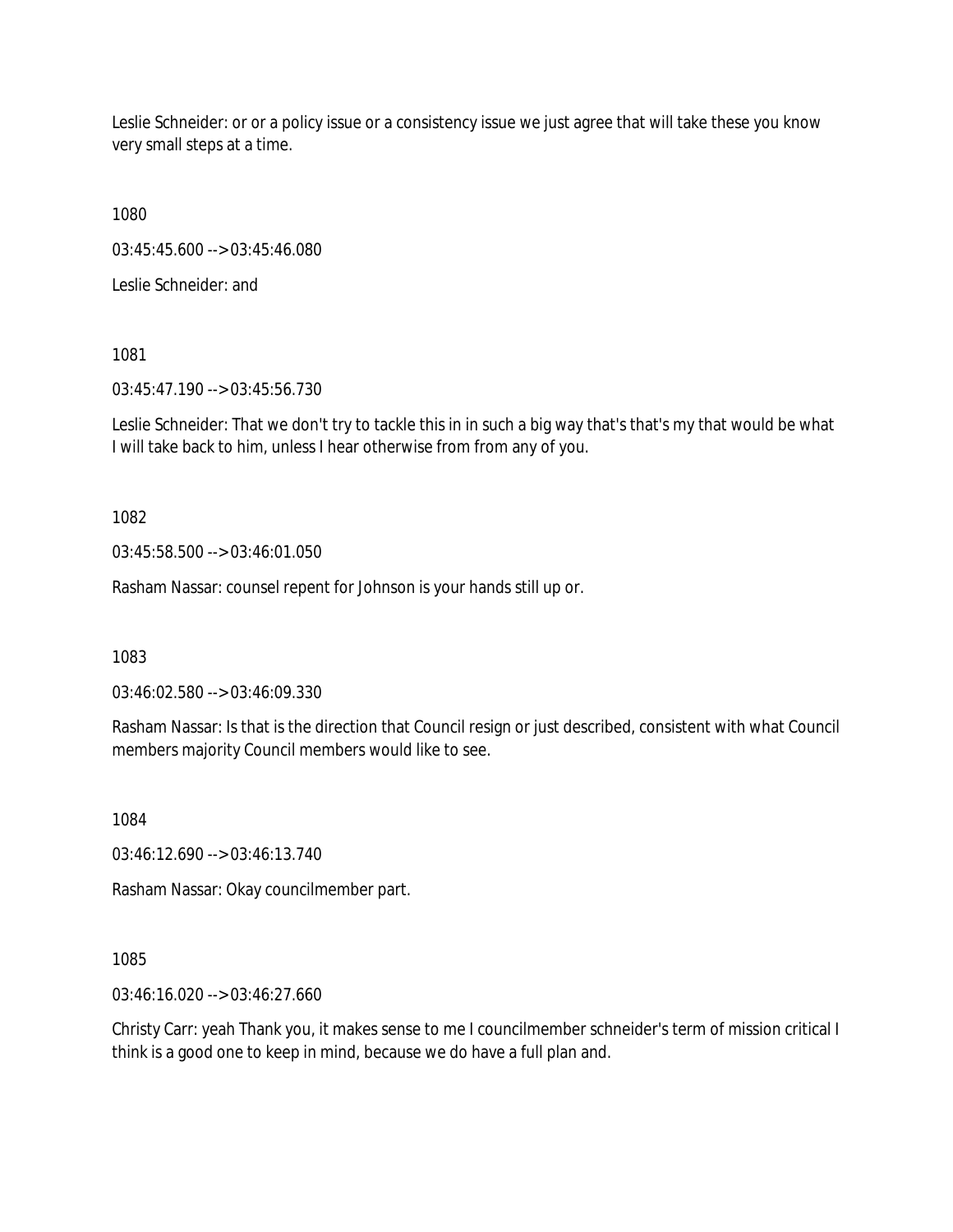Leslie Schneider: or or a policy issue or a consistency issue we just agree that will take these you know very small steps at a time.

1080

03:45:45.600 --> 03:45:46.080

Leslie Schneider: and

1081

03:45:47.190 --> 03:45:56.730

Leslie Schneider: That we don't try to tackle this in in such a big way that's that's my that would be what I will take back to him, unless I hear otherwise from from any of you.

1082

03:45:58.500 --> 03:46:01.050

Rasham Nassar: counsel repent for Johnson is your hands still up or.

1083

03:46:02.580 --> 03:46:09.330

Rasham Nassar: Is that is the direction that Council resign or just described, consistent with what Council members majority Council members would like to see.

1084

03:46:12.690 --> 03:46:13.740

Rasham Nassar: Okay councilmember part.

1085

03:46:16.020 --> 03:46:27.660

Christy Carr: yeah Thank you, it makes sense to me I councilmember schneider's term of mission critical I think is a good one to keep in mind, because we do have a full plan and.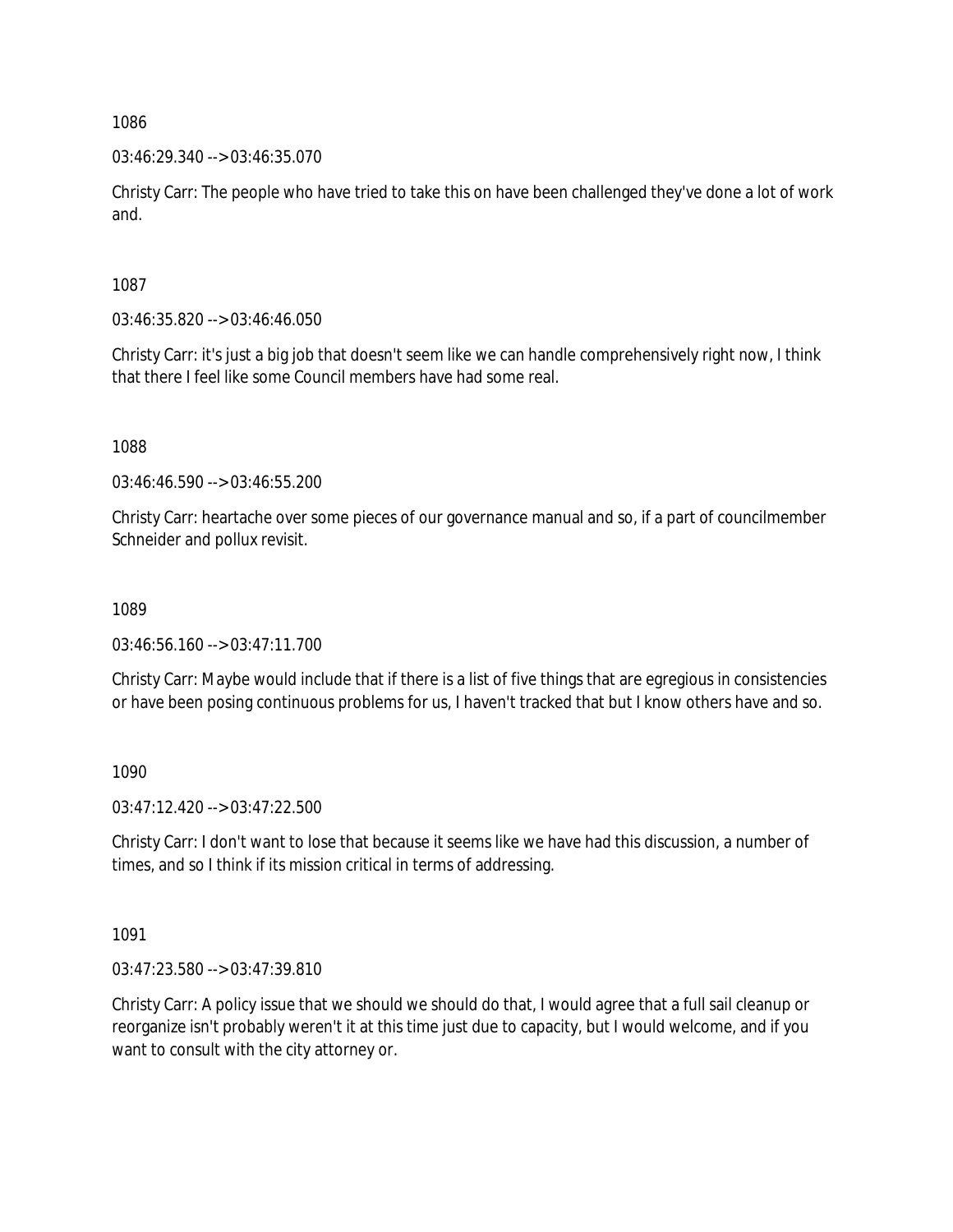1086

03:46:29.340 --> 03:46:35.070

Christy Carr: The people who have tried to take this on have been challenged they've done a lot of work and.

1087

03:46:35.820 --> 03:46:46.050

Christy Carr: it's just a big job that doesn't seem like we can handle comprehensively right now, I think that there I feel like some Council members have had some real.

1088

03:46:46.590 --> 03:46:55.200

Christy Carr: heartache over some pieces of our governance manual and so, if a part of councilmember Schneider and pollux revisit.

1089

03:46:56.160 --> 03:47:11.700

Christy Carr: Maybe would include that if there is a list of five things that are egregious in consistencies or have been posing continuous problems for us, I haven't tracked that but I know others have and so.

1090

03:47:12.420 --> 03:47:22.500

Christy Carr: I don't want to lose that because it seems like we have had this discussion, a number of times, and so I think if its mission critical in terms of addressing.

1091

03:47:23.580 --> 03:47:39.810

Christy Carr: A policy issue that we should we should do that, I would agree that a full sail cleanup or reorganize isn't probably weren't it at this time just due to capacity, but I would welcome, and if you want to consult with the city attorney or.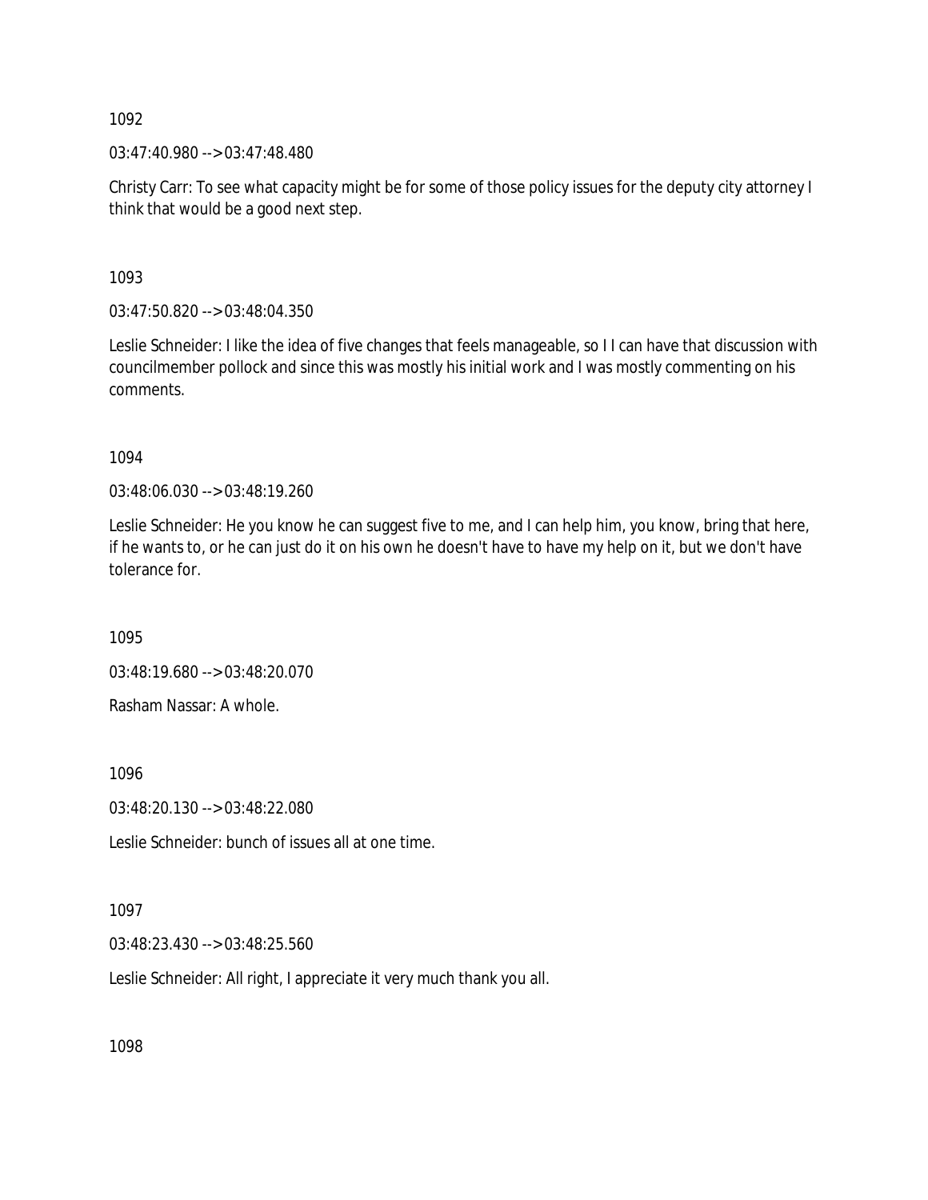1092

03:47:40.980 --> 03:47:48.480

Christy Carr: To see what capacity might be for some of those policy issues for the deputy city attorney I think that would be a good next step.

1093

03:47:50.820 --> 03:48:04.350

Leslie Schneider: I like the idea of five changes that feels manageable, so I I can have that discussion with councilmember pollock and since this was mostly his initial work and I was mostly commenting on his comments.

1094

03:48:06.030 --> 03:48:19.260

Leslie Schneider: He you know he can suggest five to me, and I can help him, you know, bring that here, if he wants to, or he can just do it on his own he doesn't have to have my help on it, but we don't have tolerance for.

1095

03:48:19.680 --> 03:48:20.070

Rasham Nassar: A whole.

1096

03:48:20.130 --> 03:48:22.080

Leslie Schneider: bunch of issues all at one time.

1097

03:48:23.430 --> 03:48:25.560

Leslie Schneider: All right, I appreciate it very much thank you all.

1098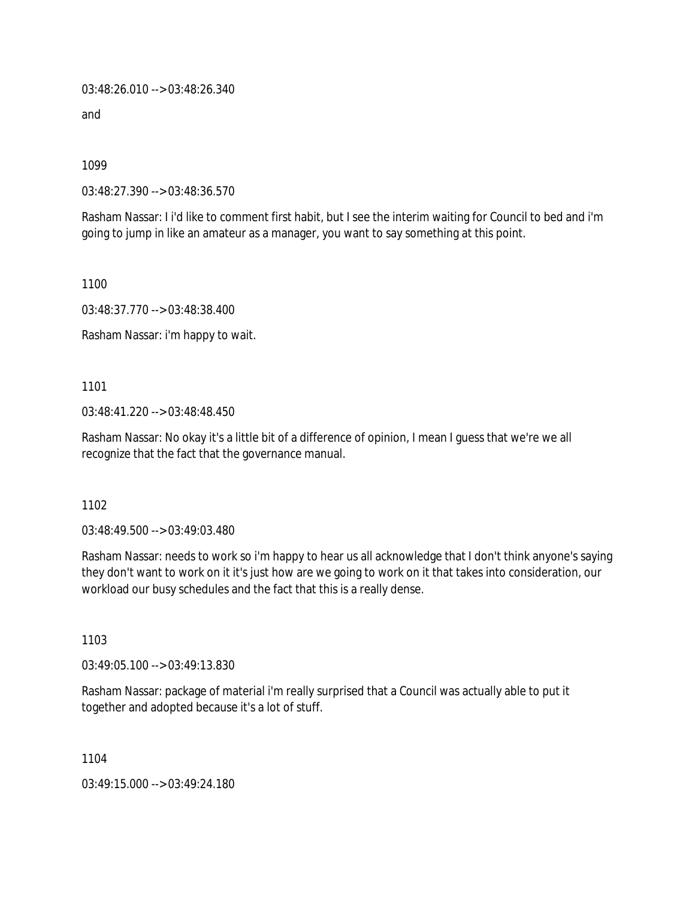03:48:26.010 --> 03:48:26.340

and

1099

03:48:27.390 --> 03:48:36.570

Rasham Nassar: I i'd like to comment first habit, but I see the interim waiting for Council to bed and i'm going to jump in like an amateur as a manager, you want to say something at this point.

1100

03:48:37.770 --> 03:48:38.400

Rasham Nassar: i'm happy to wait.

1101

03:48:41.220 --> 03:48:48.450

Rasham Nassar: No okay it's a little bit of a difference of opinion, I mean I guess that we're we all recognize that the fact that the governance manual.

1102

03:48:49.500 --> 03:49:03.480

Rasham Nassar: needs to work so i'm happy to hear us all acknowledge that I don't think anyone's saying they don't want to work on it it's just how are we going to work on it that takes into consideration, our workload our busy schedules and the fact that this is a really dense.

1103

03:49:05.100 --> 03:49:13.830

Rasham Nassar: package of material i'm really surprised that a Council was actually able to put it together and adopted because it's a lot of stuff.

1104

03:49:15.000 --> 03:49:24.180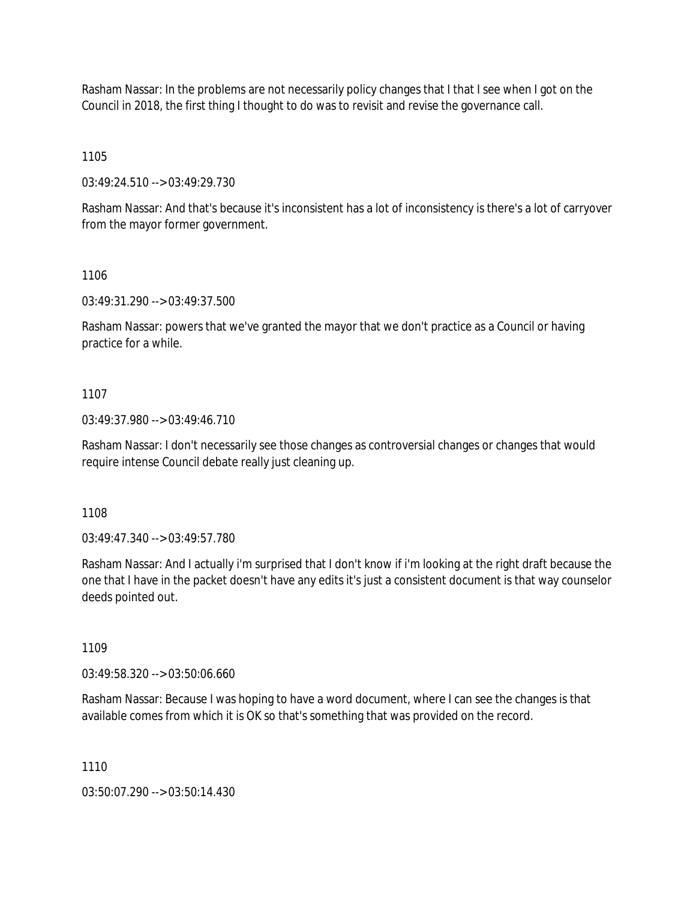Rasham Nassar: In the problems are not necessarily policy changes that I that I see when I got on the Council in 2018, the first thing I thought to do was to revisit and revise the governance call.

1105

03:49:24.510 --> 03:49:29.730

Rasham Nassar: And that's because it's inconsistent has a lot of inconsistency is there's a lot of carryover from the mayor former government.

1106

03:49:31.290 --> 03:49:37.500

Rasham Nassar: powers that we've granted the mayor that we don't practice as a Council or having practice for a while.

1107

03:49:37.980 --> 03:49:46.710

Rasham Nassar: I don't necessarily see those changes as controversial changes or changes that would require intense Council debate really just cleaning up.

1108

03:49:47.340 --> 03:49:57.780

Rasham Nassar: And I actually i'm surprised that I don't know if i'm looking at the right draft because the one that I have in the packet doesn't have any edits it's just a consistent document is that way counselor deeds pointed out.

1109

03:49:58.320 --> 03:50:06.660

Rasham Nassar: Because I was hoping to have a word document, where I can see the changes is that available comes from which it is OK so that's something that was provided on the record.

1110

03:50:07.290 --> 03:50:14.430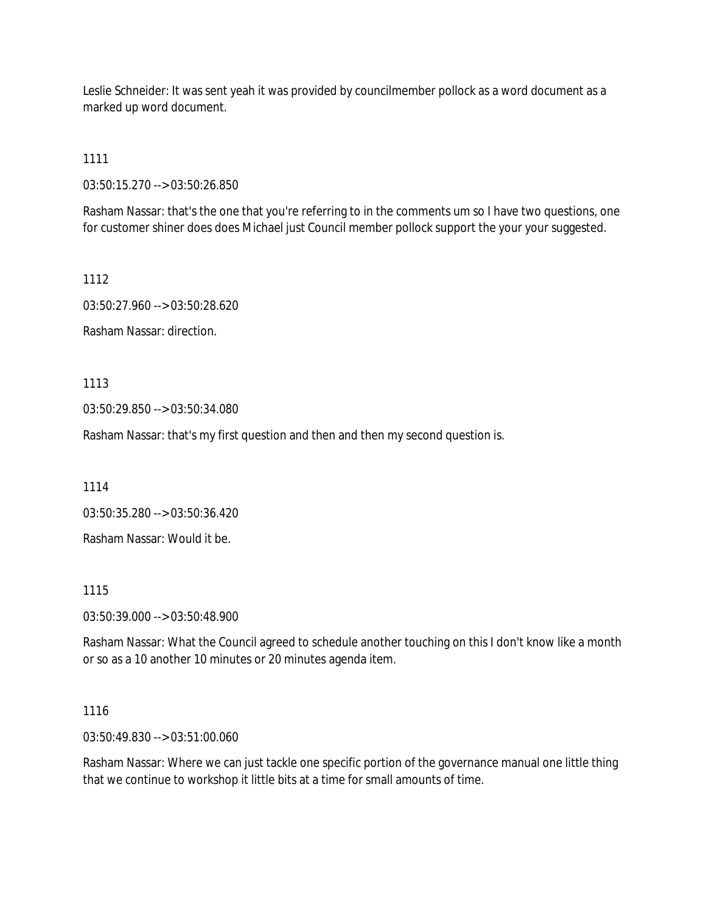Leslie Schneider: It was sent yeah it was provided by councilmember pollock as a word document as a marked up word document.

1111

03:50:15.270 --> 03:50:26.850

Rasham Nassar: that's the one that you're referring to in the comments um so I have two questions, one for customer shiner does does Michael just Council member pollock support the your your suggested.

1112

03:50:27.960 --> 03:50:28.620

Rasham Nassar: direction.

1113

03:50:29.850 --> 03:50:34.080

Rasham Nassar: that's my first question and then and then my second question is.

1114

03:50:35.280 --> 03:50:36.420

Rasham Nassar: Would it be.

1115

03:50:39.000 --> 03:50:48.900

Rasham Nassar: What the Council agreed to schedule another touching on this I don't know like a month or so as a 10 another 10 minutes or 20 minutes agenda item.

1116

03:50:49.830 --> 03:51:00.060

Rasham Nassar: Where we can just tackle one specific portion of the governance manual one little thing that we continue to workshop it little bits at a time for small amounts of time.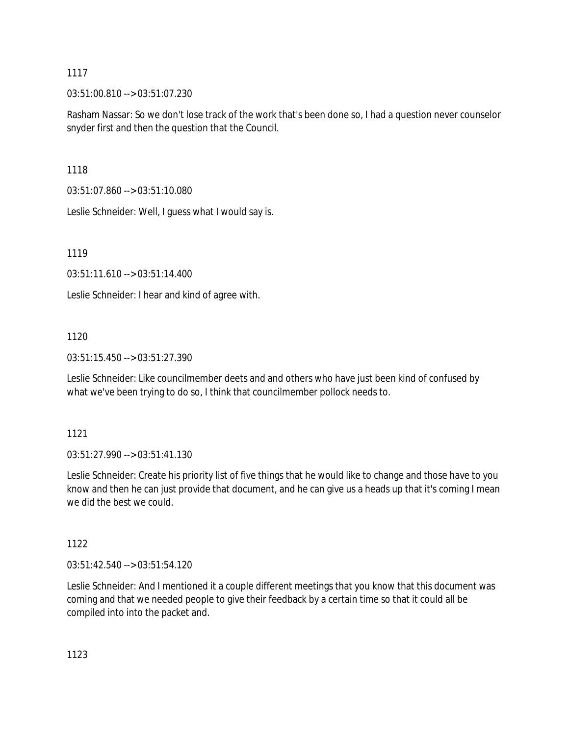1117

03:51:00.810 --> 03:51:07.230

Rasham Nassar: So we don't lose track of the work that's been done so, I had a question never counselor snyder first and then the question that the Council.

1118

03:51:07.860 --> 03:51:10.080

Leslie Schneider: Well, I guess what I would say is.

1119

03:51:11.610 --> 03:51:14.400

Leslie Schneider: I hear and kind of agree with.

1120

03:51:15.450 --> 03:51:27.390

Leslie Schneider: Like councilmember deets and and others who have just been kind of confused by what we've been trying to do so, I think that councilmember pollock needs to.

1121

03:51:27.990 --> 03:51:41.130

Leslie Schneider: Create his priority list of five things that he would like to change and those have to you know and then he can just provide that document, and he can give us a heads up that it's coming I mean we did the best we could.

1122

03:51:42.540 --> 03:51:54.120

Leslie Schneider: And I mentioned it a couple different meetings that you know that this document was coming and that we needed people to give their feedback by a certain time so that it could all be compiled into into the packet and.

1123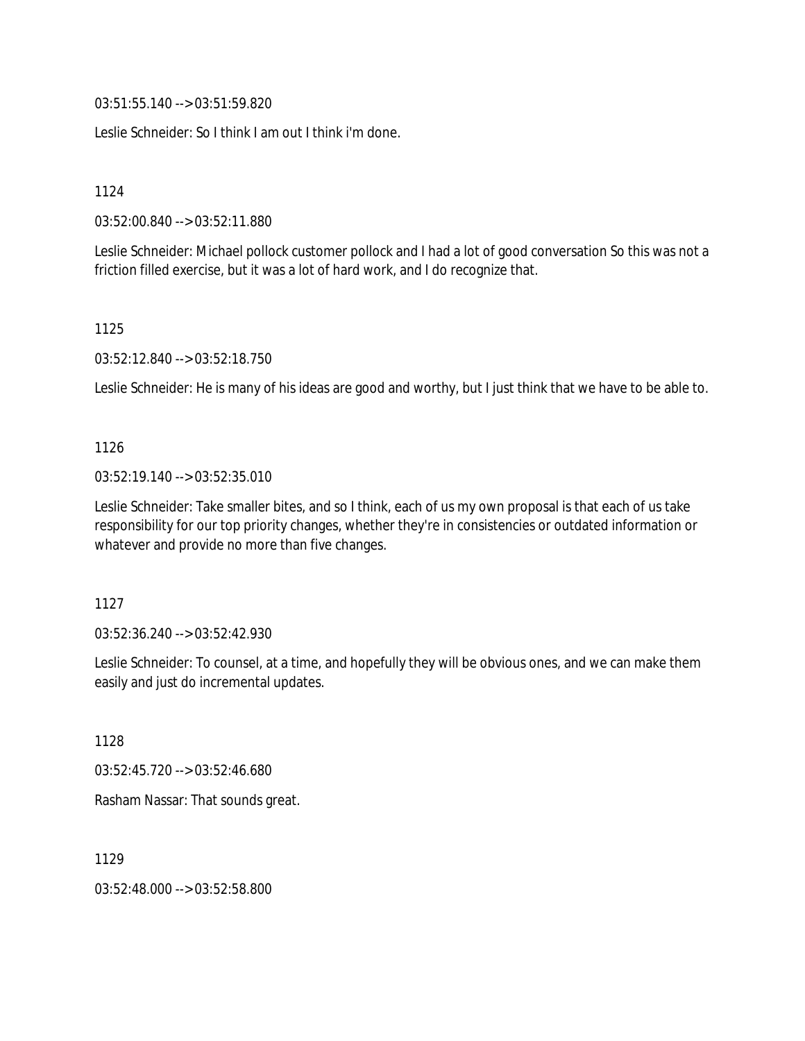03:51:55.140 --> 03:51:59.820

Leslie Schneider: So I think I am out I think i'm done.

1124

03:52:00.840 --> 03:52:11.880

Leslie Schneider: Michael pollock customer pollock and I had a lot of good conversation So this was not a friction filled exercise, but it was a lot of hard work, and I do recognize that.

1125

03:52:12.840 --> 03:52:18.750

Leslie Schneider: He is many of his ideas are good and worthy, but I just think that we have to be able to.

1126

03:52:19.140 --> 03:52:35.010

Leslie Schneider: Take smaller bites, and so I think, each of us my own proposal is that each of us take responsibility for our top priority changes, whether they're in consistencies or outdated information or whatever and provide no more than five changes.

1127

03:52:36.240 --> 03:52:42.930

Leslie Schneider: To counsel, at a time, and hopefully they will be obvious ones, and we can make them easily and just do incremental updates.

1128

03:52:45.720 --> 03:52:46.680

Rasham Nassar: That sounds great.

1129

03:52:48.000 --> 03:52:58.800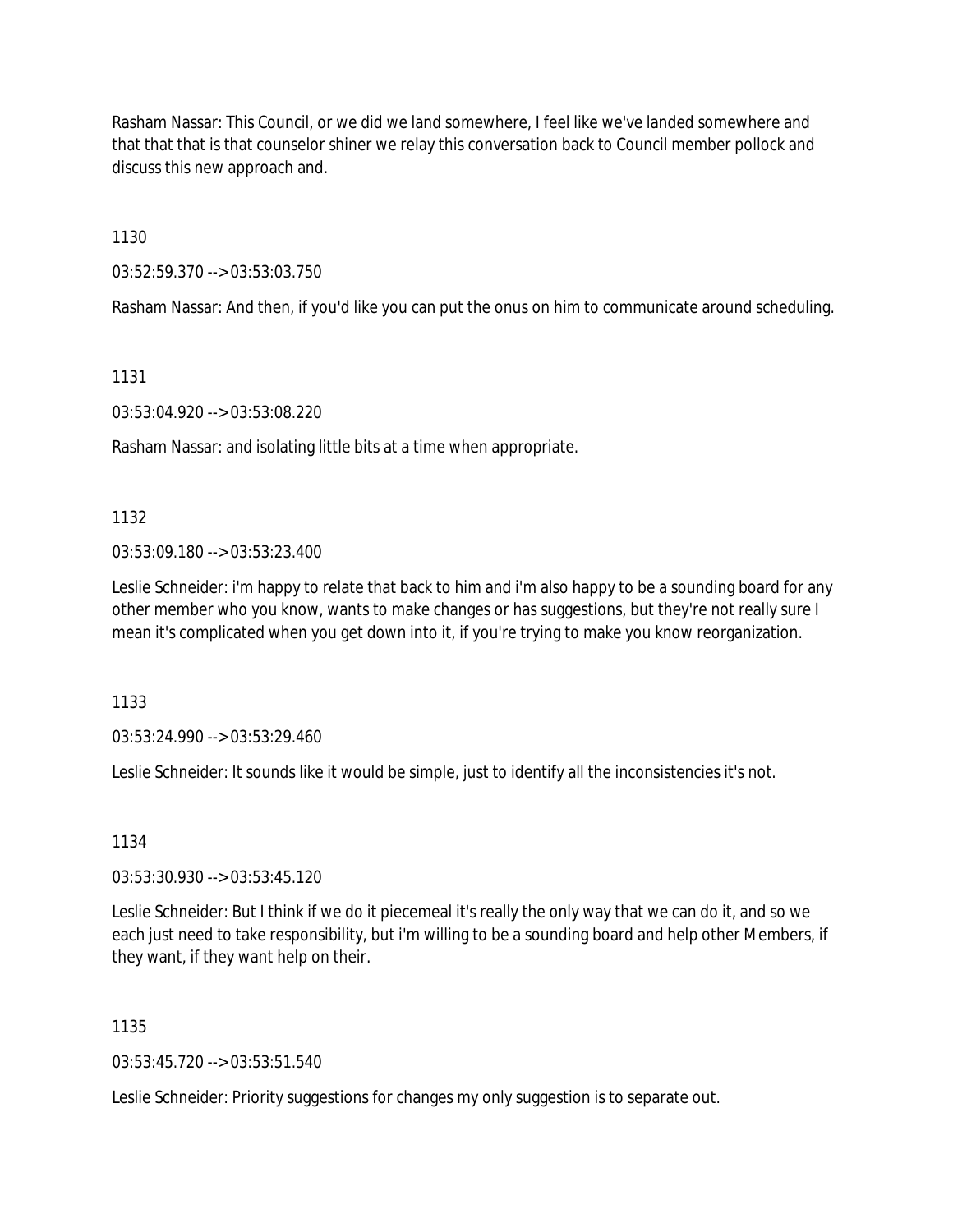Rasham Nassar: This Council, or we did we land somewhere, I feel like we've landed somewhere and that that that is that counselor shiner we relay this conversation back to Council member pollock and discuss this new approach and.

1130

03:52:59.370 --> 03:53:03.750

Rasham Nassar: And then, if you'd like you can put the onus on him to communicate around scheduling.

1131

03:53:04.920 --> 03:53:08.220

Rasham Nassar: and isolating little bits at a time when appropriate.

1132

03:53:09.180 --> 03:53:23.400

Leslie Schneider: i'm happy to relate that back to him and i'm also happy to be a sounding board for any other member who you know, wants to make changes or has suggestions, but they're not really sure I mean it's complicated when you get down into it, if you're trying to make you know reorganization.

1133

03:53:24.990 --> 03:53:29.460

Leslie Schneider: It sounds like it would be simple, just to identify all the inconsistencies it's not.

1134

03:53:30.930 --> 03:53:45.120

Leslie Schneider: But I think if we do it piecemeal it's really the only way that we can do it, and so we each just need to take responsibility, but i'm willing to be a sounding board and help other Members, if they want, if they want help on their.

1135

03:53:45.720 --> 03:53:51.540

Leslie Schneider: Priority suggestions for changes my only suggestion is to separate out.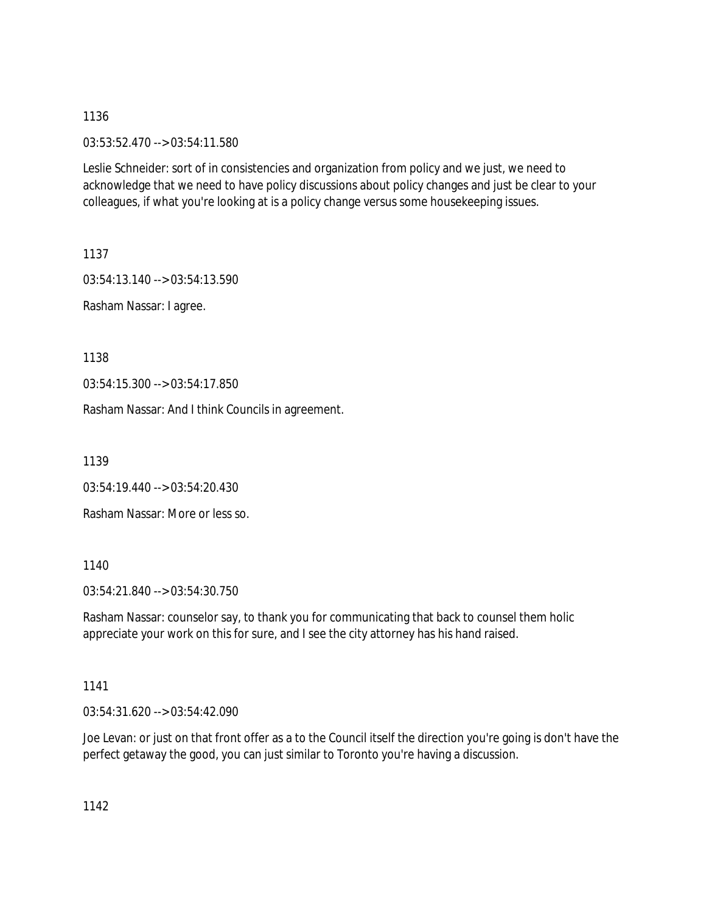1136

03:53:52.470 --> 03:54:11.580

Leslie Schneider: sort of in consistencies and organization from policy and we just, we need to acknowledge that we need to have policy discussions about policy changes and just be clear to your colleagues, if what you're looking at is a policy change versus some housekeeping issues.

1137

03:54:13.140 --> 03:54:13.590

Rasham Nassar: I agree.

1138

03:54:15.300 --> 03:54:17.850

Rasham Nassar: And I think Councils in agreement.

1139

03:54:19.440 --> 03:54:20.430

Rasham Nassar: More or less so.

1140

03:54:21.840 --> 03:54:30.750

Rasham Nassar: counselor say, to thank you for communicating that back to counsel them holic appreciate your work on this for sure, and I see the city attorney has his hand raised.

1141

03:54:31.620 --> 03:54:42.090

Joe Levan: or just on that front offer as a to the Council itself the direction you're going is don't have the perfect getaway the good, you can just similar to Toronto you're having a discussion.

1142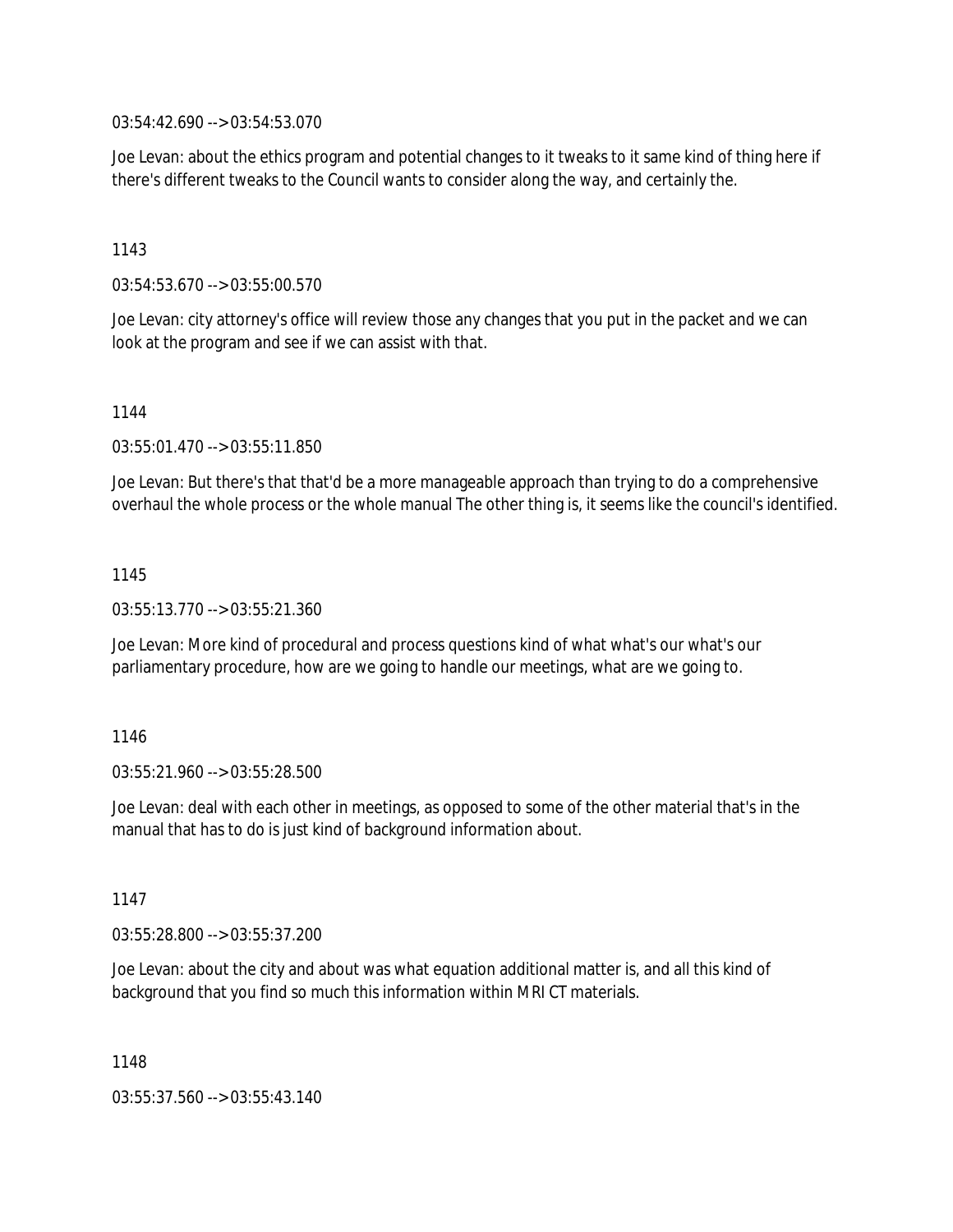03:54:42.690 --> 03:54:53.070

Joe Levan: about the ethics program and potential changes to it tweaks to it same kind of thing here if there's different tweaks to the Council wants to consider along the way, and certainly the.

1143

03:54:53.670 --> 03:55:00.570

Joe Levan: city attorney's office will review those any changes that you put in the packet and we can look at the program and see if we can assist with that.

1144

03:55:01.470 --> 03:55:11.850

Joe Levan: But there's that that'd be a more manageable approach than trying to do a comprehensive overhaul the whole process or the whole manual The other thing is, it seems like the council's identified.

1145

03:55:13.770 --> 03:55:21.360

Joe Levan: More kind of procedural and process questions kind of what what's our what's our parliamentary procedure, how are we going to handle our meetings, what are we going to.

1146

03:55:21.960 --> 03:55:28.500

Joe Levan: deal with each other in meetings, as opposed to some of the other material that's in the manual that has to do is just kind of background information about.

1147

03:55:28.800 --> 03:55:37.200

Joe Levan: about the city and about was what equation additional matter is, and all this kind of background that you find so much this information within MRI CT materials.

1148

03:55:37.560 --> 03:55:43.140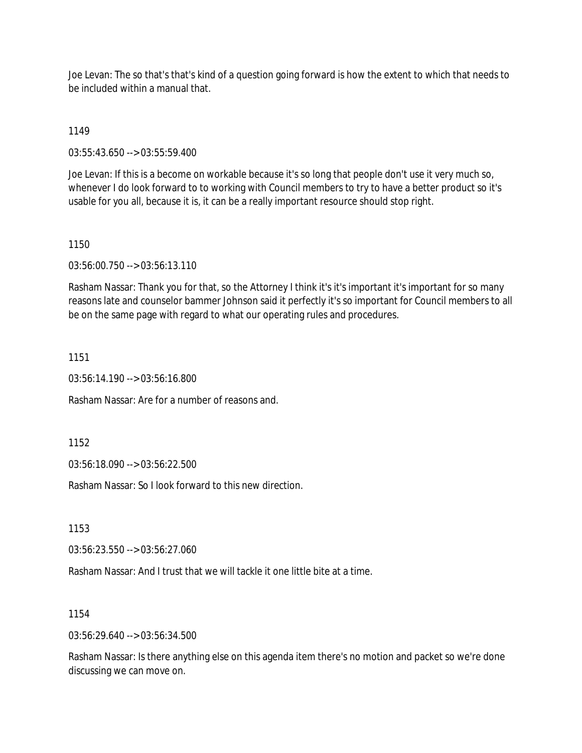Joe Levan: The so that's that's kind of a question going forward is how the extent to which that needs to be included within a manual that.

1149

03:55:43.650 --> 03:55:59.400

Joe Levan: If this is a become on workable because it's so long that people don't use it very much so, whenever I do look forward to to working with Council members to try to have a better product so it's usable for you all, because it is, it can be a really important resource should stop right.

1150

03:56:00.750 --> 03:56:13.110

Rasham Nassar: Thank you for that, so the Attorney I think it's it's important it's important for so many reasons late and counselor bammer Johnson said it perfectly it's so important for Council members to all be on the same page with regard to what our operating rules and procedures.

1151

03:56:14.190 --> 03:56:16.800

Rasham Nassar: Are for a number of reasons and.

1152

03:56:18.090 --> 03:56:22.500

Rasham Nassar: So I look forward to this new direction.

1153

03:56:23.550 --> 03:56:27.060

Rasham Nassar: And I trust that we will tackle it one little bite at a time.

1154

03:56:29.640 --> 03:56:34.500

Rasham Nassar: Is there anything else on this agenda item there's no motion and packet so we're done discussing we can move on.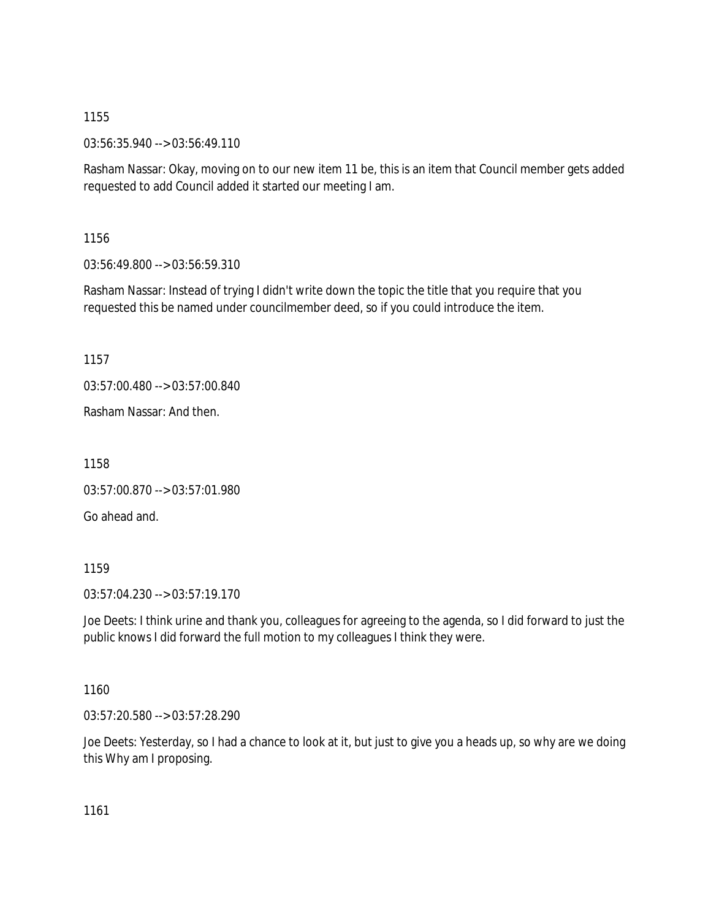1155

03:56:35.940 --> 03:56:49.110

Rasham Nassar: Okay, moving on to our new item 11 be, this is an item that Council member gets added requested to add Council added it started our meeting I am.

1156

03:56:49.800 --> 03:56:59.310

Rasham Nassar: Instead of trying I didn't write down the topic the title that you require that you requested this be named under councilmember deed, so if you could introduce the item.

1157

03:57:00.480 --> 03:57:00.840

Rasham Nassar: And then.

1158

03:57:00.870 --> 03:57:01.980

Go ahead and.

1159

03:57:04.230 --> 03:57:19.170

Joe Deets: I think urine and thank you, colleagues for agreeing to the agenda, so I did forward to just the public knows I did forward the full motion to my colleagues I think they were.

1160

03:57:20.580 --> 03:57:28.290

Joe Deets: Yesterday, so I had a chance to look at it, but just to give you a heads up, so why are we doing this Why am I proposing.

1161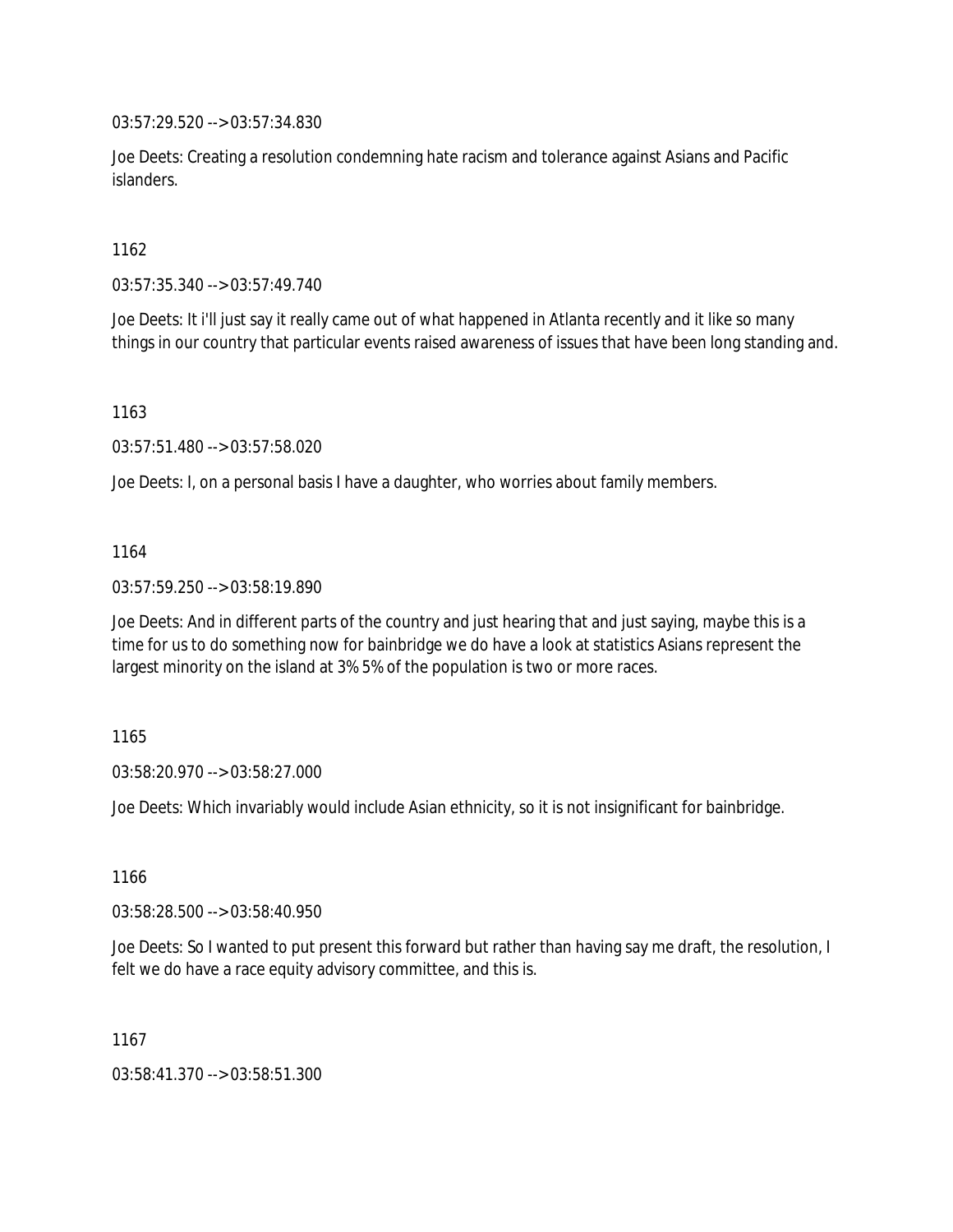03:57:29.520 --> 03:57:34.830

Joe Deets: Creating a resolution condemning hate racism and tolerance against Asians and Pacific islanders.

1162

03:57:35.340 --> 03:57:49.740

Joe Deets: It i'll just say it really came out of what happened in Atlanta recently and it like so many things in our country that particular events raised awareness of issues that have been long standing and.

1163

03:57:51.480 --> 03:57:58.020

Joe Deets: I, on a personal basis I have a daughter, who worries about family members.

1164

03:57:59.250 --> 03:58:19.890

Joe Deets: And in different parts of the country and just hearing that and just saying, maybe this is a time for us to do something now for bainbridge we do have a look at statistics Asians represent the largest minority on the island at 3% 5% of the population is two or more races.

1165

03:58:20.970 --> 03:58:27.000

Joe Deets: Which invariably would include Asian ethnicity, so it is not insignificant for bainbridge.

1166

03:58:28.500 --> 03:58:40.950

Joe Deets: So I wanted to put present this forward but rather than having say me draft, the resolution, I felt we do have a race equity advisory committee, and this is.

1167

03:58:41.370 --> 03:58:51.300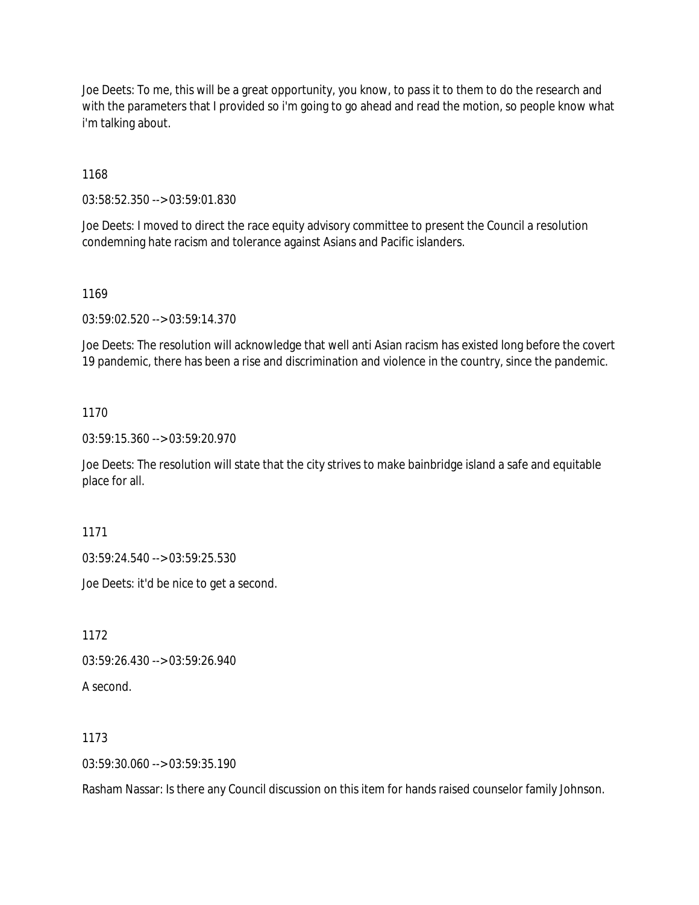Joe Deets: To me, this will be a great opportunity, you know, to pass it to them to do the research and with the parameters that I provided so i'm going to go ahead and read the motion, so people know what i'm talking about.

1168

03:58:52.350 --> 03:59:01.830

Joe Deets: I moved to direct the race equity advisory committee to present the Council a resolution condemning hate racism and tolerance against Asians and Pacific islanders.

1169

03:59:02.520 --> 03:59:14.370

Joe Deets: The resolution will acknowledge that well anti Asian racism has existed long before the covert 19 pandemic, there has been a rise and discrimination and violence in the country, since the pandemic.

1170

03:59:15.360 --> 03:59:20.970

Joe Deets: The resolution will state that the city strives to make bainbridge island a safe and equitable place for all.

1171

03:59:24.540 --> 03:59:25.530

Joe Deets: it'd be nice to get a second.

1172

03:59:26.430 --> 03:59:26.940

A second.

1173

03:59:30.060 --> 03:59:35.190

Rasham Nassar: Is there any Council discussion on this item for hands raised counselor family Johnson.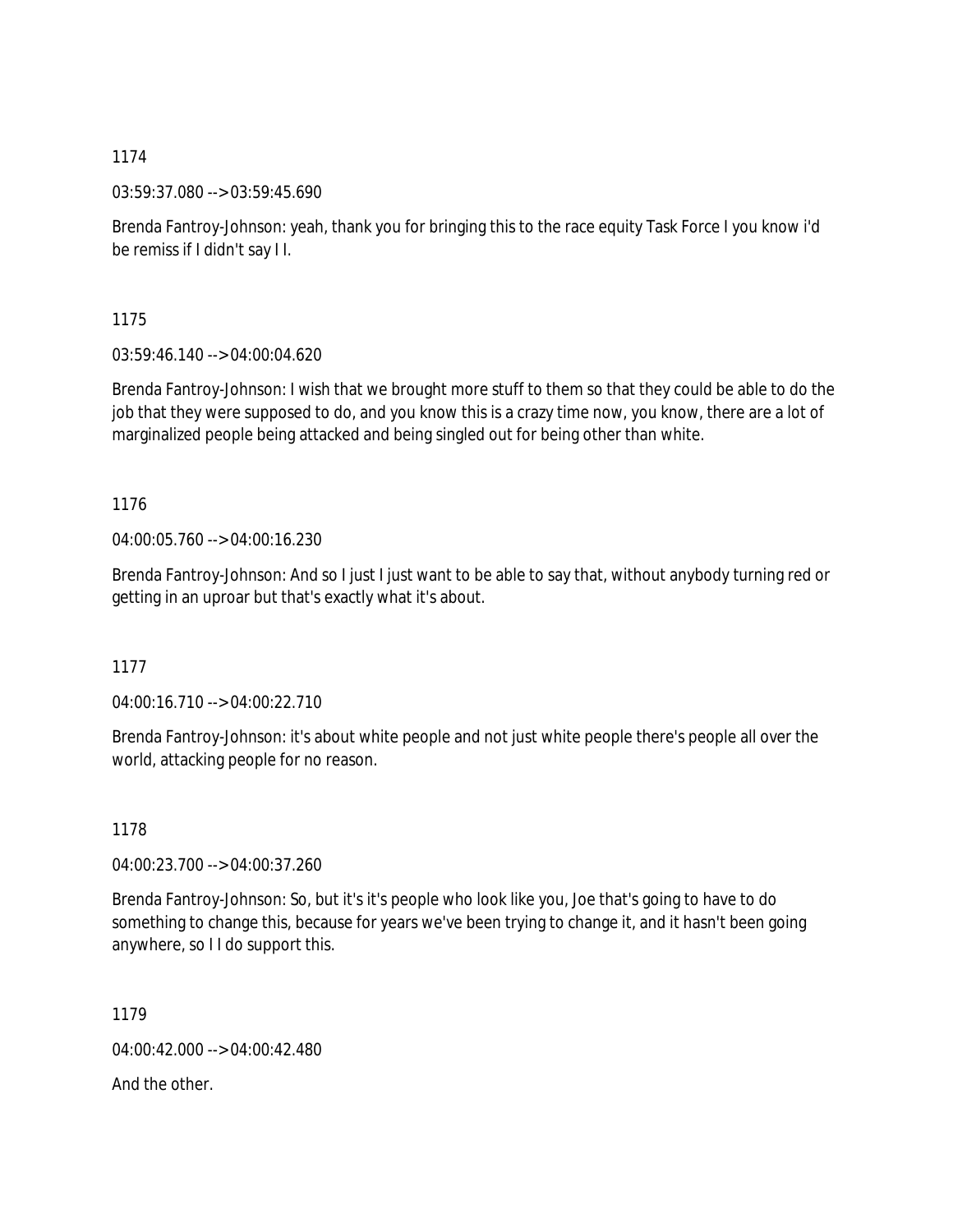1174

03:59:37.080 --> 03:59:45.690

Brenda Fantroy-Johnson: yeah, thank you for bringing this to the race equity Task Force I you know i'd be remiss if I didn't say I I.

1175

03:59:46.140 --> 04:00:04.620

Brenda Fantroy-Johnson: I wish that we brought more stuff to them so that they could be able to do the job that they were supposed to do, and you know this is a crazy time now, you know, there are a lot of marginalized people being attacked and being singled out for being other than white.

1176

04:00:05.760 --> 04:00:16.230

Brenda Fantroy-Johnson: And so I just I just want to be able to say that, without anybody turning red or getting in an uproar but that's exactly what it's about.

1177

04:00:16.710 --> 04:00:22.710

Brenda Fantroy-Johnson: it's about white people and not just white people there's people all over the world, attacking people for no reason.

1178

04:00:23.700 --> 04:00:37.260

Brenda Fantroy-Johnson: So, but it's it's people who look like you, Joe that's going to have to do something to change this, because for years we've been trying to change it, and it hasn't been going anywhere, so I I do support this.

1179

04:00:42.000 --> 04:00:42.480

And the other.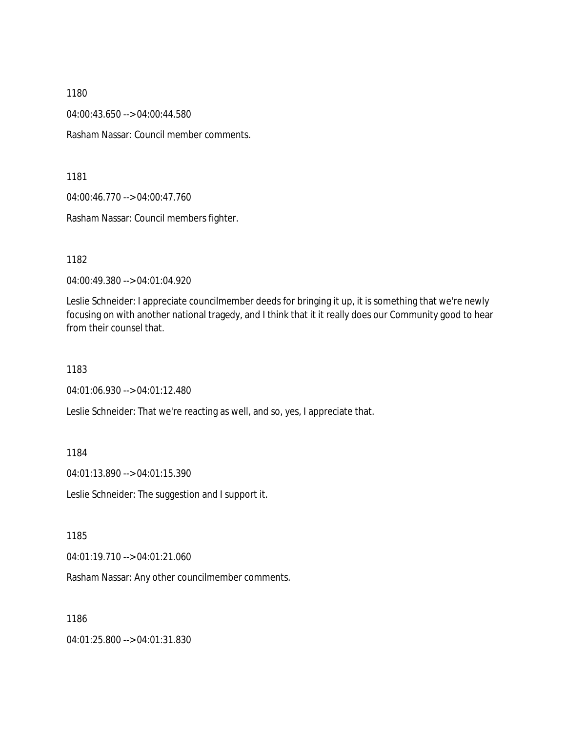1180

04:00:43.650 --> 04:00:44.580

Rasham Nassar: Council member comments.

1181

04:00:46.770 --> 04:00:47.760

Rasham Nassar: Council members fighter.

1182

04:00:49.380 --> 04:01:04.920

Leslie Schneider: I appreciate councilmember deeds for bringing it up, it is something that we're newly focusing on with another national tragedy, and I think that it it really does our Community good to hear from their counsel that.

1183

04:01:06.930 --> 04:01:12.480

Leslie Schneider: That we're reacting as well, and so, yes, I appreciate that.

1184

04:01:13.890 --> 04:01:15.390

Leslie Schneider: The suggestion and I support it.

1185

04:01:19.710 --> 04:01:21.060

Rasham Nassar: Any other councilmember comments.

1186

04:01:25.800 --> 04:01:31.830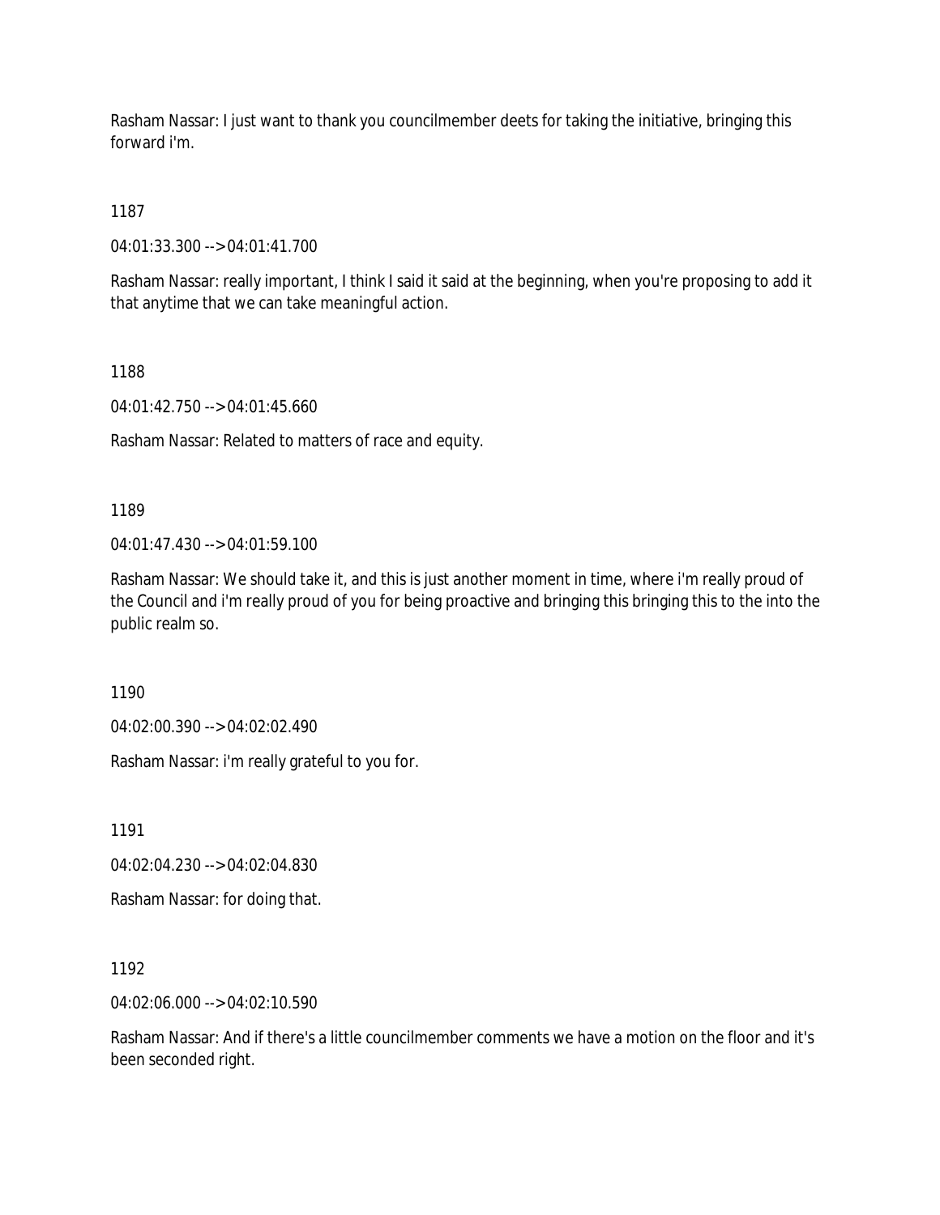Rasham Nassar: I just want to thank you councilmember deets for taking the initiative, bringing this forward i'm.

1187

04:01:33.300 --> 04:01:41.700

Rasham Nassar: really important, I think I said it said at the beginning, when you're proposing to add it that anytime that we can take meaningful action.

1188

04:01:42.750 --> 04:01:45.660

Rasham Nassar: Related to matters of race and equity.

1189

04:01:47.430 --> 04:01:59.100

Rasham Nassar: We should take it, and this is just another moment in time, where i'm really proud of the Council and i'm really proud of you for being proactive and bringing this bringing this to the into the public realm so.

1190

04:02:00.390 --> 04:02:02.490

Rasham Nassar: i'm really grateful to you for.

1191

04:02:04.230 --> 04:02:04.830

Rasham Nassar: for doing that.

1192

04:02:06.000 --> 04:02:10.590

Rasham Nassar: And if there's a little councilmember comments we have a motion on the floor and it's been seconded right.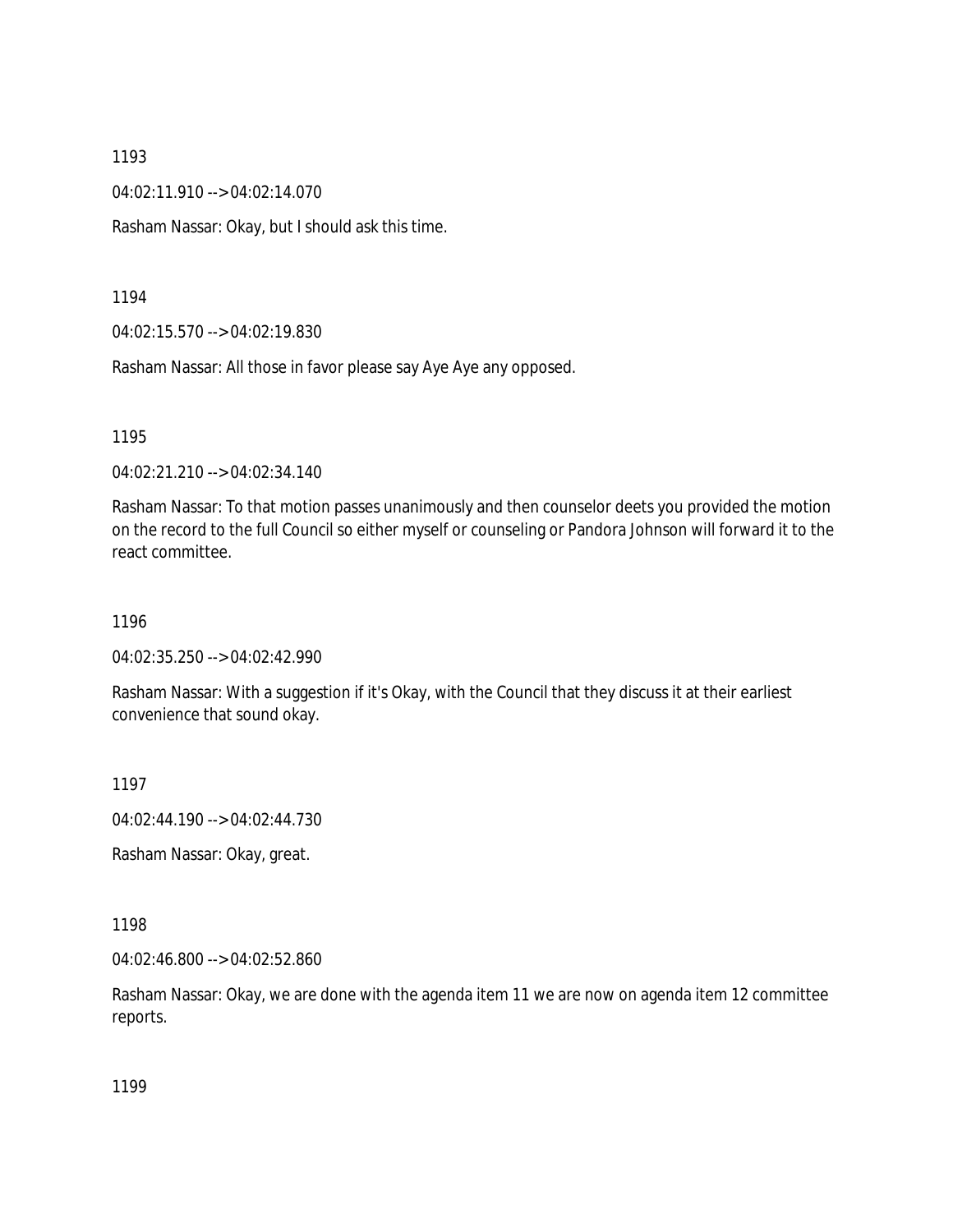1193

04:02:11.910 --> 04:02:14.070

Rasham Nassar: Okay, but I should ask this time.

1194

04:02:15.570 --> 04:02:19.830

Rasham Nassar: All those in favor please say Aye Aye any opposed.

1195

04:02:21.210 --> 04:02:34.140

Rasham Nassar: To that motion passes unanimously and then counselor deets you provided the motion on the record to the full Council so either myself or counseling or Pandora Johnson will forward it to the react committee.

1196

04:02:35.250 --> 04:02:42.990

Rasham Nassar: With a suggestion if it's Okay, with the Council that they discuss it at their earliest convenience that sound okay.

1197

04:02:44.190 --> 04:02:44.730

Rasham Nassar: Okay, great.

1198

04:02:46.800 --> 04:02:52.860

Rasham Nassar: Okay, we are done with the agenda item 11 we are now on agenda item 12 committee reports.

1199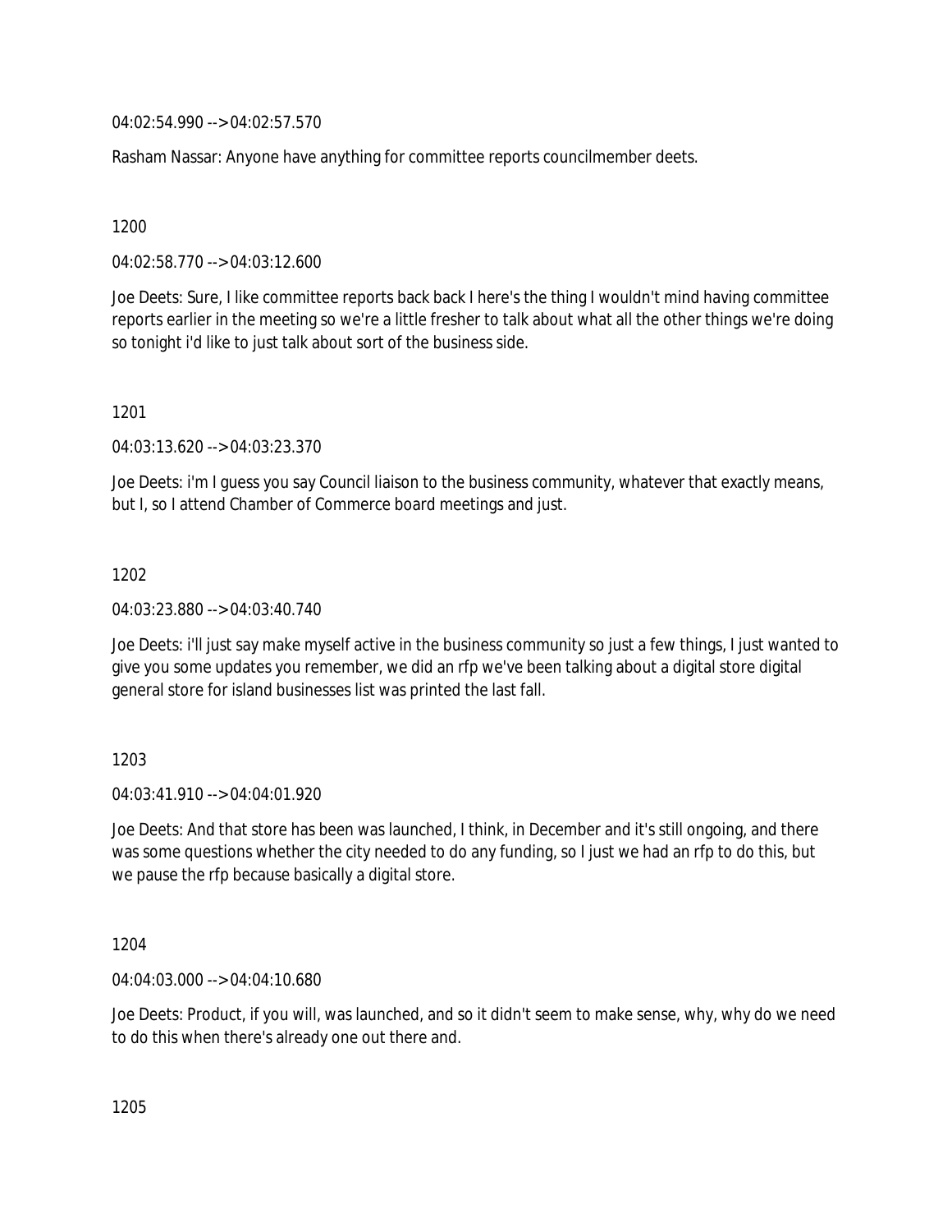04:02:54.990 --> 04:02:57.570

Rasham Nassar: Anyone have anything for committee reports councilmember deets.

1200

04:02:58.770 --> 04:03:12.600

Joe Deets: Sure, I like committee reports back back I here's the thing I wouldn't mind having committee reports earlier in the meeting so we're a little fresher to talk about what all the other things we're doing so tonight i'd like to just talk about sort of the business side.

1201

04:03:13.620 --> 04:03:23.370

Joe Deets: i'm I guess you say Council liaison to the business community, whatever that exactly means, but I, so I attend Chamber of Commerce board meetings and just.

1202

04:03:23.880 --> 04:03:40.740

Joe Deets: i'll just say make myself active in the business community so just a few things, I just wanted to give you some updates you remember, we did an rfp we've been talking about a digital store digital general store for island businesses list was printed the last fall.

1203

04:03:41.910 --> 04:04:01.920

Joe Deets: And that store has been was launched, I think, in December and it's still ongoing, and there was some questions whether the city needed to do any funding, so I just we had an rfp to do this, but we pause the rfp because basically a digital store.

1204

04:04:03.000 --> 04:04:10.680

Joe Deets: Product, if you will, was launched, and so it didn't seem to make sense, why, why do we need to do this when there's already one out there and.

1205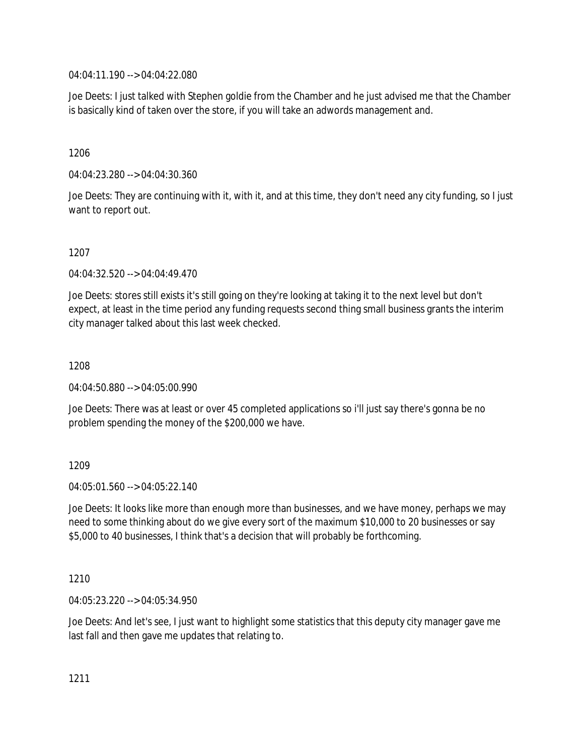04:04:11.190 --> 04:04:22.080

Joe Deets: I just talked with Stephen goldie from the Chamber and he just advised me that the Chamber is basically kind of taken over the store, if you will take an adwords management and.

1206

04:04:23.280 --> 04:04:30.360

Joe Deets: They are continuing with it, with it, and at this time, they don't need any city funding, so I just want to report out.

1207

04:04:32.520 --> 04:04:49.470

Joe Deets: stores still exists it's still going on they're looking at taking it to the next level but don't expect, at least in the time period any funding requests second thing small business grants the interim city manager talked about this last week checked.

1208

04:04:50.880 --> 04:05:00.990

Joe Deets: There was at least or over 45 completed applications so i'll just say there's gonna be no problem spending the money of the $200,000 we have.

1209

04:05:01.560 --> 04:05:22.140

Joe Deets: It looks like more than enough more than businesses, and we have money, perhaps we may need to some thinking about do we give every sort of the maximum $10,000 to 20 businesses or say $5,000 to 40 businesses, I think that's a decision that will probably be forthcoming.

1210

04:05:23.220 --> 04:05:34.950

Joe Deets: And let's see, I just want to highlight some statistics that this deputy city manager gave me last fall and then gave me updates that relating to.

1211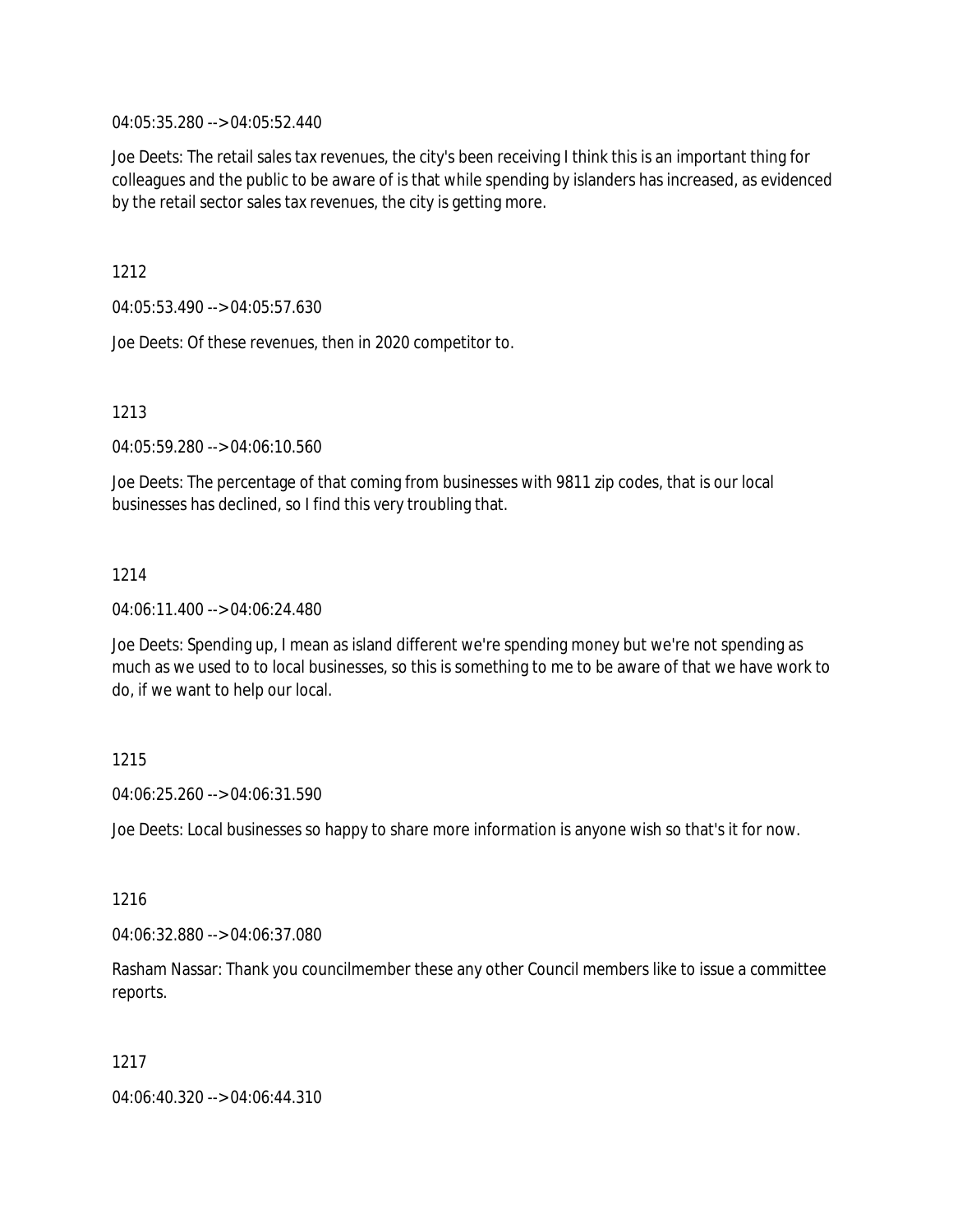04:05:35.280 --> 04:05:52.440

Joe Deets: The retail sales tax revenues, the city's been receiving I think this is an important thing for colleagues and the public to be aware of is that while spending by islanders has increased, as evidenced by the retail sector sales tax revenues, the city is getting more.

1212

04:05:53.490 --> 04:05:57.630

Joe Deets: Of these revenues, then in 2020 competitor to.

1213

04:05:59.280 --> 04:06:10.560

Joe Deets: The percentage of that coming from businesses with 9811 zip codes, that is our local businesses has declined, so I find this very troubling that.

1214

04:06:11.400 --> 04:06:24.480

Joe Deets: Spending up, I mean as island different we're spending money but we're not spending as much as we used to to local businesses, so this is something to me to be aware of that we have work to do, if we want to help our local.

1215

04:06:25.260 --> 04:06:31.590

Joe Deets: Local businesses so happy to share more information is anyone wish so that's it for now.

1216

04:06:32.880 --> 04:06:37.080

Rasham Nassar: Thank you councilmember these any other Council members like to issue a committee reports.

1217

04:06:40.320 --> 04:06:44.310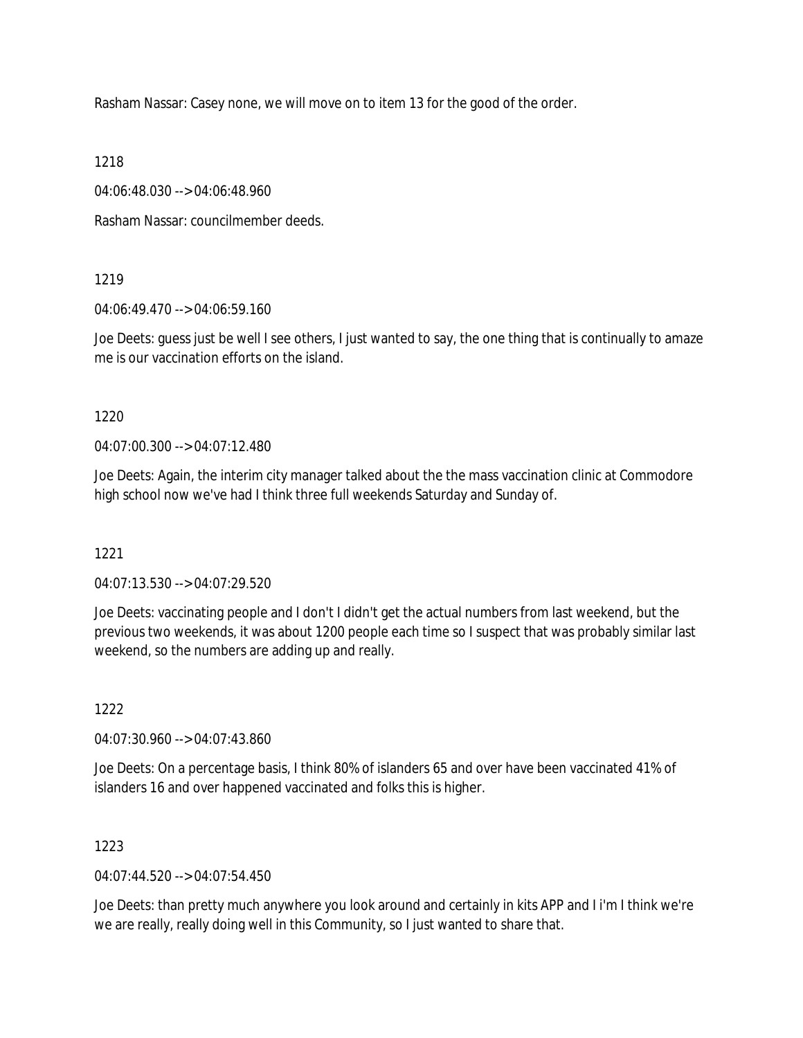Rasham Nassar: Casey none, we will move on to item 13 for the good of the order.

1218

04:06:48.030 --> 04:06:48.960

Rasham Nassar: councilmember deeds.

1219

04:06:49.470 --> 04:06:59.160

Joe Deets: guess just be well I see others, I just wanted to say, the one thing that is continually to amaze me is our vaccination efforts on the island.

1220

04:07:00.300 --> 04:07:12.480

Joe Deets: Again, the interim city manager talked about the the mass vaccination clinic at Commodore high school now we've had I think three full weekends Saturday and Sunday of.

1221

04:07:13.530 --> 04:07:29.520

Joe Deets: vaccinating people and I don't I didn't get the actual numbers from last weekend, but the previous two weekends, it was about 1200 people each time so I suspect that was probably similar last weekend, so the numbers are adding up and really.

1222

04:07:30.960 --> 04:07:43.860

Joe Deets: On a percentage basis, I think 80% of islanders 65 and over have been vaccinated 41% of islanders 16 and over happened vaccinated and folks this is higher.

1223

04:07:44.520 --> 04:07:54.450

Joe Deets: than pretty much anywhere you look around and certainly in kits APP and I i'm I think we're we are really, really doing well in this Community, so I just wanted to share that.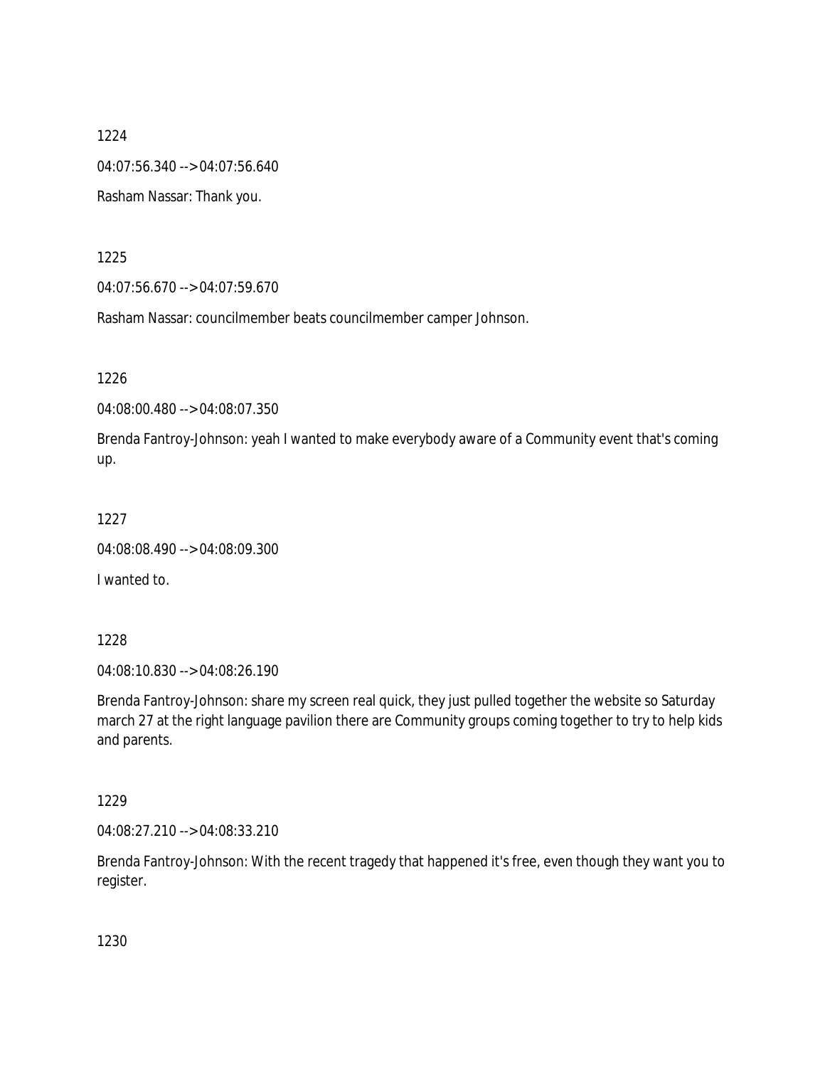1224

04:07:56.340 --> 04:07:56.640

Rasham Nassar: Thank you.

1225

04:07:56.670 --> 04:07:59.670

Rasham Nassar: councilmember beats councilmember camper Johnson.

1226

04:08:00.480 --> 04:08:07.350

Brenda Fantroy-Johnson: yeah I wanted to make everybody aware of a Community event that's coming up.

1227

04:08:08.490 --> 04:08:09.300

I wanted to.

1228

04:08:10.830 --> 04:08:26.190

Brenda Fantroy-Johnson: share my screen real quick, they just pulled together the website so Saturday march 27 at the right language pavilion there are Community groups coming together to try to help kids and parents.

1229

04:08:27.210 --> 04:08:33.210

Brenda Fantroy-Johnson: With the recent tragedy that happened it's free, even though they want you to register.

1230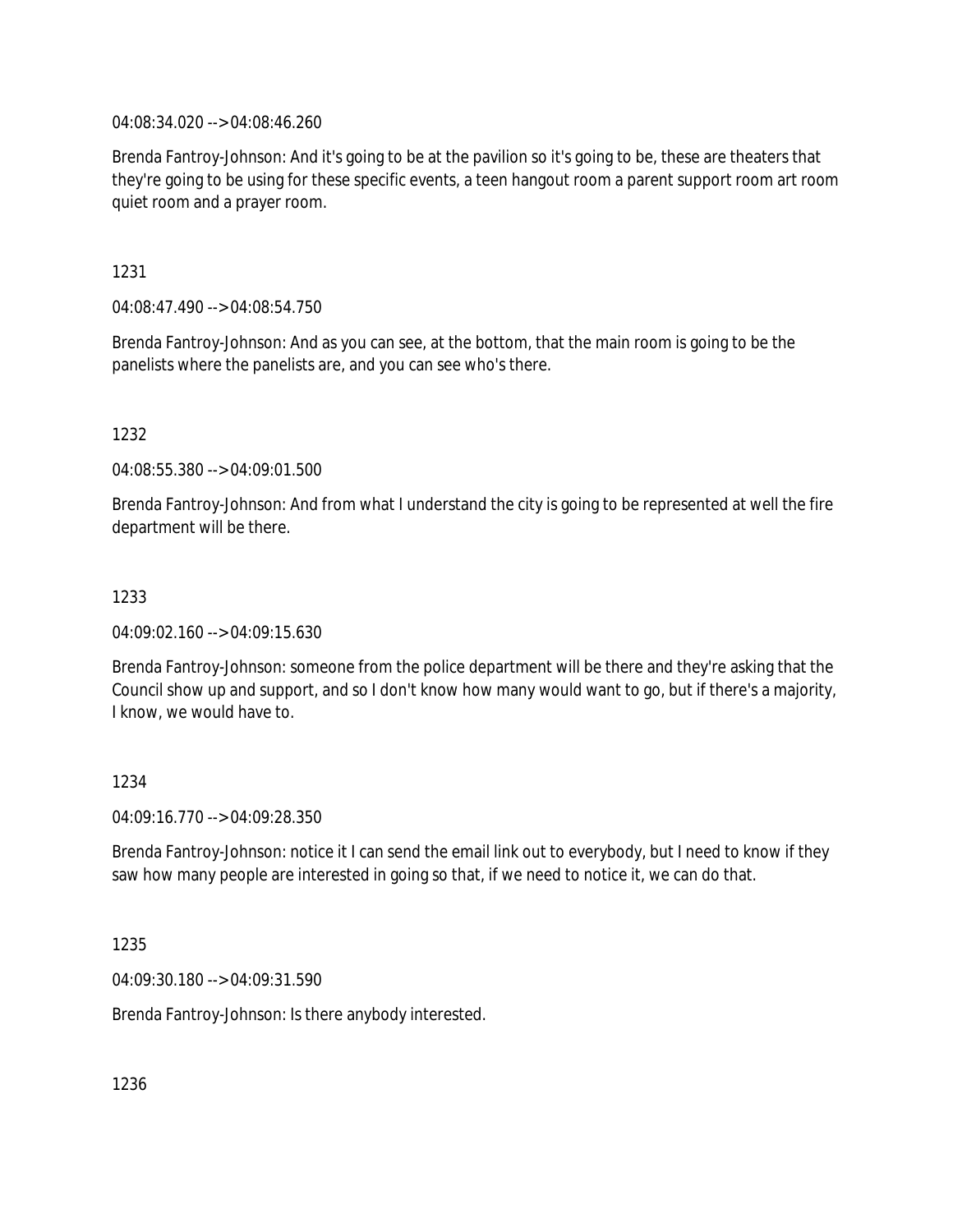04:08:34.020 --> 04:08:46.260

Brenda Fantroy-Johnson: And it's going to be at the pavilion so it's going to be, these are theaters that they're going to be using for these specific events, a teen hangout room a parent support room art room quiet room and a prayer room.

1231

04:08:47.490 --> 04:08:54.750

Brenda Fantroy-Johnson: And as you can see, at the bottom, that the main room is going to be the panelists where the panelists are, and you can see who's there.

1232

04:08:55.380 --> 04:09:01.500

Brenda Fantroy-Johnson: And from what I understand the city is going to be represented at well the fire department will be there.

1233

04:09:02.160 --> 04:09:15.630

Brenda Fantroy-Johnson: someone from the police department will be there and they're asking that the Council show up and support, and so I don't know how many would want to go, but if there's a majority, I know, we would have to.

1234

04:09:16.770 --> 04:09:28.350

Brenda Fantroy-Johnson: notice it I can send the email link out to everybody, but I need to know if they saw how many people are interested in going so that, if we need to notice it, we can do that.

1235

04:09:30.180 --> 04:09:31.590

Brenda Fantroy-Johnson: Is there anybody interested.

1236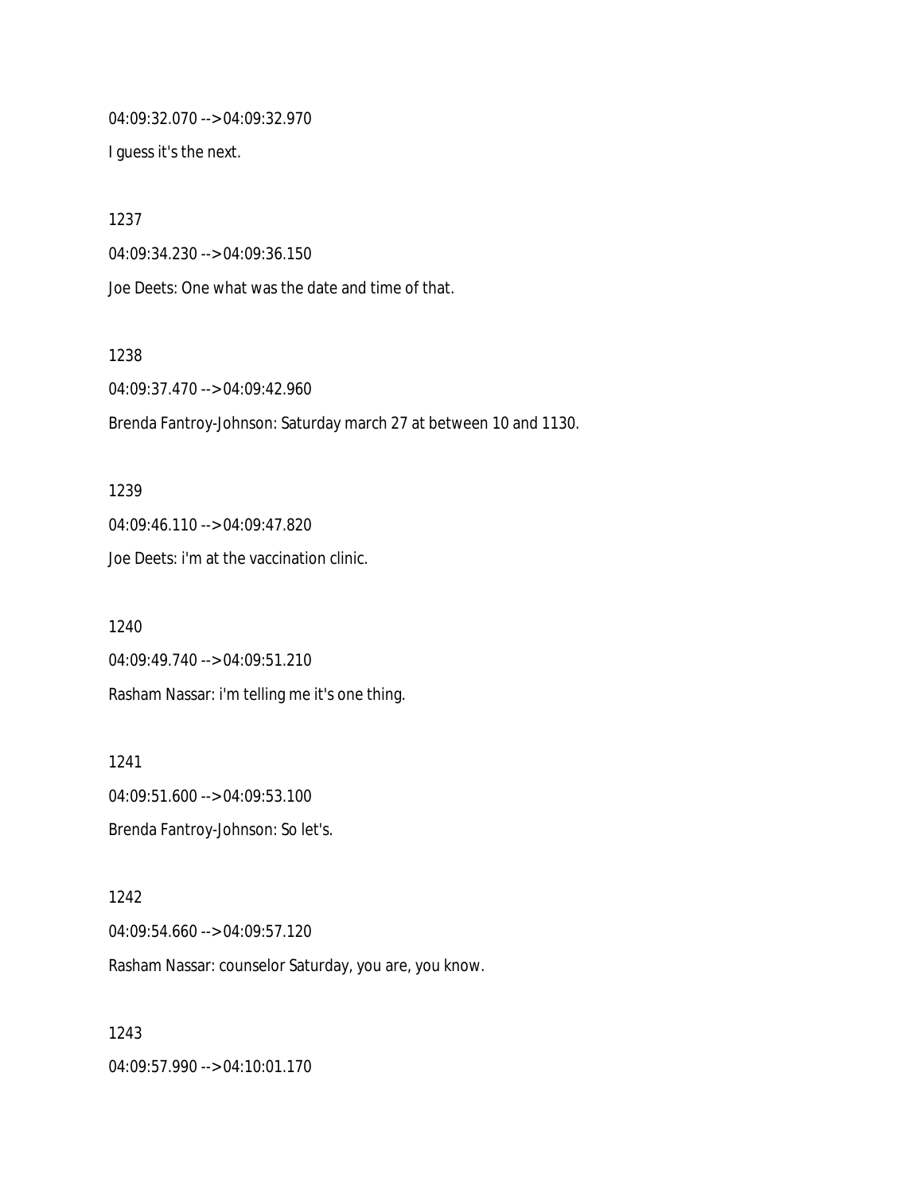04:09:32.070 --> 04:09:32.970

I guess it's the next.

1237

04:09:34.230 --> 04:09:36.150

Joe Deets: One what was the date and time of that.

1238

04:09:37.470 --> 04:09:42.960

Brenda Fantroy-Johnson: Saturday march 27 at between 10 and 1130.

1239

04:09:46.110 --> 04:09:47.820

Joe Deets: i'm at the vaccination clinic.

1240

04:09:49.740 --> 04:09:51.210

Rasham Nassar: i'm telling me it's one thing.

1241

04:09:51.600 --> 04:09:53.100

Brenda Fantroy-Johnson: So let's.

1242

04:09:54.660 --> 04:09:57.120

Rasham Nassar: counselor Saturday, you are, you know.

1243

04:09:57.990 --> 04:10:01.170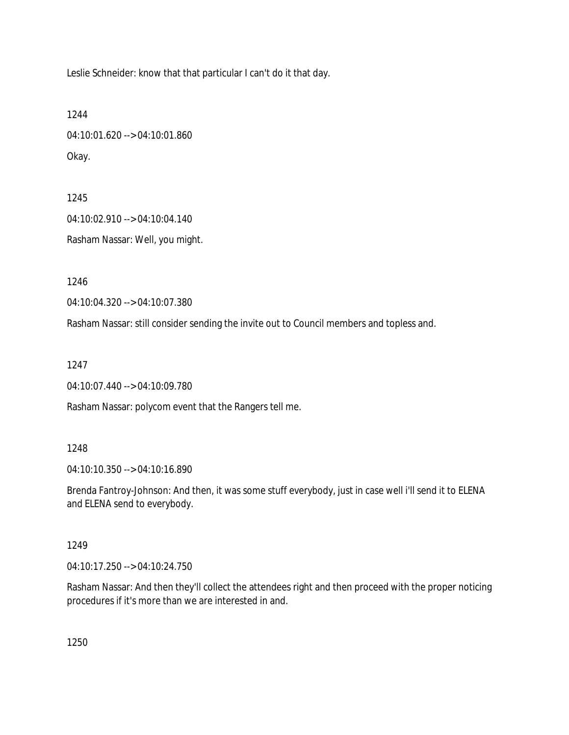Leslie Schneider: know that that particular I can't do it that day.

1244

04:10:01.620 --> 04:10:01.860

Okay.

1245

04:10:02.910 --> 04:10:04.140

Rasham Nassar: Well, you might.

1246

04:10:04.320 --> 04:10:07.380

Rasham Nassar: still consider sending the invite out to Council members and topless and.

1247

04:10:07.440 --> 04:10:09.780

Rasham Nassar: polycom event that the Rangers tell me.

1248

04:10:10.350 --> 04:10:16.890

Brenda Fantroy-Johnson: And then, it was some stuff everybody, just in case well i'll send it to ELENA and ELENA send to everybody.

1249

04:10:17.250 --> 04:10:24.750

Rasham Nassar: And then they'll collect the attendees right and then proceed with the proper noticing procedures if it's more than we are interested in and.

1250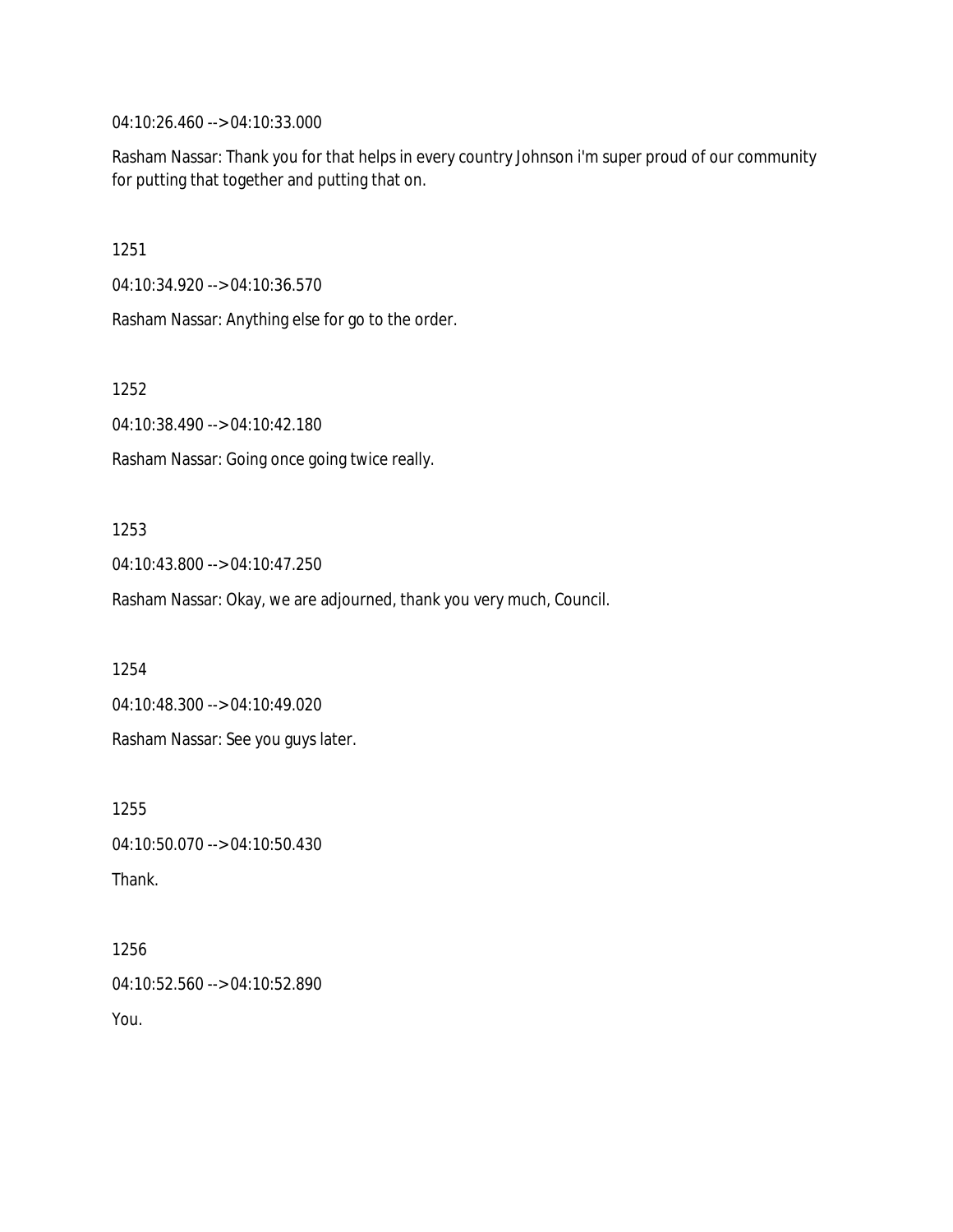04:10:26.460 --> 04:10:33.000

Rasham Nassar: Thank you for that helps in every country Johnson i'm super proud of our community for putting that together and putting that on.

1251

04:10:34.920 --> 04:10:36.570

Rasham Nassar: Anything else for go to the order.

1252

04:10:38.490 --> 04:10:42.180

Rasham Nassar: Going once going twice really.

1253

04:10:43.800 --> 04:10:47.250

Rasham Nassar: Okay, we are adjourned, thank you very much, Council.

1254

04:10:48.300 --> 04:10:49.020

Rasham Nassar: See you guys later.

1255

04:10:50.070 --> 04:10:50.430

Thank.

1256

04:10:52.560 --> 04:10:52.890

You.